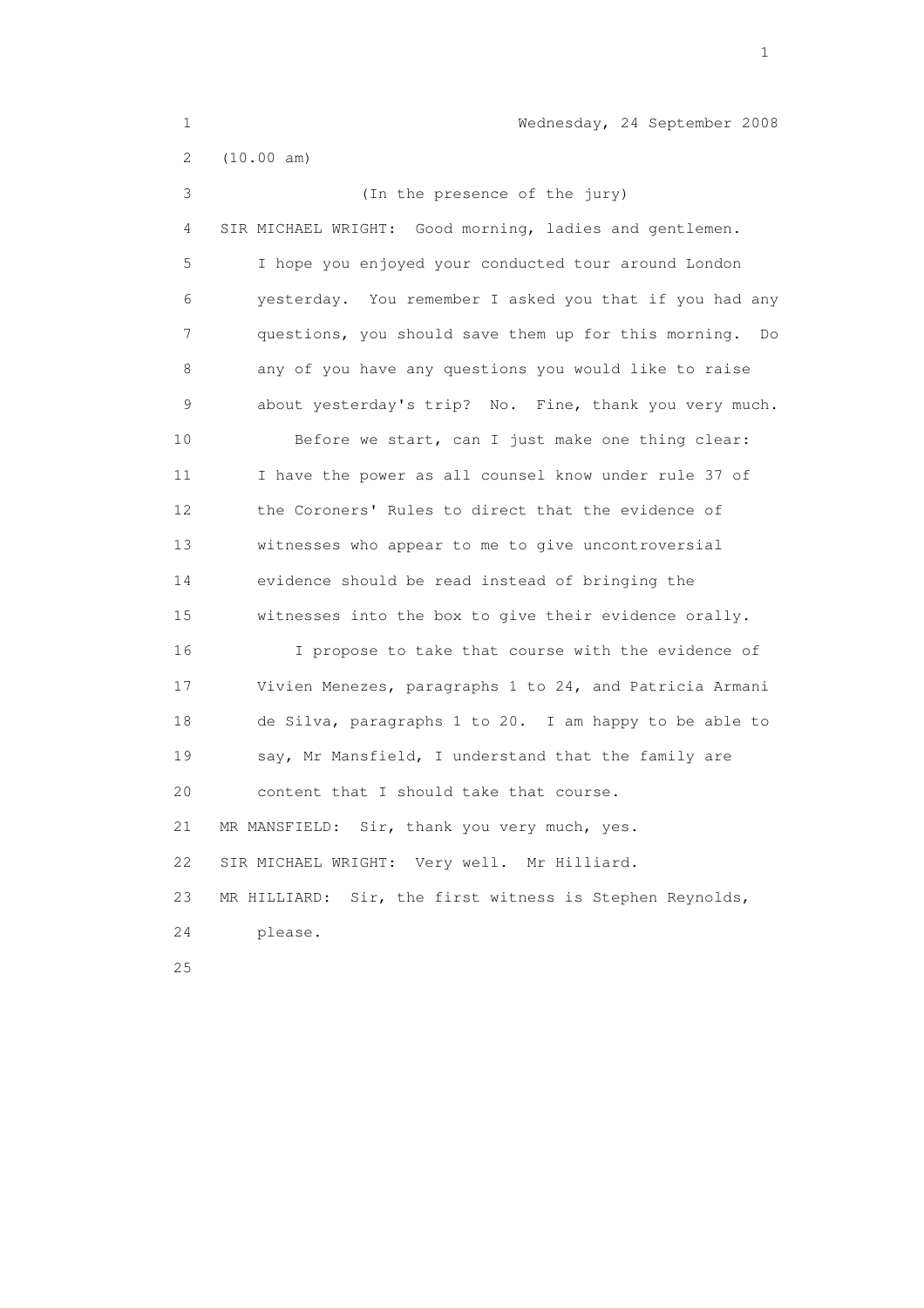Wednesday, 24 September 2008

(10.00 am)

(In the presence of the jury)

SIR MICHAEL WRIGHT: Good morning, ladies and gentlemen. I hope you enjoyed your conducted tour around London yesterday. You remember I asked you that if you had any questions, you should save them up for this morning. Do any of you have any questions you would like to raise about yesterday's trip? No. Fine, thank you very much.

Before we start, can I just make one thing clear: I have the power as all counsel know under rule 37 of the Coroners' Rules to direct that the evidence of witnesses who appear to me to give uncontroversial evidence should be read instead of bringing the witnesses into the box to give their evidence orally.

I propose to take that course with the evidence of Vivien Menezes, paragraphs 1 to 24, and Patricia Armani de Silva, paragraphs 1 to 20. I am happy to be able to say, Mr Mansfield, I understand that the family are content that I should take that course.

MR MANSFIELD: Sir, thank you very much, yes.

SIR MICHAEL WRIGHT: Very well. Mr Hilliard.

MR HILLIARD: Sir, the first witness is Stephen Reynolds, please.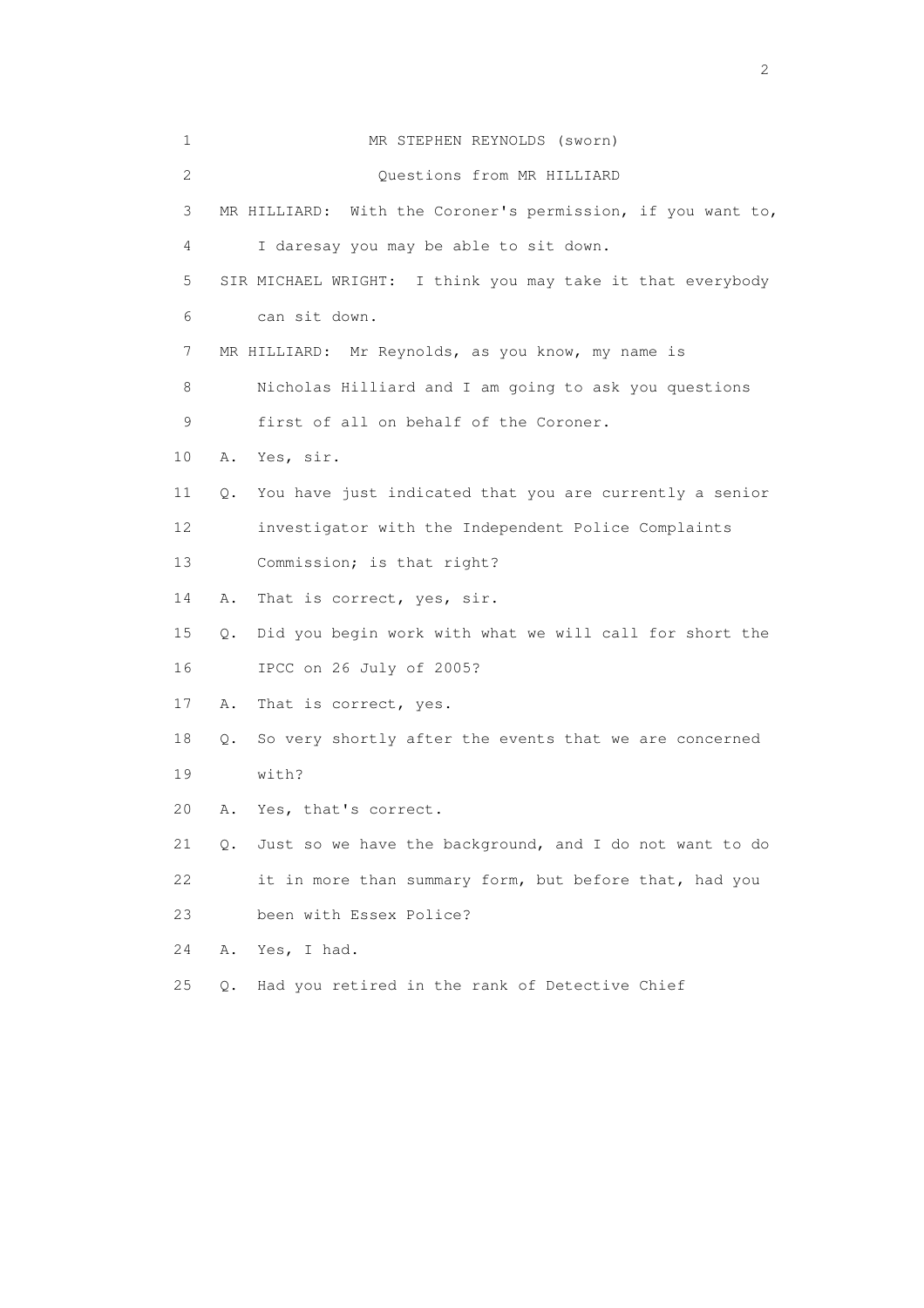1 MR STEPHEN REYNOLDS (sworn)

2 Questions from MR HILLIARD

3 MR HILLIARD: With the Coroner's permission, if you want to,

4 I daresay you may be able to sit down.

5 SIR MICHAEL WRIGHT: I think you may take it that everybody

6 can sit down.

7 MR HILLIARD: Mr Reynolds, as you know, my name is

8 Nicholas Hilliard and I am going to ask you questions

9 first of all on behalf of the Coroner.

10 A. Yes, sir.

11 Q. You have just indicated that you are currently a senior

12 investigator with the Independent Police Complaints

13 Commission; is that right?

14 A. That is correct, yes, sir.

15 Q. Did you begin work with what we will call for short the

16 IPCC on 26 July of 2005?

17 A. That is correct, yes.

18 Q. So very shortly after the events that we are concerned

19 with?

20 A. Yes, that's correct.

21 Q. Just so we have the background, and I do not want to do

22 it in more than summary form, but before that, had you

23 been with Essex Police?

24 A. Yes, I had.

25 Q. Had you retired in the rank of Detective Chief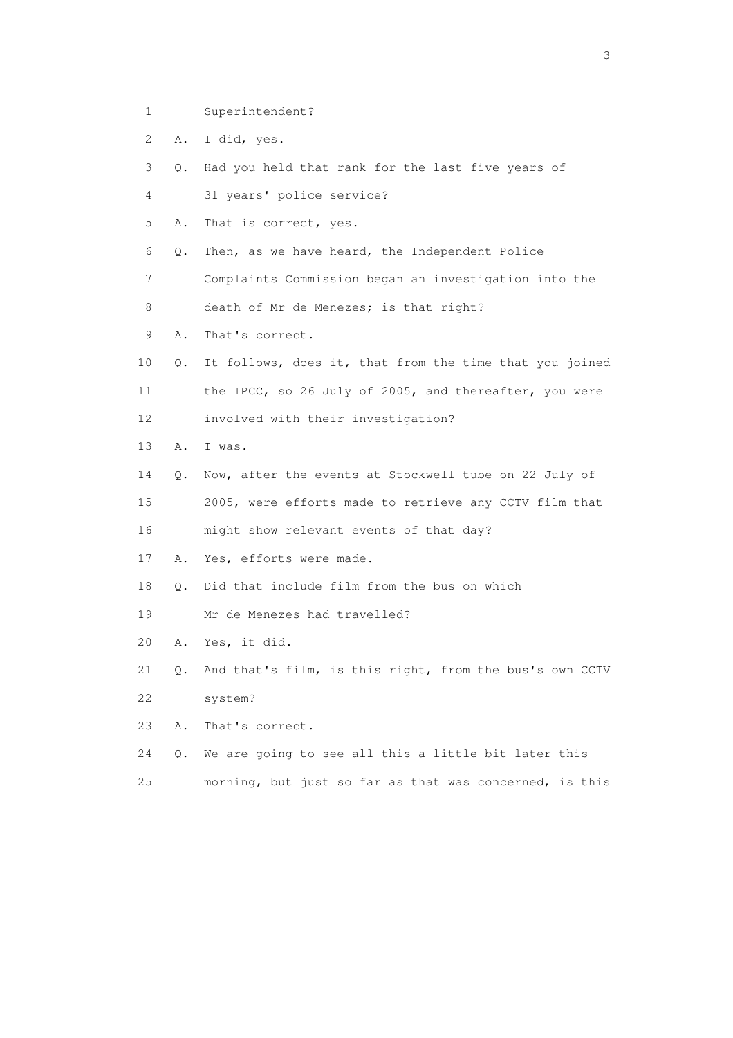1        Superintendent?

2    A.  I did, yes.

3    Q.  Had you held that rank for the last five years of

4        31 years' police service?

5    A.  That is correct, yes.

6    Q.  Then, as we have heard, the Independent Police

7        Complaints Commission began an investigation into the

8        death of Mr de Menezes; is that right?

9    A.  That's correct.

10   Q.  It follows, does it, that from the time that you joined

11       the IPCC, so 26 July of 2005, and thereafter, you were

12       involved with their investigation?

13   A.  I was.

14   Q.  Now, after the events at Stockwell tube on 22 July of

15       2005, were efforts made to retrieve any CCTV film that

16       might show relevant events of that day?

17   A.  Yes, efforts were made.

18   Q.  Did that include film from the bus on which

19       Mr de Menezes had travelled?

20   A.  Yes, it did.

21   Q.  And that's film, is this right, from the bus's own CCTV

22       system?

23   A.  That's correct.

24   Q.  We are going to see all this a little bit later this

25       morning, but just so far as that was concerned, is this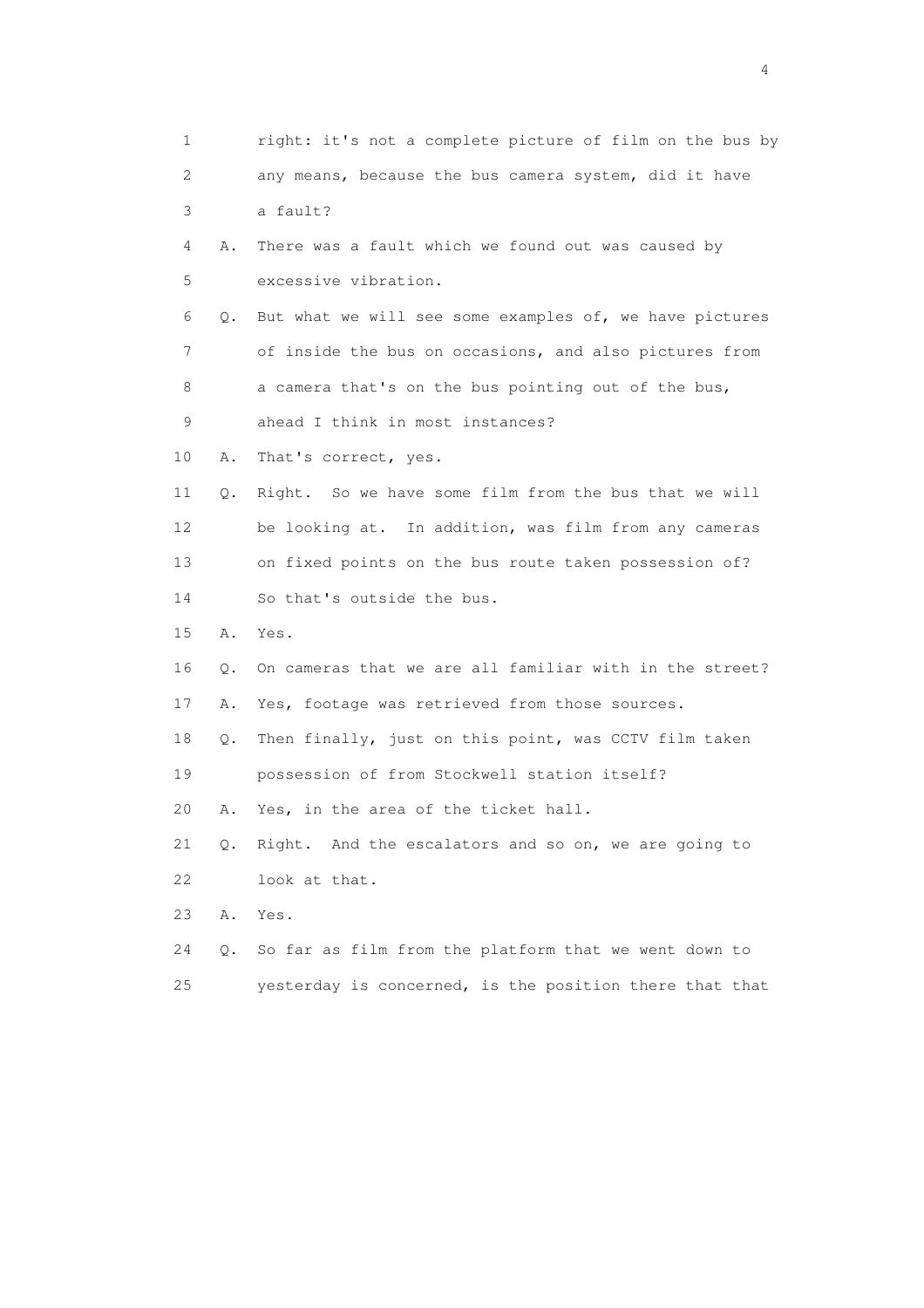1 right: it's not a complete picture of film on the bus by
2 any means, because the bus camera system, did it have
3 a fault?
4 A. There was a fault which we found out was caused by
5 excessive vibration.
6 Q. But what we will see some examples of, we have pictures
7 of inside the bus on occasions, and also pictures from
8 a camera that's on the bus pointing out of the bus,
9 ahead I think in most instances?
10 A. That's correct, yes.
11 Q. Right. So we have some film from the bus that we will
12 be looking at. In addition, was film from any cameras
13 on fixed points on the bus route taken possession of?
14 So that's outside the bus.
15 A. Yes.
16 Q. On cameras that we are all familiar with in the street?
17 A. Yes, footage was retrieved from those sources.
18 Q. Then finally, just on this point, was CCTV film taken
19 possession of from Stockwell station itself?
20 A. Yes, in the area of the ticket hall.
21 Q. Right. And the escalators and so on, we are going to
22 look at that.
23 A. Yes.
24 Q. So far as film from the platform that we went down to
25 yesterday is concerned, is the position there that that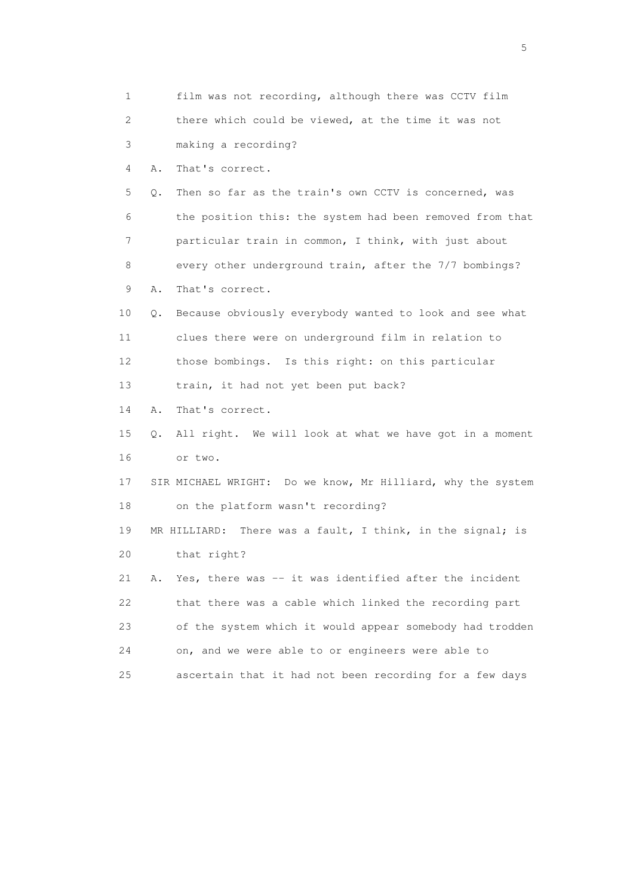1 film was not recording, although there was CCTV film
2 there which could be viewed, at the time it was not
3 making a recording?

4 A. That's correct.

5 Q. Then so far as the train's own CCTV is concerned, was
6 the position this: the system had been removed from that
7 particular train in common, I think, with just about
8 every other underground train, after the 7/7 bombings?

9 A. That's correct.

10 Q. Because obviously everybody wanted to look and see what
11 clues there were on underground film in relation to
12 those bombings. Is this right: on this particular
13 train, it had not yet been put back?

14 A. That's correct.

15 Q. All right. We will look at what we have got in a moment
16 or two.

17 SIR MICHAEL WRIGHT: Do we know, Mr Hilliard, why the system
18 on the platform wasn't recording?

19 MR HILLIARD: There was a fault, I think, in the signal; is
20 that right?

21 A. Yes, there was -- it was identified after the incident
22 that there was a cable which linked the recording part
23 of the system which it would appear somebody had trodden
24 on, and we were able to or engineers were able to
25 ascertain that it had not been recording for a few days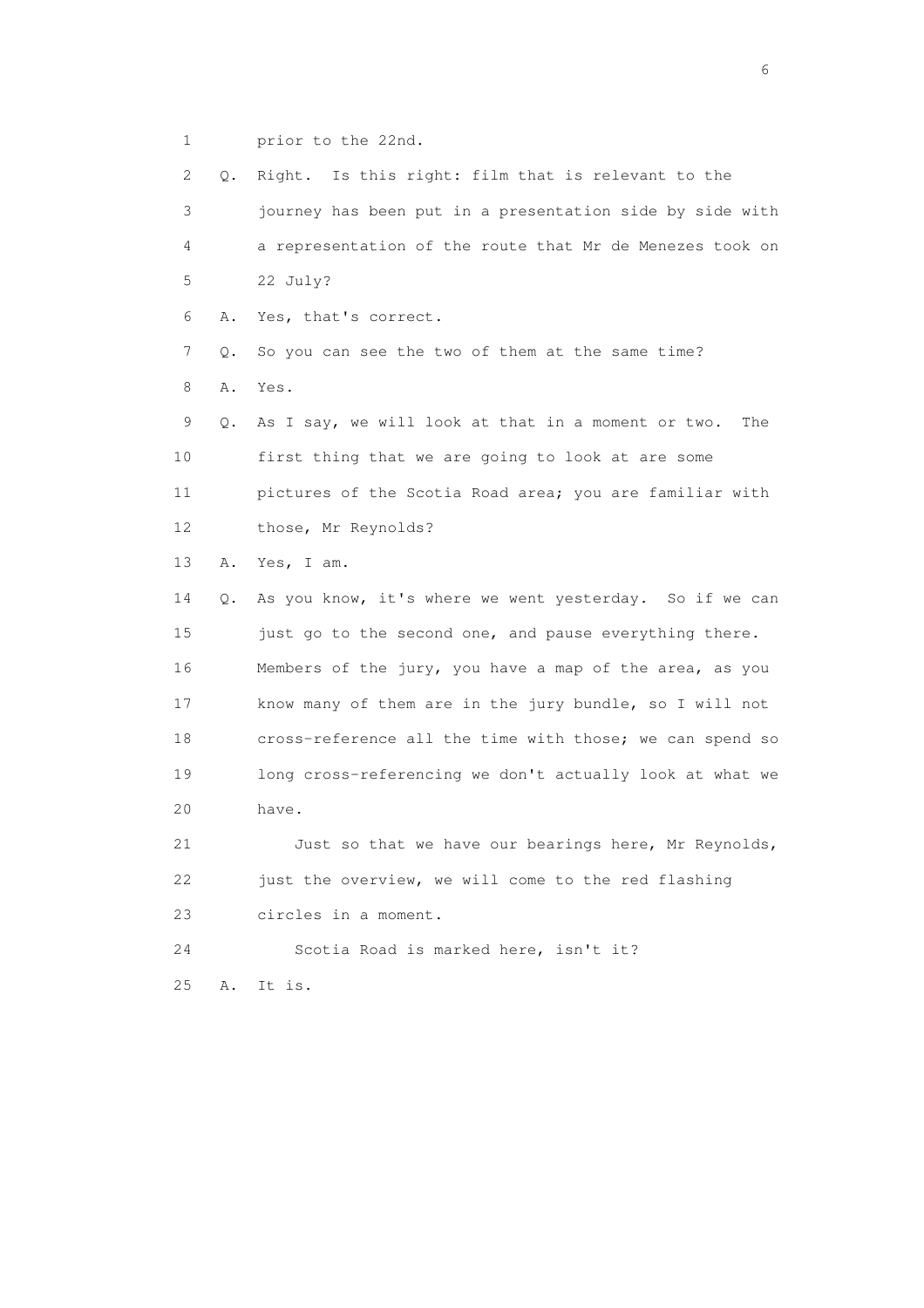1        prior to the 22nd.

2    Q.  Right.  Is this right: film that is relevant to the

3        journey has been put in a presentation side by side with

4        a representation of the route that Mr de Menezes took on

5        22 July?

6    A.  Yes, that's correct.

7    Q.  So you can see the two of them at the same time?

8    A.  Yes.

9    Q.  As I say, we will look at that in a moment or two.  The

10       first thing that we are going to look at are some

11       pictures of the Scotia Road area; you are familiar with

12       those, Mr Reynolds?

13   A.  Yes, I am.

14   Q.  As you know, it's where we went yesterday.  So if we can

15       just go to the second one, and pause everything there.

16       Members of the jury, you have a map of the area, as you

17       know many of them are in the jury bundle, so I will not

18       cross-reference all the time with those; we can spend so

19       long cross-referencing we don't actually look at what we

20       have.

21           Just so that we have our bearings here, Mr Reynolds,

22       just the overview, we will come to the red flashing

23       circles in a moment.

24           Scotia Road is marked here, isn't it?

25   A.  It is.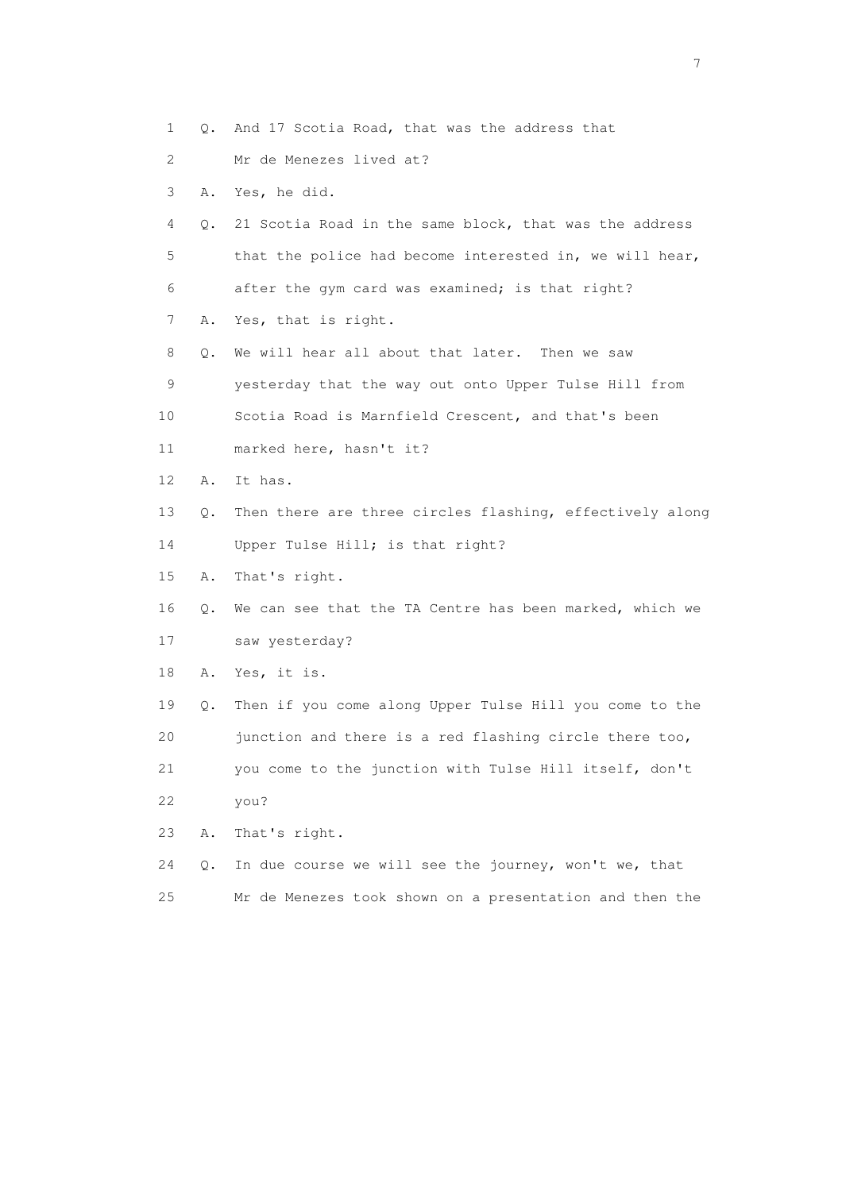1 Q. And 17 Scotia Road, that was the address that

2 Mr de Menezes lived at?

3 A. Yes, he did.

4 Q. 21 Scotia Road in the same block, that was the address

5 that the police had become interested in, we will hear,

6 after the gym card was examined; is that right?

7 A. Yes, that is right.

8 Q. We will hear all about that later. Then we saw

9 yesterday that the way out onto Upper Tulse Hill from

10 Scotia Road is Marnfield Crescent, and that's been

11 marked here, hasn't it?

12 A. It has.

13 Q. Then there are three circles flashing, effectively along

14 Upper Tulse Hill; is that right?

15 A. That's right.

16 Q. We can see that the TA Centre has been marked, which we

17 saw yesterday?

18 A. Yes, it is.

19 Q. Then if you come along Upper Tulse Hill you come to the

20 junction and there is a red flashing circle there too,

21 you come to the junction with Tulse Hill itself, don't

22 you?

23 A. That's right.

24 Q. In due course we will see the journey, won't we, that

25 Mr de Menezes took shown on a presentation and then the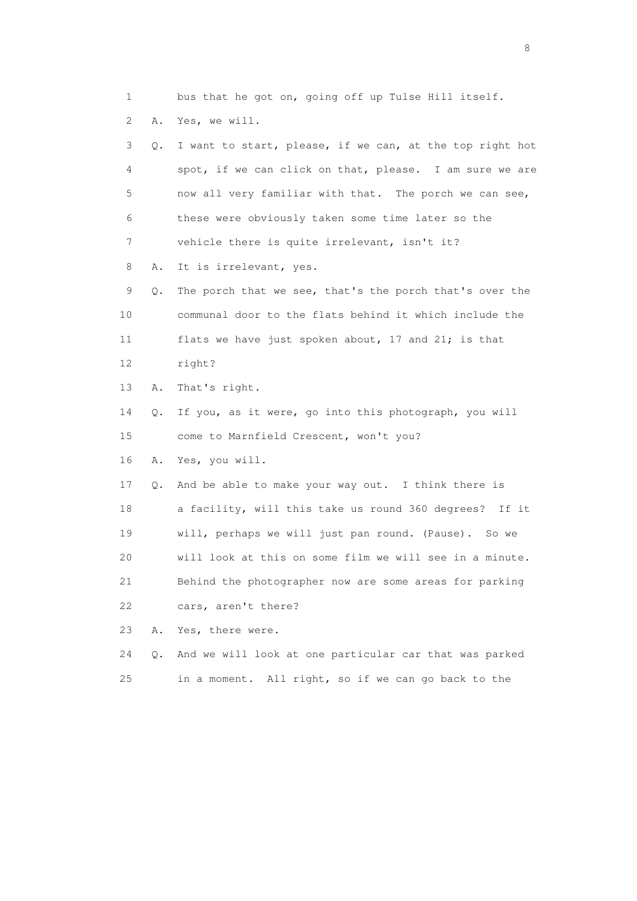1 bus that he got on, going off up Tulse Hill itself.

2 A. Yes, we will.

3 Q. I want to start, please, if we can, at the top right hot

4 spot, if we can click on that, please. I am sure we are

5 now all very familiar with that. The porch we can see,

6 these were obviously taken some time later so the

7 vehicle there is quite irrelevant, isn't it?

8 A. It is irrelevant, yes.

9 Q. The porch that we see, that's the porch that's over the

10 communal door to the flats behind it which include the

11 flats we have just spoken about, 17 and 21; is that

12 right?

13 A. That's right.

14 Q. If you, as it were, go into this photograph, you will

15 come to Marnfield Crescent, won't you?

16 A. Yes, you will.

17 Q. And be able to make your way out. I think there is

18 a facility, will this take us round 360 degrees? If it

19 will, perhaps we will just pan round. (Pause). So we

20 will look at this on some film we will see in a minute.

21 Behind the photographer now are some areas for parking

22 cars, aren't there?

23 A. Yes, there were.

24 Q. And we will look at one particular car that was parked

25 in a moment. All right, so if we can go back to the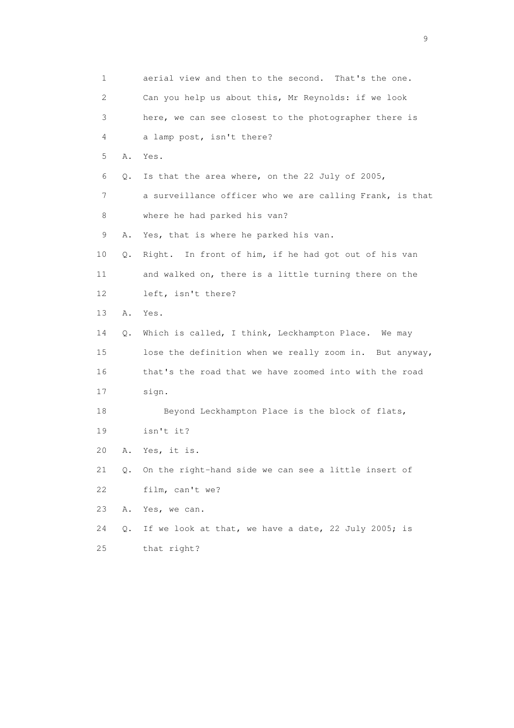1 aerial view and then to the second. That's the one.
2 Can you help us about this, Mr Reynolds: if we look
3 here, we can see closest to the photographer there is
4 a lamp post, isn't there?
5 A. Yes.
6 Q. Is that the area where, on the 22 July of 2005,
7 a surveillance officer who we are calling Frank, is that
8 where he had parked his van?
9 A. Yes, that is where he parked his van.
10 Q. Right. In front of him, if he had got out of his van
11 and walked on, there is a little turning there on the
12 left, isn't there?
13 A. Yes.
14 Q. Which is called, I think, Leckhampton Place. We may
15 lose the definition when we really zoom in. But anyway,
16 that's the road that we have zoomed into with the road
17 sign.
18 Beyond Leckhampton Place is the block of flats,
19 isn't it?
20 A. Yes, it is.
21 Q. On the right-hand side we can see a little insert of
22 film, can't we?
23 A. Yes, we can.
24 Q. If we look at that, we have a date, 22 July 2005; is
25 that right?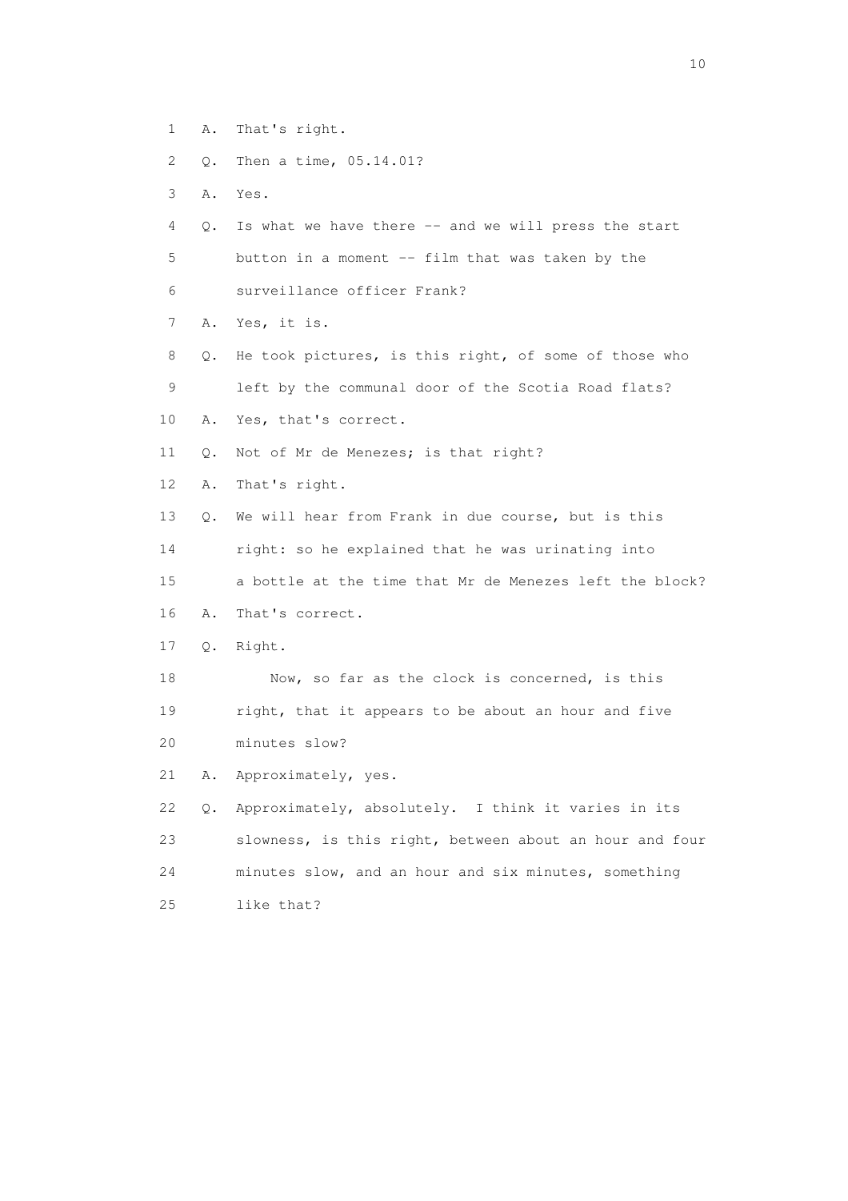1 A. That's right.

2 Q. Then a time, 05.14.01?

3 A. Yes.

4 Q. Is what we have there -- and we will press the start

5 button in a moment -- film that was taken by the

6 surveillance officer Frank?

7 A. Yes, it is.

8 Q. He took pictures, is this right, of some of those who

9 left by the communal door of the Scotia Road flats?

10 A. Yes, that's correct.

11 Q. Not of Mr de Menezes; is that right?

12 A. That's right.

13 Q. We will hear from Frank in due course, but is this

14 right: so he explained that he was urinating into

15 a bottle at the time that Mr de Menezes left the block?

16 A. That's correct.

17 Q. Right.

18 Now, so far as the clock is concerned, is this

19 right, that it appears to be about an hour and five

20 minutes slow?

21 A. Approximately, yes.

22 Q. Approximately, absolutely. I think it varies in its

23 slowness, is this right, between about an hour and four

24 minutes slow, and an hour and six minutes, something

25 like that?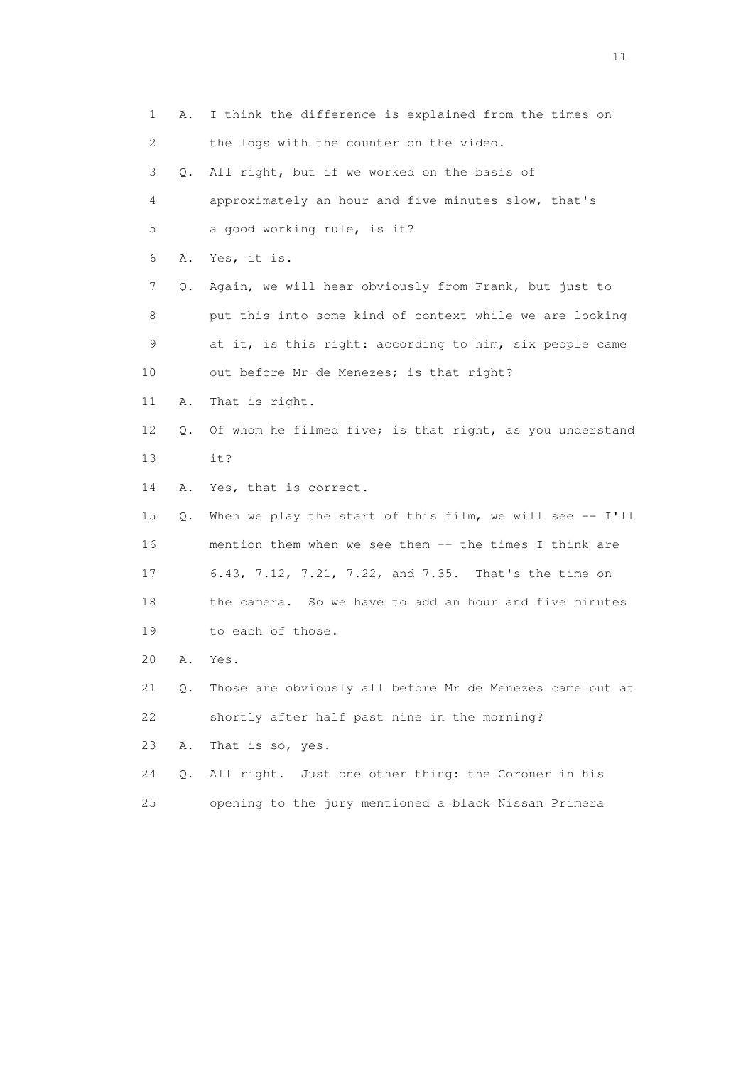1 A. I think the difference is explained from the times on
2 the logs with the counter on the video.
3 Q. All right, but if we worked on the basis of
4 approximately an hour and five minutes slow, that's
5 a good working rule, is it?
6 A. Yes, it is.
7 Q. Again, we will hear obviously from Frank, but just to
8 put this into some kind of context while we are looking
9 at it, is this right: according to him, six people came
10 out before Mr de Menezes; is that right?
11 A. That is right.
12 Q. Of whom he filmed five; is that right, as you understand
13 it?
14 A. Yes, that is correct.
15 Q. When we play the start of this film, we will see -- I'll
16 mention them when we see them -- the times I think are
17 6.43, 7.12, 7.21, 7.22, and 7.35. That's the time on
18 the camera. So we have to add an hour and five minutes
19 to each of those.
20 A. Yes.
21 Q. Those are obviously all before Mr de Menezes came out at
22 shortly after half past nine in the morning?
23 A. That is so, yes.
24 Q. All right. Just one other thing: the Coroner in his
25 opening to the jury mentioned a black Nissan Primera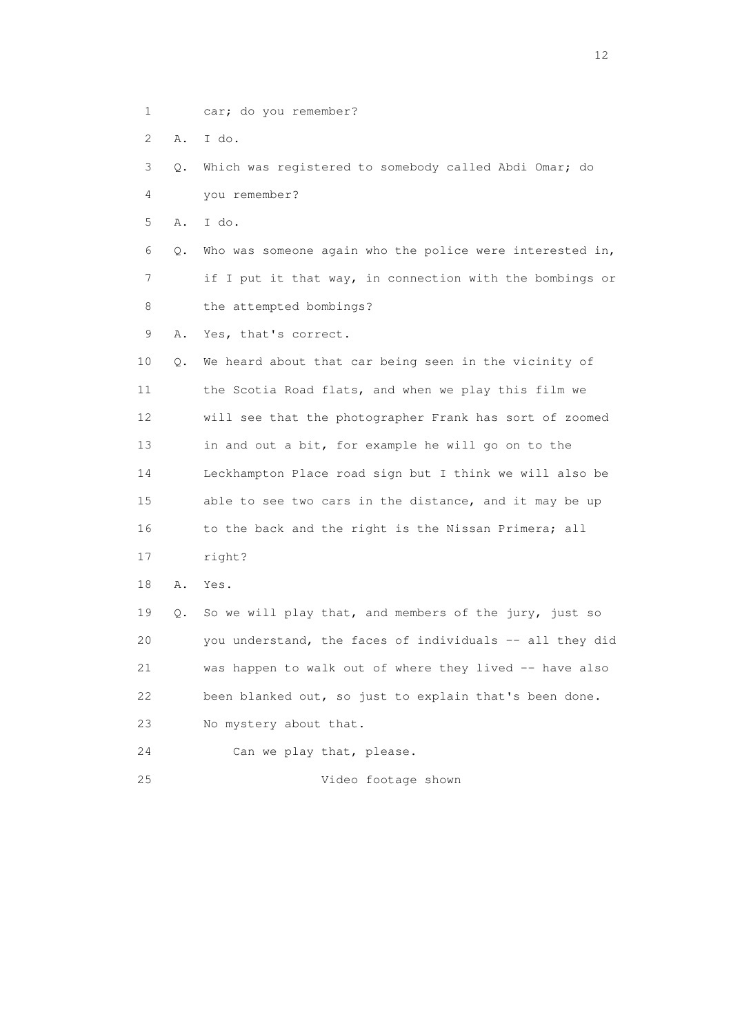1 car; do you remember?

2 A. I do.

3 Q. Which was registered to somebody called Abdi Omar; do

4 you remember?

5 A. I do.

6 Q. Who was someone again who the police were interested in,

7 if I put it that way, in connection with the bombings or

8 the attempted bombings?

9 A. Yes, that's correct.

10 Q. We heard about that car being seen in the vicinity of

11 the Scotia Road flats, and when we play this film we

12 will see that the photographer Frank has sort of zoomed

13 in and out a bit, for example he will go on to the

14 Leckhampton Place road sign but I think we will also be

15 able to see two cars in the distance, and it may be up

16 to the back and the right is the Nissan Primera; all

17 right?

18 A. Yes.

19 Q. So we will play that, and members of the jury, just so

20 you understand, the faces of individuals -- all they did

21 was happen to walk out of where they lived -- have also

22 been blanked out, so just to explain that's been done.

23 No mystery about that.

24 Can we play that, please.

25 Video footage shown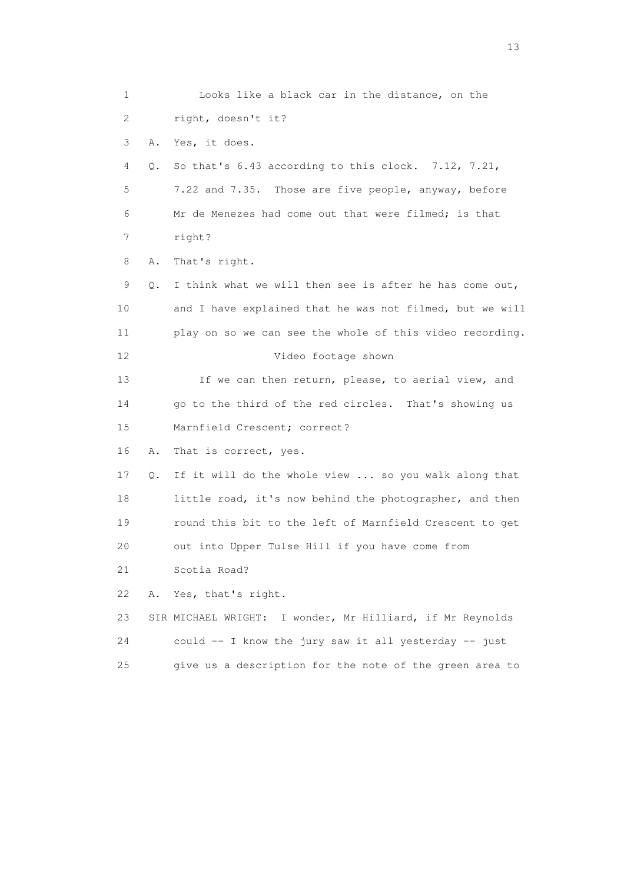1 Looks like a black car in the distance, on the
2 right, doesn't it?
3 A. Yes, it does.
4 Q. So that's 6.43 according to this clock. 7.12, 7.21,
5 7.22 and 7.35. Those are five people, anyway, before
6 Mr de Menezes had come out that were filmed; is that
7 right?
8 A. That's right.
9 Q. I think what we will then see is after he has come out,
10 and I have explained that he was not filmed, but we will
11 play on so we can see the whole of this video recording.
12 Video footage shown
13 If we can then return, please, to aerial view, and
14 go to the third of the red circles. That's showing us
15 Marnfield Crescent; correct?
16 A. That is correct, yes.
17 Q. If it will do the whole view ... so you walk along that
18 little road, it's now behind the photographer, and then
19 round this bit to the left of Marnfield Crescent to get
20 out into Upper Tulse Hill if you have come from
21 Scotia Road?
22 A. Yes, that's right.
23 SIR MICHAEL WRIGHT: I wonder, Mr Hilliard, if Mr Reynolds
24 could -- I know the jury saw it all yesterday -- just
25 give us a description for the note of the green area to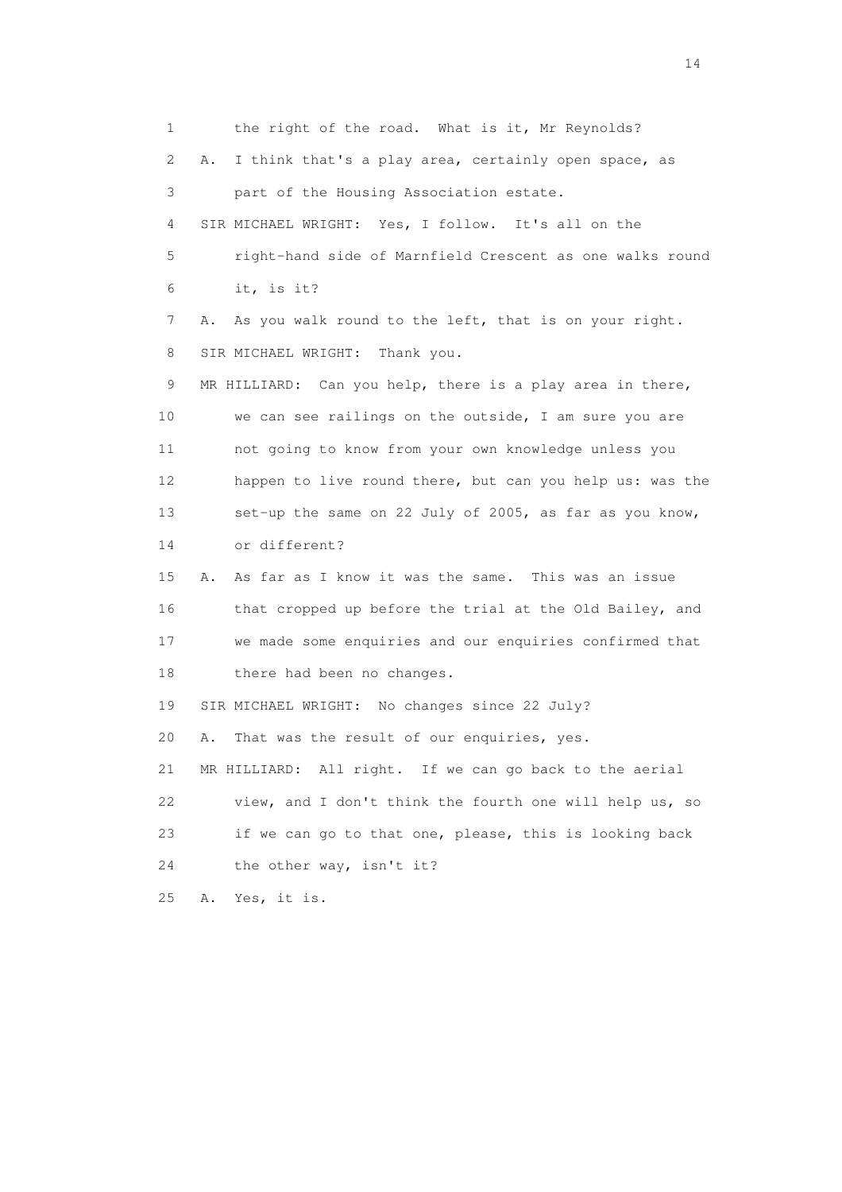1 the right of the road. What is it, Mr Reynolds?

2 A. I think that's a play area, certainly open space, as

3 part of the Housing Association estate.

4 SIR MICHAEL WRIGHT: Yes, I follow. It's all on the

5 right-hand side of Marnfield Crescent as one walks round

6 it, is it?

7 A. As you walk round to the left, that is on your right.

8 SIR MICHAEL WRIGHT: Thank you.

9 MR HILLIARD: Can you help, there is a play area in there,

10 we can see railings on the outside, I am sure you are

11 not going to know from your own knowledge unless you

12 happen to live round there, but can you help us: was the

13 set-up the same on 22 July of 2005, as far as you know,

14 or different?

15 A. As far as I know it was the same. This was an issue

16 that cropped up before the trial at the Old Bailey, and

17 we made some enquiries and our enquiries confirmed that

18 there had been no changes.

19 SIR MICHAEL WRIGHT: No changes since 22 July?

20 A. That was the result of our enquiries, yes.

21 MR HILLIARD: All right. If we can go back to the aerial

22 view, and I don't think the fourth one will help us, so

23 if we can go to that one, please, this is looking back

24 the other way, isn't it?

25 A. Yes, it is.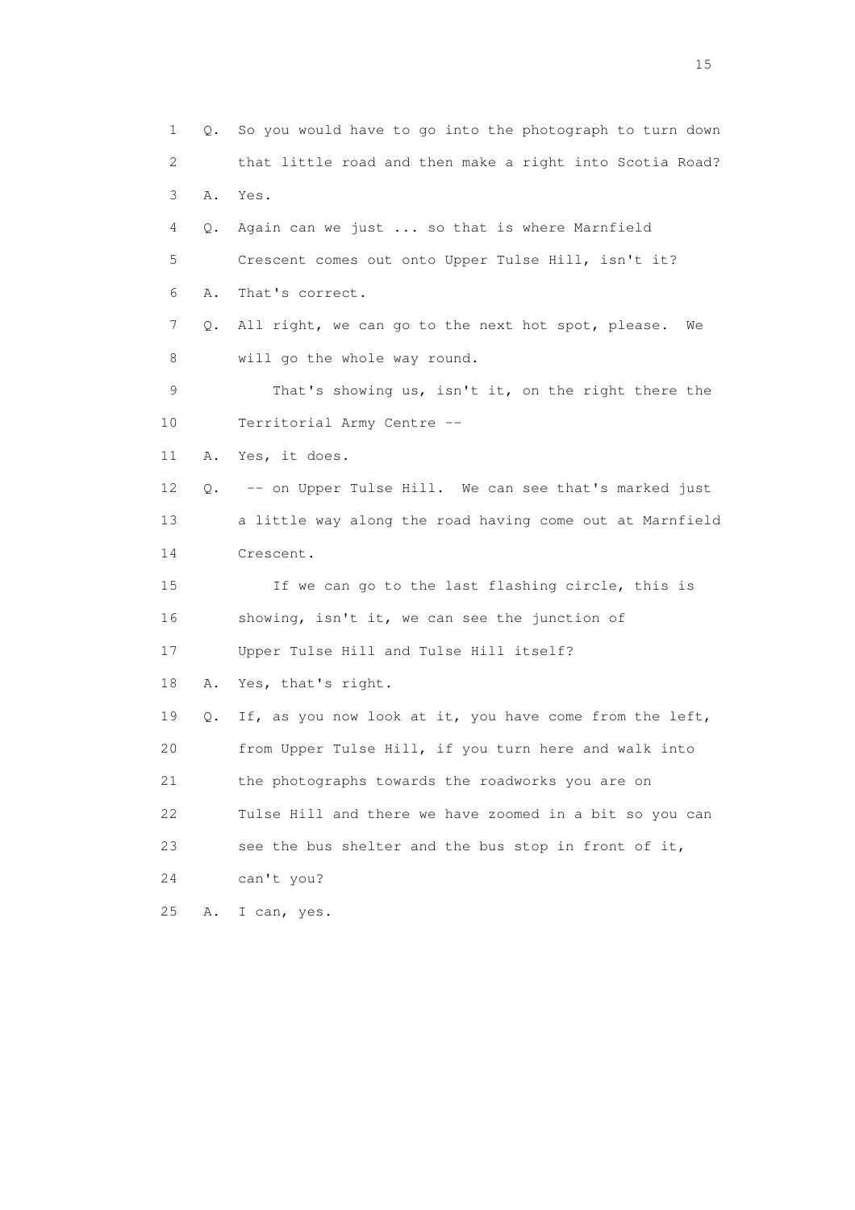1 Q. So you would have to go into the photograph to turn down
2 that little road and then make a right into Scotia Road?
3 A. Yes.
4 Q. Again can we just ... so that is where Marnfield
5 Crescent comes out onto Upper Tulse Hill, isn't it?
6 A. That's correct.
7 Q. All right, we can go to the next hot spot, please. We
8 will go the whole way round.
9 That's showing us, isn't it, on the right there the
10 Territorial Army Centre --
11 A. Yes, it does.
12 Q. -- on Upper Tulse Hill. We can see that's marked just
13 a little way along the road having come out at Marnfield
14 Crescent.
15 If we can go to the last flashing circle, this is
16 showing, isn't it, we can see the junction of
17 Upper Tulse Hill and Tulse Hill itself?
18 A. Yes, that's right.
19 Q. If, as you now look at it, you have come from the left,
20 from Upper Tulse Hill, if you turn here and walk into
21 the photographs towards the roadworks you are on
22 Tulse Hill and there we have zoomed in a bit so you can
23 see the bus shelter and the bus stop in front of it,
24 can't you?
25 A. I can, yes.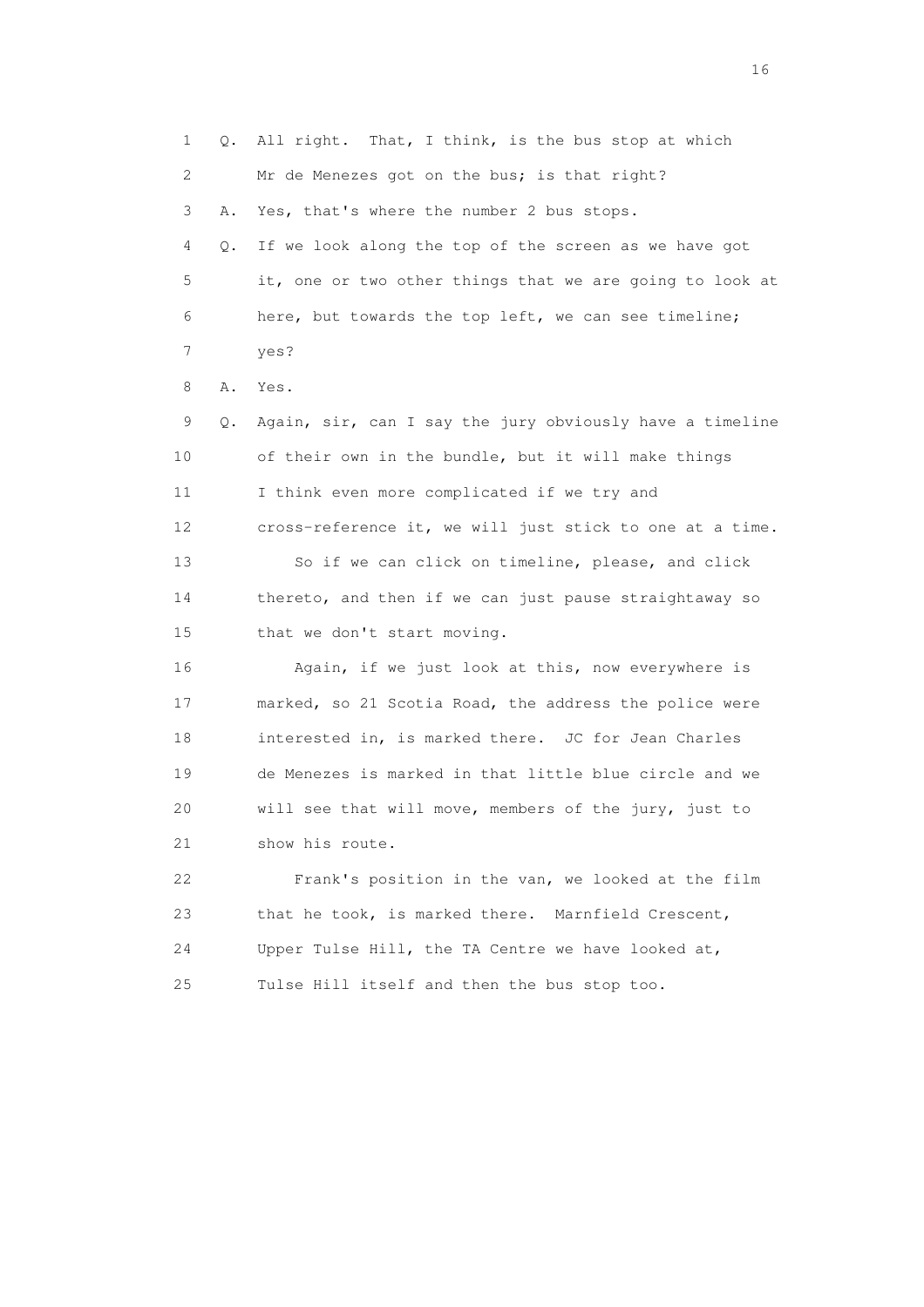1 Q. All right. That, I think, is the bus stop at which
2 Mr de Menezes got on the bus; is that right?
3 A. Yes, that's where the number 2 bus stops.
4 Q. If we look along the top of the screen as we have got
5 it, one or two other things that we are going to look at
6 here, but towards the top left, we can see timeline;
7 yes?
8 A. Yes.
9 Q. Again, sir, can I say the jury obviously have a timeline
10 of their own in the bundle, but it will make things
11 I think even more complicated if we try and
12 cross-reference it, we will just stick to one at a time.
13 So if we can click on timeline, please, and click
14 thereto, and then if we can just pause straightaway so
15 that we don't start moving.
16 Again, if we just look at this, now everywhere is
17 marked, so 21 Scotia Road, the address the police were
18 interested in, is marked there. JC for Jean Charles
19 de Menezes is marked in that little blue circle and we
20 will see that will move, members of the jury, just to
21 show his route.
22 Frank's position in the van, we looked at the film
23 that he took, is marked there. Marnfield Crescent,
24 Upper Tulse Hill, the TA Centre we have looked at,
25 Tulse Hill itself and then the bus stop too.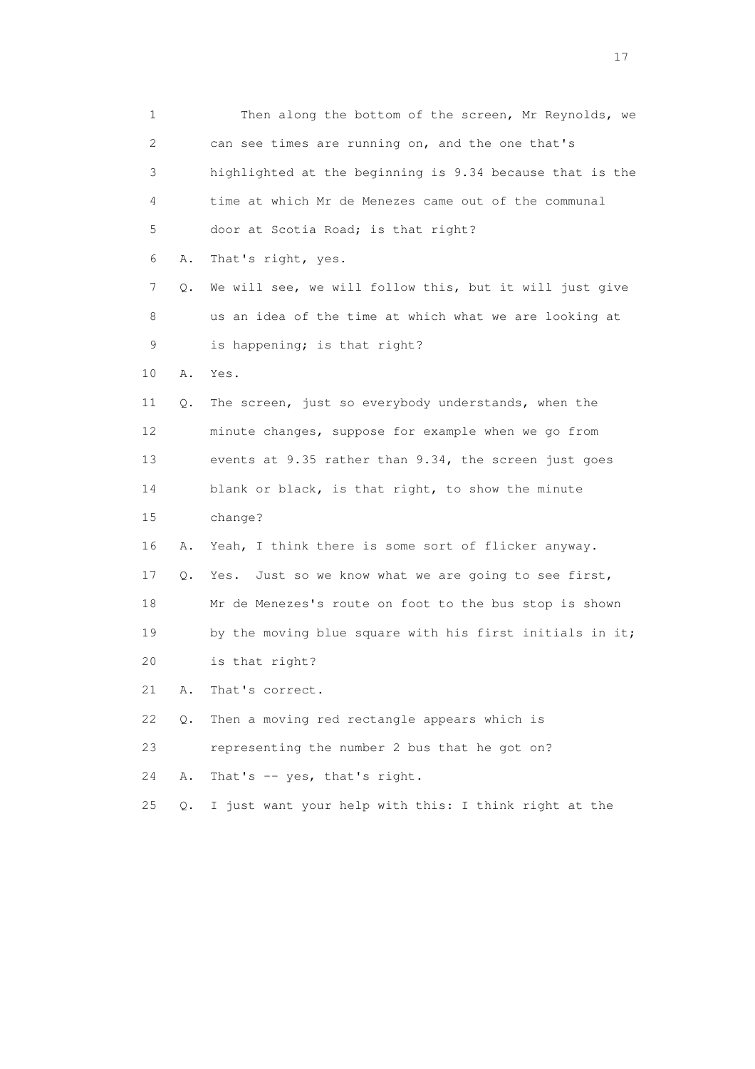1 Then along the bottom of the screen, Mr Reynolds, we
2 can see times are running on, and the one that's
3 highlighted at the beginning is 9.34 because that is the
4 time at which Mr de Menezes came out of the communal
5 door at Scotia Road; is that right?
6 A. That's right, yes.
7 Q. We will see, we will follow this, but it will just give
8 us an idea of the time at which what we are looking at
9 is happening; is that right?
10 A. Yes.
11 Q. The screen, just so everybody understands, when the
12 minute changes, suppose for example when we go from
13 events at 9.35 rather than 9.34, the screen just goes
14 blank or black, is that right, to show the minute
15 change?
16 A. Yeah, I think there is some sort of flicker anyway.
17 Q. Yes. Just so we know what we are going to see first,
18 Mr de Menezes's route on foot to the bus stop is shown
19 by the moving blue square with his first initials in it;
20 is that right?
21 A. That's correct.
22 Q. Then a moving red rectangle appears which is
23 representing the number 2 bus that he got on?
24 A. That's -- yes, that's right.
25 Q. I just want your help with this: I think right at the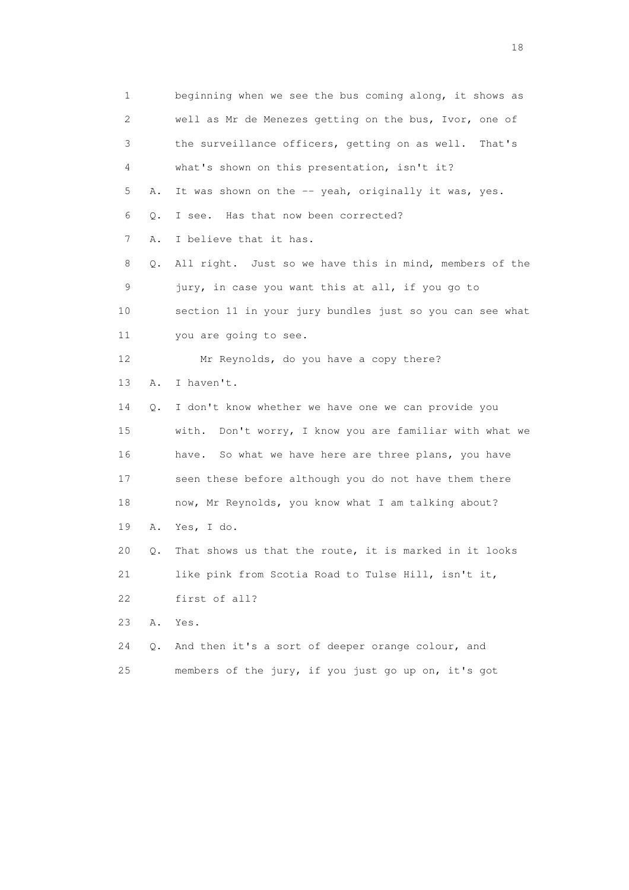1 beginning when we see the bus coming along, it shows as
2 well as Mr de Menezes getting on the bus, Ivor, one of
3 the surveillance officers, getting on as well. That's
4 what's shown on this presentation, isn't it?
5 A. It was shown on the -- yeah, originally it was, yes.
6 Q. I see. Has that now been corrected?
7 A. I believe that it has.
8 Q. All right. Just so we have this in mind, members of the
9 jury, in case you want this at all, if you go to
10 section 11 in your jury bundles just so you can see what
11 you are going to see.
12 Mr Reynolds, do you have a copy there?
13 A. I haven't.
14 Q. I don't know whether we have one we can provide you
15 with. Don't worry, I know you are familiar with what we
16 have. So what we have here are three plans, you have
17 seen these before although you do not have them there
18 now, Mr Reynolds, you know what I am talking about?
19 A. Yes, I do.
20 Q. That shows us that the route, it is marked in it looks
21 like pink from Scotia Road to Tulse Hill, isn't it,
22 first of all?
23 A. Yes.
24 Q. And then it's a sort of deeper orange colour, and
25 members of the jury, if you just go up on, it's got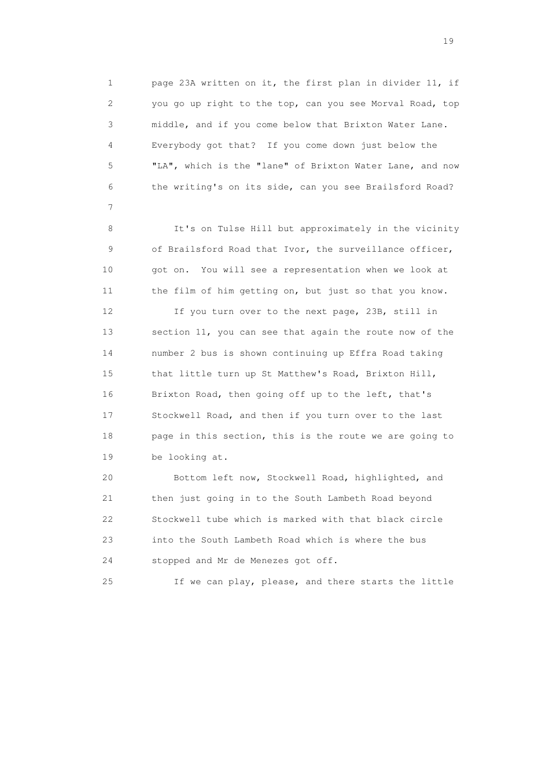page 23A written on it, the first plan in divider 11, if you go up right to the top, can you see Morval Road, top middle, and if you come below that Brixton Water Lane. Everybody got that? If you come down just below the "LA", which is the "lane" of Brixton Water Lane, and now the writing's on its side, can you see Brailsford Road?

It's on Tulse Hill but approximately in the vicinity of Brailsford Road that Ivor, the surveillance officer, got on. You will see a representation when we look at the film of him getting on, but just so that you know.

If you turn over to the next page, 23B, still in section 11, you can see that again the route now of the number 2 bus is shown continuing up Effra Road taking that little turn up St Matthew's Road, Brixton Hill, Brixton Road, then going off up to the left, that's Stockwell Road, and then if you turn over to the last page in this section, this is the route we are going to be looking at.

Bottom left now, Stockwell Road, highlighted, and then just going in to the South Lambeth Road beyond Stockwell tube which is marked with that black circle into the South Lambeth Road which is where the bus stopped and Mr de Menezes got off.

If we can play, please, and there starts the little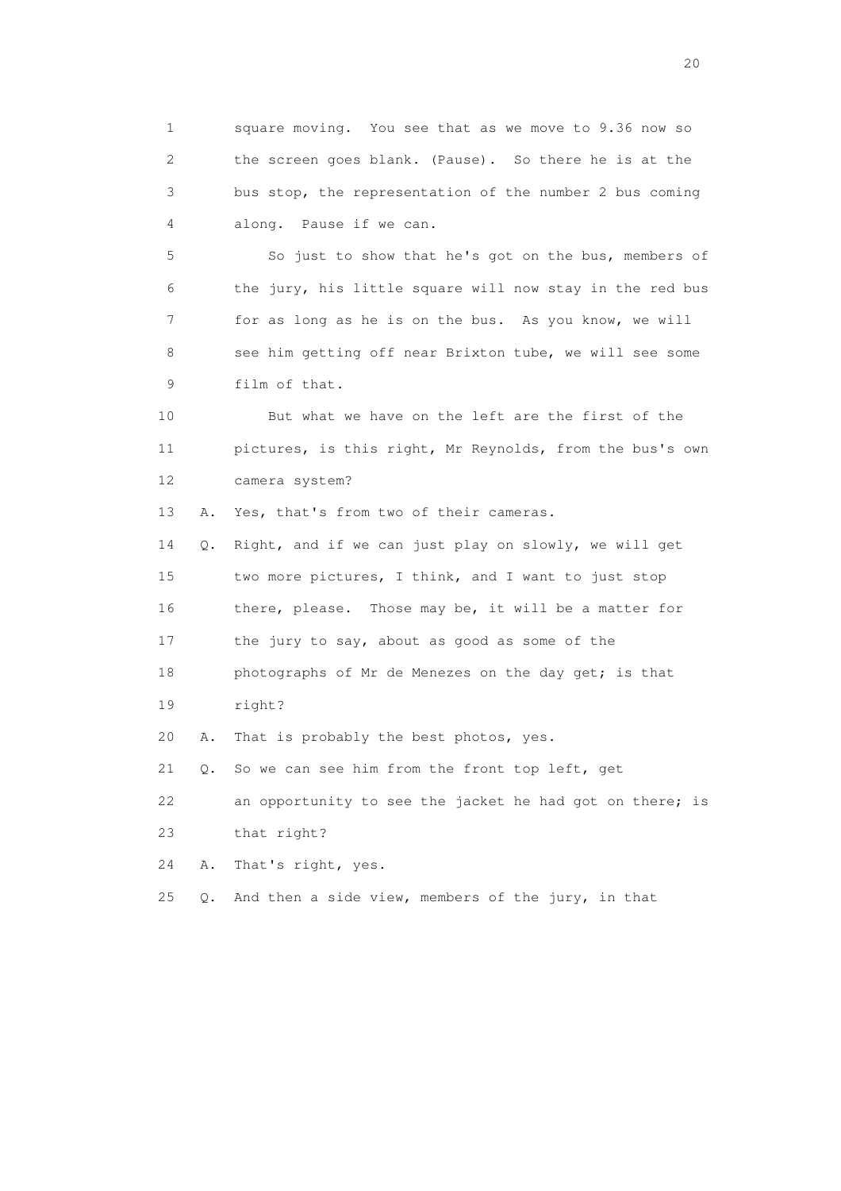1 square moving. You see that as we move to 9.36 now so
2 the screen goes blank. (Pause). So there he is at the
3 bus stop, the representation of the number 2 bus coming
4 along. Pause if we can.

5 So just to show that he's got on the bus, members of
6 the jury, his little square will now stay in the red bus
7 for as long as he is on the bus. As you know, we will
8 see him getting off near Brixton tube, we will see some
9 film of that.

10 But what we have on the left are the first of the
11 pictures, is this right, Mr Reynolds, from the bus's own
12 camera system?

13 A. Yes, that's from two of their cameras.

14 Q. Right, and if we can just play on slowly, we will get
15 two more pictures, I think, and I want to just stop
16 there, please. Those may be, it will be a matter for
17 the jury to say, about as good as some of the
18 photographs of Mr de Menezes on the day get; is that
19 right?

20 A. That is probably the best photos, yes.

21 Q. So we can see him from the front top left, get
22 an opportunity to see the jacket he had got on there; is
23 that right?

24 A. That's right, yes.

25 Q. And then a side view, members of the jury, in that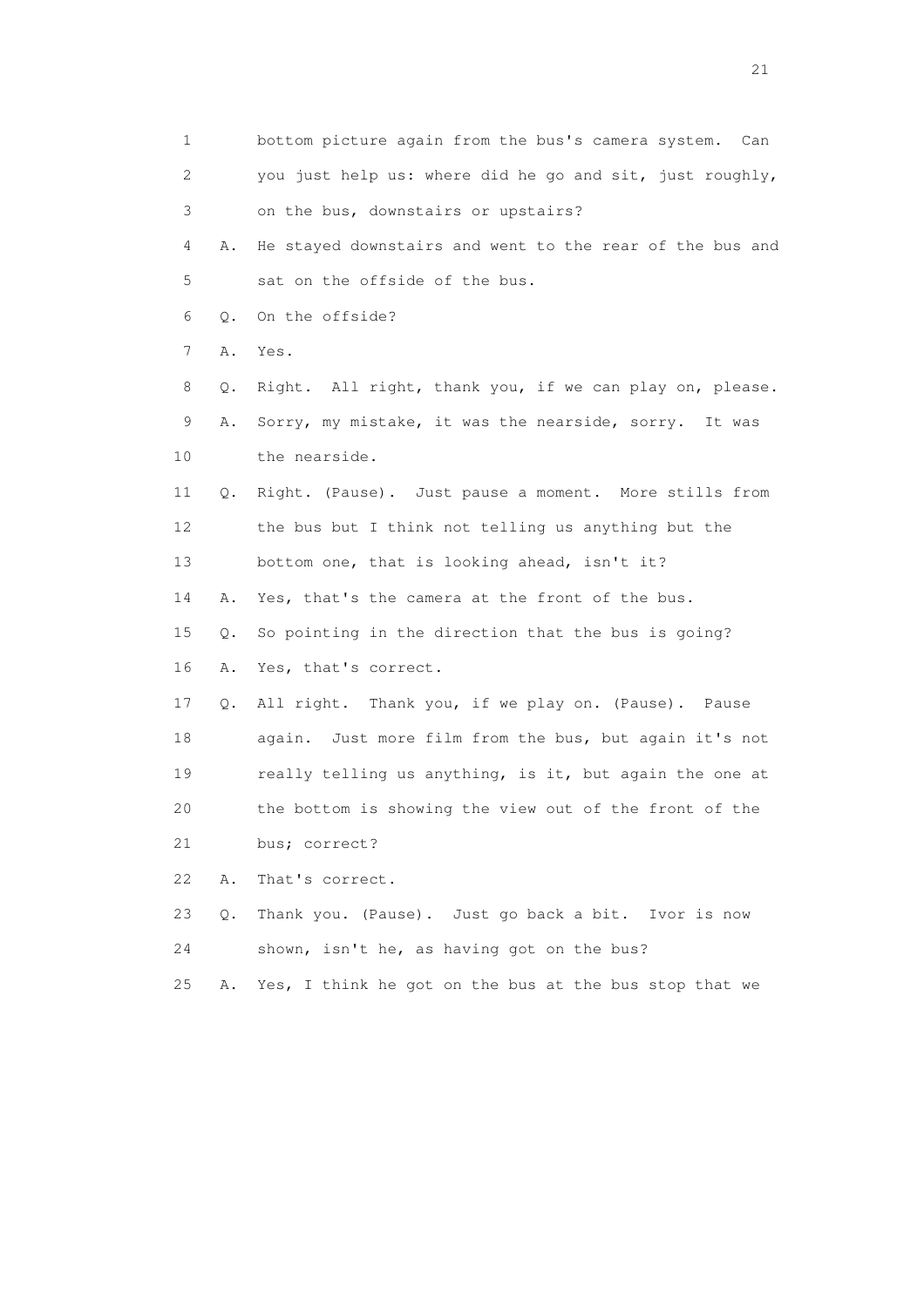1 bottom picture again from the bus's camera system. Can
2 you just help us: where did he go and sit, just roughly,
3 on the bus, downstairs or upstairs?
4 A. He stayed downstairs and went to the rear of the bus and
5 sat on the offside of the bus.
6 Q. On the offside?
7 A. Yes.
8 Q. Right. All right, thank you, if we can play on, please.
9 A. Sorry, my mistake, it was the nearside, sorry. It was
10 the nearside.
11 Q. Right. (Pause). Just pause a moment. More stills from
12 the bus but I think not telling us anything but the
13 bottom one, that is looking ahead, isn't it?
14 A. Yes, that's the camera at the front of the bus.
15 Q. So pointing in the direction that the bus is going?
16 A. Yes, that's correct.
17 Q. All right. Thank you, if we play on. (Pause). Pause
18 again. Just more film from the bus, but again it's not
19 really telling us anything, is it, but again the one at
20 the bottom is showing the view out of the front of the
21 bus; correct?
22 A. That's correct.
23 Q. Thank you. (Pause). Just go back a bit. Ivor is now
24 shown, isn't he, as having got on the bus?
25 A. Yes, I think he got on the bus at the bus stop that we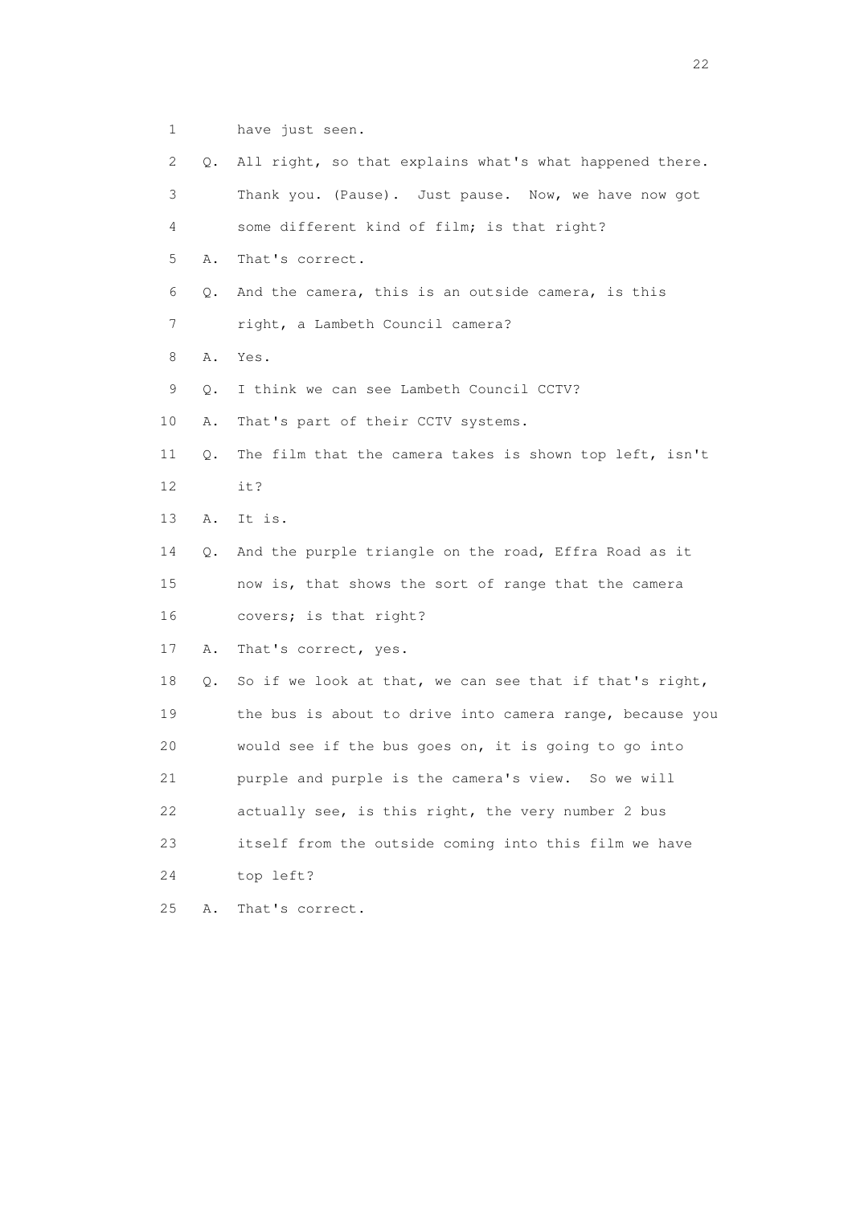1 have just seen.

2 Q. All right, so that explains what's what happened there.

3 Thank you. (Pause). Just pause. Now, we have now got

4 some different kind of film; is that right?

5 A. That's correct.

6 Q. And the camera, this is an outside camera, is this

7 right, a Lambeth Council camera?

8 A. Yes.

9 Q. I think we can see Lambeth Council CCTV?

10 A. That's part of their CCTV systems.

11 Q. The film that the camera takes is shown top left, isn't

12 it?

13 A. It is.

14 Q. And the purple triangle on the road, Effra Road as it

15 now is, that shows the sort of range that the camera

16 covers; is that right?

17 A. That's correct, yes.

18 Q. So if we look at that, we can see that if that's right,

19 the bus is about to drive into camera range, because you

20 would see if the bus goes on, it is going to go into

21 purple and purple is the camera's view. So we will

22 actually see, is this right, the very number 2 bus

23 itself from the outside coming into this film we have

24 top left?

25 A. That's correct.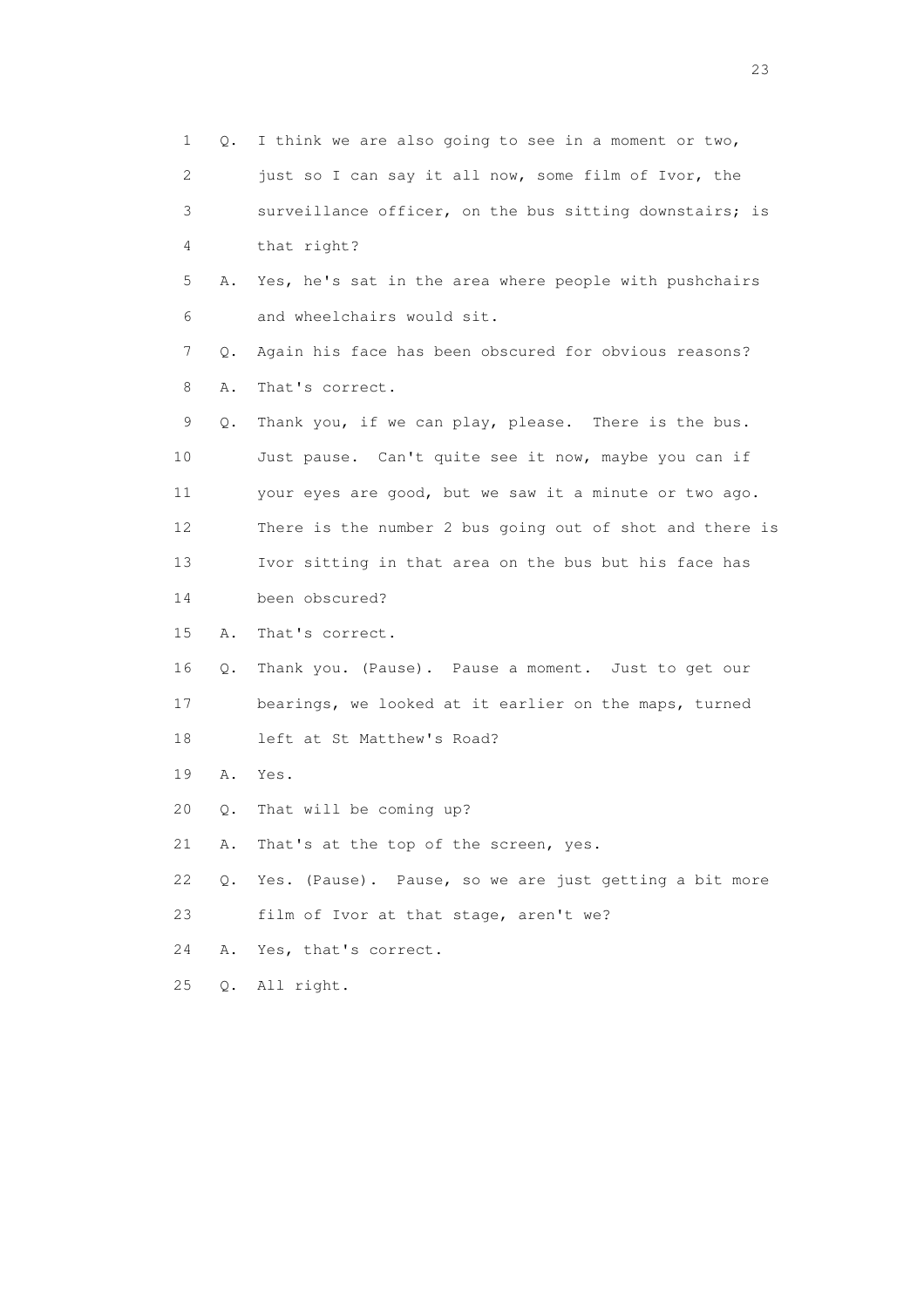1 Q. I think we are also going to see in a moment or two,
2 just so I can say it all now, some film of Ivor, the
3 surveillance officer, on the bus sitting downstairs; is
4 that right?
5 A. Yes, he's sat in the area where people with pushchairs
6 and wheelchairs would sit.
7 Q. Again his face has been obscured for obvious reasons?
8 A. That's correct.
9 Q. Thank you, if we can play, please. There is the bus.
10 Just pause. Can't quite see it now, maybe you can if
11 your eyes are good, but we saw it a minute or two ago.
12 There is the number 2 bus going out of shot and there is
13 Ivor sitting in that area on the bus but his face has
14 been obscured?
15 A. That's correct.
16 Q. Thank you. (Pause). Pause a moment. Just to get our
17 bearings, we looked at it earlier on the maps, turned
18 left at St Matthew's Road?
19 A. Yes.
20 Q. That will be coming up?
21 A. That's at the top of the screen, yes.
22 Q. Yes. (Pause). Pause, so we are just getting a bit more
23 film of Ivor at that stage, aren't we?
24 A. Yes, that's correct.
25 Q. All right.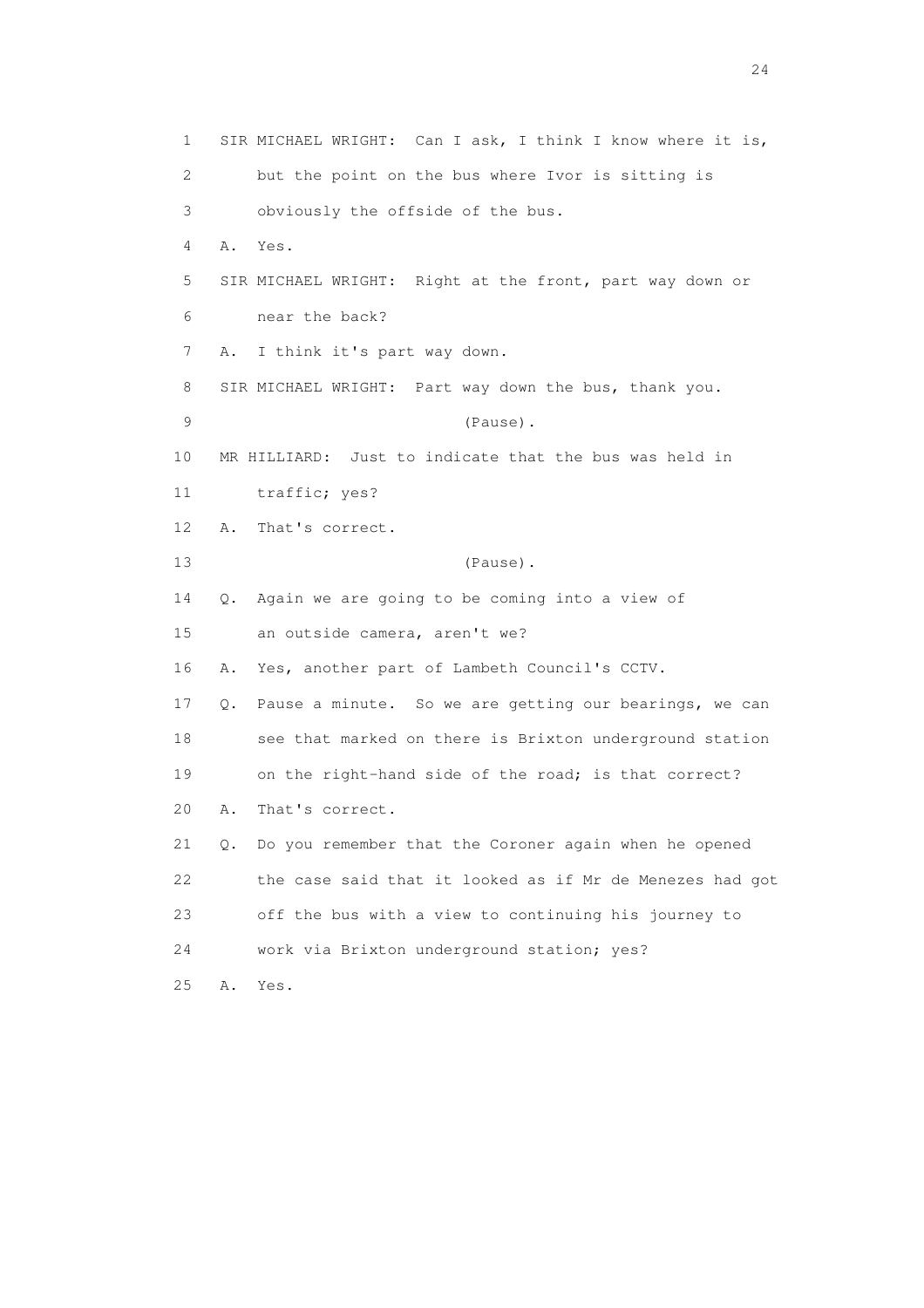1 SIR MICHAEL WRIGHT: Can I ask, I think I know where it is,

2 but the point on the bus where Ivor is sitting is

3 obviously the offside of the bus.

4 A. Yes.

5 SIR MICHAEL WRIGHT: Right at the front, part way down or

6 near the back?

7 A. I think it's part way down.

8 SIR MICHAEL WRIGHT: Part way down the bus, thank you.

9 (Pause).

10 MR HILLIARD: Just to indicate that the bus was held in

11 traffic; yes?

12 A. That's correct.

13 (Pause).

14 Q. Again we are going to be coming into a view of

15 an outside camera, aren't we?

16 A. Yes, another part of Lambeth Council's CCTV.

17 Q. Pause a minute. So we are getting our bearings, we can

18 see that marked on there is Brixton underground station

19 on the right-hand side of the road; is that correct?

20 A. That's correct.

21 Q. Do you remember that the Coroner again when he opened

22 the case said that it looked as if Mr de Menezes had got

23 off the bus with a view to continuing his journey to

24 work via Brixton underground station; yes?

25 A. Yes.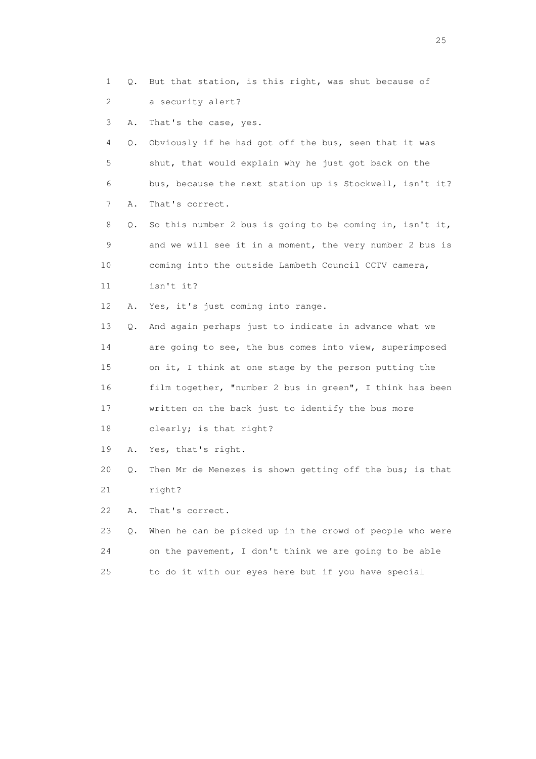1 Q. But that station, is this right, was shut because of
2 a security alert?
3 A. That's the case, yes.
4 Q. Obviously if he had got off the bus, seen that it was
5 shut, that would explain why he just got back on the
6 bus, because the next station up is Stockwell, isn't it?
7 A. That's correct.
8 Q. So this number 2 bus is going to be coming in, isn't it,
9 and we will see it in a moment, the very number 2 bus is
10 coming into the outside Lambeth Council CCTV camera,
11 isn't it?
12 A. Yes, it's just coming into range.
13 Q. And again perhaps just to indicate in advance what we
14 are going to see, the bus comes into view, superimposed
15 on it, I think at one stage by the person putting the
16 film together, "number 2 bus in green", I think has been
17 written on the back just to identify the bus more
18 clearly; is that right?
19 A. Yes, that's right.
20 Q. Then Mr de Menezes is shown getting off the bus; is that
21 right?
22 A. That's correct.
23 Q. When he can be picked up in the crowd of people who were
24 on the pavement, I don't think we are going to be able
25 to do it with our eyes here but if you have special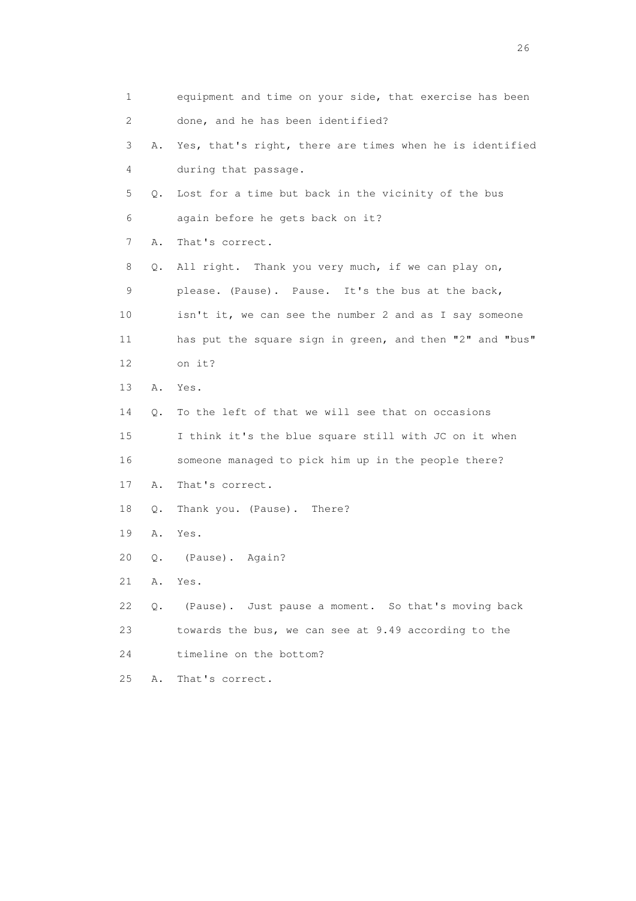1 equipment and time on your side, that exercise has been
2 done, and he has been identified?
3 A. Yes, that's right, there are times when he is identified
4 during that passage.
5 Q. Lost for a time but back in the vicinity of the bus
6 again before he gets back on it?
7 A. That's correct.
8 Q. All right. Thank you very much, if we can play on,
9 please. (Pause). Pause. It's the bus at the back,
10 isn't it, we can see the number 2 and as I say someone
11 has put the square sign in green, and then "2" and "bus"
12 on it?
13 A. Yes.
14 Q. To the left of that we will see that on occasions
15 I think it's the blue square still with JC on it when
16 someone managed to pick him up in the people there?
17 A. That's correct.
18 Q. Thank you. (Pause). There?
19 A. Yes.
20 Q. (Pause). Again?
21 A. Yes.
22 Q. (Pause). Just pause a moment. So that's moving back
23 towards the bus, we can see at 9.49 according to the
24 timeline on the bottom?
25 A. That's correct.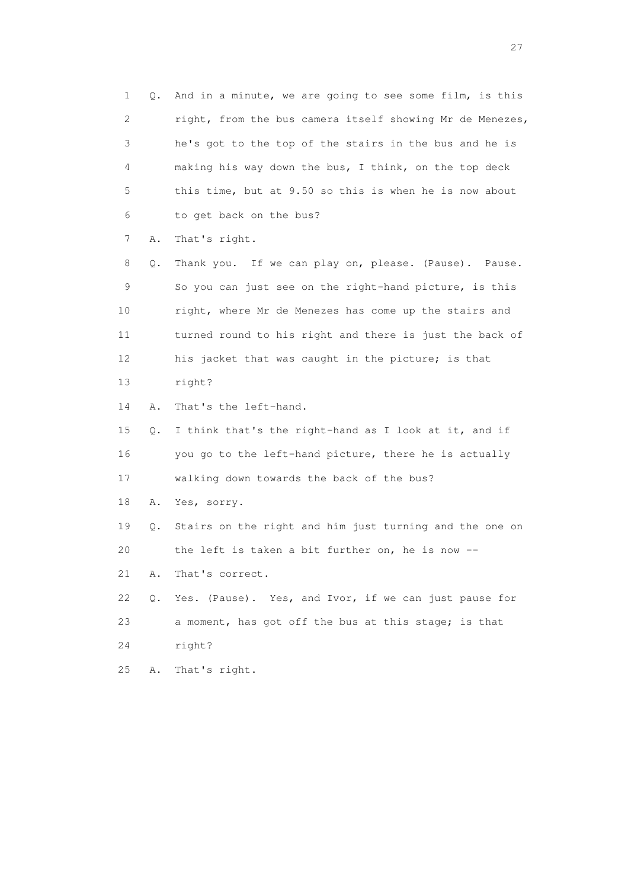1 Q. And in a minute, we are going to see some film, is this
2 right, from the bus camera itself showing Mr de Menezes,
3 he's got to the top of the stairs in the bus and he is
4 making his way down the bus, I think, on the top deck
5 this time, but at 9.50 so this is when he is now about
6 to get back on the bus?

7 A. That's right.

8 Q. Thank you. If we can play on, please. (Pause). Pause.
9 So you can just see on the right-hand picture, is this
10 right, where Mr de Menezes has come up the stairs and
11 turned round to his right and there is just the back of
12 his jacket that was caught in the picture; is that
13 right?

14 A. That's the left-hand.

15 Q. I think that's the right-hand as I look at it, and if
16 you go to the left-hand picture, there he is actually
17 walking down towards the back of the bus?

18 A. Yes, sorry.

19 Q. Stairs on the right and him just turning and the one on
20 the left is taken a bit further on, he is now --

21 A. That's correct.

22 Q. Yes. (Pause). Yes, and Ivor, if we can just pause for
23 a moment, has got off the bus at this stage; is that
24 right?

25 A. That's right.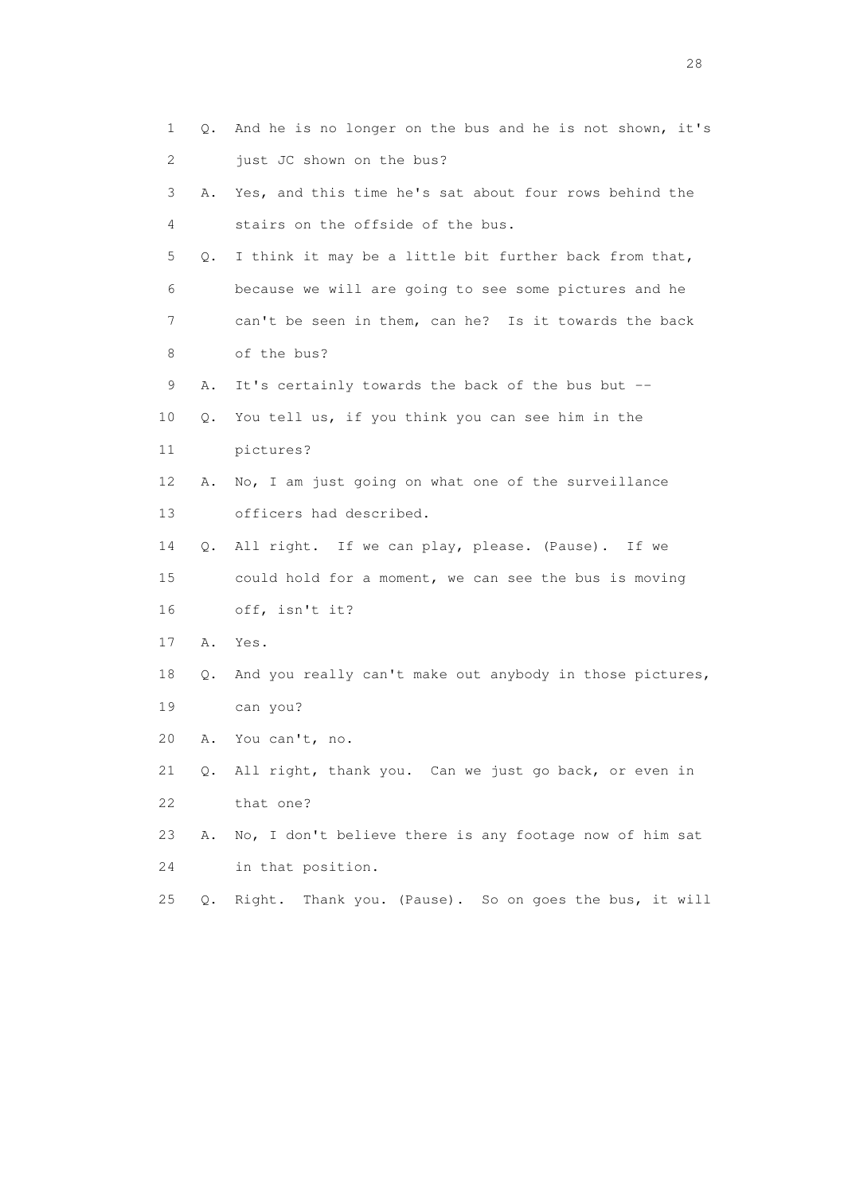1 Q. And he is no longer on the bus and he is not shown, it's
2 just JC shown on the bus?

3 A. Yes, and this time he's sat about four rows behind the
4 stairs on the offside of the bus.

5 Q. I think it may be a little bit further back from that,
6 because we will are going to see some pictures and he
7 can't be seen in them, can he? Is it towards the back
8 of the bus?

9 A. It's certainly towards the back of the bus but --

10 Q. You tell us, if you think you can see him in the
11 pictures?

12 A. No, I am just going on what one of the surveillance
13 officers had described.

14 Q. All right. If we can play, please. (Pause). If we
15 could hold for a moment, we can see the bus is moving
16 off, isn't it?

17 A. Yes.

18 Q. And you really can't make out anybody in those pictures,
19 can you?

20 A. You can't, no.

21 Q. All right, thank you. Can we just go back, or even in
22 that one?

23 A. No, I don't believe there is any footage now of him sat
24 in that position.

25 Q. Right. Thank you. (Pause). So on goes the bus, it will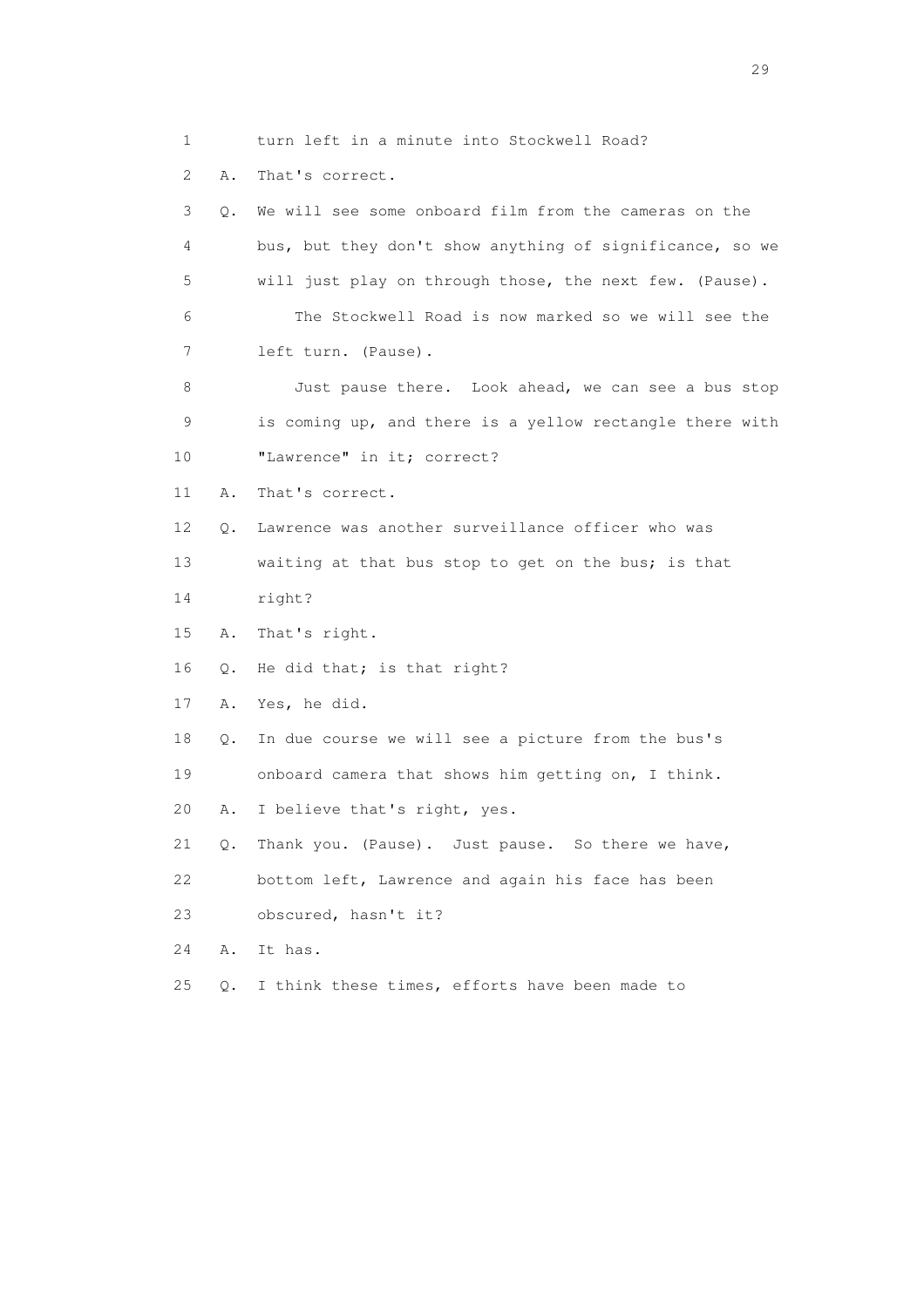1 turn left in a minute into Stockwell Road?

2 A. That's correct.

3 Q. We will see some onboard film from the cameras on the

4 bus, but they don't show anything of significance, so we

5 will just play on through those, the next few. (Pause).

6 The Stockwell Road is now marked so we will see the

7 left turn. (Pause).

8 Just pause there. Look ahead, we can see a bus stop

9 is coming up, and there is a yellow rectangle there with

10 "Lawrence" in it; correct?

11 A. That's correct.

12 Q. Lawrence was another surveillance officer who was

13 waiting at that bus stop to get on the bus; is that

14 right?

15 A. That's right.

16 Q. He did that; is that right?

17 A. Yes, he did.

18 Q. In due course we will see a picture from the bus's

19 onboard camera that shows him getting on, I think.

20 A. I believe that's right, yes.

21 Q. Thank you. (Pause). Just pause. So there we have,

22 bottom left, Lawrence and again his face has been

23 obscured, hasn't it?

24 A. It has.

25 Q. I think these times, efforts have been made to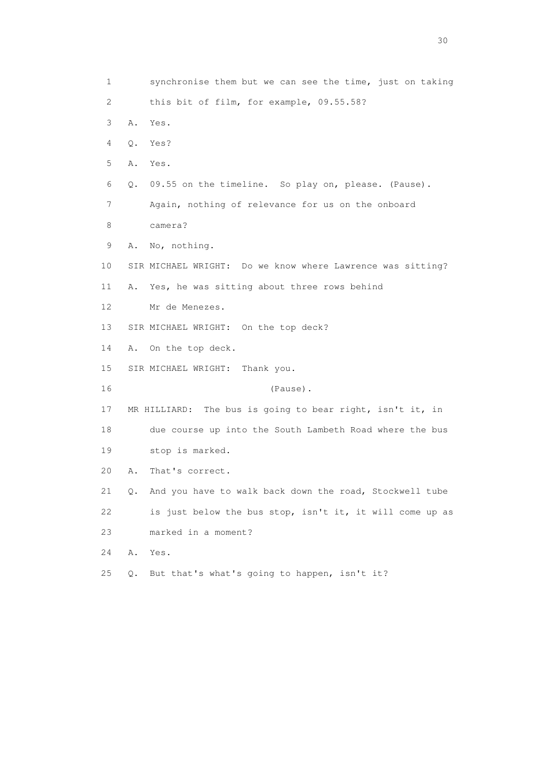1 synchronise them but we can see the time, just on taking
2 this bit of film, for example, 09.55.58?
3 A. Yes.
4 Q. Yes?
5 A. Yes.
6 Q. 09.55 on the timeline. So play on, please. (Pause).
7 Again, nothing of relevance for us on the onboard
8 camera?
9 A. No, nothing.
10 SIR MICHAEL WRIGHT: Do we know where Lawrence was sitting?
11 A. Yes, he was sitting about three rows behind
12 Mr de Menezes.
13 SIR MICHAEL WRIGHT: On the top deck?
14 A. On the top deck.
15 SIR MICHAEL WRIGHT: Thank you.
16 (Pause).
17 MR HILLIARD: The bus is going to bear right, isn't it, in
18 due course up into the South Lambeth Road where the bus
19 stop is marked.
20 A. That's correct.
21 Q. And you have to walk back down the road, Stockwell tube
22 is just below the bus stop, isn't it, it will come up as
23 marked in a moment?
24 A. Yes.
25 Q. But that's what's going to happen, isn't it?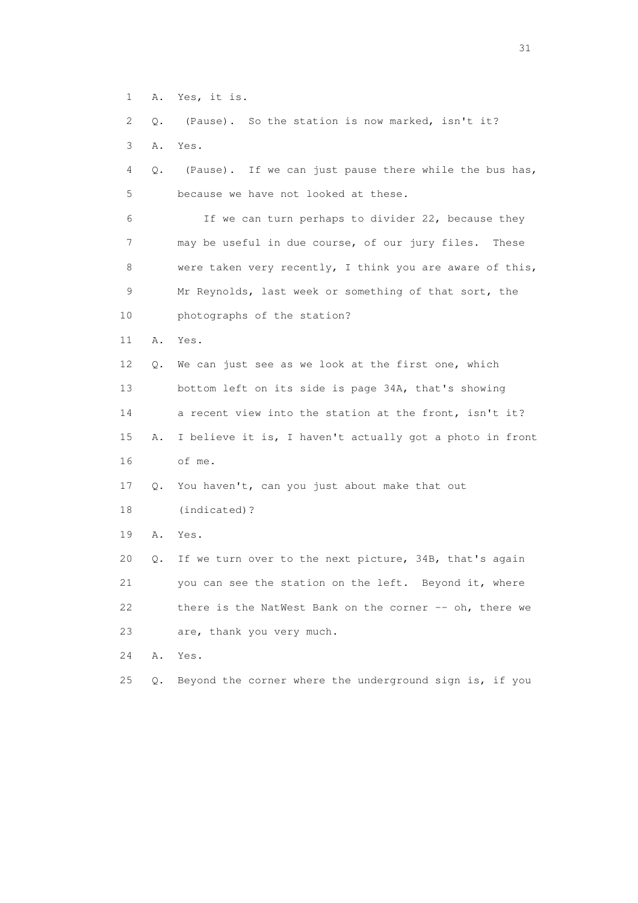1 A. Yes, it is.

2 Q. (Pause). So the station is now marked, isn't it?

3 A. Yes.

4 Q. (Pause). If we can just pause there while the bus has,

5 because we have not looked at these.

6 If we can turn perhaps to divider 22, because they

7 may be useful in due course, of our jury files. These

8 were taken very recently, I think you are aware of this,

9 Mr Reynolds, last week or something of that sort, the

10 photographs of the station?

11 A. Yes.

12 Q. We can just see as we look at the first one, which

13 bottom left on its side is page 34A, that's showing

14 a recent view into the station at the front, isn't it?

15 A. I believe it is, I haven't actually got a photo in front

16 of me.

17 Q. You haven't, can you just about make that out

18 (indicated)?

19 A. Yes.

20 Q. If we turn over to the next picture, 34B, that's again

21 you can see the station on the left. Beyond it, where

22 there is the NatWest Bank on the corner -- oh, there we

23 are, thank you very much.

24 A. Yes.

25 Q. Beyond the corner where the underground sign is, if you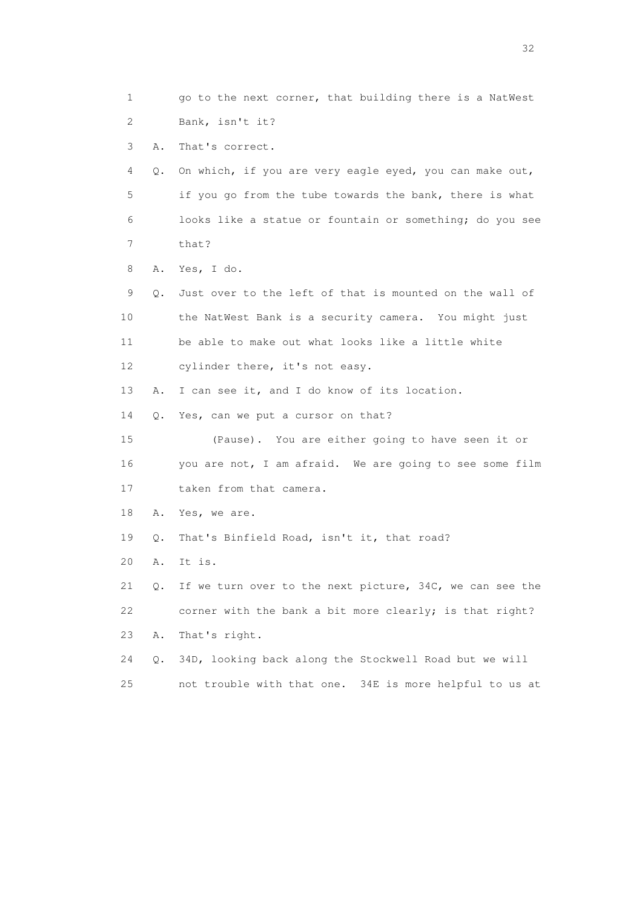1 go to the next corner, that building there is a NatWest
2 Bank, isn't it?
3 A. That's correct.
4 Q. On which, if you are very eagle eyed, you can make out,
5 if you go from the tube towards the bank, there is what
6 looks like a statue or fountain or something; do you see
7 that?
8 A. Yes, I do.
9 Q. Just over to the left of that is mounted on the wall of
10 the NatWest Bank is a security camera. You might just
11 be able to make out what looks like a little white
12 cylinder there, it's not easy.
13 A. I can see it, and I do know of its location.
14 Q. Yes, can we put a cursor on that?
15 (Pause). You are either going to have seen it or
16 you are not, I am afraid. We are going to see some film
17 taken from that camera.
18 A. Yes, we are.
19 Q. That's Binfield Road, isn't it, that road?
20 A. It is.
21 Q. If we turn over to the next picture, 34C, we can see the
22 corner with the bank a bit more clearly; is that right?
23 A. That's right.
24 Q. 34D, looking back along the Stockwell Road but we will
25 not trouble with that one. 34E is more helpful to us at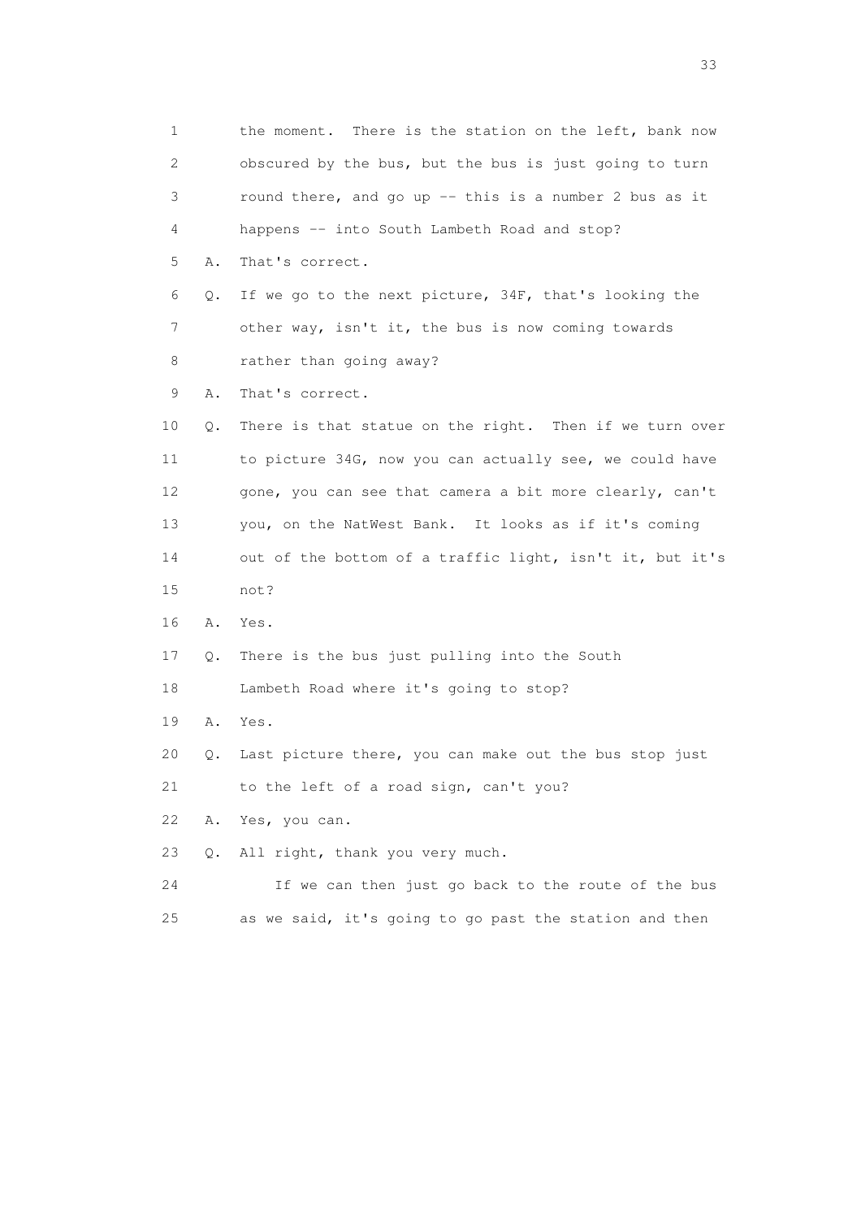1 the moment. There is the station on the left, bank now
2 obscured by the bus, but the bus is just going to turn
3 round there, and go up -- this is a number 2 bus as it
4 happens -- into South Lambeth Road and stop?
5 A. That's correct.
6 Q. If we go to the next picture, 34F, that's looking the
7 other way, isn't it, the bus is now coming towards
8 rather than going away?
9 A. That's correct.
10 Q. There is that statue on the right. Then if we turn over
11 to picture 34G, now you can actually see, we could have
12 gone, you can see that camera a bit more clearly, can't
13 you, on the NatWest Bank. It looks as if it's coming
14 out of the bottom of a traffic light, isn't it, but it's
15 not?
16 A. Yes.
17 Q. There is the bus just pulling into the South
18 Lambeth Road where it's going to stop?
19 A. Yes.
20 Q. Last picture there, you can make out the bus stop just
21 to the left of a road sign, can't you?
22 A. Yes, you can.
23 Q. All right, thank you very much.
24 If we can then just go back to the route of the bus
25 as we said, it's going to go past the station and then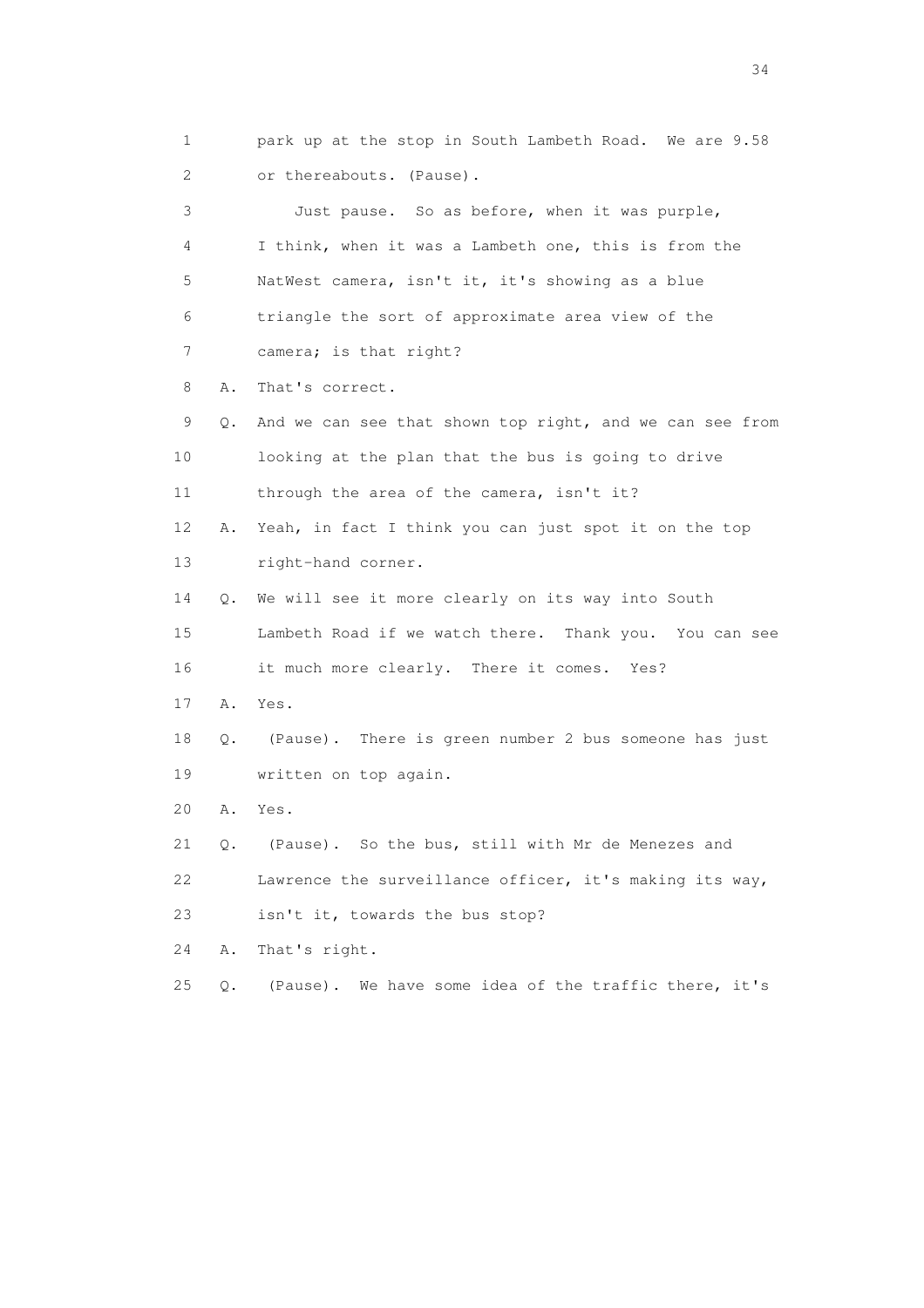1 park up at the stop in South Lambeth Road. We are 9.58
2 or thereabouts. (Pause).

3 Just pause. So as before, when it was purple,
4 I think, when it was a Lambeth one, this is from the
5 NatWest camera, isn't it, it's showing as a blue
6 triangle the sort of approximate area view of the
7 camera; is that right?

8 A. That's correct.

9 Q. And we can see that shown top right, and we can see from
10 looking at the plan that the bus is going to drive
11 through the area of the camera, isn't it?

12 A. Yeah, in fact I think you can just spot it on the top
13 right-hand corner.

14 Q. We will see it more clearly on its way into South
15 Lambeth Road if we watch there. Thank you. You can see
16 it much more clearly. There it comes. Yes?

17 A. Yes.

18 Q. (Pause). There is green number 2 bus someone has just
19 written on top again.

20 A. Yes.

21 Q. (Pause). So the bus, still with Mr de Menezes and
22 Lawrence the surveillance officer, it's making its way,
23 isn't it, towards the bus stop?

24 A. That's right.

25 Q. (Pause). We have some idea of the traffic there, it's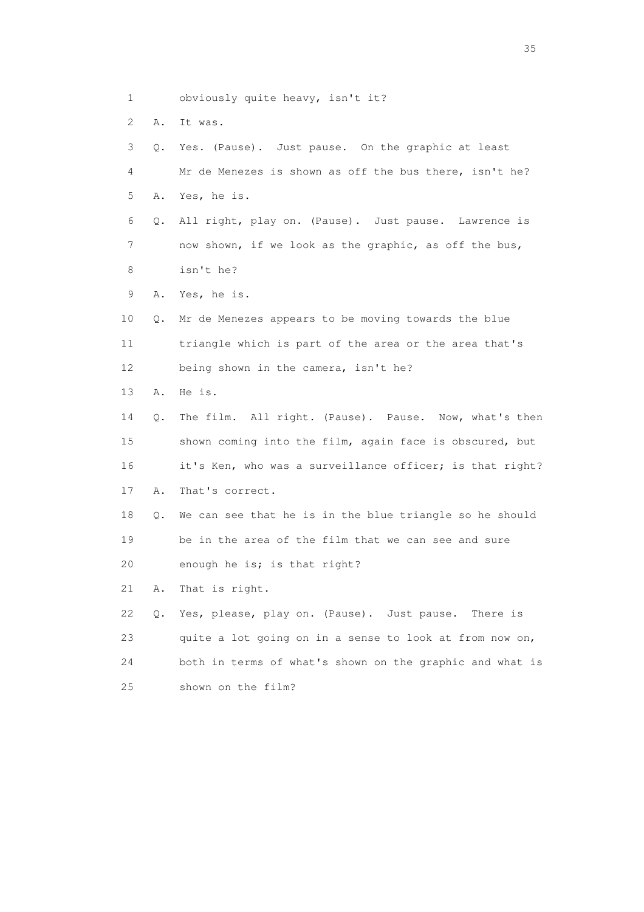1 obviously quite heavy, isn't it?

2 A. It was.

3 Q. Yes. (Pause). Just pause. On the graphic at least

4 Mr de Menezes is shown as off the bus there, isn't he?

5 A. Yes, he is.

6 Q. All right, play on. (Pause). Just pause. Lawrence is

7 now shown, if we look as the graphic, as off the bus,

8 isn't he?

9 A. Yes, he is.

10 Q. Mr de Menezes appears to be moving towards the blue

11 triangle which is part of the area or the area that's

12 being shown in the camera, isn't he?

13 A. He is.

14 Q. The film. All right. (Pause). Pause. Now, what's then

15 shown coming into the film, again face is obscured, but

16 it's Ken, who was a surveillance officer; is that right?

17 A. That's correct.

18 Q. We can see that he is in the blue triangle so he should

19 be in the area of the film that we can see and sure

20 enough he is; is that right?

21 A. That is right.

22 Q. Yes, please, play on. (Pause). Just pause. There is

23 quite a lot going on in a sense to look at from now on,

24 both in terms of what's shown on the graphic and what is

25 shown on the film?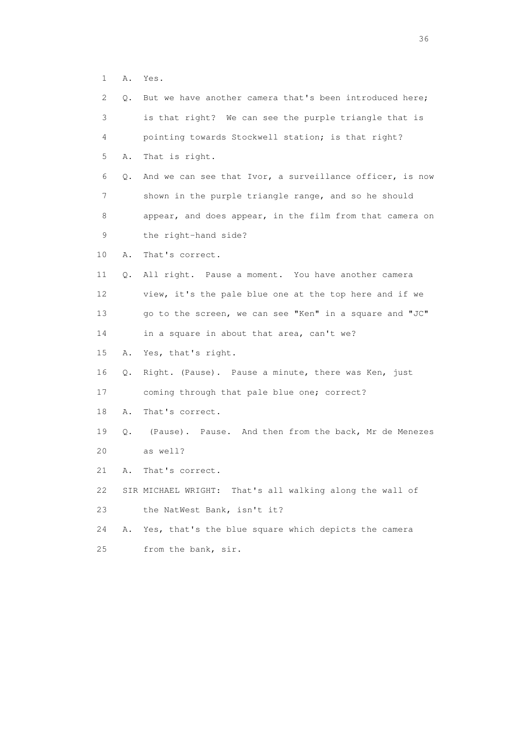1 A. Yes.

2 Q. But we have another camera that's been introduced here;

3 is that right? We can see the purple triangle that is

4 pointing towards Stockwell station; is that right?

5 A. That is right.

6 Q. And we can see that Ivor, a surveillance officer, is now

7 shown in the purple triangle range, and so he should

8 appear, and does appear, in the film from that camera on

9 the right-hand side?

10 A. That's correct.

11 Q. All right. Pause a moment. You have another camera

12 view, it's the pale blue one at the top here and if we

13 go to the screen, we can see "Ken" in a square and "JC"

14 in a square in about that area, can't we?

15 A. Yes, that's right.

16 Q. Right. (Pause). Pause a minute, there was Ken, just

17 coming through that pale blue one; correct?

18 A. That's correct.

19 Q. (Pause). Pause. And then from the back, Mr de Menezes

20 as well?

21 A. That's correct.

22 SIR MICHAEL WRIGHT: That's all walking along the wall of

23 the NatWest Bank, isn't it?

24 A. Yes, that's the blue square which depicts the camera

25 from the bank, sir.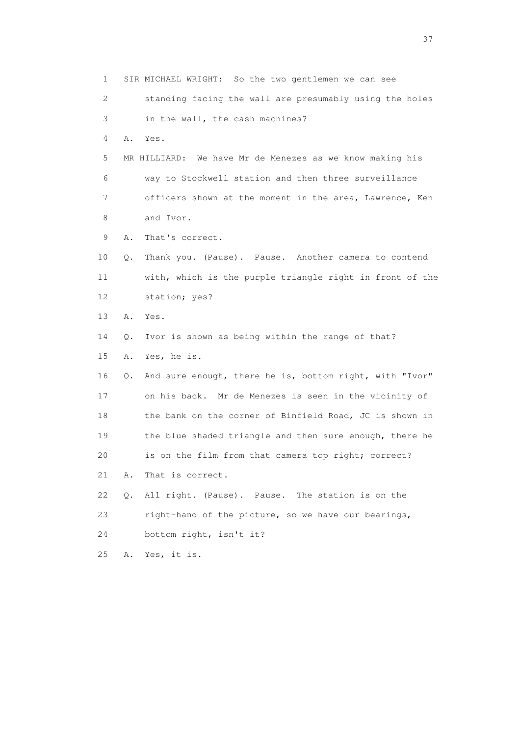1 SIR MICHAEL WRIGHT: So the two gentlemen we can see
2 standing facing the wall are presumably using the holes
3 in the wall, the cash machines?
4 A. Yes.
5 MR HILLIARD: We have Mr de Menezes as we know making his
6 way to Stockwell station and then three surveillance
7 officers shown at the moment in the area, Lawrence, Ken
8 and Ivor.
9 A. That's correct.
10 Q. Thank you. (Pause). Pause. Another camera to contend
11 with, which is the purple triangle right in front of the
12 station; yes?
13 A. Yes.
14 Q. Ivor is shown as being within the range of that?
15 A. Yes, he is.
16 Q. And sure enough, there he is, bottom right, with "Ivor"
17 on his back. Mr de Menezes is seen in the vicinity of
18 the bank on the corner of Binfield Road, JC is shown in
19 the blue shaded triangle and then sure enough, there he
20 is on the film from that camera top right; correct?
21 A. That is correct.
22 Q. All right. (Pause). Pause. The station is on the
23 right-hand of the picture, so we have our bearings,
24 bottom right, isn't it?
25 A. Yes, it is.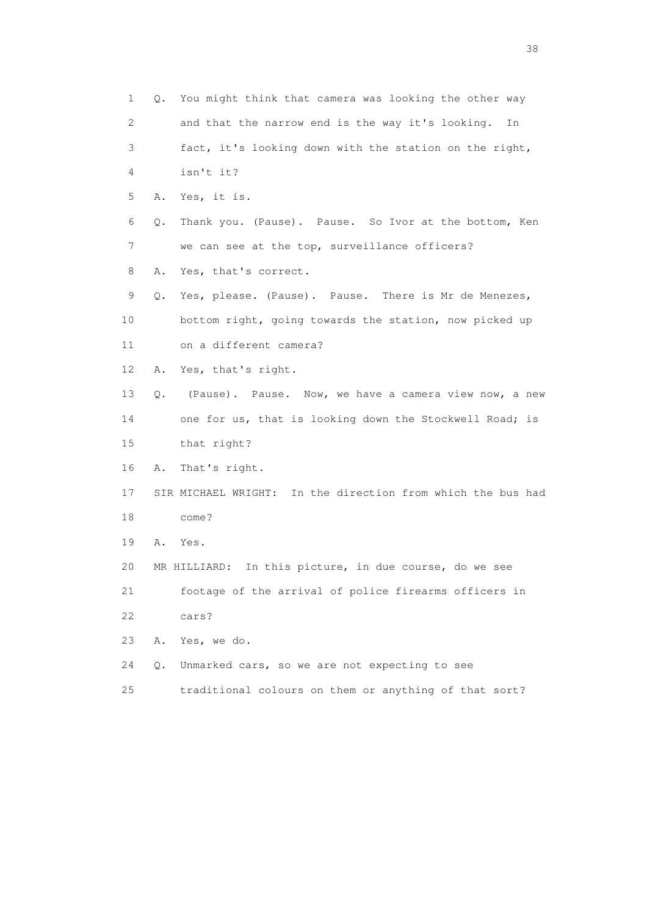1 Q. You might think that camera was looking the other way
2 and that the narrow end is the way it's looking. In
3 fact, it's looking down with the station on the right,
4 isn't it?
5 A. Yes, it is.
6 Q. Thank you. (Pause). Pause. So Ivor at the bottom, Ken
7 we can see at the top, surveillance officers?
8 A. Yes, that's correct.
9 Q. Yes, please. (Pause). Pause. There is Mr de Menezes,
10 bottom right, going towards the station, now picked up
11 on a different camera?
12 A. Yes, that's right.
13 Q. (Pause). Pause. Now, we have a camera view now, a new
14 one for us, that is looking down the Stockwell Road; is
15 that right?
16 A. That's right.
17 SIR MICHAEL WRIGHT: In the direction from which the bus had
18 come?
19 A. Yes.
20 MR HILLIARD: In this picture, in due course, do we see
21 footage of the arrival of police firearms officers in
22 cars?
23 A. Yes, we do.
24 Q. Unmarked cars, so we are not expecting to see
25 traditional colours on them or anything of that sort?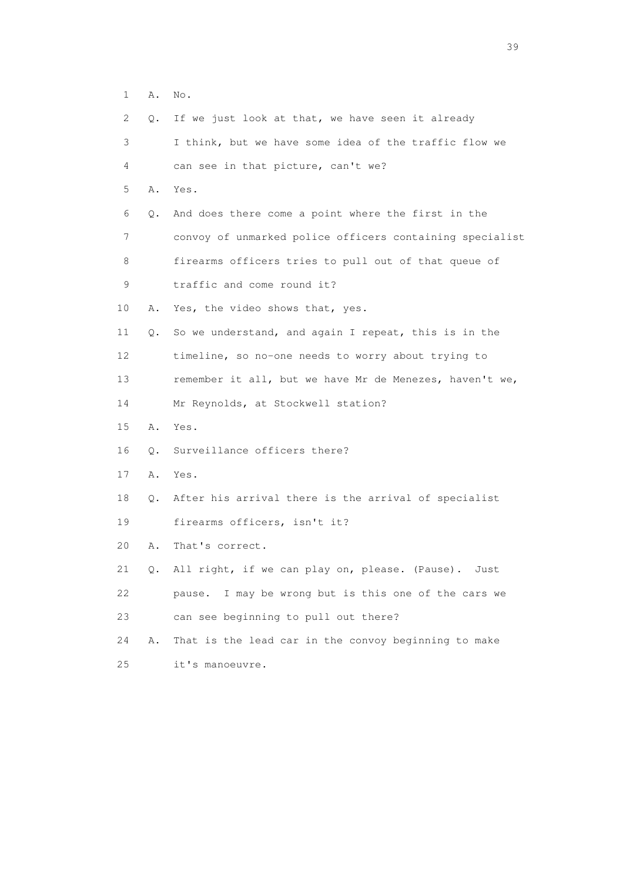1 A. No.

2 Q. If we just look at that, we have seen it already

3 I think, but we have some idea of the traffic flow we

4 can see in that picture, can't we?

5 A. Yes.

6 Q. And does there come a point where the first in the

7 convoy of unmarked police officers containing specialist

8 firearms officers tries to pull out of that queue of

9 traffic and come round it?

10 A. Yes, the video shows that, yes.

11 Q. So we understand, and again I repeat, this is in the

12 timeline, so no-one needs to worry about trying to

13 remember it all, but we have Mr de Menezes, haven't we,

14 Mr Reynolds, at Stockwell station?

15 A. Yes.

16 Q. Surveillance officers there?

17 A. Yes.

18 Q. After his arrival there is the arrival of specialist

19 firearms officers, isn't it?

20 A. That's correct.

21 Q. All right, if we can play on, please. (Pause). Just

22 pause. I may be wrong but is this one of the cars we

23 can see beginning to pull out there?

24 A. That is the lead car in the convoy beginning to make

25 it's manoeuvre.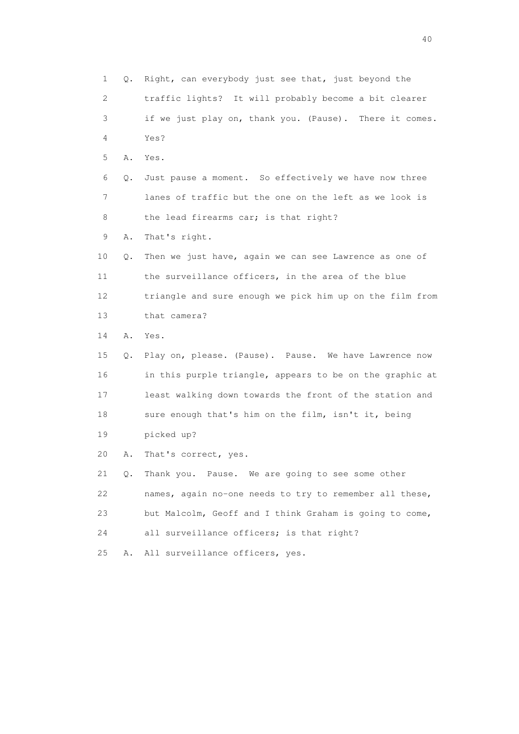1 Q. Right, can everybody just see that, just beyond the
2 traffic lights? It will probably become a bit clearer
3 if we just play on, thank you. (Pause). There it comes.
4 Yes?
5 A. Yes.
6 Q. Just pause a moment. So effectively we have now three
7 lanes of traffic but the one on the left as we look is
8 the lead firearms car; is that right?
9 A. That's right.
10 Q. Then we just have, again we can see Lawrence as one of
11 the surveillance officers, in the area of the blue
12 triangle and sure enough we pick him up on the film from
13 that camera?
14 A. Yes.
15 Q. Play on, please. (Pause). Pause. We have Lawrence now
16 in this purple triangle, appears to be on the graphic at
17 least walking down towards the front of the station and
18 sure enough that's him on the film, isn't it, being
19 picked up?
20 A. That's correct, yes.
21 Q. Thank you. Pause. We are going to see some other
22 names, again no-one needs to try to remember all these,
23 but Malcolm, Geoff and I think Graham is going to come,
24 all surveillance officers; is that right?
25 A. All surveillance officers, yes.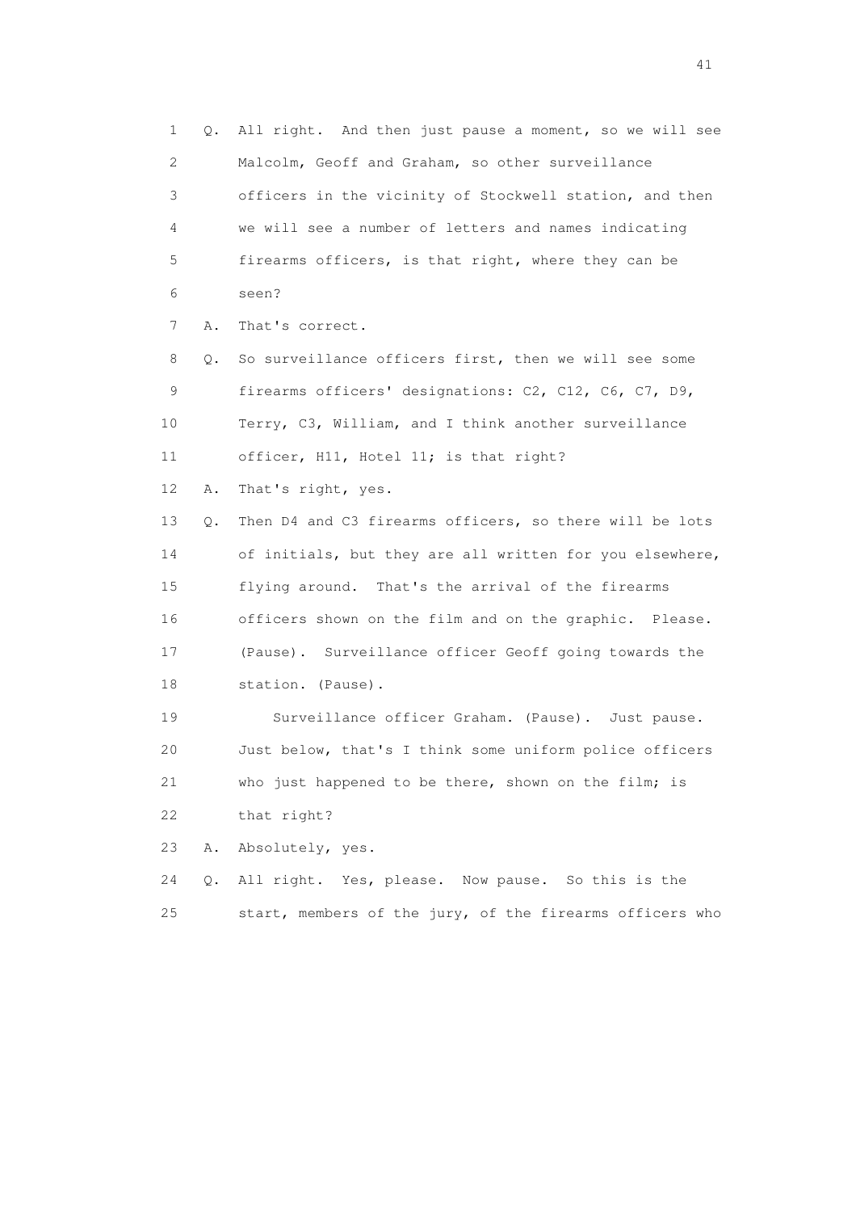1 Q. All right. And then just pause a moment, so we will see
2 Malcolm, Geoff and Graham, so other surveillance
3 officers in the vicinity of Stockwell station, and then
4 we will see a number of letters and names indicating
5 firearms officers, is that right, where they can be
6 seen?

7 A. That's correct.

8 Q. So surveillance officers first, then we will see some
9 firearms officers' designations: C2, C12, C6, C7, D9,
10 Terry, C3, William, and I think another surveillance
11 officer, H11, Hotel 11; is that right?

12 A. That's right, yes.

13 Q. Then D4 and C3 firearms officers, so there will be lots
14 of initials, but they are all written for you elsewhere,
15 flying around. That's the arrival of the firearms
16 officers shown on the film and on the graphic. Please.
17 (Pause). Surveillance officer Geoff going towards the
18 station. (Pause).

19 Surveillance officer Graham. (Pause). Just pause.
20 Just below, that's I think some uniform police officers
21 who just happened to be there, shown on the film; is
22 that right?

23 A. Absolutely, yes.

24 Q. All right. Yes, please. Now pause. So this is the
25 start, members of the jury, of the firearms officers who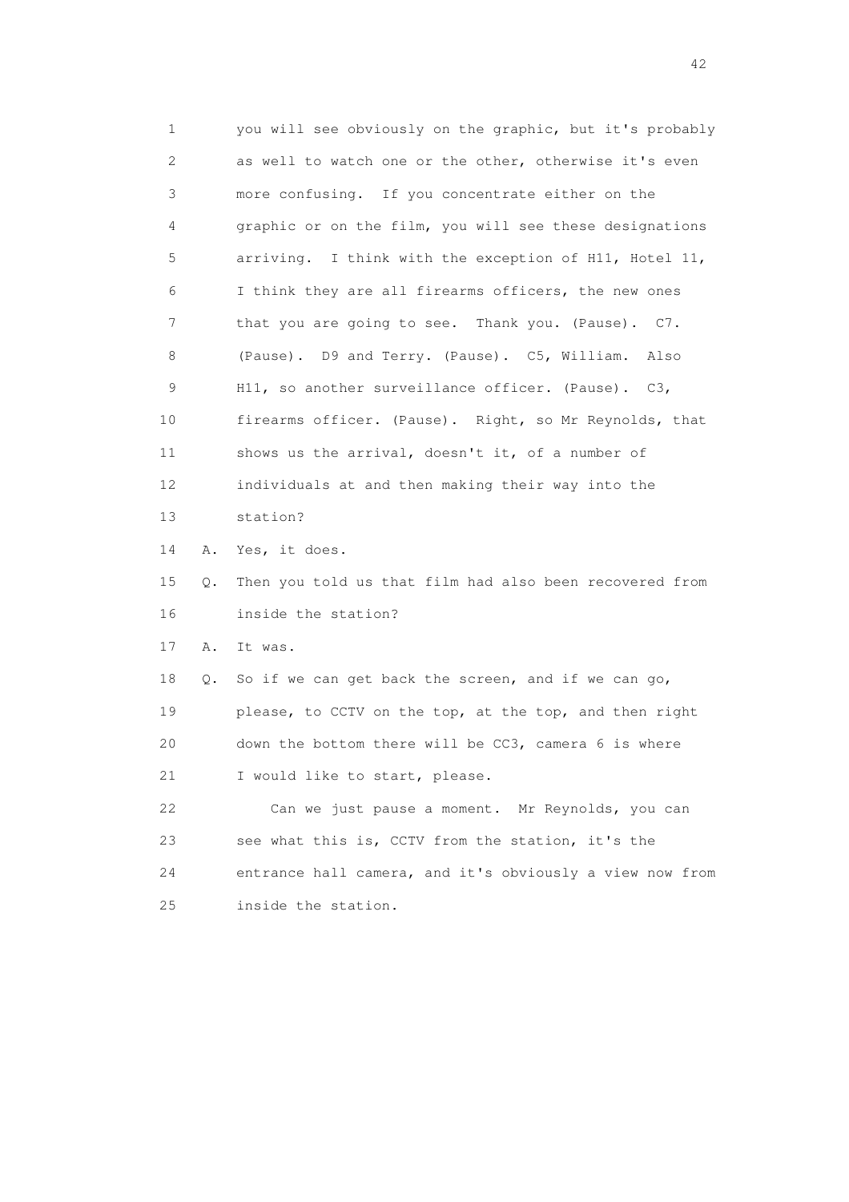1 you will see obviously on the graphic, but it's probably
2 as well to watch one or the other, otherwise it's even
3 more confusing. If you concentrate either on the
4 graphic or on the film, you will see these designations
5 arriving. I think with the exception of H11, Hotel 11,
6 I think they are all firearms officers, the new ones
7 that you are going to see. Thank you. (Pause). C7.
8 (Pause). D9 and Terry. (Pause). C5, William. Also
9 H11, so another surveillance officer. (Pause). C3,
10 firearms officer. (Pause). Right, so Mr Reynolds, that
11 shows us the arrival, doesn't it, of a number of
12 individuals at and then making their way into the
13 station?

14 A. Yes, it does.

15 Q. Then you told us that film had also been recovered from
16 inside the station?

17 A. It was.

18 Q. So if we can get back the screen, and if we can go,
19 please, to CCTV on the top, at the top, and then right
20 down the bottom there will be CC3, camera 6 is where
21 I would like to start, please.

22 Can we just pause a moment. Mr Reynolds, you can
23 see what this is, CCTV from the station, it's the
24 entrance hall camera, and it's obviously a view now from
25 inside the station.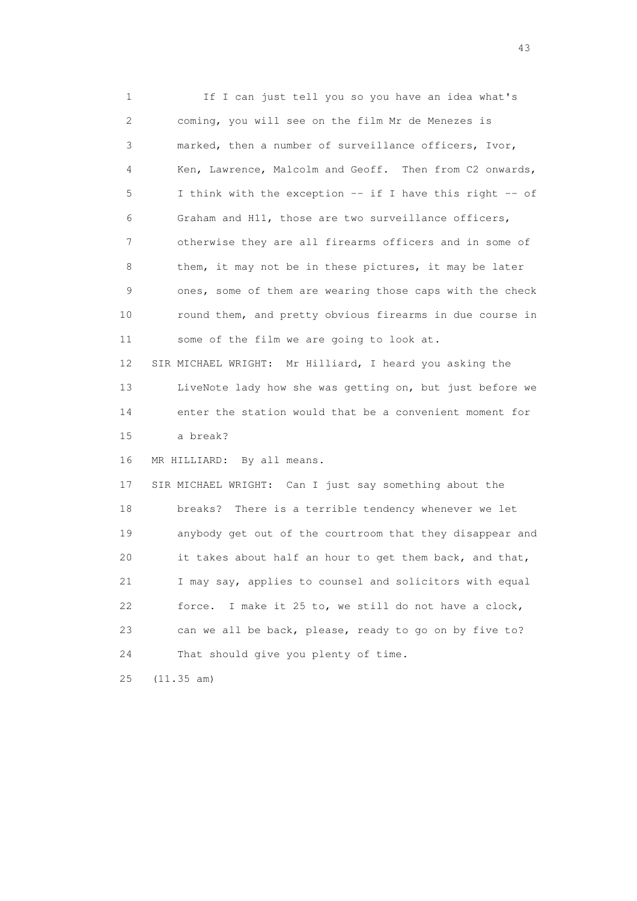1 If I can just tell you so you have an idea what's
2 coming, you will see on the film Mr de Menezes is
3 marked, then a number of surveillance officers, Ivor,
4 Ken, Lawrence, Malcolm and Geoff. Then from C2 onwards,
5 I think with the exception -- if I have this right -- of
6 Graham and H11, those are two surveillance officers,
7 otherwise they are all firearms officers and in some of
8 them, it may not be in these pictures, it may be later
9 ones, some of them are wearing those caps with the check
10 round them, and pretty obvious firearms in due course in
11 some of the film we are going to look at.

12 SIR MICHAEL WRIGHT: Mr Hilliard, I heard you asking the
13 LiveNote lady how she was getting on, but just before we
14 enter the station would that be a convenient moment for
15 a break?

16 MR HILLIARD: By all means.

17 SIR MICHAEL WRIGHT: Can I just say something about the
18 breaks? There is a terrible tendency whenever we let
19 anybody get out of the courtroom that they disappear and
20 it takes about half an hour to get them back, and that,
21 I may say, applies to counsel and solicitors with equal
22 force. I make it 25 to, we still do not have a clock,
23 can we all be back, please, ready to go on by five to?
24 That should give you plenty of time.

25 (11.35 am)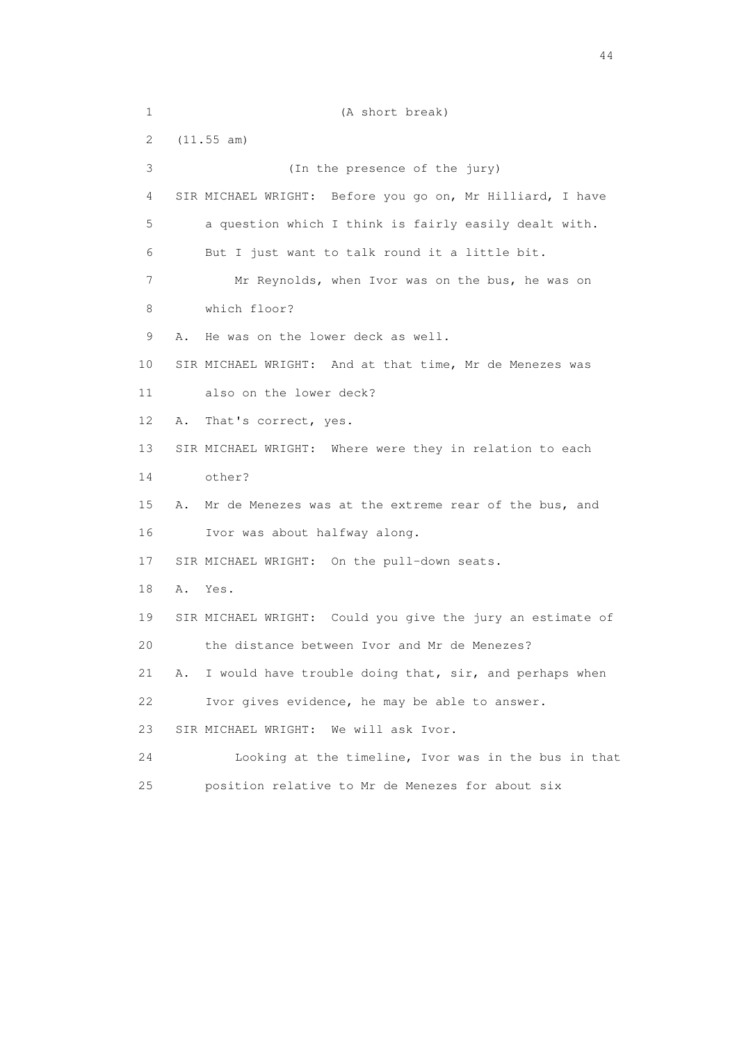1 (A short break)

2 (11.55 am)

3 (In the presence of the jury)

4 SIR MICHAEL WRIGHT: Before you go on, Mr Hilliard, I have

5 a question which I think is fairly easily dealt with.

6 But I just want to talk round it a little bit.

7 Mr Reynolds, when Ivor was on the bus, he was on

8 which floor?

9 A. He was on the lower deck as well.

10 SIR MICHAEL WRIGHT: And at that time, Mr de Menezes was

11 also on the lower deck?

12 A. That's correct, yes.

13 SIR MICHAEL WRIGHT: Where were they in relation to each

14 other?

15 A. Mr de Menezes was at the extreme rear of the bus, and

16 Ivor was about halfway along.

17 SIR MICHAEL WRIGHT: On the pull-down seats.

18 A. Yes.

19 SIR MICHAEL WRIGHT: Could you give the jury an estimate of

20 the distance between Ivor and Mr de Menezes?

21 A. I would have trouble doing that, sir, and perhaps when

22 Ivor gives evidence, he may be able to answer.

23 SIR MICHAEL WRIGHT: We will ask Ivor.

24 Looking at the timeline, Ivor was in the bus in that

25 position relative to Mr de Menezes for about six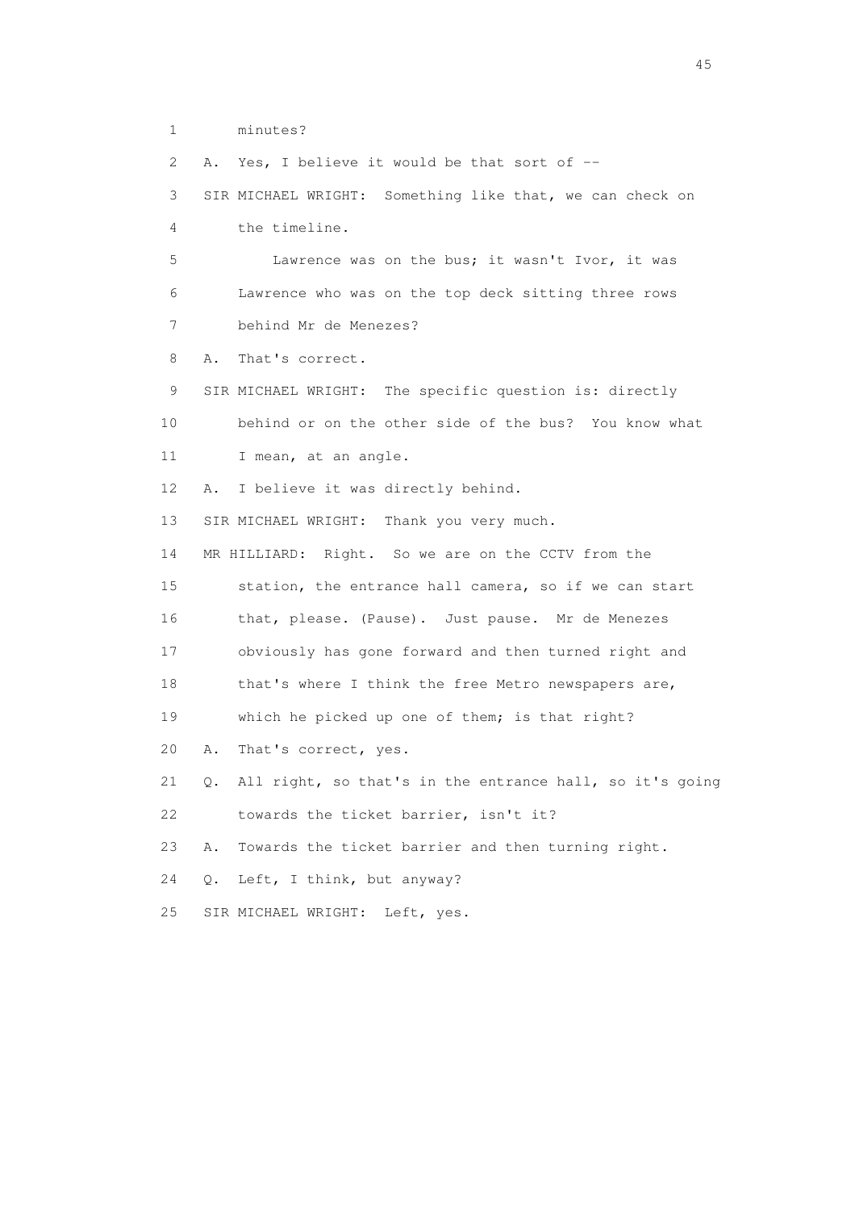1 minutes?

2 A. Yes, I believe it would be that sort of --

3 SIR MICHAEL WRIGHT: Something like that, we can check on

4 the timeline.

5 Lawrence was on the bus; it wasn't Ivor, it was

6 Lawrence who was on the top deck sitting three rows

7 behind Mr de Menezes?

8 A. That's correct.

9 SIR MICHAEL WRIGHT: The specific question is: directly

10 behind or on the other side of the bus? You know what

11 I mean, at an angle.

12 A. I believe it was directly behind.

13 SIR MICHAEL WRIGHT: Thank you very much.

14 MR HILLIARD: Right. So we are on the CCTV from the

15 station, the entrance hall camera, so if we can start

16 that, please. (Pause). Just pause. Mr de Menezes

17 obviously has gone forward and then turned right and

18 that's where I think the free Metro newspapers are,

19 which he picked up one of them; is that right?

20 A. That's correct, yes.

21 Q. All right, so that's in the entrance hall, so it's going

22 towards the ticket barrier, isn't it?

23 A. Towards the ticket barrier and then turning right.

24 Q. Left, I think, but anyway?

25 SIR MICHAEL WRIGHT: Left, yes.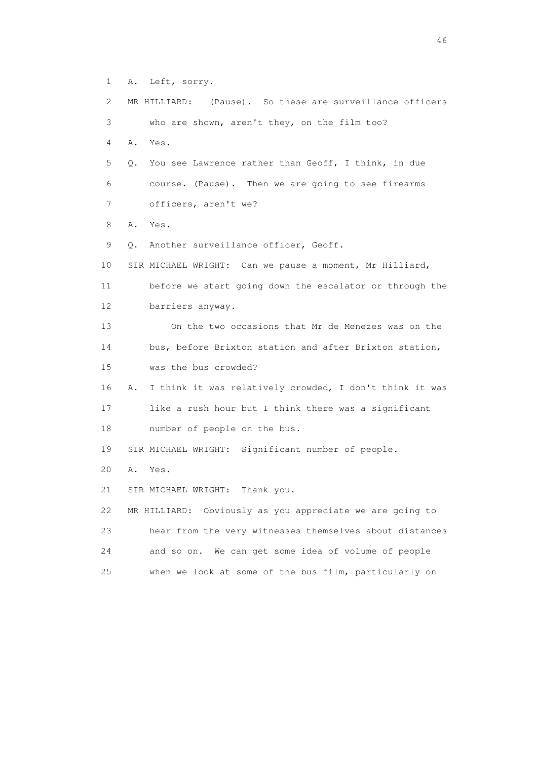1 A. Left, sorry.

2 MR HILLIARD: (Pause). So these are surveillance officers

3 who are shown, aren't they, on the film too?

4 A. Yes.

5 Q. You see Lawrence rather than Geoff, I think, in due

6 course. (Pause). Then we are going to see firearms

7 officers, aren't we?

8 A. Yes.

9 Q. Another surveillance officer, Geoff.

10 SIR MICHAEL WRIGHT: Can we pause a moment, Mr Hilliard,

11 before we start going down the escalator or through the

12 barriers anyway.

13 On the two occasions that Mr de Menezes was on the

14 bus, before Brixton station and after Brixton station,

15 was the bus crowded?

16 A. I think it was relatively crowded, I don't think it was

17 like a rush hour but I think there was a significant

18 number of people on the bus.

19 SIR MICHAEL WRIGHT: Significant number of people.

20 A. Yes.

21 SIR MICHAEL WRIGHT: Thank you.

22 MR HILLIARD: Obviously as you appreciate we are going to

23 hear from the very witnesses themselves about distances

24 and so on. We can get some idea of volume of people

25 when we look at some of the bus film, particularly on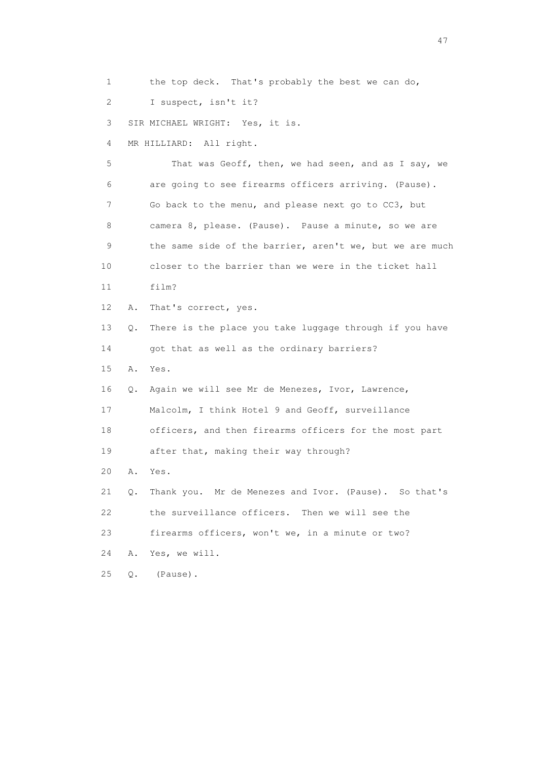1 the top deck. That's probably the best we can do,

2 I suspect, isn't it?

3 SIR MICHAEL WRIGHT: Yes, it is.

4 MR HILLIARD: All right.

5 That was Geoff, then, we had seen, and as I say, we

6 are going to see firearms officers arriving. (Pause).

7 Go back to the menu, and please next go to CC3, but

8 camera 8, please. (Pause). Pause a minute, so we are

9 the same side of the barrier, aren't we, but we are much

10 closer to the barrier than we were in the ticket hall

11 film?

12 A. That's correct, yes.

13 Q. There is the place you take luggage through if you have

14 got that as well as the ordinary barriers?

15 A. Yes.

16 Q. Again we will see Mr de Menezes, Ivor, Lawrence,

17 Malcolm, I think Hotel 9 and Geoff, surveillance

18 officers, and then firearms officers for the most part

19 after that, making their way through?

20 A. Yes.

21 Q. Thank you. Mr de Menezes and Ivor. (Pause). So that's

22 the surveillance officers. Then we will see the

23 firearms officers, won't we, in a minute or two?

24 A. Yes, we will.

25 Q. (Pause).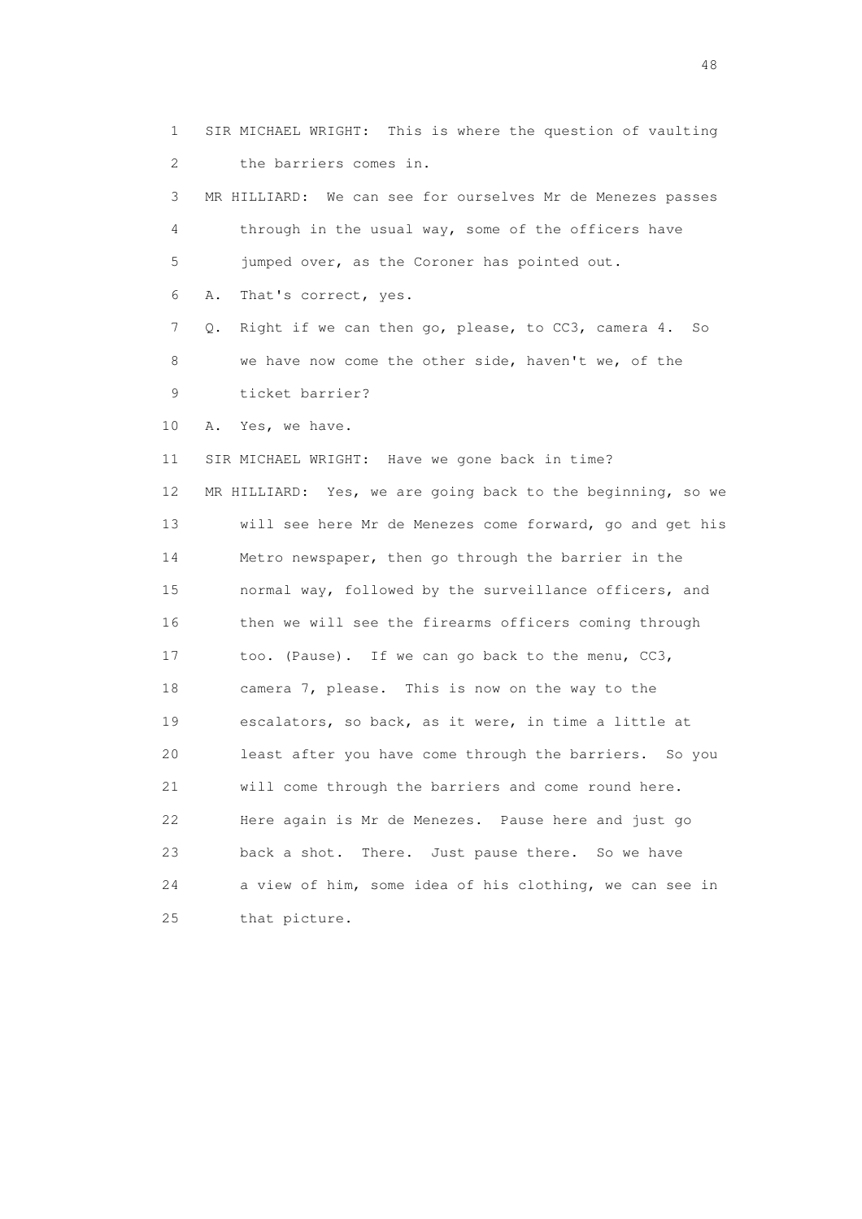1 SIR MICHAEL WRIGHT: This is where the question of vaulting
2 the barriers comes in.
3 MR HILLIARD: We can see for ourselves Mr de Menezes passes
4 through in the usual way, some of the officers have
5 jumped over, as the Coroner has pointed out.
6 A. That's correct, yes.
7 Q. Right if we can then go, please, to CC3, camera 4. So
8 we have now come the other side, haven't we, of the
9 ticket barrier?
10 A. Yes, we have.
11 SIR MICHAEL WRIGHT: Have we gone back in time?
12 MR HILLIARD: Yes, we are going back to the beginning, so we
13 will see here Mr de Menezes come forward, go and get his
14 Metro newspaper, then go through the barrier in the
15 normal way, followed by the surveillance officers, and
16 then we will see the firearms officers coming through
17 too. (Pause). If we can go back to the menu, CC3,
18 camera 7, please. This is now on the way to the
19 escalators, so back, as it were, in time a little at
20 least after you have come through the barriers. So you
21 will come through the barriers and come round here.
22 Here again is Mr de Menezes. Pause here and just go
23 back a shot. There. Just pause there. So we have
24 a view of him, some idea of his clothing, we can see in
25 that picture.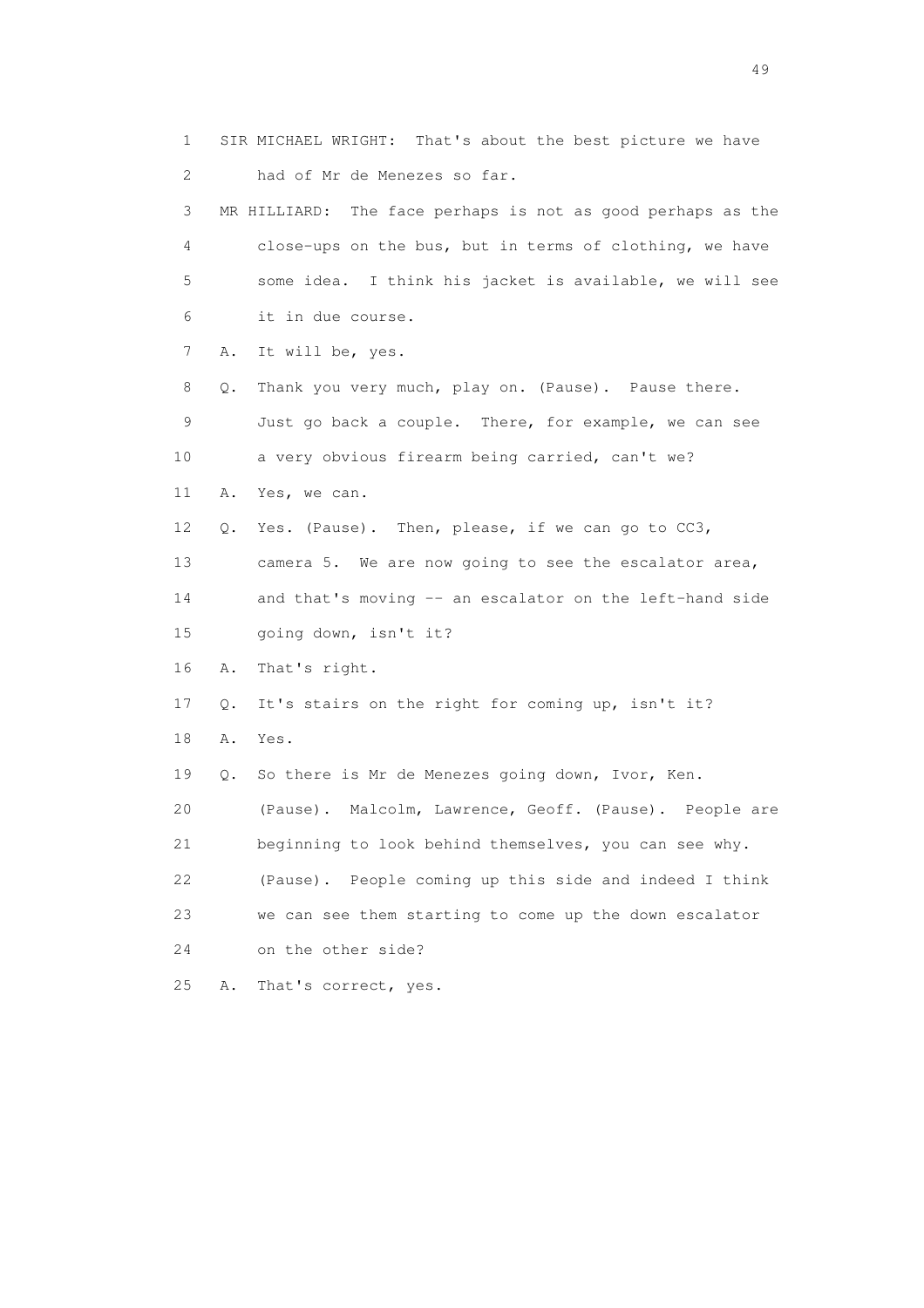1 SIR MICHAEL WRIGHT: That's about the best picture we have
2 had of Mr de Menezes so far.
3 MR HILLIARD: The face perhaps is not as good perhaps as the
4 close-ups on the bus, but in terms of clothing, we have
5 some idea. I think his jacket is available, we will see
6 it in due course.
7 A. It will be, yes.
8 Q. Thank you very much, play on. (Pause). Pause there.
9 Just go back a couple. There, for example, we can see
10 a very obvious firearm being carried, can't we?
11 A. Yes, we can.
12 Q. Yes. (Pause). Then, please, if we can go to CC3,
13 camera 5. We are now going to see the escalator area,
14 and that's moving -- an escalator on the left-hand side
15 going down, isn't it?
16 A. That's right.
17 Q. It's stairs on the right for coming up, isn't it?
18 A. Yes.
19 Q. So there is Mr de Menezes going down, Ivor, Ken.
20 (Pause). Malcolm, Lawrence, Geoff. (Pause). People are
21 beginning to look behind themselves, you can see why.
22 (Pause). People coming up this side and indeed I think
23 we can see them starting to come up the down escalator
24 on the other side?
25 A. That's correct, yes.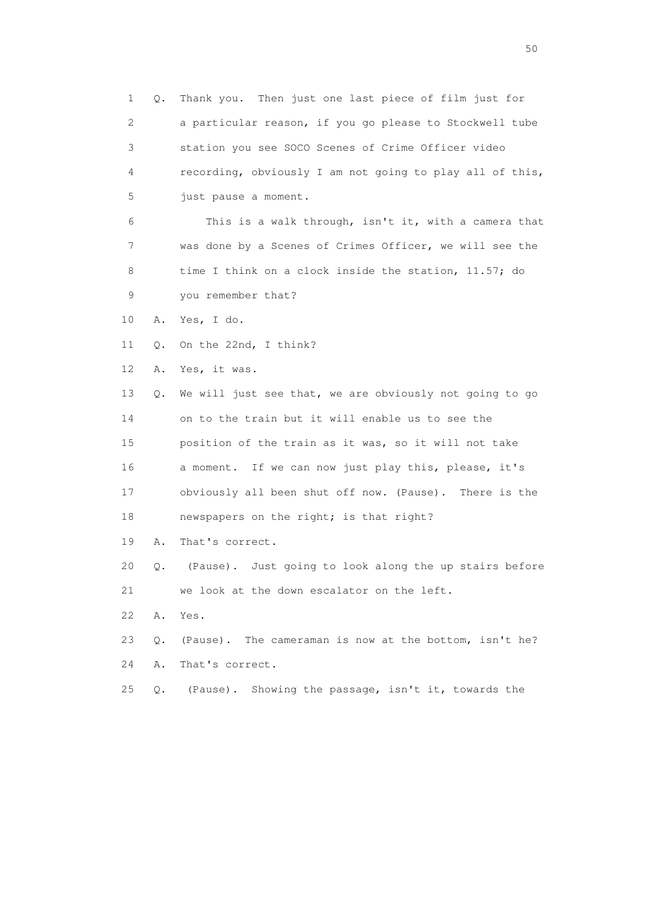1 Q. Thank you. Then just one last piece of film just for
2 a particular reason, if you go please to Stockwell tube
3 station you see SOCO Scenes of Crime Officer video
4 recording, obviously I am not going to play all of this,
5 just pause a moment.
6 This is a walk through, isn't it, with a camera that
7 was done by a Scenes of Crimes Officer, we will see the
8 time I think on a clock inside the station, 11.57; do
9 you remember that?
10 A. Yes, I do.
11 Q. On the 22nd, I think?
12 A. Yes, it was.
13 Q. We will just see that, we are obviously not going to go
14 on to the train but it will enable us to see the
15 position of the train as it was, so it will not take
16 a moment. If we can now just play this, please, it's
17 obviously all been shut off now. (Pause). There is the
18 newspapers on the right; is that right?
19 A. That's correct.
20 Q. (Pause). Just going to look along the up stairs before
21 we look at the down escalator on the left.
22 A. Yes.
23 Q. (Pause). The cameraman is now at the bottom, isn't he?
24 A. That's correct.
25 Q. (Pause). Showing the passage, isn't it, towards the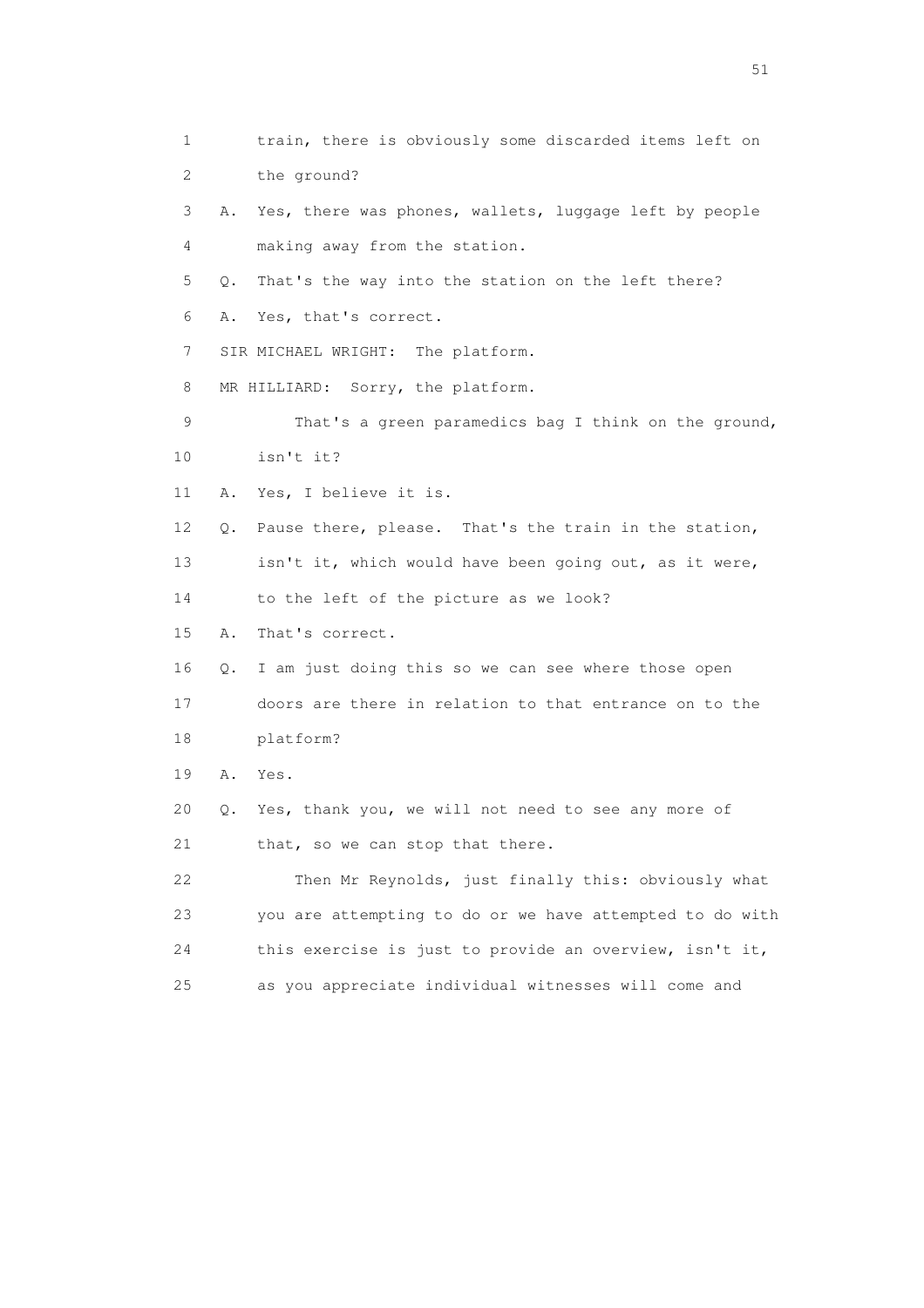1 train, there is obviously some discarded items left on
2 the ground?
3 A. Yes, there was phones, wallets, luggage left by people
4 making away from the station.
5 Q. That's the way into the station on the left there?
6 A. Yes, that's correct.
7 SIR MICHAEL WRIGHT: The platform.
8 MR HILLIARD: Sorry, the platform.
9 That's a green paramedics bag I think on the ground,
10 isn't it?
11 A. Yes, I believe it is.
12 Q. Pause there, please. That's the train in the station,
13 isn't it, which would have been going out, as it were,
14 to the left of the picture as we look?
15 A. That's correct.
16 Q. I am just doing this so we can see where those open
17 doors are there in relation to that entrance on to the
18 platform?
19 A. Yes.
20 Q. Yes, thank you, we will not need to see any more of
21 that, so we can stop that there.
22 Then Mr Reynolds, just finally this: obviously what
23 you are attempting to do or we have attempted to do with
24 this exercise is just to provide an overview, isn't it,
25 as you appreciate individual witnesses will come and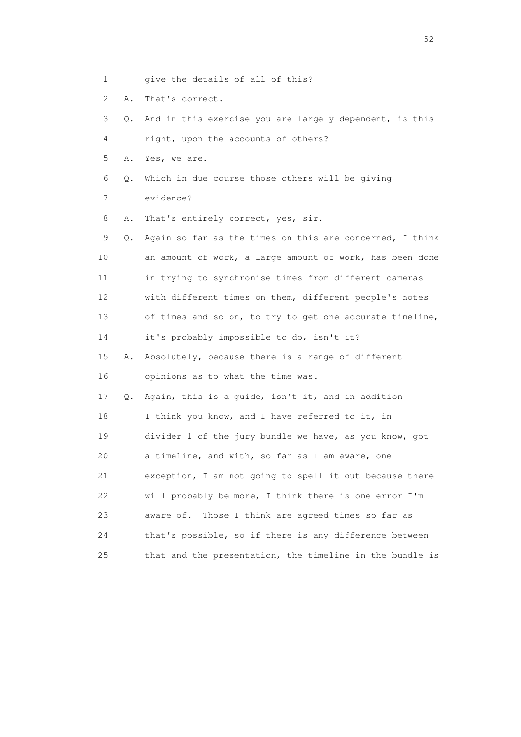1 give the details of all of this?

2 A. That's correct.

3 Q. And in this exercise you are largely dependent, is this

4 right, upon the accounts of others?

5 A. Yes, we are.

6 Q. Which in due course those others will be giving

7 evidence?

8 A. That's entirely correct, yes, sir.

9 Q. Again so far as the times on this are concerned, I think

10 an amount of work, a large amount of work, has been done

11 in trying to synchronise times from different cameras

12 with different times on them, different people's notes

13 of times and so on, to try to get one accurate timeline,

14 it's probably impossible to do, isn't it?

15 A. Absolutely, because there is a range of different

16 opinions as to what the time was.

17 Q. Again, this is a guide, isn't it, and in addition

18 I think you know, and I have referred to it, in

19 divider 1 of the jury bundle we have, as you know, got

20 a timeline, and with, so far as I am aware, one

21 exception, I am not going to spell it out because there

22 will probably be more, I think there is one error I'm

23 aware of. Those I think are agreed times so far as

24 that's possible, so if there is any difference between

25 that and the presentation, the timeline in the bundle is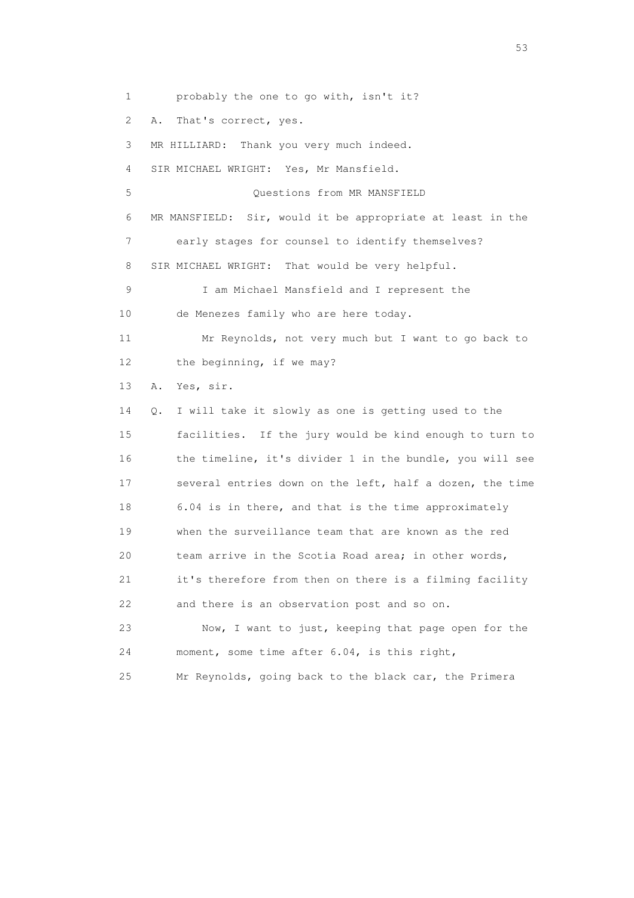1 probably the one to go with, isn't it?

2 A. That's correct, yes.

3 MR HILLIARD: Thank you very much indeed.

4 SIR MICHAEL WRIGHT: Yes, Mr Mansfield.

5 Questions from MR MANSFIELD

6 MR MANSFIELD: Sir, would it be appropriate at least in the

7 early stages for counsel to identify themselves?

8 SIR MICHAEL WRIGHT: That would be very helpful.

9 I am Michael Mansfield and I represent the

10 de Menezes family who are here today.

11 Mr Reynolds, not very much but I want to go back to

12 the beginning, if we may?

13 A. Yes, sir.

14 Q. I will take it slowly as one is getting used to the

15 facilities. If the jury would be kind enough to turn to

16 the timeline, it's divider 1 in the bundle, you will see

17 several entries down on the left, half a dozen, the time

18 6.04 is in there, and that is the time approximately

19 when the surveillance team that are known as the red

20 team arrive in the Scotia Road area; in other words,

21 it's therefore from then on there is a filming facility

22 and there is an observation post and so on.

23 Now, I want to just, keeping that page open for the

24 moment, some time after 6.04, is this right,

25 Mr Reynolds, going back to the black car, the Primera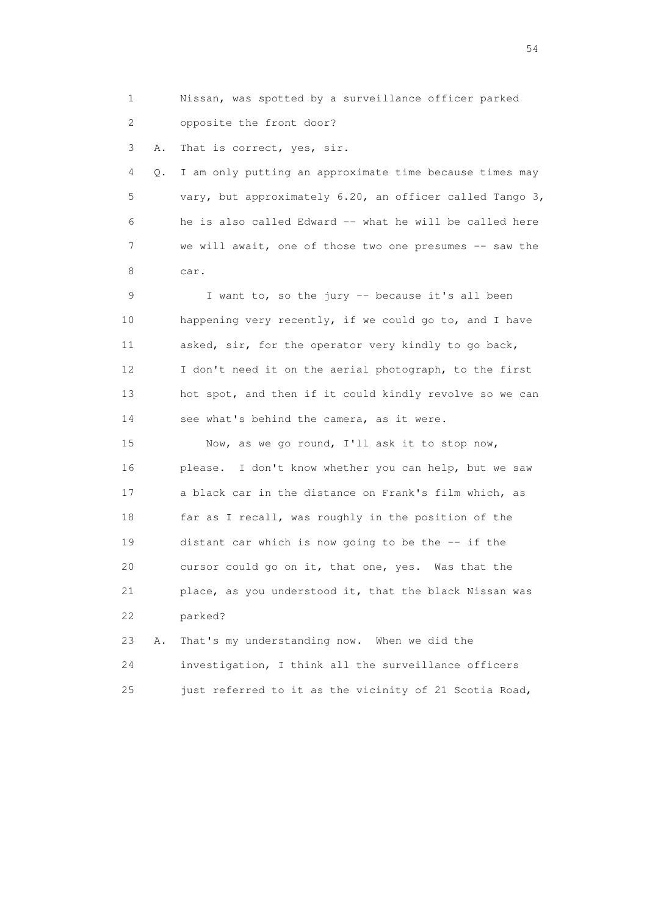1 Nissan, was spotted by a surveillance officer parked
2 opposite the front door?

3 A. That is correct, yes, sir.

4 Q. I am only putting an approximate time because times may
5 vary, but approximately 6.20, an officer called Tango 3,
6 he is also called Edward -- what he will be called here
7 we will await, one of those two one presumes -- saw the
8 car.

9 I want to, so the jury -- because it's all been
10 happening very recently, if we could go to, and I have
11 asked, sir, for the operator very kindly to go back,
12 I don't need it on the aerial photograph, to the first
13 hot spot, and then if it could kindly revolve so we can
14 see what's behind the camera, as it were.

15 Now, as we go round, I'll ask it to stop now,
16 please. I don't know whether you can help, but we saw
17 a black car in the distance on Frank's film which, as
18 far as I recall, was roughly in the position of the
19 distant car which is now going to be the -- if the
20 cursor could go on it, that one, yes. Was that the
21 place, as you understood it, that the black Nissan was
22 parked?

23 A. That's my understanding now. When we did the
24 investigation, I think all the surveillance officers
25 just referred to it as the vicinity of 21 Scotia Road,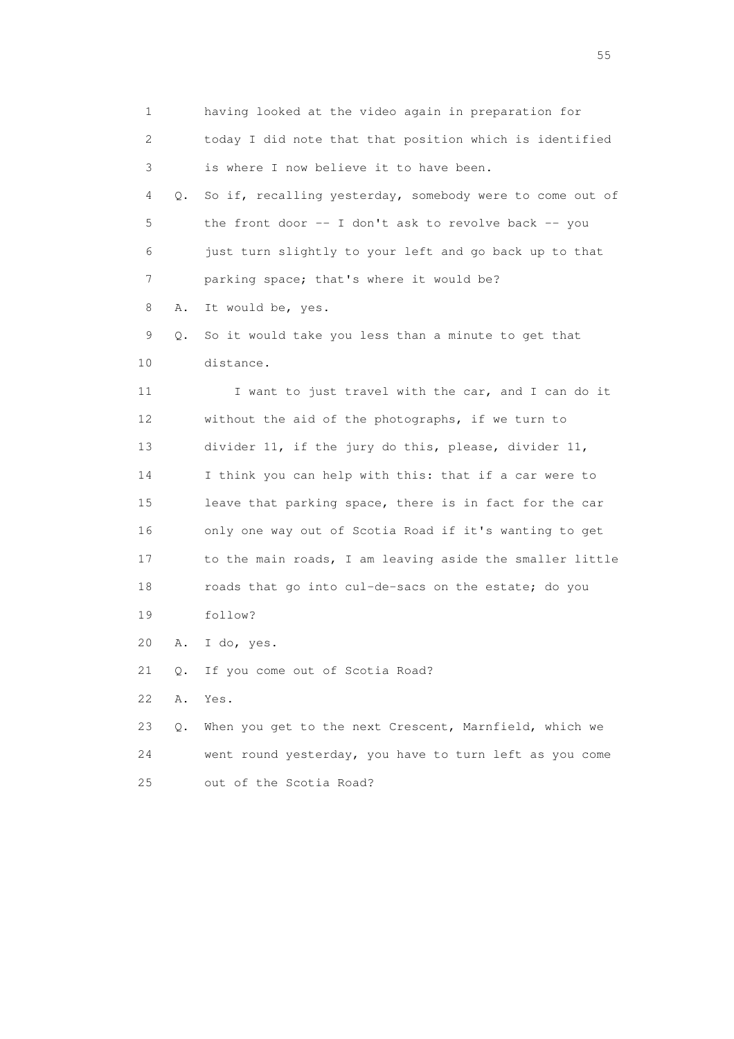1 having looked at the video again in preparation for
2 today I did note that that position which is identified
3 is where I now believe it to have been.
4 Q. So if, recalling yesterday, somebody were to come out of
5 the front door -- I don't ask to revolve back -- you
6 just turn slightly to your left and go back up to that
7 parking space; that's where it would be?
8 A. It would be, yes.
9 Q. So it would take you less than a minute to get that
10 distance.
11 I want to just travel with the car, and I can do it
12 without the aid of the photographs, if we turn to
13 divider 11, if the jury do this, please, divider 11,
14 I think you can help with this: that if a car were to
15 leave that parking space, there is in fact for the car
16 only one way out of Scotia Road if it's wanting to get
17 to the main roads, I am leaving aside the smaller little
18 roads that go into cul-de-sacs on the estate; do you
19 follow?
20 A. I do, yes.
21 Q. If you come out of Scotia Road?
22 A. Yes.
23 Q. When you get to the next Crescent, Marnfield, which we
24 went round yesterday, you have to turn left as you come
25 out of the Scotia Road?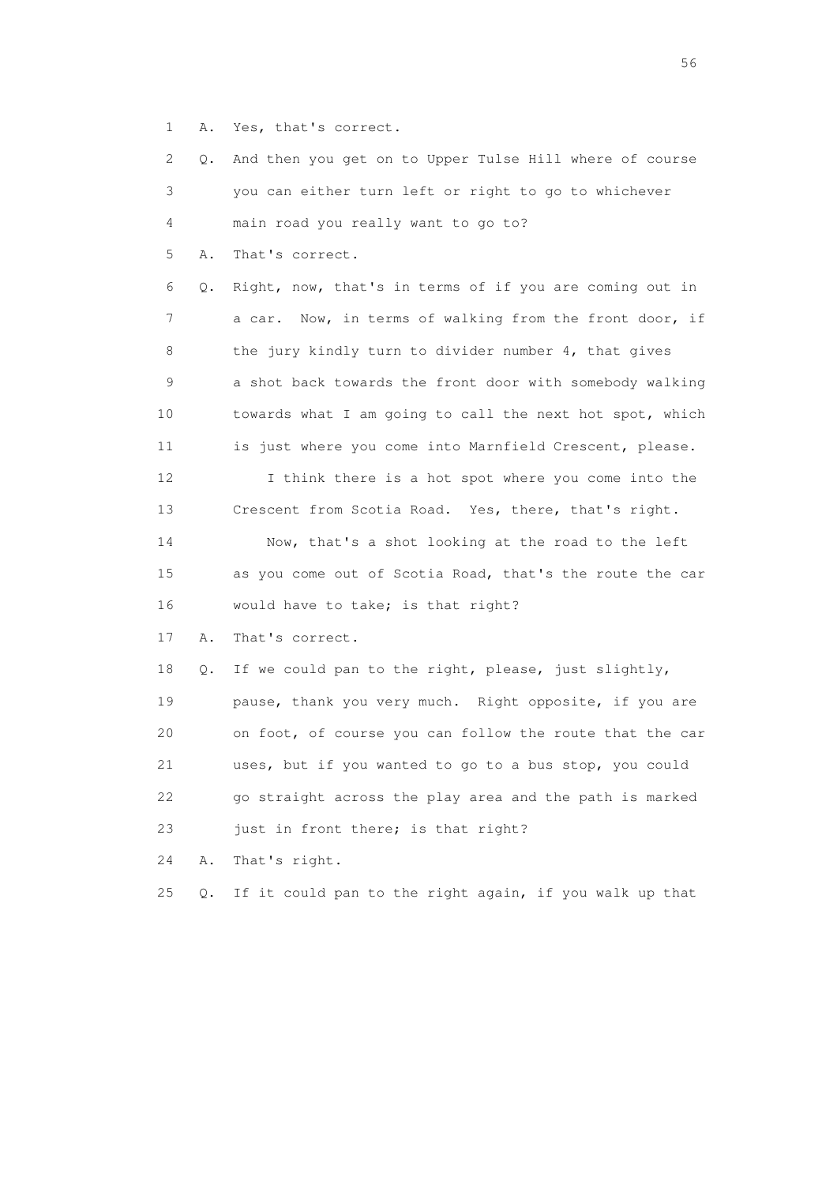1 A. Yes, that's correct.

2 Q. And then you get on to Upper Tulse Hill where of course
3 you can either turn left or right to go to whichever
4 main road you really want to go to?

5 A. That's correct.

6 Q. Right, now, that's in terms of if you are coming out in
7 a car. Now, in terms of walking from the front door, if
8 the jury kindly turn to divider number 4, that gives
9 a shot back towards the front door with somebody walking
10 towards what I am going to call the next hot spot, which
11 is just where you come into Marnfield Crescent, please.

12 I think there is a hot spot where you come into the
13 Crescent from Scotia Road. Yes, there, that's right.

14 Now, that's a shot looking at the road to the left
15 as you come out of Scotia Road, that's the route the car
16 would have to take; is that right?

17 A. That's correct.

18 Q. If we could pan to the right, please, just slightly,
19 pause, thank you very much. Right opposite, if you are
20 on foot, of course you can follow the route that the car
21 uses, but if you wanted to go to a bus stop, you could
22 go straight across the play area and the path is marked
23 just in front there; is that right?

24 A. That's right.

25 Q. If it could pan to the right again, if you walk up that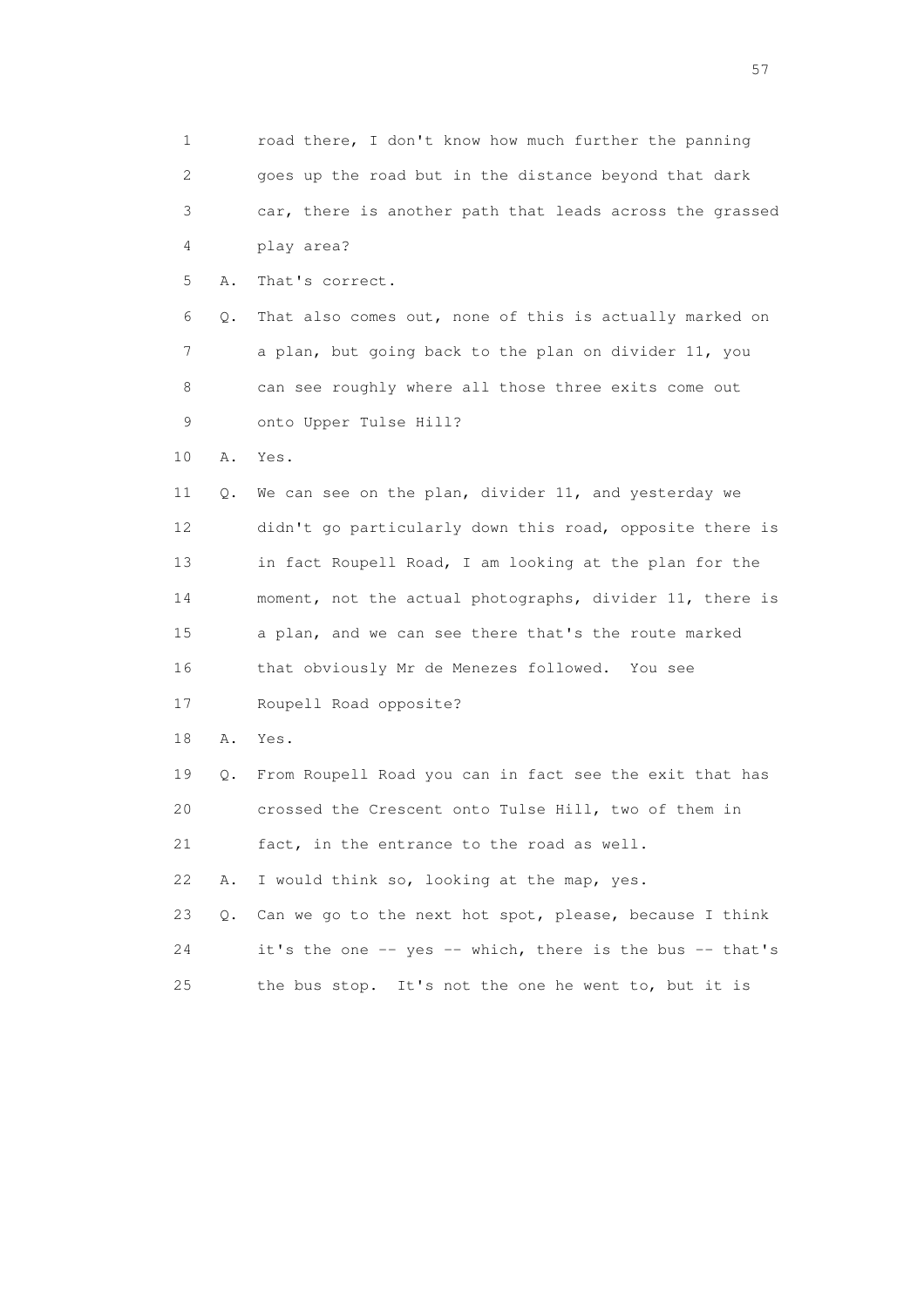1 road there, I don't know how much further the panning
2 goes up the road but in the distance beyond that dark
3 car, there is another path that leads across the grassed
4 play area?

5 A. That's correct.

6 Q. That also comes out, none of this is actually marked on
7 a plan, but going back to the plan on divider 11, you
8 can see roughly where all those three exits come out
9 onto Upper Tulse Hill?

10 A. Yes.

11 Q. We can see on the plan, divider 11, and yesterday we
12 didn't go particularly down this road, opposite there is
13 in fact Roupell Road, I am looking at the plan for the
14 moment, not the actual photographs, divider 11, there is
15 a plan, and we can see there that's the route marked
16 that obviously Mr de Menezes followed. You see
17 Roupell Road opposite?

18 A. Yes.

19 Q. From Roupell Road you can in fact see the exit that has
20 crossed the Crescent onto Tulse Hill, two of them in
21 fact, in the entrance to the road as well.

22 A. I would think so, looking at the map, yes.

23 Q. Can we go to the next hot spot, please, because I think
24 it's the one -- yes -- which, there is the bus -- that's
25 the bus stop. It's not the one he went to, but it is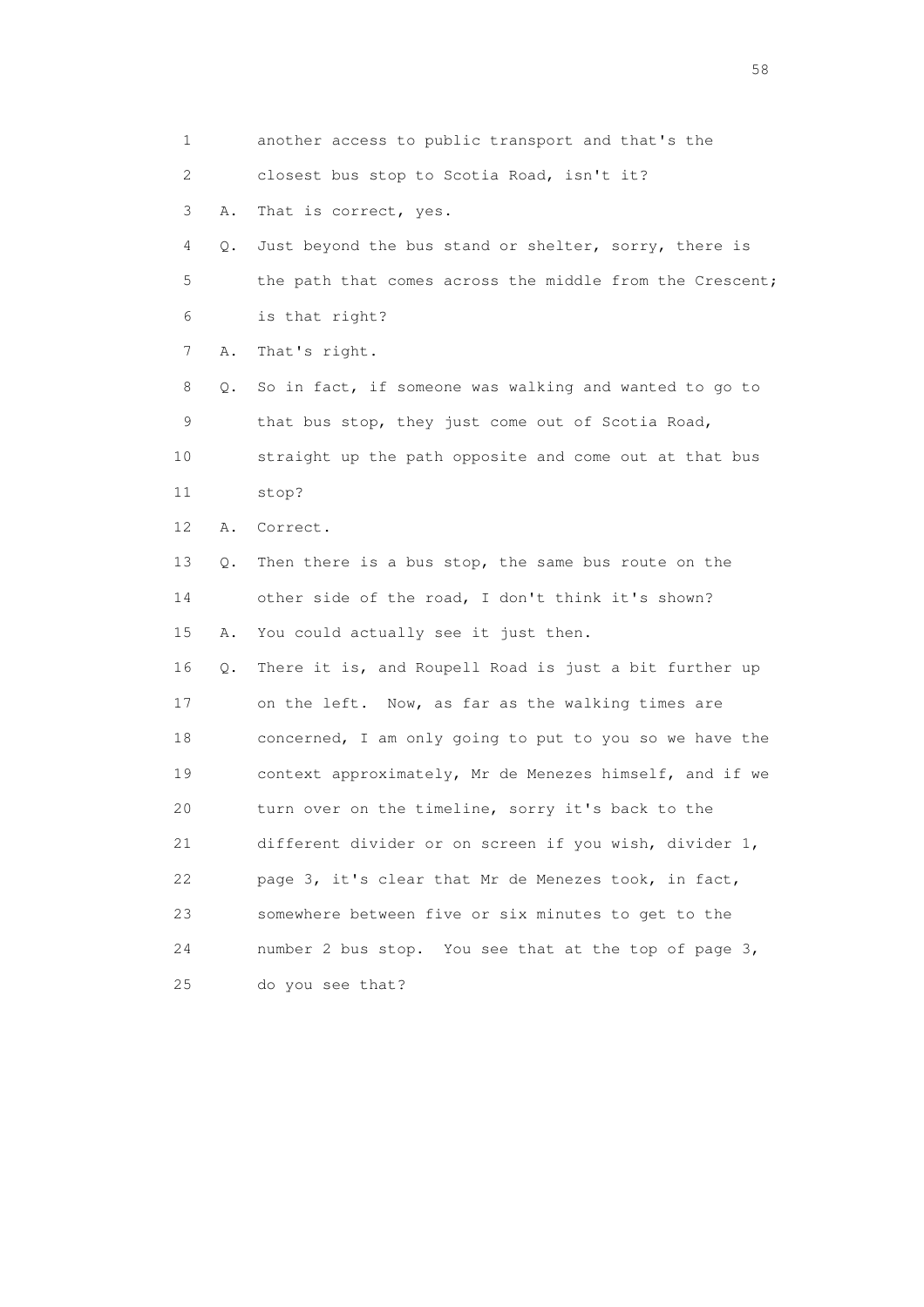1 another access to public transport and that's the
2 closest bus stop to Scotia Road, isn't it?
3 A. That is correct, yes.
4 Q. Just beyond the bus stand or shelter, sorry, there is
5 the path that comes across the middle from the Crescent;
6 is that right?
7 A. That's right.
8 Q. So in fact, if someone was walking and wanted to go to
9 that bus stop, they just come out of Scotia Road,
10 straight up the path opposite and come out at that bus
11 stop?
12 A. Correct.
13 Q. Then there is a bus stop, the same bus route on the
14 other side of the road, I don't think it's shown?
15 A. You could actually see it just then.
16 Q. There it is, and Roupell Road is just a bit further up
17 on the left. Now, as far as the walking times are
18 concerned, I am only going to put to you so we have the
19 context approximately, Mr de Menezes himself, and if we
20 turn over on the timeline, sorry it's back to the
21 different divider or on screen if you wish, divider 1,
22 page 3, it's clear that Mr de Menezes took, in fact,
23 somewhere between five or six minutes to get to the
24 number 2 bus stop. You see that at the top of page 3,
25 do you see that?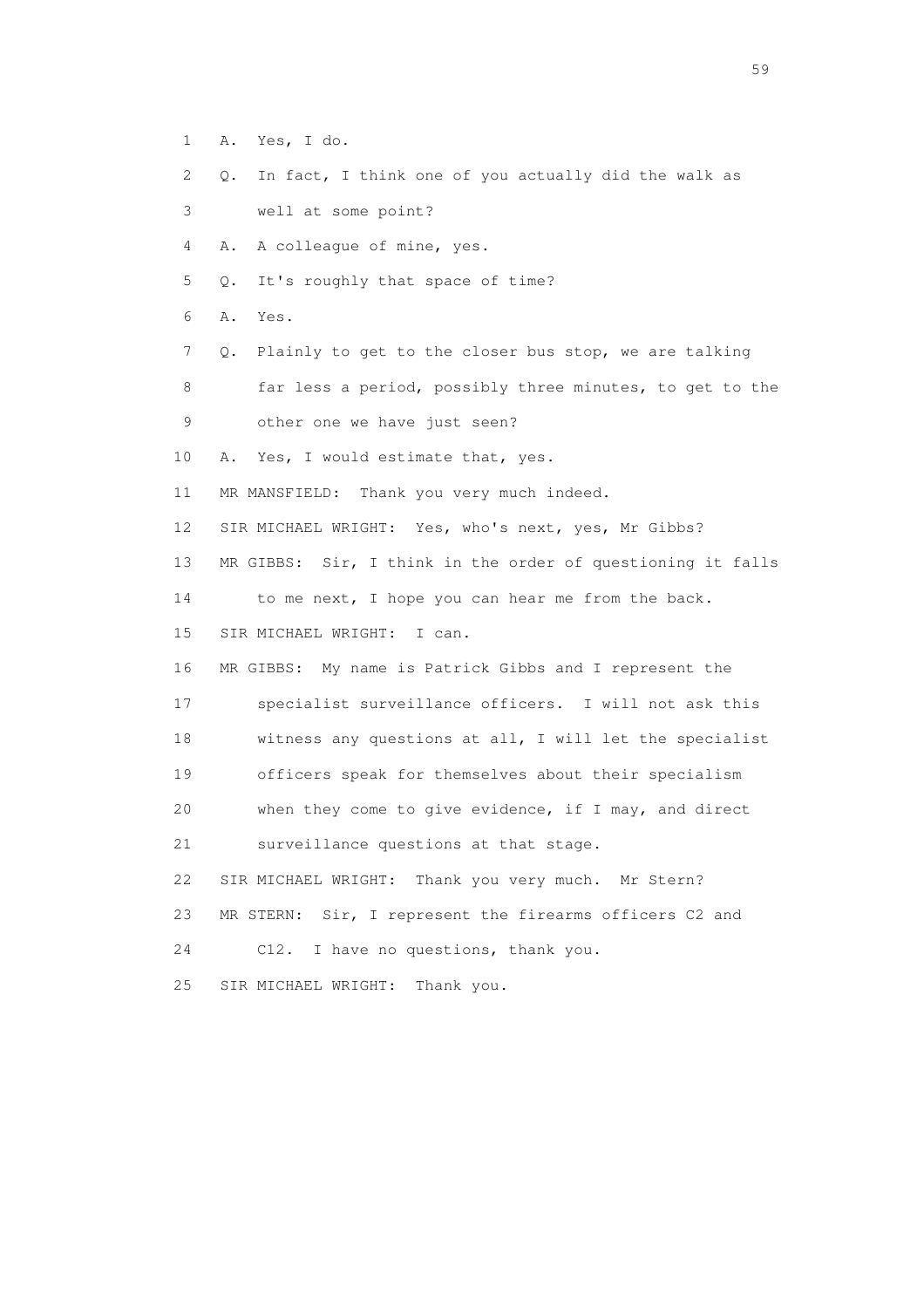1 A. Yes, I do.

2 Q. In fact, I think one of you actually did the walk as

3 well at some point?

4 A. A colleague of mine, yes.

5 Q. It's roughly that space of time?

6 A. Yes.

7 Q. Plainly to get to the closer bus stop, we are talking

8 far less a period, possibly three minutes, to get to the

9 other one we have just seen?

10 A. Yes, I would estimate that, yes.

11 MR MANSFIELD: Thank you very much indeed.

12 SIR MICHAEL WRIGHT: Yes, who's next, yes, Mr Gibbs?

13 MR GIBBS: Sir, I think in the order of questioning it falls

14 to me next, I hope you can hear me from the back.

15 SIR MICHAEL WRIGHT: I can.

16 MR GIBBS: My name is Patrick Gibbs and I represent the

17 specialist surveillance officers. I will not ask this

18 witness any questions at all, I will let the specialist

19 officers speak for themselves about their specialism

20 when they come to give evidence, if I may, and direct

21 surveillance questions at that stage.

22 SIR MICHAEL WRIGHT: Thank you very much. Mr Stern?

23 MR STERN: Sir, I represent the firearms officers C2 and

24 C12. I have no questions, thank you.

25 SIR MICHAEL WRIGHT: Thank you.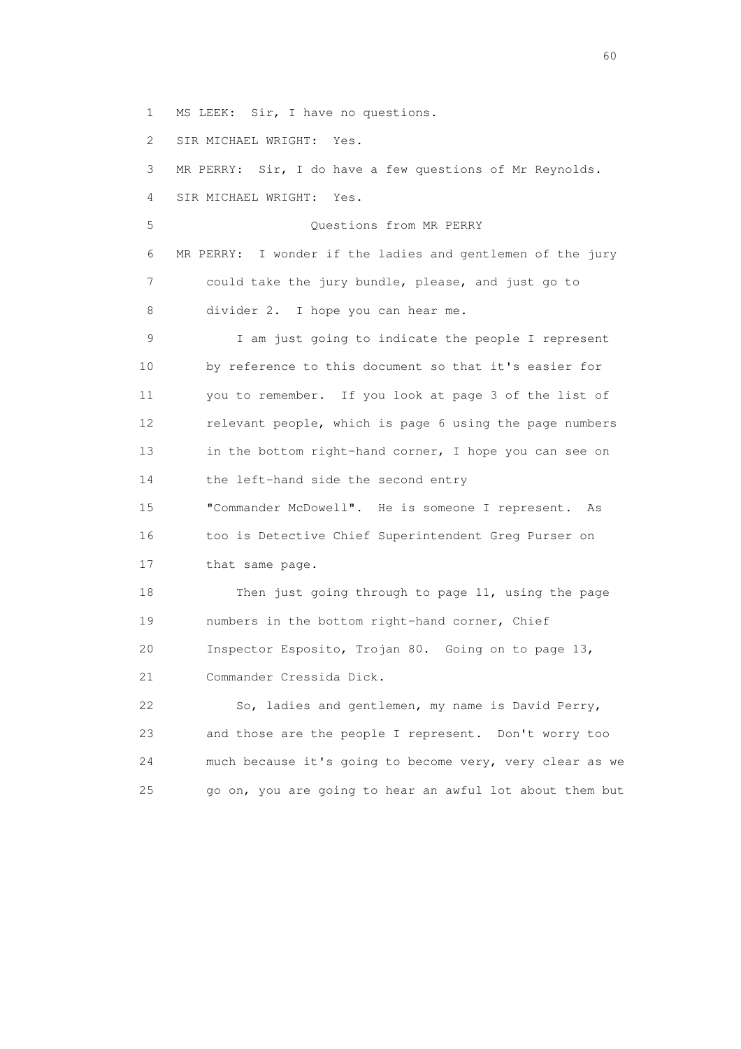1 MS LEEK: Sir, I have no questions.

2 SIR MICHAEL WRIGHT: Yes.

3 MR PERRY: Sir, I do have a few questions of Mr Reynolds.

4 SIR MICHAEL WRIGHT: Yes.

5 Questions from MR PERRY

6 MR PERRY: I wonder if the ladies and gentlemen of the jury

7 could take the jury bundle, please, and just go to

8 divider 2. I hope you can hear me.

9 I am just going to indicate the people I represent

10 by reference to this document so that it's easier for

11 you to remember. If you look at page 3 of the list of

12 relevant people, which is page 6 using the page numbers

13 in the bottom right-hand corner, I hope you can see on

14 the left-hand side the second entry

15 "Commander McDowell". He is someone I represent. As

16 too is Detective Chief Superintendent Greg Purser on

17 that same page.

18 Then just going through to page 11, using the page

19 numbers in the bottom right-hand corner, Chief

20 Inspector Esposito, Trojan 80. Going on to page 13,

21 Commander Cressida Dick.

22 So, ladies and gentlemen, my name is David Perry,

23 and those are the people I represent. Don't worry too

24 much because it's going to become very, very clear as we

25 go on, you are going to hear an awful lot about them but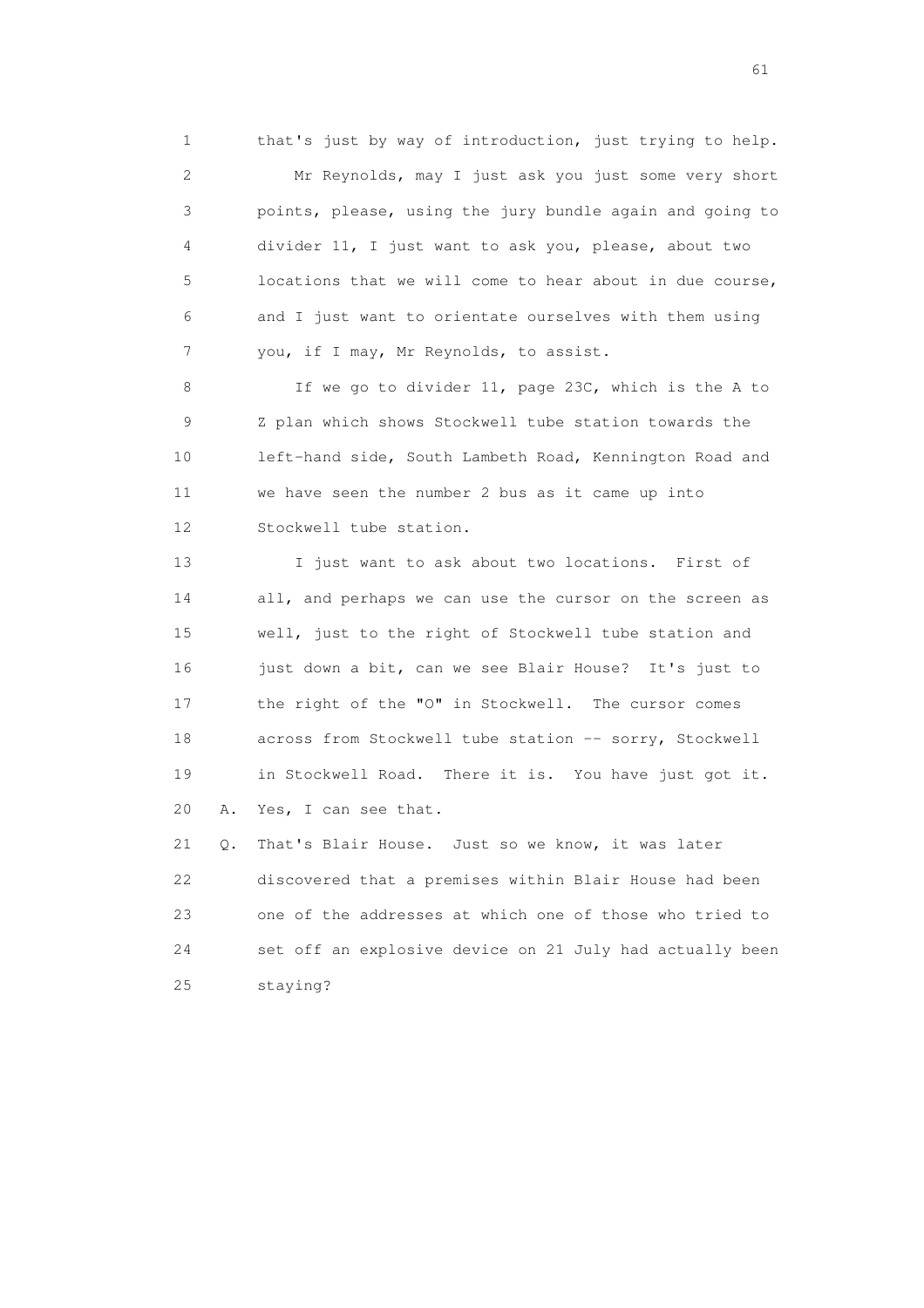1 that's just by way of introduction, just trying to help.

2 Mr Reynolds, may I just ask you just some very short

3 points, please, using the jury bundle again and going to

4 divider 11, I just want to ask you, please, about two

5 locations that we will come to hear about in due course,

6 and I just want to orientate ourselves with them using

7 you, if I may, Mr Reynolds, to assist.

8 If we go to divider 11, page 23C, which is the A to

9 Z plan which shows Stockwell tube station towards the

10 left-hand side, South Lambeth Road, Kennington Road and

11 we have seen the number 2 bus as it came up into

12 Stockwell tube station.

13 I just want to ask about two locations. First of

14 all, and perhaps we can use the cursor on the screen as

15 well, just to the right of Stockwell tube station and

16 just down a bit, can we see Blair House? It's just to

17 the right of the "O" in Stockwell. The cursor comes

18 across from Stockwell tube station -- sorry, Stockwell

19 in Stockwell Road. There it is. You have just got it.

20 A. Yes, I can see that.

21 Q. That's Blair House. Just so we know, it was later

22 discovered that a premises within Blair House had been

23 one of the addresses at which one of those who tried to

24 set off an explosive device on 21 July had actually been

25 staying?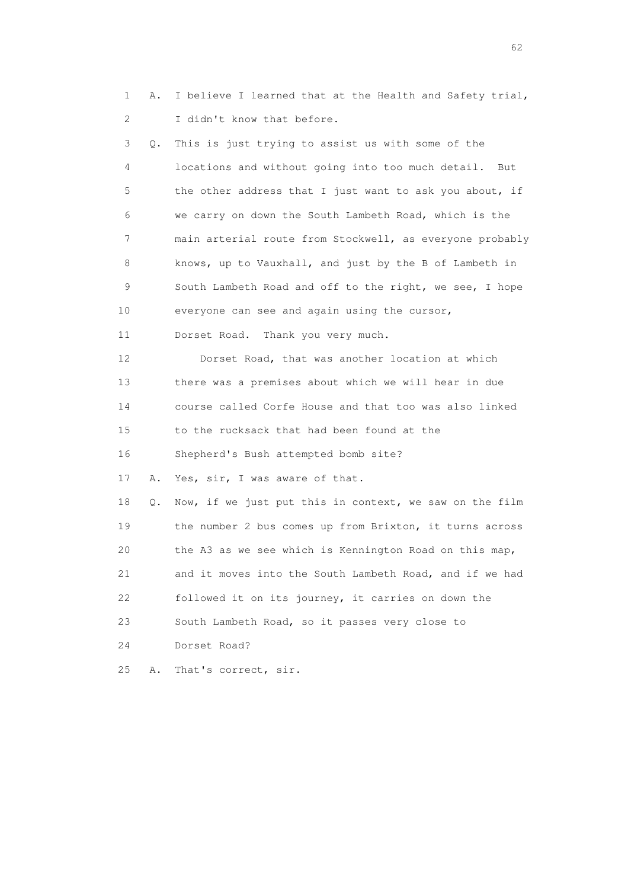1 A. I believe I learned that at the Health and Safety trial,
2 I didn't know that before.
3 Q. This is just trying to assist us with some of the
4 locations and without going into too much detail. But
5 the other address that I just want to ask you about, if
6 we carry on down the South Lambeth Road, which is the
7 main arterial route from Stockwell, as everyone probably
8 knows, up to Vauxhall, and just by the B of Lambeth in
9 South Lambeth Road and off to the right, we see, I hope
10 everyone can see and again using the cursor,
11 Dorset Road. Thank you very much.
12 Dorset Road, that was another location at which
13 there was a premises about which we will hear in due
14 course called Corfe House and that too was also linked
15 to the rucksack that had been found at the
16 Shepherd's Bush attempted bomb site?
17 A. Yes, sir, I was aware of that.
18 Q. Now, if we just put this in context, we saw on the film
19 the number 2 bus comes up from Brixton, it turns across
20 the A3 as we see which is Kennington Road on this map,
21 and it moves into the South Lambeth Road, and if we had
22 followed it on its journey, it carries on down the
23 South Lambeth Road, so it passes very close to
24 Dorset Road?
25 A. That's correct, sir.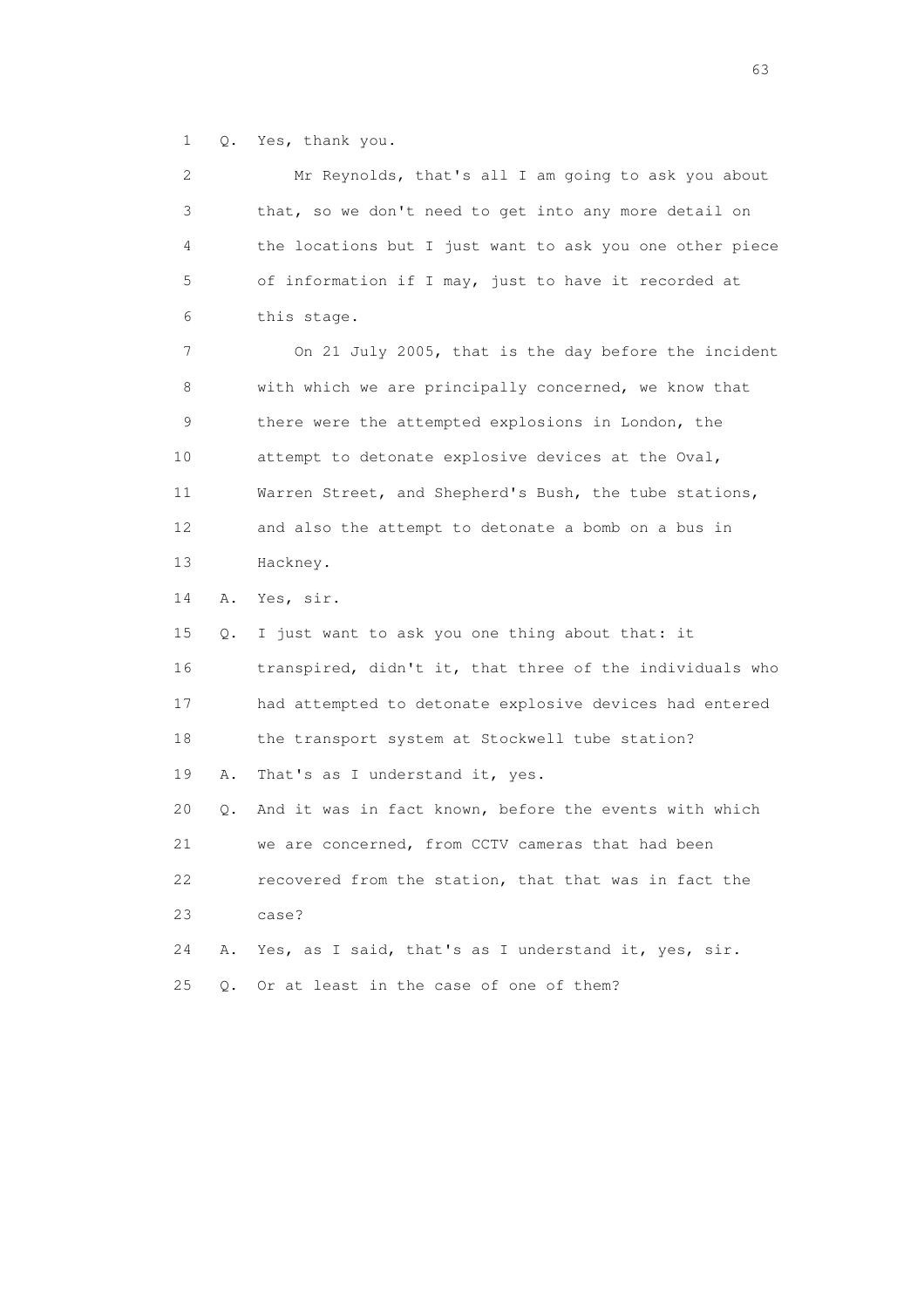1 Q. Yes, thank you.

2 Mr Reynolds, that's all I am going to ask you about
3 that, so we don't need to get into any more detail on
4 the locations but I just want to ask you one other piece
5 of information if I may, just to have it recorded at
6 this stage.

7 On 21 July 2005, that is the day before the incident
8 with which we are principally concerned, we know that
9 there were the attempted explosions in London, the
10 attempt to detonate explosive devices at the Oval,
11 Warren Street, and Shepherd's Bush, the tube stations,
12 and also the attempt to detonate a bomb on a bus in
13 Hackney.

14 A. Yes, sir.

15 Q. I just want to ask you one thing about that: it
16 transpired, didn't it, that three of the individuals who
17 had attempted to detonate explosive devices had entered
18 the transport system at Stockwell tube station?

19 A. That's as I understand it, yes.

20 Q. And it was in fact known, before the events with which
21 we are concerned, from CCTV cameras that had been
22 recovered from the station, that that was in fact the
23 case?

24 A. Yes, as I said, that's as I understand it, yes, sir.

25 Q. Or at least in the case of one of them?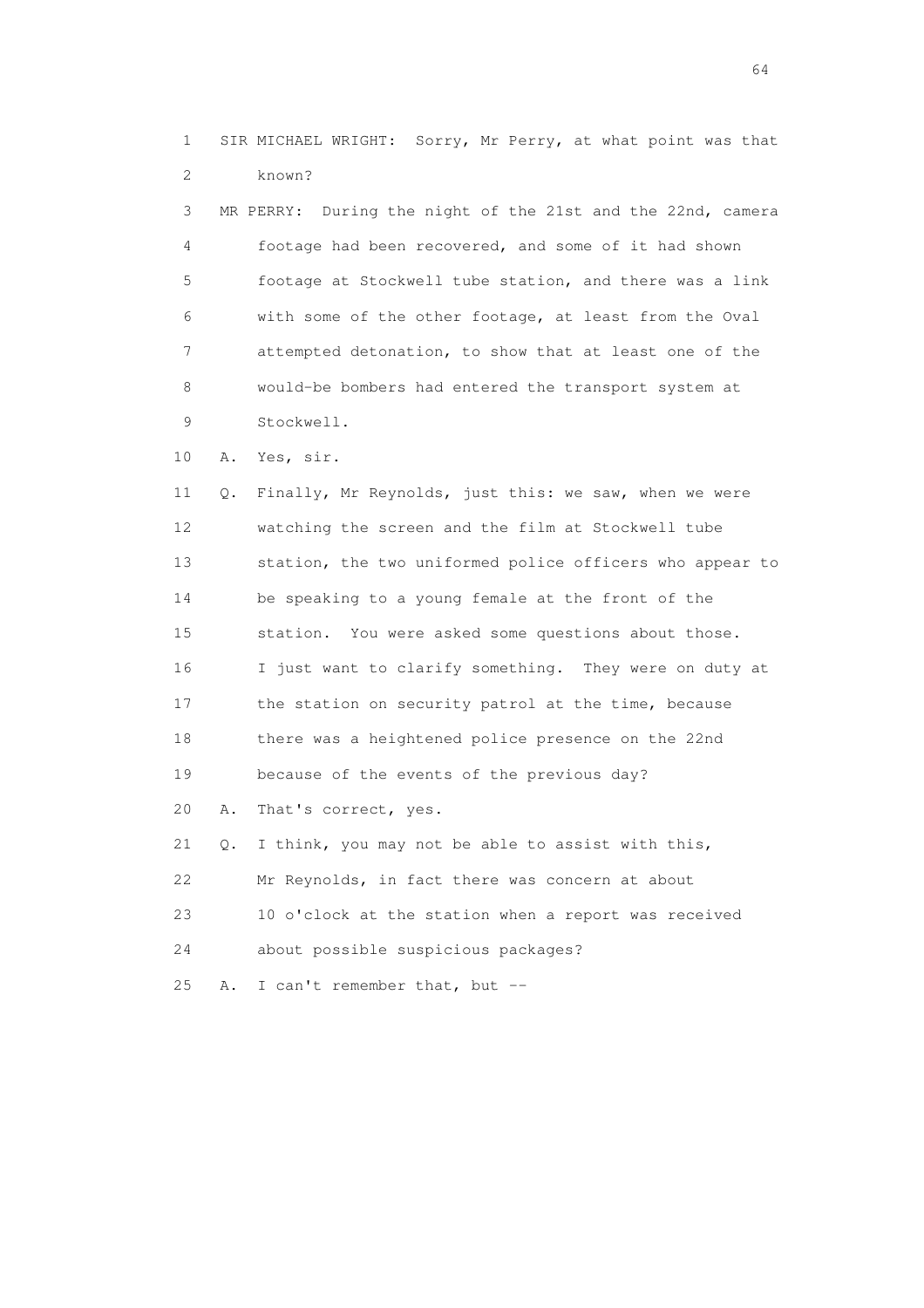1 SIR MICHAEL WRIGHT: Sorry, Mr Perry, at what point was that
2 known?
3 MR PERRY: During the night of the 21st and the 22nd, camera
4 footage had been recovered, and some of it had shown
5 footage at Stockwell tube station, and there was a link
6 with some of the other footage, at least from the Oval
7 attempted detonation, to show that at least one of the
8 would-be bombers had entered the transport system at
9 Stockwell.
10 A. Yes, sir.
11 Q. Finally, Mr Reynolds, just this: we saw, when we were
12 watching the screen and the film at Stockwell tube
13 station, the two uniformed police officers who appear to
14 be speaking to a young female at the front of the
15 station. You were asked some questions about those.
16 I just want to clarify something. They were on duty at
17 the station on security patrol at the time, because
18 there was a heightened police presence on the 22nd
19 because of the events of the previous day?
20 A. That's correct, yes.
21 Q. I think, you may not be able to assist with this,
22 Mr Reynolds, in fact there was concern at about
23 10 o'clock at the station when a report was received
24 about possible suspicious packages?
25 A. I can't remember that, but --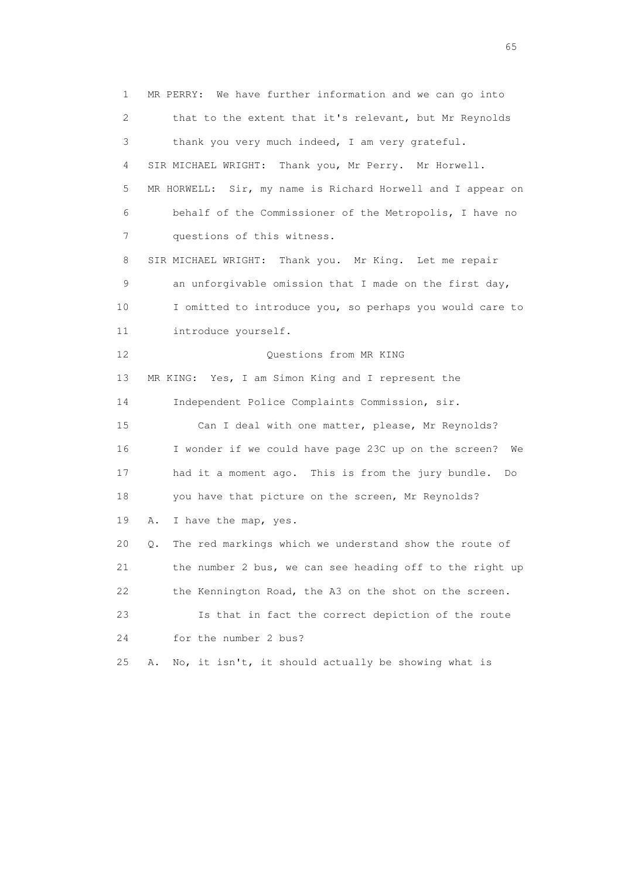1 MR PERRY: We have further information and we can go into
2 that to the extent that it's relevant, but Mr Reynolds
3 thank you very much indeed, I am very grateful.
4 SIR MICHAEL WRIGHT: Thank you, Mr Perry. Mr Horwell.
5 MR HORWELL: Sir, my name is Richard Horwell and I appear on
6 behalf of the Commissioner of the Metropolis, I have no
7 questions of this witness.
8 SIR MICHAEL WRIGHT: Thank you. Mr King. Let me repair
9 an unforgivable omission that I made on the first day,
10 I omitted to introduce you, so perhaps you would care to
11 introduce yourself.
12 Questions from MR KING
13 MR KING: Yes, I am Simon King and I represent the
14 Independent Police Complaints Commission, sir.
15 Can I deal with one matter, please, Mr Reynolds?
16 I wonder if we could have page 23C up on the screen? We
17 had it a moment ago. This is from the jury bundle. Do
18 you have that picture on the screen, Mr Reynolds?
19 A. I have the map, yes.
20 Q. The red markings which we understand show the route of
21 the number 2 bus, we can see heading off to the right up
22 the Kennington Road, the A3 on the shot on the screen.
23 Is that in fact the correct depiction of the route
24 for the number 2 bus?
25 A. No, it isn't, it should actually be showing what is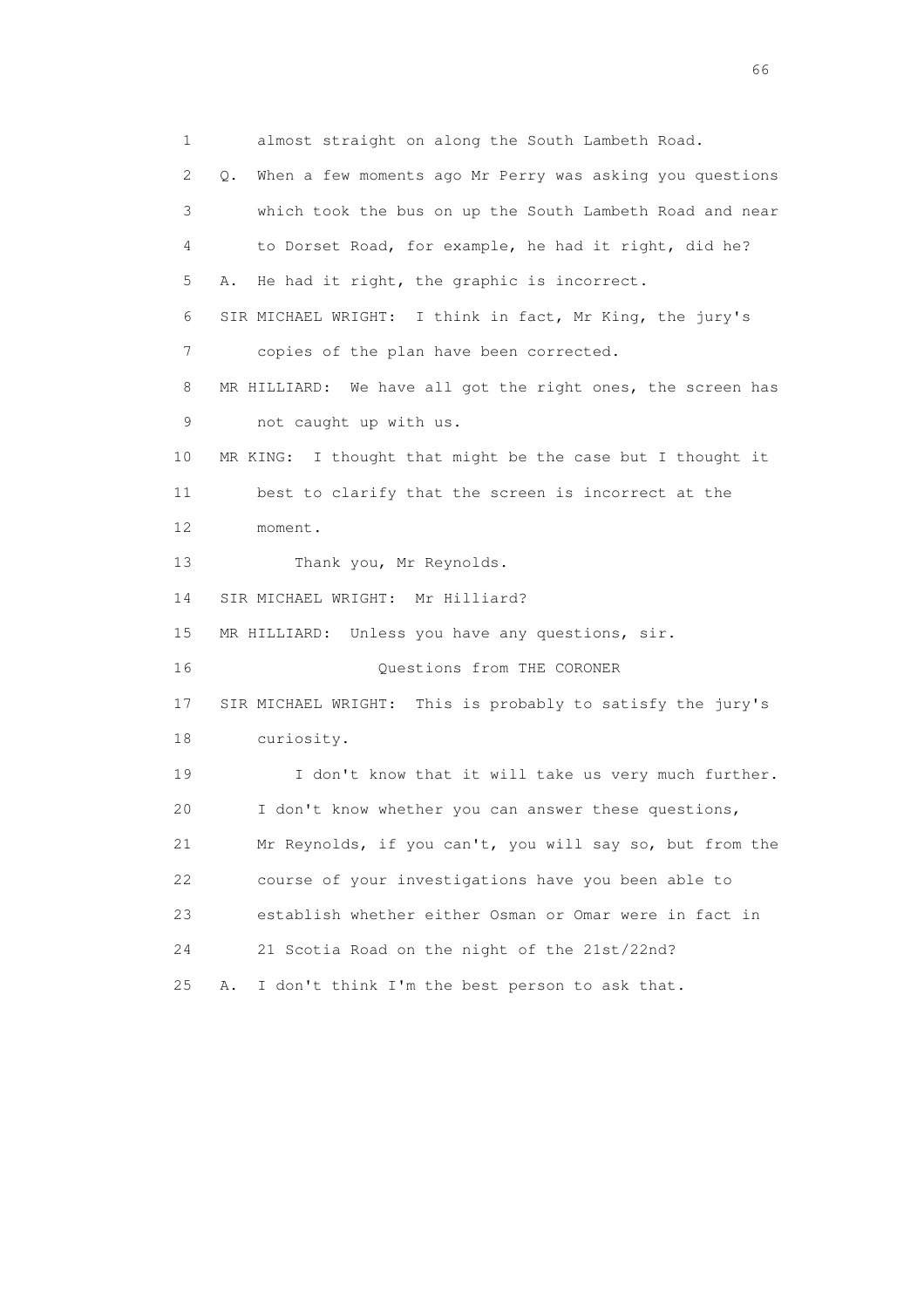1 almost straight on along the South Lambeth Road.

2 Q. When a few moments ago Mr Perry was asking you questions

3 which took the bus on up the South Lambeth Road and near

4 to Dorset Road, for example, he had it right, did he?

5 A. He had it right, the graphic is incorrect.

6 SIR MICHAEL WRIGHT: I think in fact, Mr King, the jury's

7 copies of the plan have been corrected.

8 MR HILLIARD: We have all got the right ones, the screen has

9 not caught up with us.

10 MR KING: I thought that might be the case but I thought it

11 best to clarify that the screen is incorrect at the

12 moment.

13 Thank you, Mr Reynolds.

14 SIR MICHAEL WRIGHT: Mr Hilliard?

15 MR HILLIARD: Unless you have any questions, sir.

16 Questions from THE CORONER

17 SIR MICHAEL WRIGHT: This is probably to satisfy the jury's

18 curiosity.

19 I don't know that it will take us very much further.

20 I don't know whether you can answer these questions,

21 Mr Reynolds, if you can't, you will say so, but from the

22 course of your investigations have you been able to

23 establish whether either Osman or Omar were in fact in

24 21 Scotia Road on the night of the 21st/22nd?

25 A. I don't think I'm the best person to ask that.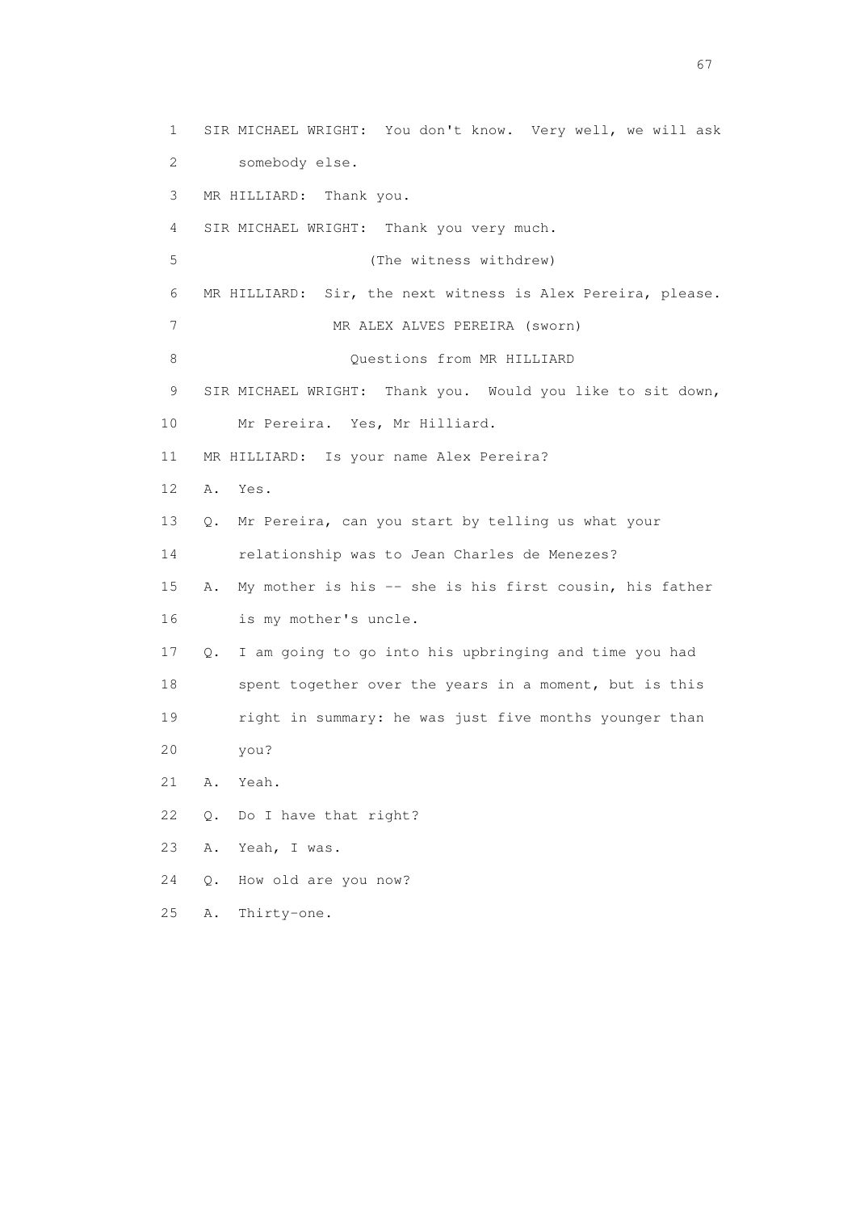1 SIR MICHAEL WRIGHT: You don't know. Very well, we will ask
2 somebody else.
3 MR HILLIARD: Thank you.
4 SIR MICHAEL WRIGHT: Thank you very much.
5 (The witness withdrew)
6 MR HILLIARD: Sir, the next witness is Alex Pereira, please.
7 MR ALEX ALVES PEREIRA (sworn)
8 Questions from MR HILLIARD
9 SIR MICHAEL WRIGHT: Thank you. Would you like to sit down,
10 Mr Pereira. Yes, Mr Hilliard.
11 MR HILLIARD: Is your name Alex Pereira?
12 A. Yes.
13 Q. Mr Pereira, can you start by telling us what your
14 relationship was to Jean Charles de Menezes?
15 A. My mother is his -- she is his first cousin, his father
16 is my mother's uncle.
17 Q. I am going to go into his upbringing and time you had
18 spent together over the years in a moment, but is this
19 right in summary: he was just five months younger than
20 you?
21 A. Yeah.
22 Q. Do I have that right?
23 A. Yeah, I was.
24 Q. How old are you now?
25 A. Thirty-one.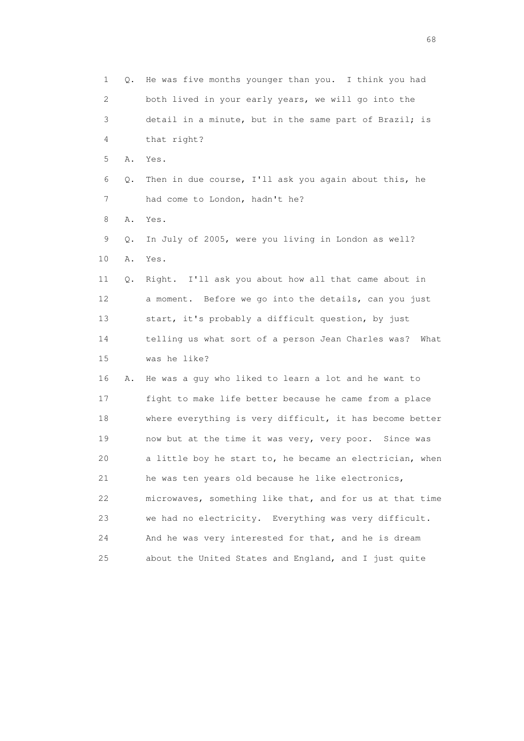1 Q. He was five months younger than you. I think you had
2 both lived in your early years, we will go into the
3 detail in a minute, but in the same part of Brazil; is
4 that right?
5 A. Yes.
6 Q. Then in due course, I'll ask you again about this, he
7 had come to London, hadn't he?
8 A. Yes.
9 Q. In July of 2005, were you living in London as well?
10 A. Yes.
11 Q. Right. I'll ask you about how all that came about in
12 a moment. Before we go into the details, can you just
13 start, it's probably a difficult question, by just
14 telling us what sort of a person Jean Charles was? What
15 was he like?
16 A. He was a guy who liked to learn a lot and he want to
17 fight to make life better because he came from a place
18 where everything is very difficult, it has become better
19 now but at the time it was very, very poor. Since was
20 a little boy he start to, he became an electrician, when
21 he was ten years old because he like electronics,
22 microwaves, something like that, and for us at that time
23 we had no electricity. Everything was very difficult.
24 And he was very interested for that, and he is dream
25 about the United States and England, and I just quite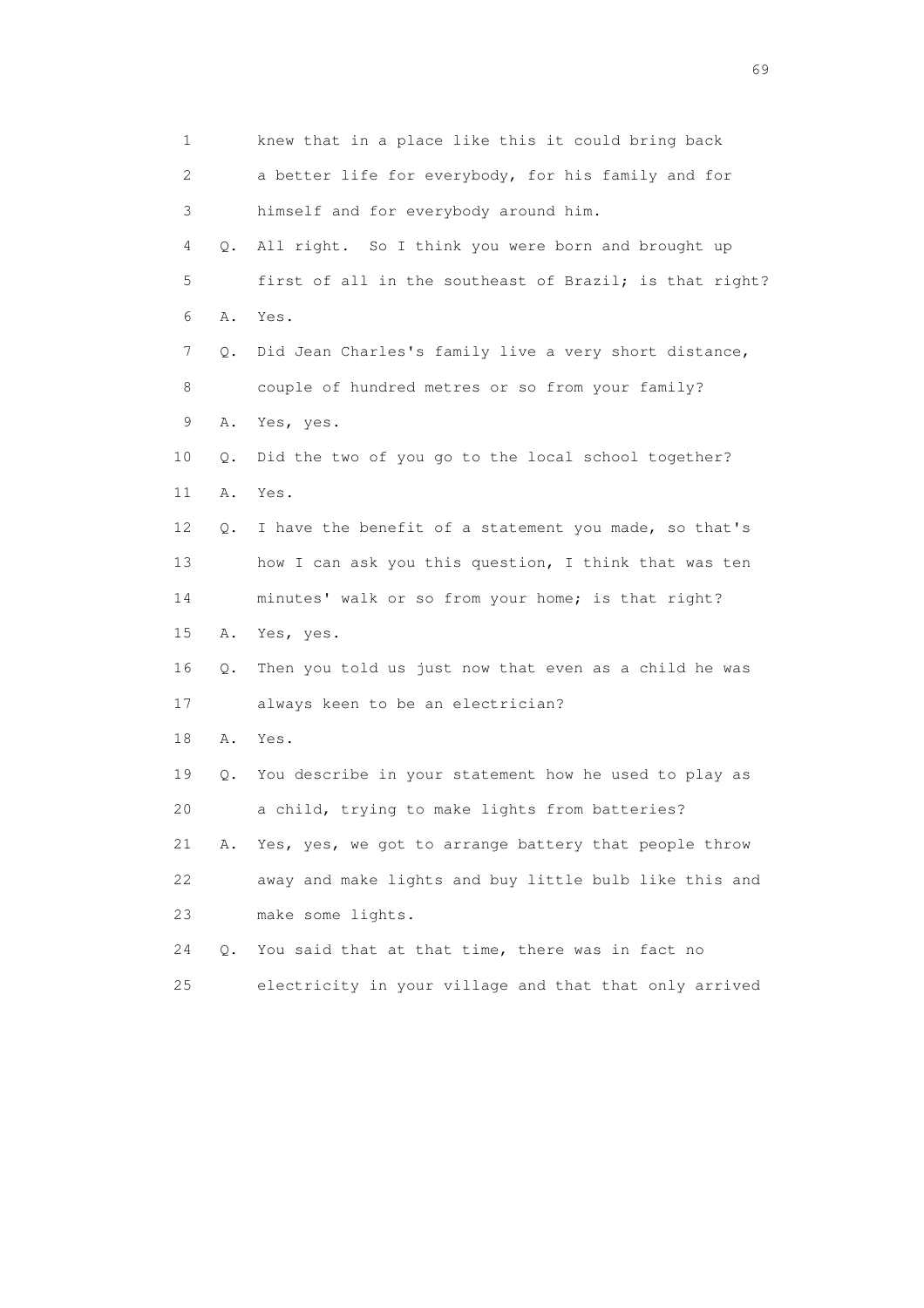1 knew that in a place like this it could bring back
2 a better life for everybody, for his family and for
3 himself and for everybody around him.
4 Q. All right. So I think you were born and brought up
5 first of all in the southeast of Brazil; is that right?
6 A. Yes.
7 Q. Did Jean Charles's family live a very short distance,
8 couple of hundred metres or so from your family?
9 A. Yes, yes.
10 Q. Did the two of you go to the local school together?
11 A. Yes.
12 Q. I have the benefit of a statement you made, so that's
13 how I can ask you this question, I think that was ten
14 minutes' walk or so from your home; is that right?
15 A. Yes, yes.
16 Q. Then you told us just now that even as a child he was
17 always keen to be an electrician?
18 A. Yes.
19 Q. You describe in your statement how he used to play as
20 a child, trying to make lights from batteries?
21 A. Yes, yes, we got to arrange battery that people throw
22 away and make lights and buy little bulb like this and
23 make some lights.
24 Q. You said that at that time, there was in fact no
25 electricity in your village and that that only arrived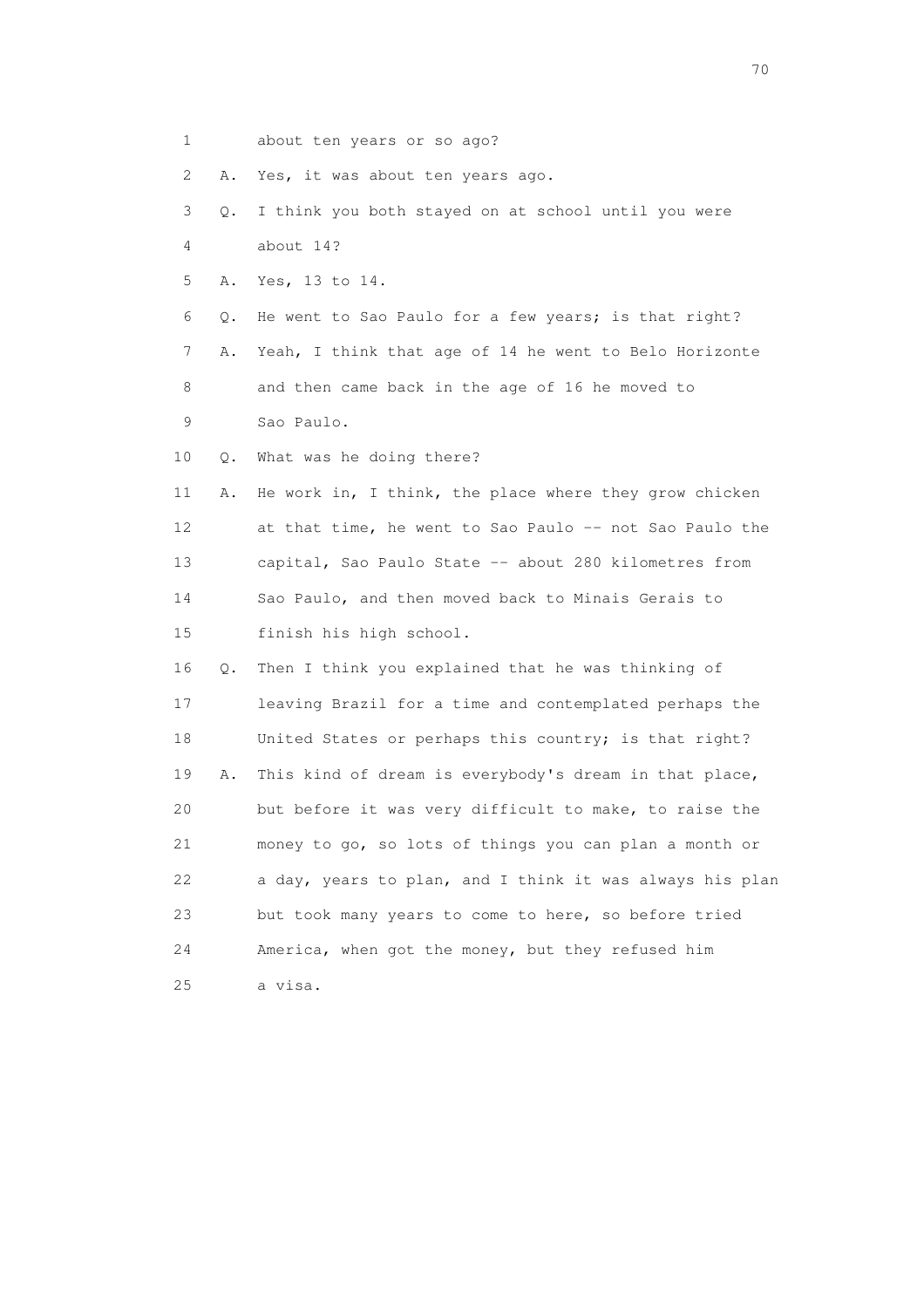1 about ten years or so ago?

2 A. Yes, it was about ten years ago.

3 Q. I think you both stayed on at school until you were

4 about 14?

5 A. Yes, 13 to 14.

6 Q. He went to Sao Paulo for a few years; is that right?

7 A. Yeah, I think that age of 14 he went to Belo Horizonte

8 and then came back in the age of 16 he moved to

9 Sao Paulo.

10 Q. What was he doing there?

11 A. He work in, I think, the place where they grow chicken

12 at that time, he went to Sao Paulo -- not Sao Paulo the

13 capital, Sao Paulo State -- about 280 kilometres from

14 Sao Paulo, and then moved back to Minais Gerais to

15 finish his high school.

16 Q. Then I think you explained that he was thinking of

17 leaving Brazil for a time and contemplated perhaps the

18 United States or perhaps this country; is that right?

19 A. This kind of dream is everybody's dream in that place,

20 but before it was very difficult to make, to raise the

21 money to go, so lots of things you can plan a month or

22 a day, years to plan, and I think it was always his plan

23 but took many years to come to here, so before tried

24 America, when got the money, but they refused him

25 a visa.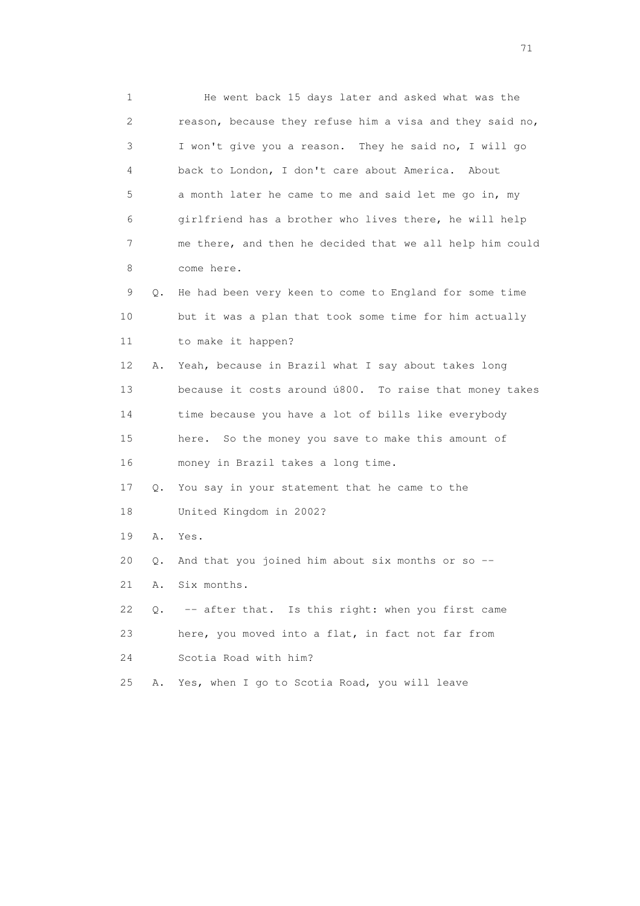1 He went back 15 days later and asked what was the
2 reason, because they refuse him a visa and they said no,
3 I won't give you a reason. They he said no, I will go
4 back to London, I don't care about America. About
5 a month later he came to me and said let me go in, my
6 girlfriend has a brother who lives there, he will help
7 me there, and then he decided that we all help him could
8 come here.

9 Q. He had been very keen to come to England for some time
10 but it was a plan that took some time for him actually
11 to make it happen?

12 A. Yeah, because in Brazil what I say about takes long
13 because it costs around ú800. To raise that money takes
14 time because you have a lot of bills like everybody
15 here. So the money you save to make this amount of
16 money in Brazil takes a long time.

17 Q. You say in your statement that he came to the
18 United Kingdom in 2002?

19 A. Yes.

20 Q. And that you joined him about six months or so --

21 A. Six months.

22 Q. -- after that. Is this right: when you first came
23 here, you moved into a flat, in fact not far from
24 Scotia Road with him?

25 A. Yes, when I go to Scotia Road, you will leave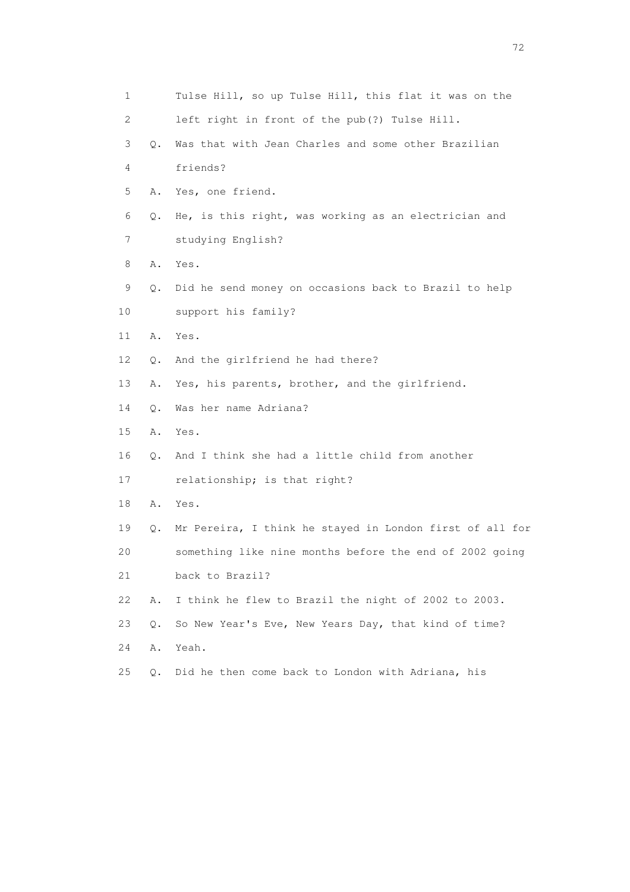1        Tulse Hill, so up Tulse Hill, this flat it was on the
2        left right in front of the pub(?) Tulse Hill.
3    Q.  Was that with Jean Charles and some other Brazilian
4        friends?
5    A.  Yes, one friend.
6    Q.  He, is this right, was working as an electrician and
7        studying English?
8    A.  Yes.
9    Q.  Did he send money on occasions back to Brazil to help
10       support his family?
11   A.  Yes.
12   Q.  And the girlfriend he had there?
13   A.  Yes, his parents, brother, and the girlfriend.
14   Q.  Was her name Adriana?
15   A.  Yes.
16   Q.  And I think she had a little child from another
17       relationship; is that right?
18   A.  Yes.
19   Q.  Mr Pereira, I think he stayed in London first of all for
20       something like nine months before the end of 2002 going
21       back to Brazil?
22   A.  I think he flew to Brazil the night of 2002 to 2003.
23   Q.  So New Year's Eve, New Years Day, that kind of time?
24   A.  Yeah.
25   Q.  Did he then come back to London with Adriana, his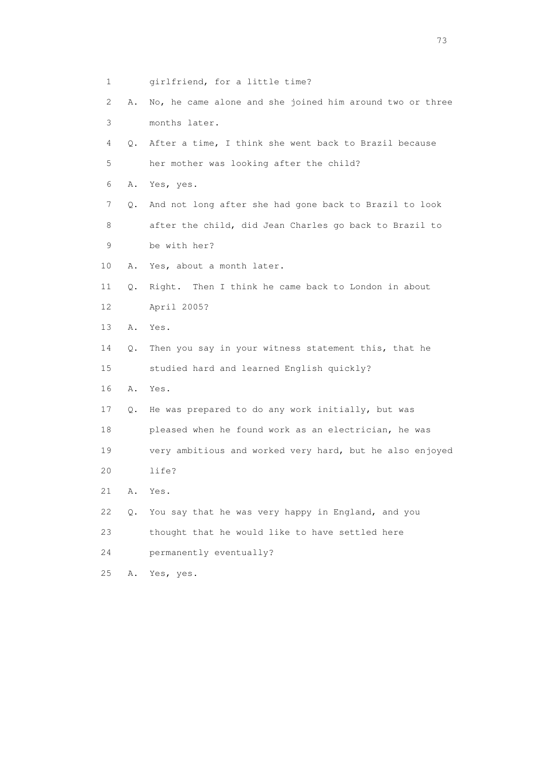1 girlfriend, for a little time?

2 A. No, he came alone and she joined him around two or three

3 months later.

4 Q. After a time, I think she went back to Brazil because

5 her mother was looking after the child?

6 A. Yes, yes.

7 Q. And not long after she had gone back to Brazil to look

8 after the child, did Jean Charles go back to Brazil to

9 be with her?

10 A. Yes, about a month later.

11 Q. Right. Then I think he came back to London in about

12 April 2005?

13 A. Yes.

14 Q. Then you say in your witness statement this, that he

15 studied hard and learned English quickly?

16 A. Yes.

17 Q. He was prepared to do any work initially, but was

18 pleased when he found work as an electrician, he was

19 very ambitious and worked very hard, but he also enjoyed

20 life?

21 A. Yes.

22 Q. You say that he was very happy in England, and you

23 thought that he would like to have settled here

24 permanently eventually?

25 A. Yes, yes.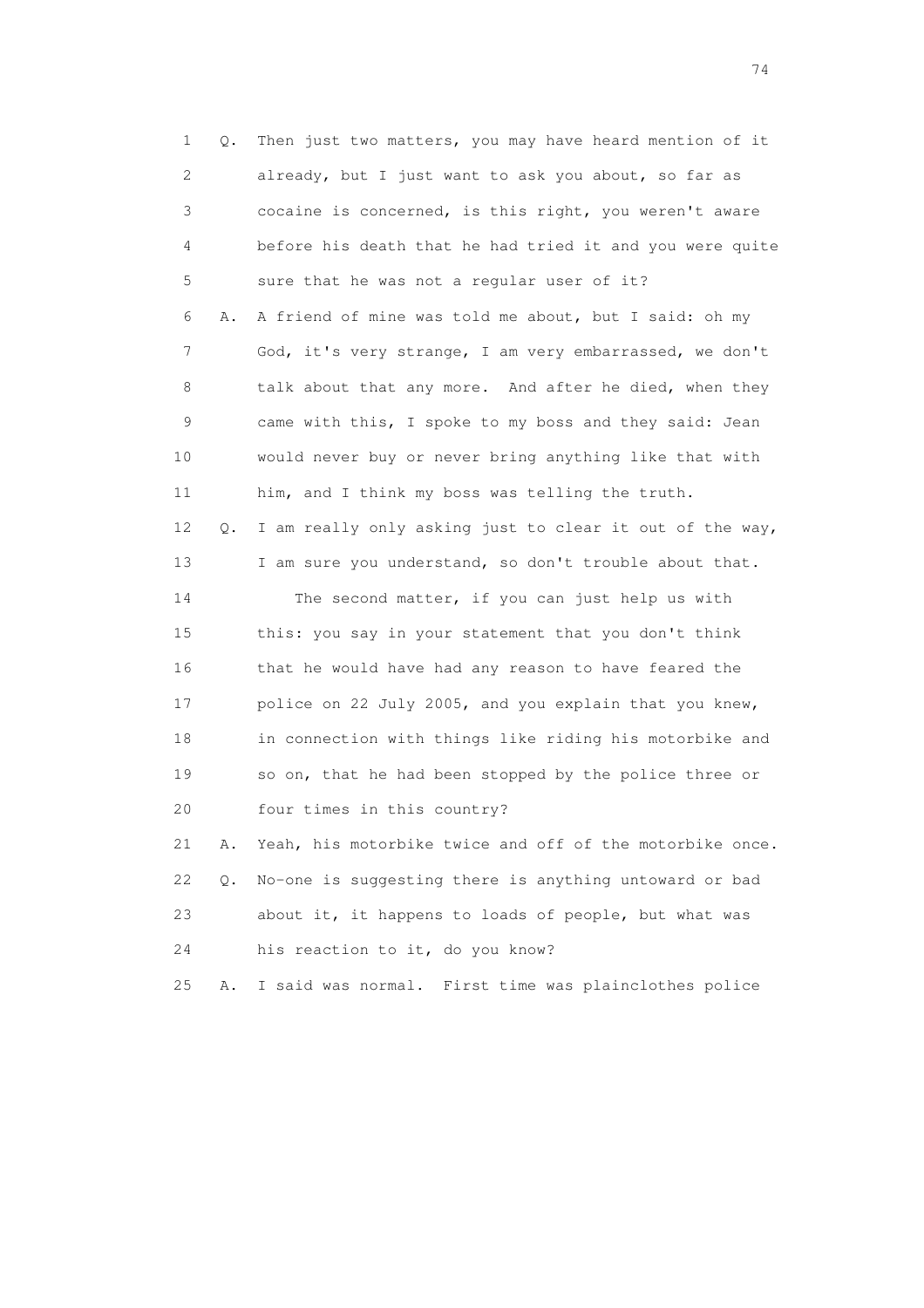1 Q. Then just two matters, you may have heard mention of it
2 already, but I just want to ask you about, so far as
3 cocaine is concerned, is this right, you weren't aware
4 before his death that he had tried it and you were quite
5 sure that he was not a regular user of it?
6 A. A friend of mine was told me about, but I said: oh my
7 God, it's very strange, I am very embarrassed, we don't
8 talk about that any more. And after he died, when they
9 came with this, I spoke to my boss and they said: Jean
10 would never buy or never bring anything like that with
11 him, and I think my boss was telling the truth.
12 Q. I am really only asking just to clear it out of the way,
13 I am sure you understand, so don't trouble about that.
14 The second matter, if you can just help us with
15 this: you say in your statement that you don't think
16 that he would have had any reason to have feared the
17 police on 22 July 2005, and you explain that you knew,
18 in connection with things like riding his motorbike and
19 so on, that he had been stopped by the police three or
20 four times in this country?
21 A. Yeah, his motorbike twice and off of the motorbike once.
22 Q. No-one is suggesting there is anything untoward or bad
23 about it, it happens to loads of people, but what was
24 his reaction to it, do you know?
25 A. I said was normal. First time was plainclothes police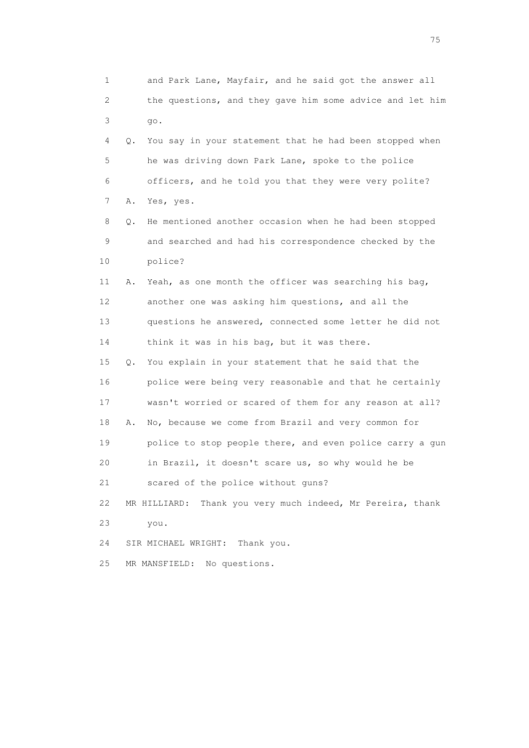1 and Park Lane, Mayfair, and he said got the answer all
2 the questions, and they gave him some advice and let him
3 go.

4 Q. You say in your statement that he had been stopped when
5 he was driving down Park Lane, spoke to the police
6 officers, and he told you that they were very polite?

7 A. Yes, yes.

8 Q. He mentioned another occasion when he had been stopped
9 and searched and had his correspondence checked by the
10 police?

11 A. Yeah, as one month the officer was searching his bag,
12 another one was asking him questions, and all the
13 questions he answered, connected some letter he did not
14 think it was in his bag, but it was there.

15 Q. You explain in your statement that he said that the
16 police were being very reasonable and that he certainly
17 wasn't worried or scared of them for any reason at all?

18 A. No, because we come from Brazil and very common for
19 police to stop people there, and even police carry a gun
20 in Brazil, it doesn't scare us, so why would he be
21 scared of the police without guns?

22 MR HILLIARD: Thank you very much indeed, Mr Pereira, thank
23 you.

24 SIR MICHAEL WRIGHT: Thank you.

25 MR MANSFIELD: No questions.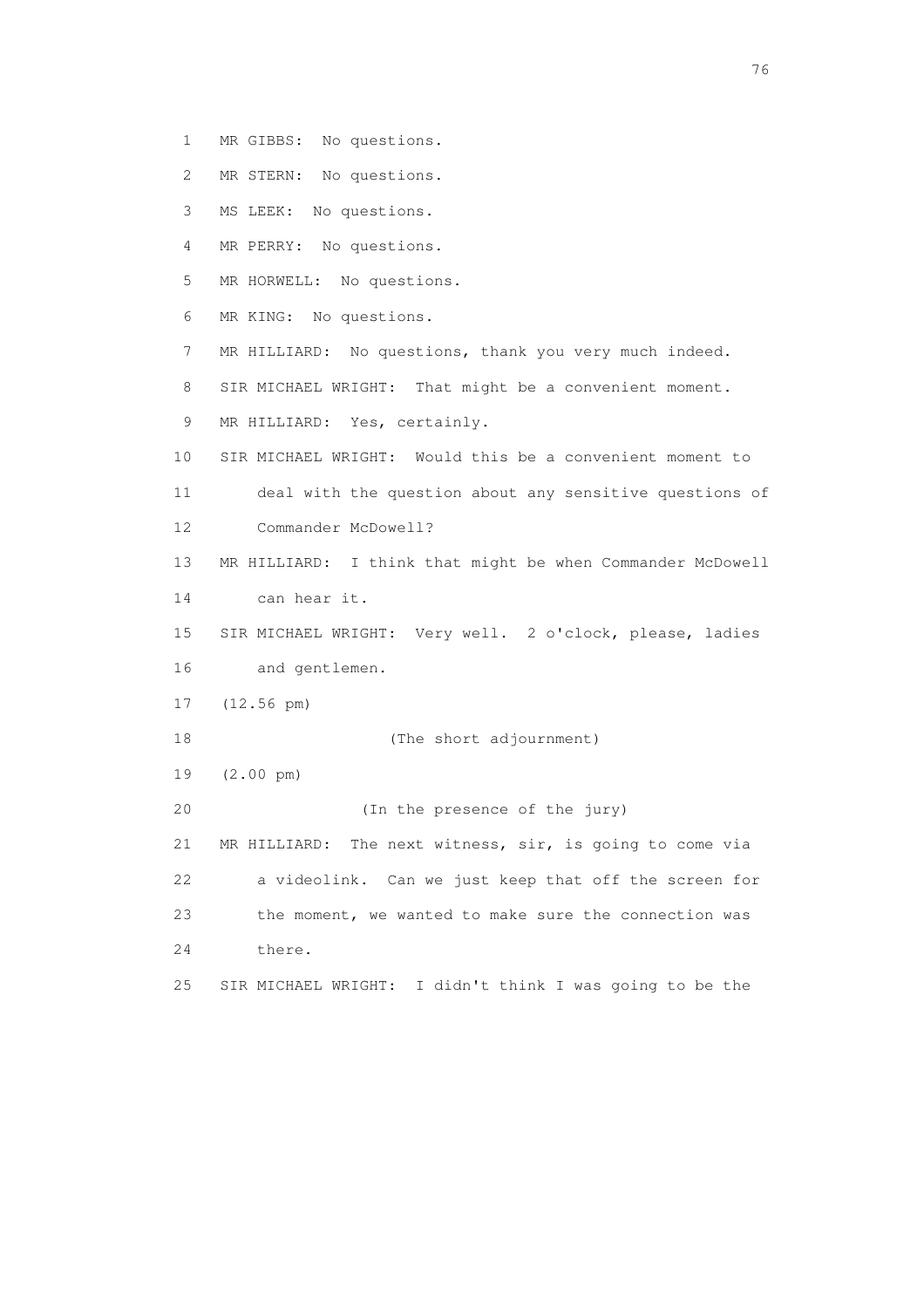1 MR GIBBS: No questions.

2 MR STERN: No questions.

3 MS LEEK: No questions.

4 MR PERRY: No questions.

5 MR HORWELL: No questions.

6 MR KING: No questions.

7 MR HILLIARD: No questions, thank you very much indeed.

8 SIR MICHAEL WRIGHT: That might be a convenient moment.

9 MR HILLIARD: Yes, certainly.

10 SIR MICHAEL WRIGHT: Would this be a convenient moment to

11 deal with the question about any sensitive questions of

12 Commander McDowell?

13 MR HILLIARD: I think that might be when Commander McDowell

14 can hear it.

15 SIR MICHAEL WRIGHT: Very well. 2 o'clock, please, ladies

16 and gentlemen.

17 (12.56 pm)

18 (The short adjournment)

19 (2.00 pm)

20 (In the presence of the jury)

21 MR HILLIARD: The next witness, sir, is going to come via

22 a videolink. Can we just keep that off the screen for

23 the moment, we wanted to make sure the connection was

24 there.

25 SIR MICHAEL WRIGHT: I didn't think I was going to be the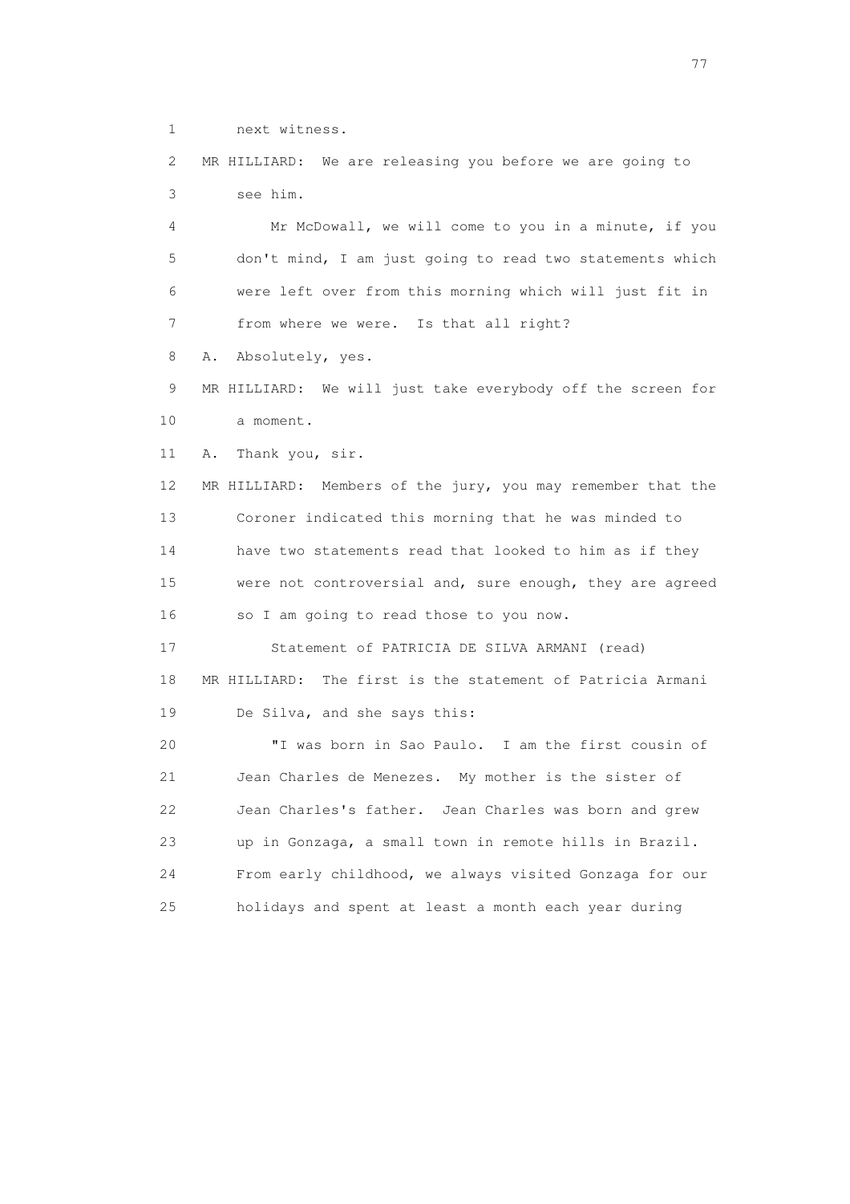1 next witness.

2 MR HILLIARD: We are releasing you before we are going to

3 see him.

4 Mr McDowall, we will come to you in a minute, if you

5 don't mind, I am just going to read two statements which

6 were left over from this morning which will just fit in

7 from where we were. Is that all right?

8 A. Absolutely, yes.

9 MR HILLIARD: We will just take everybody off the screen for

10 a moment.

11 A. Thank you, sir.

12 MR HILLIARD: Members of the jury, you may remember that the

13 Coroner indicated this morning that he was minded to

14 have two statements read that looked to him as if they

15 were not controversial and, sure enough, they are agreed

16 so I am going to read those to you now.

17 Statement of PATRICIA DE SILVA ARMANI (read)

18 MR HILLIARD: The first is the statement of Patricia Armani

19 De Silva, and she says this:

20 "I was born in Sao Paulo. I am the first cousin of

21 Jean Charles de Menezes. My mother is the sister of

22 Jean Charles's father. Jean Charles was born and grew

23 up in Gonzaga, a small town in remote hills in Brazil.

24 From early childhood, we always visited Gonzaga for our

25 holidays and spent at least a month each year during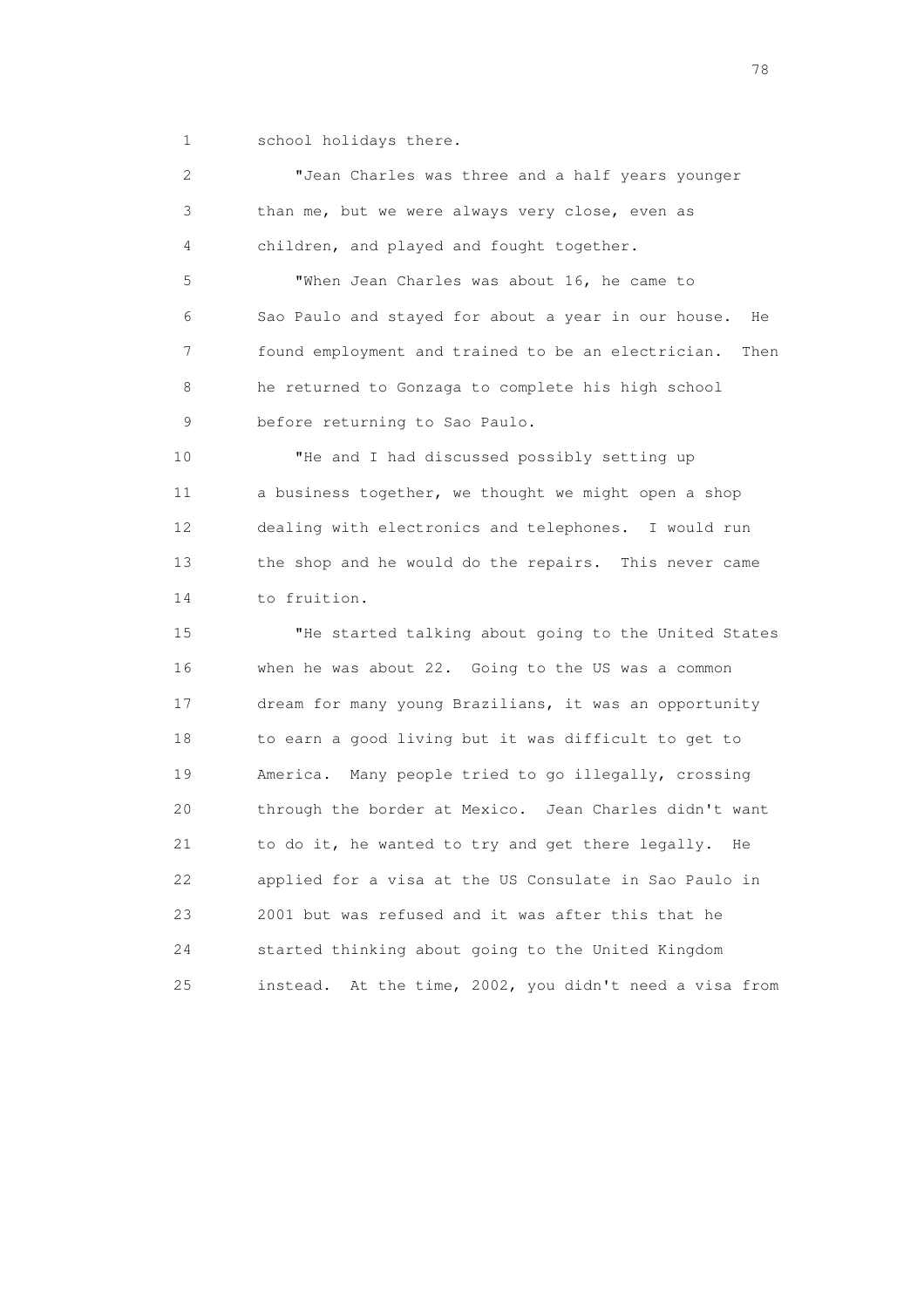school holidays there.

"Jean Charles was three and a half years younger than me, but we were always very close, even as children, and played and fought together.

"When Jean Charles was about 16, he came to Sao Paulo and stayed for about a year in our house. He found employment and trained to be an electrician. Then he returned to Gonzaga to complete his high school before returning to Sao Paulo.

"He and I had discussed possibly setting up a business together, we thought we might open a shop dealing with electronics and telephones. I would run the shop and he would do the repairs. This never came to fruition.

"He started talking about going to the United States when he was about 22. Going to the US was a common dream for many young Brazilians, it was an opportunity to earn a good living but it was difficult to get to America. Many people tried to go illegally, crossing through the border at Mexico. Jean Charles didn't want to do it, he wanted to try and get there legally. He applied for a visa at the US Consulate in Sao Paulo in 2001 but was refused and it was after this that he started thinking about going to the United Kingdom instead. At the time, 2002, you didn't need a visa from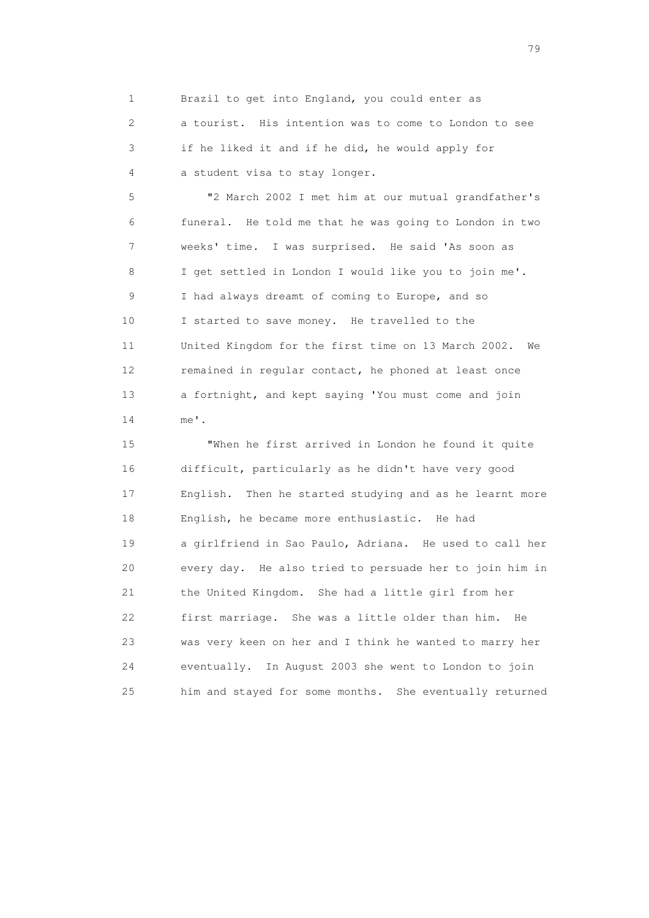Brazil to get into England, you could enter as a tourist. His intention was to come to London to see if he liked it and if he did, he would apply for a student visa to stay longer.

"2 March 2002 I met him at our mutual grandfather's funeral. He told me that he was going to London in two weeks' time. I was surprised. He said 'As soon as I get settled in London I would like you to join me'. I had always dreamt of coming to Europe, and so I started to save money. He travelled to the United Kingdom for the first time on 13 March 2002. We remained in regular contact, he phoned at least once a fortnight, and kept saying 'You must come and join me'.

"When he first arrived in London he found it quite difficult, particularly as he didn't have very good English. Then he started studying and as he learnt more English, he became more enthusiastic. He had a girlfriend in Sao Paulo, Adriana. He used to call her every day. He also tried to persuade her to join him in the United Kingdom. She had a little girl from her first marriage. She was a little older than him. He was very keen on her and I think he wanted to marry her eventually. In August 2003 she went to London to join him and stayed for some months. She eventually returned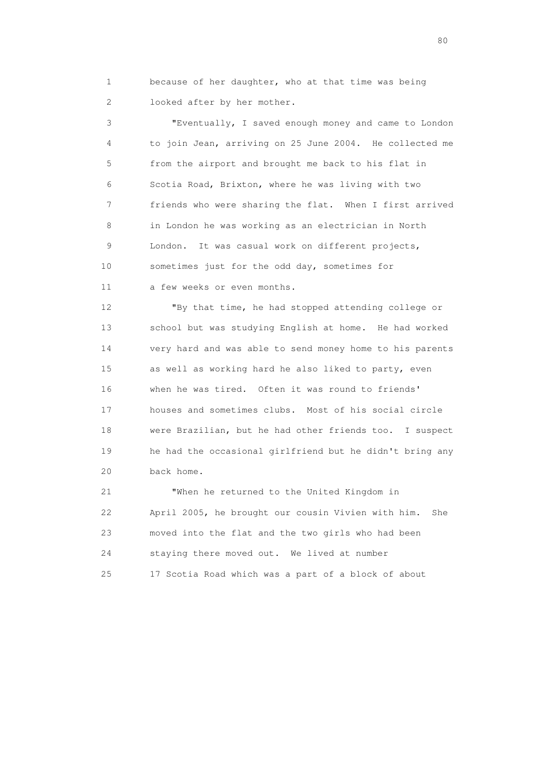because of her daughter, who at that time was being looked after by her mother.

"Eventually, I saved enough money and came to London to join Jean, arriving on 25 June 2004. He collected me from the airport and brought me back to his flat in Scotia Road, Brixton, where he was living with two friends who were sharing the flat. When I first arrived in London he was working as an electrician in North London. It was casual work on different projects, sometimes just for the odd day, sometimes for a few weeks or even months.

"By that time, he had stopped attending college or school but was studying English at home. He had worked very hard and was able to send money home to his parents as well as working hard he also liked to party, even when he was tired. Often it was round to friends' houses and sometimes clubs. Most of his social circle were Brazilian, but he had other friends too. I suspect he had the occasional girlfriend but he didn't bring any back home.

"When he returned to the United Kingdom in April 2005, he brought our cousin Vivien with him. She moved into the flat and the two girls who had been staying there moved out. We lived at number 17 Scotia Road which was a part of a block of about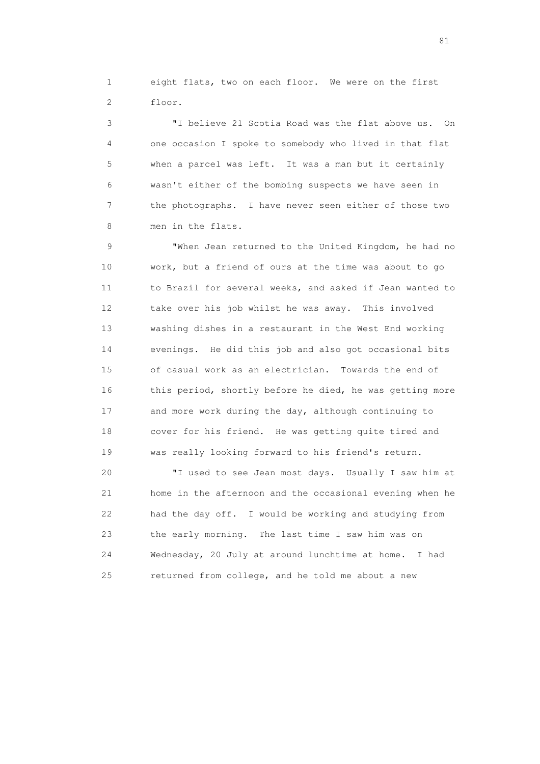eight flats, two on each floor. We were on the first floor.

"I believe 21 Scotia Road was the flat above us. On one occasion I spoke to somebody who lived in that flat when a parcel was left. It was a man but it certainly wasn't either of the bombing suspects we have seen in the photographs. I have never seen either of those two men in the flats.

"When Jean returned to the United Kingdom, he had no work, but a friend of ours at the time was about to go to Brazil for several weeks, and asked if Jean wanted to take over his job whilst he was away. This involved washing dishes in a restaurant in the West End working evenings. He did this job and also got occasional bits of casual work as an electrician. Towards the end of this period, shortly before he died, he was getting more and more work during the day, although continuing to cover for his friend. He was getting quite tired and was really looking forward to his friend's return.

"I used to see Jean most days. Usually I saw him at home in the afternoon and the occasional evening when he had the day off. I would be working and studying from the early morning. The last time I saw him was on Wednesday, 20 July at around lunchtime at home. I had returned from college, and he told me about a new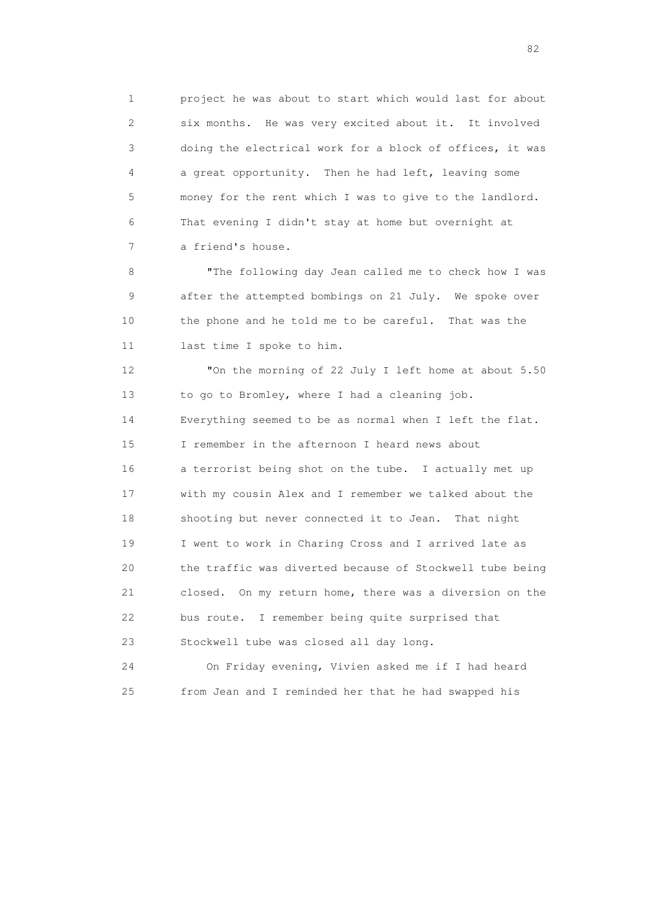project he was about to start which would last for about six months. He was very excited about it. It involved doing the electrical work for a block of offices, it was a great opportunity. Then he had left, leaving some money for the rent which I was to give to the landlord. That evening I didn't stay at home but overnight at a friend's house.

"The following day Jean called me to check how I was after the attempted bombings on 21 July. We spoke over the phone and he told me to be careful. That was the last time I spoke to him.

"On the morning of 22 July I left home at about 5.50 to go to Bromley, where I had a cleaning job. Everything seemed to be as normal when I left the flat. I remember in the afternoon I heard news about a terrorist being shot on the tube. I actually met up with my cousin Alex and I remember we talked about the shooting but never connected it to Jean. That night I went to work in Charing Cross and I arrived late as the traffic was diverted because of Stockwell tube being closed. On my return home, there was a diversion on the bus route. I remember being quite surprised that Stockwell tube was closed all day long.

On Friday evening, Vivien asked me if I had heard from Jean and I reminded her that he had swapped his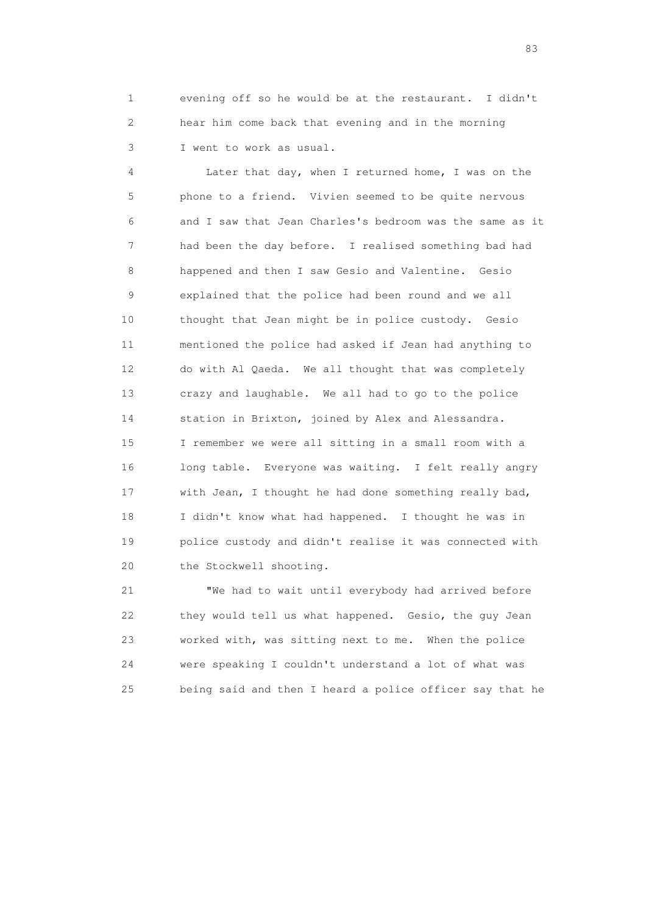evening off so he would be at the restaurant. I didn't hear him come back that evening and in the morning I went to work as usual.

Later that day, when I returned home, I was on the phone to a friend. Vivien seemed to be quite nervous and I saw that Jean Charles's bedroom was the same as it had been the day before. I realised something bad had happened and then I saw Gesio and Valentine. Gesio explained that the police had been round and we all thought that Jean might be in police custody. Gesio mentioned the police had asked if Jean had anything to do with Al Qaeda. We all thought that was completely crazy and laughable. We all had to go to the police station in Brixton, joined by Alex and Alessandra. I remember we were all sitting in a small room with a long table. Everyone was waiting. I felt really angry with Jean, I thought he had done something really bad, I didn't know what had happened. I thought he was in police custody and didn't realise it was connected with the Stockwell shooting.

"We had to wait until everybody had arrived before they would tell us what happened. Gesio, the guy Jean worked with, was sitting next to me. When the police were speaking I couldn't understand a lot of what was being said and then I heard a police officer say that he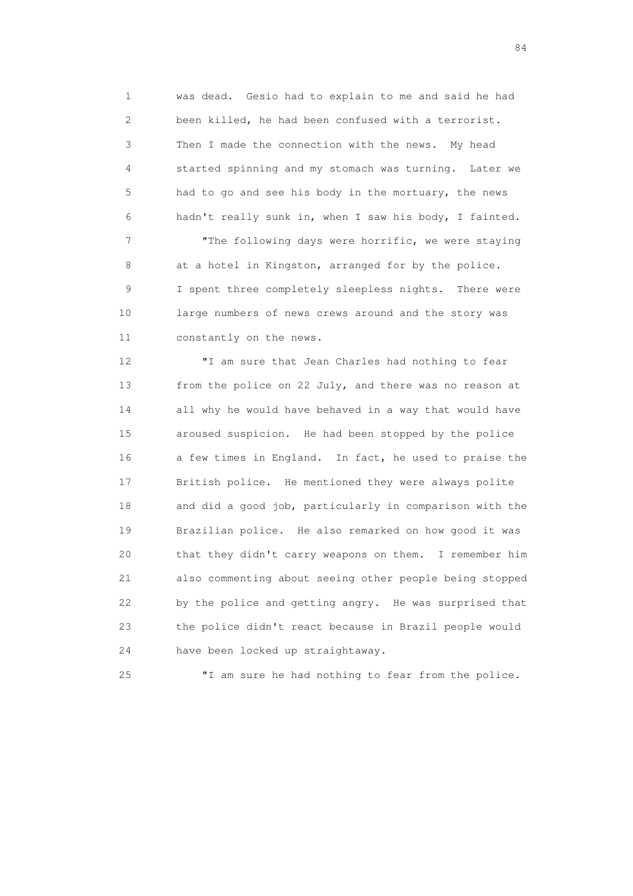was dead. Gesio had to explain to me and said he had been killed, he had been confused with a terrorist. Then I made the connection with the news. My head started spinning and my stomach was turning. Later we had to go and see his body in the mortuary, the news hadn't really sunk in, when I saw his body, I fainted.

"The following days were horrific, we were staying at a hotel in Kingston, arranged for by the police. I spent three completely sleepless nights. There were large numbers of news crews around and the story was constantly on the news.

"I am sure that Jean Charles had nothing to fear from the police on 22 July, and there was no reason at all why he would have behaved in a way that would have aroused suspicion. He had been stopped by the police a few times in England. In fact, he used to praise the British police. He mentioned they were always polite and did a good job, particularly in comparison with the Brazilian police. He also remarked on how good it was that they didn't carry weapons on them. I remember him also commenting about seeing other people being stopped by the police and getting angry. He was surprised that the police didn't react because in Brazil people would have been locked up straightaway.

"I am sure he had nothing to fear from the police.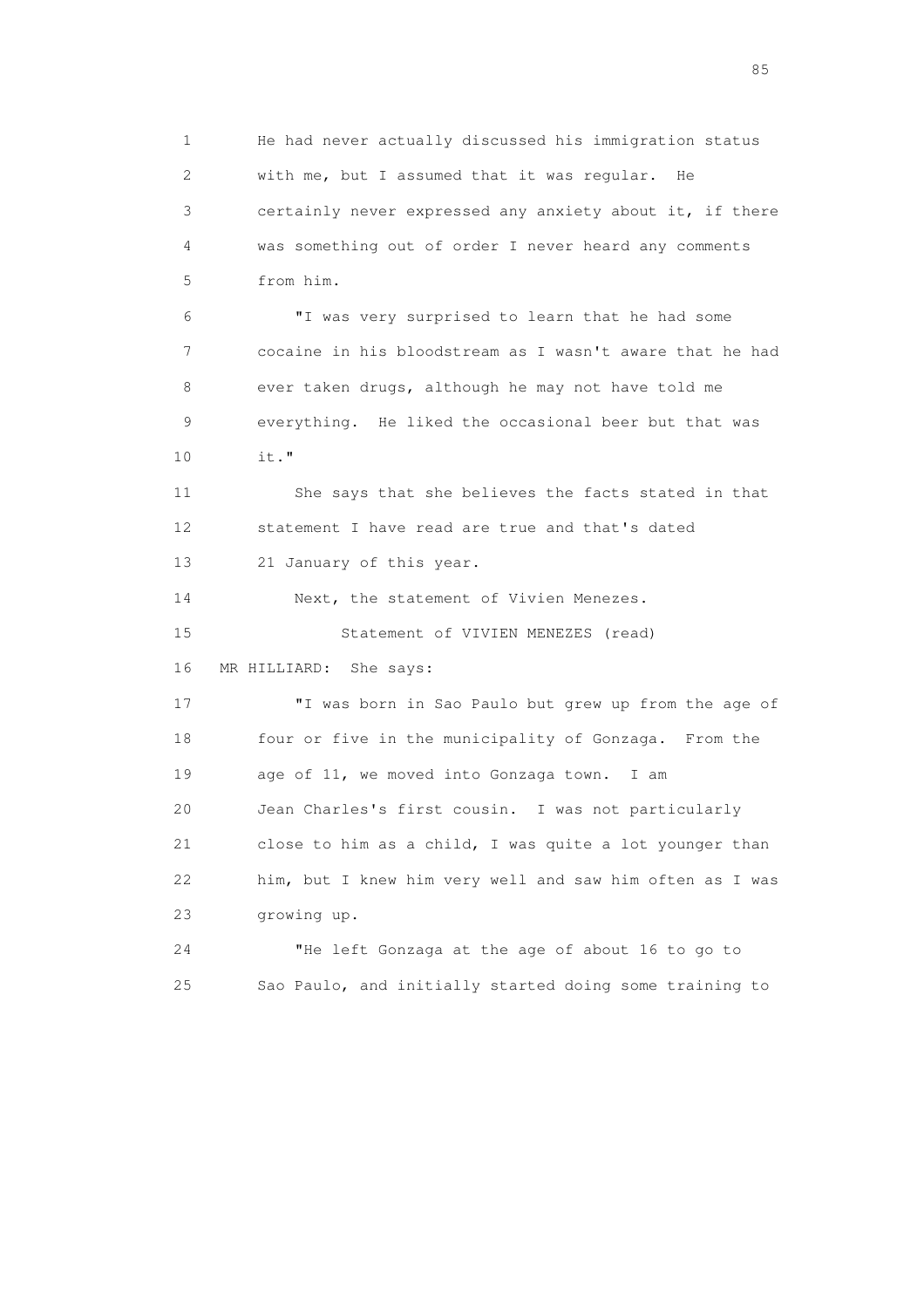He had never actually discussed his immigration status with me, but I assumed that it was regular. He certainly never expressed any anxiety about it, if there was something out of order I never heard any comments from him.

"I was very surprised to learn that he had some cocaine in his bloodstream as I wasn't aware that he had ever taken drugs, although he may not have told me everything. He liked the occasional beer but that was it."

She says that she believes the facts stated in that statement I have read are true and that's dated 21 January of this year.

Next, the statement of Vivien Menezes.

Statement of VIVIEN MENEZES (read)

MR HILLIARD: She says:

"I was born in Sao Paulo but grew up from the age of four or five in the municipality of Gonzaga. From the age of 11, we moved into Gonzaga town. I am Jean Charles's first cousin. I was not particularly close to him as a child, I was quite a lot younger than him, but I knew him very well and saw him often as I was growing up.

"He left Gonzaga at the age of about 16 to go to Sao Paulo, and initially started doing some training to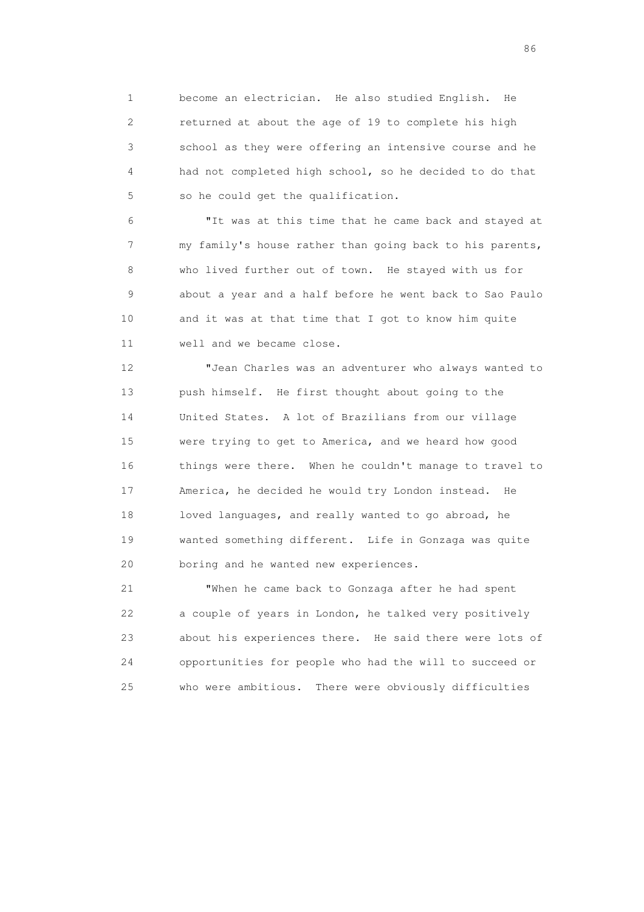become an electrician. He also studied English. He returned at about the age of 19 to complete his high school as they were offering an intensive course and he had not completed high school, so he decided to do that so he could get the qualification.

"It was at this time that he came back and stayed at my family's house rather than going back to his parents, who lived further out of town. He stayed with us for about a year and a half before he went back to Sao Paulo and it was at that time that I got to know him quite well and we became close.

"Jean Charles was an adventurer who always wanted to push himself. He first thought about going to the United States. A lot of Brazilians from our village were trying to get to America, and we heard how good things were there. When he couldn't manage to travel to America, he decided he would try London instead. He loved languages, and really wanted to go abroad, he wanted something different. Life in Gonzaga was quite boring and he wanted new experiences.

"When he came back to Gonzaga after he had spent a couple of years in London, he talked very positively about his experiences there. He said there were lots of opportunities for people who had the will to succeed or who were ambitious. There were obviously difficulties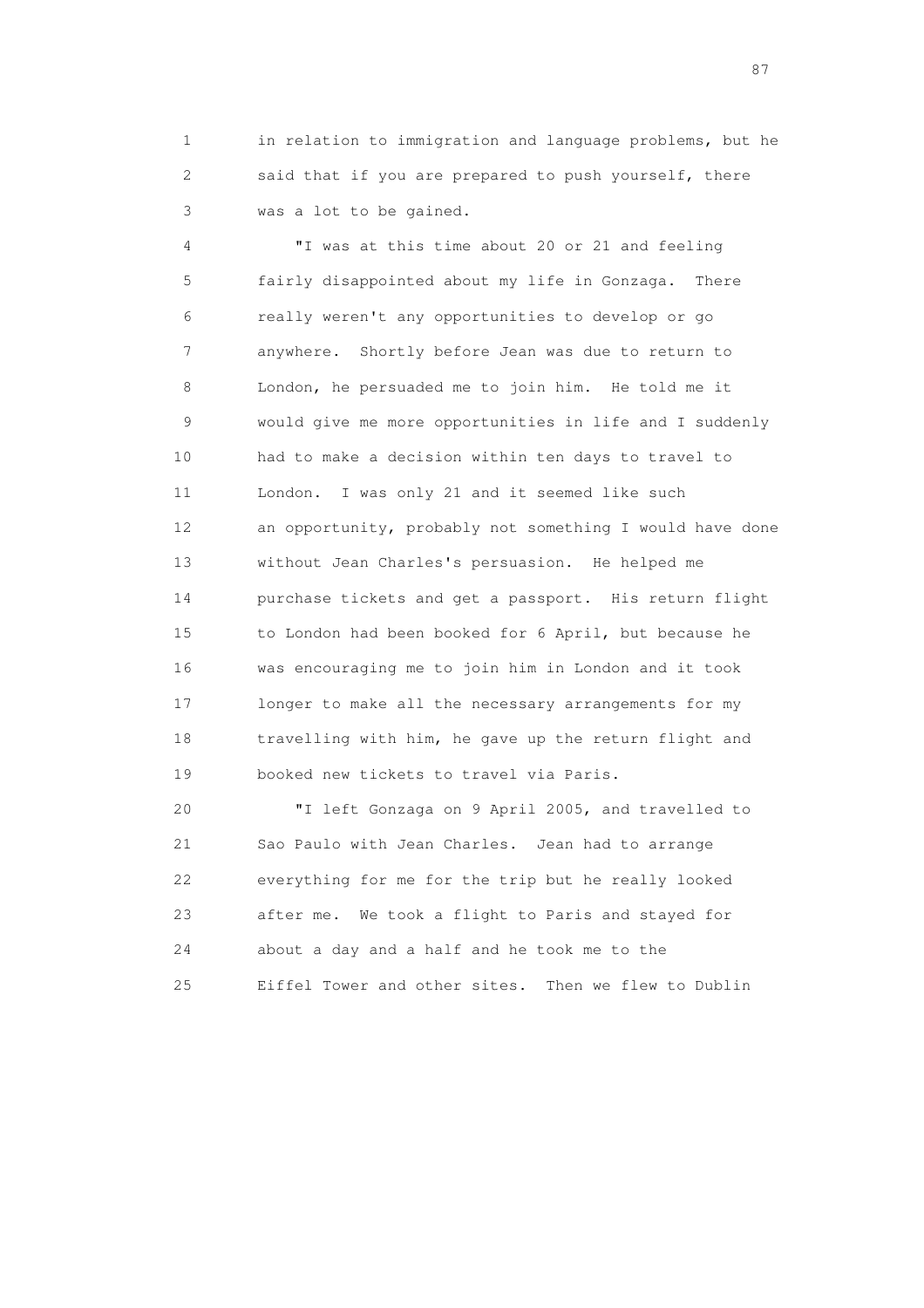in relation to immigration and language problems, but he said that if you are prepared to push yourself, there was a lot to be gained.

"I was at this time about 20 or 21 and feeling fairly disappointed about my life in Gonzaga. There really weren't any opportunities to develop or go anywhere. Shortly before Jean was due to return to London, he persuaded me to join him. He told me it would give me more opportunities in life and I suddenly had to make a decision within ten days to travel to London. I was only 21 and it seemed like such an opportunity, probably not something I would have done without Jean Charles's persuasion. He helped me purchase tickets and get a passport. His return flight to London had been booked for 6 April, but because he was encouraging me to join him in London and it took longer to make all the necessary arrangements for my travelling with him, he gave up the return flight and booked new tickets to travel via Paris.

"I left Gonzaga on 9 April 2005, and travelled to Sao Paulo with Jean Charles. Jean had to arrange everything for me for the trip but he really looked after me. We took a flight to Paris and stayed for about a day and a half and he took me to the Eiffel Tower and other sites. Then we flew to Dublin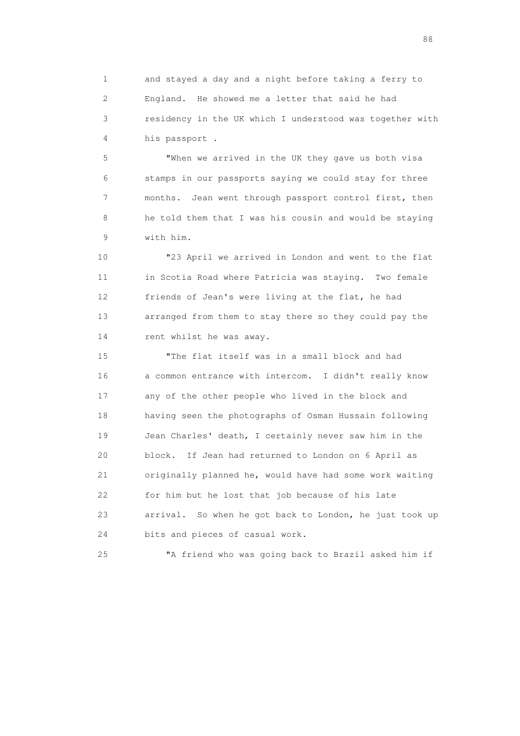and stayed a day and a night before taking a ferry to England. He showed me a letter that said he had residency in the UK which I understood was together with his passport .

"When we arrived in the UK they gave us both visa stamps in our passports saying we could stay for three months. Jean went through passport control first, then he told them that I was his cousin and would be staying with him.

"23 April we arrived in London and went to the flat in Scotia Road where Patricia was staying. Two female friends of Jean's were living at the flat, he had arranged from them to stay there so they could pay the rent whilst he was away.

"The flat itself was in a small block and had a common entrance with intercom. I didn't really know any of the other people who lived in the block and having seen the photographs of Osman Hussain following Jean Charles' death, I certainly never saw him in the block. If Jean had returned to London on 6 April as originally planned he, would have had some work waiting for him but he lost that job because of his late arrival. So when he got back to London, he just took up bits and pieces of casual work.

"A friend who was going back to Brazil asked him if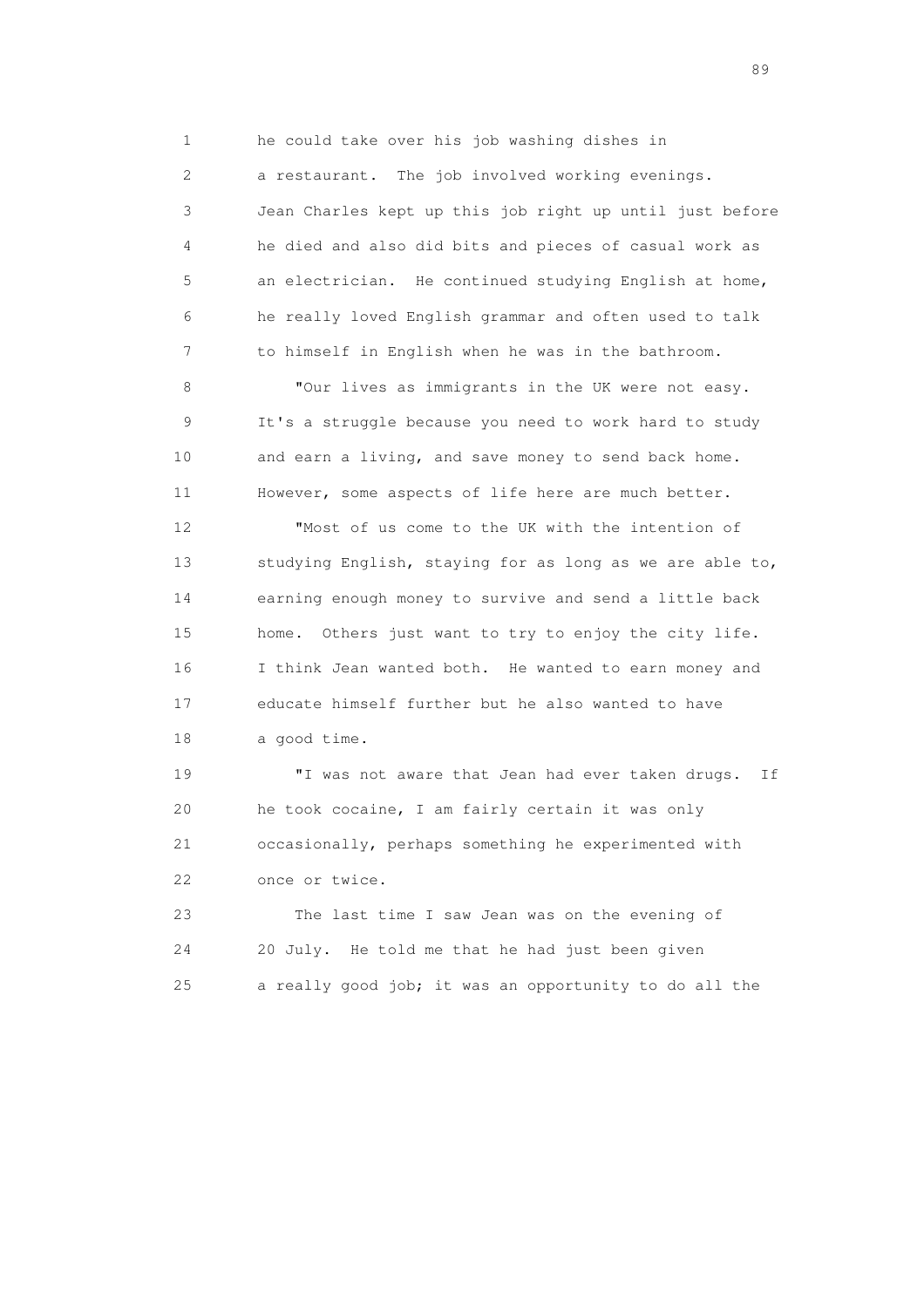he could take over his job washing dishes in a restaurant. The job involved working evenings. Jean Charles kept up this job right up until just before he died and also did bits and pieces of casual work as an electrician. He continued studying English at home, he really loved English grammar and often used to talk to himself in English when he was in the bathroom.

"Our lives as immigrants in the UK were not easy. It's a struggle because you need to work hard to study and earn a living, and save money to send back home. However, some aspects of life here are much better.

"Most of us come to the UK with the intention of studying English, staying for as long as we are able to, earning enough money to survive and send a little back home. Others just want to try to enjoy the city life. I think Jean wanted both. He wanted to earn money and educate himself further but he also wanted to have a good time.

"I was not aware that Jean had ever taken drugs. If he took cocaine, I am fairly certain it was only occasionally, perhaps something he experimented with once or twice.

The last time I saw Jean was on the evening of 20 July. He told me that he had just been given a really good job; it was an opportunity to do all the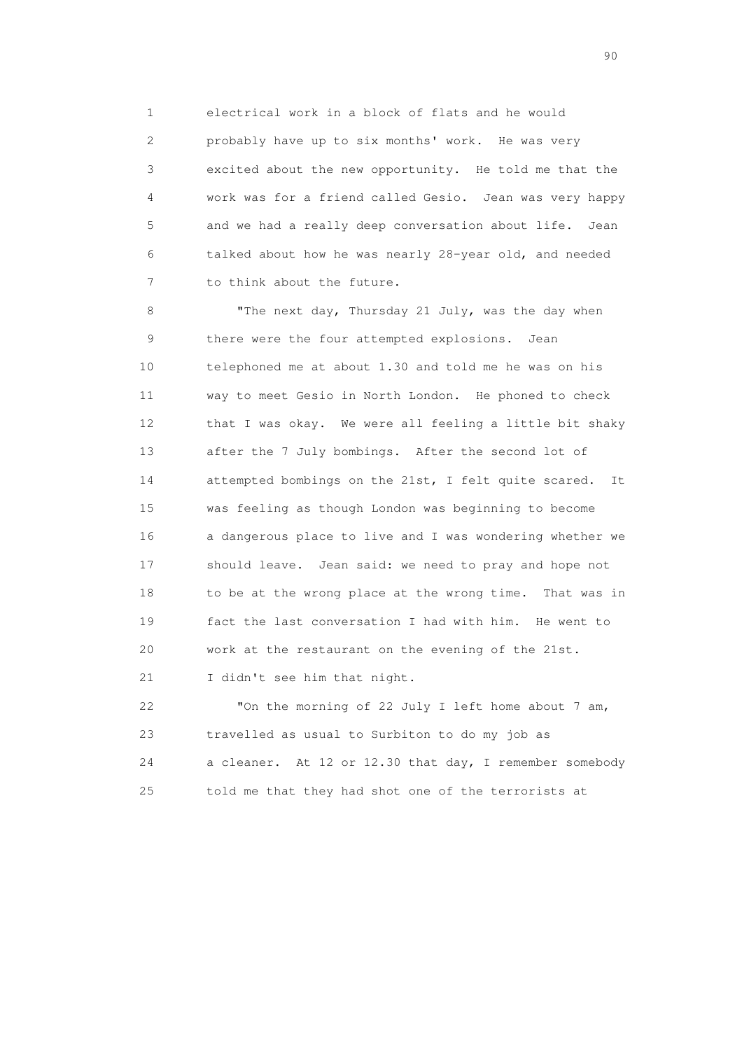electrical work in a block of flats and he would probably have up to six months' work. He was very excited about the new opportunity. He told me that the work was for a friend called Gesio. Jean was very happy and we had a really deep conversation about life. Jean talked about how he was nearly 28-year old, and needed to think about the future.

"The next day, Thursday 21 July, was the day when there were the four attempted explosions. Jean telephoned me at about 1.30 and told me he was on his way to meet Gesio in North London. He phoned to check that I was okay. We were all feeling a little bit shaky after the 7 July bombings. After the second lot of attempted bombings on the 21st, I felt quite scared. It was feeling as though London was beginning to become a dangerous place to live and I was wondering whether we should leave. Jean said: we need to pray and hope not to be at the wrong place at the wrong time. That was in fact the last conversation I had with him. He went to work at the restaurant on the evening of the 21st. I didn't see him that night.

"On the morning of 22 July I left home about 7 am, travelled as usual to Surbiton to do my job as a cleaner. At 12 or 12.30 that day, I remember somebody told me that they had shot one of the terrorists at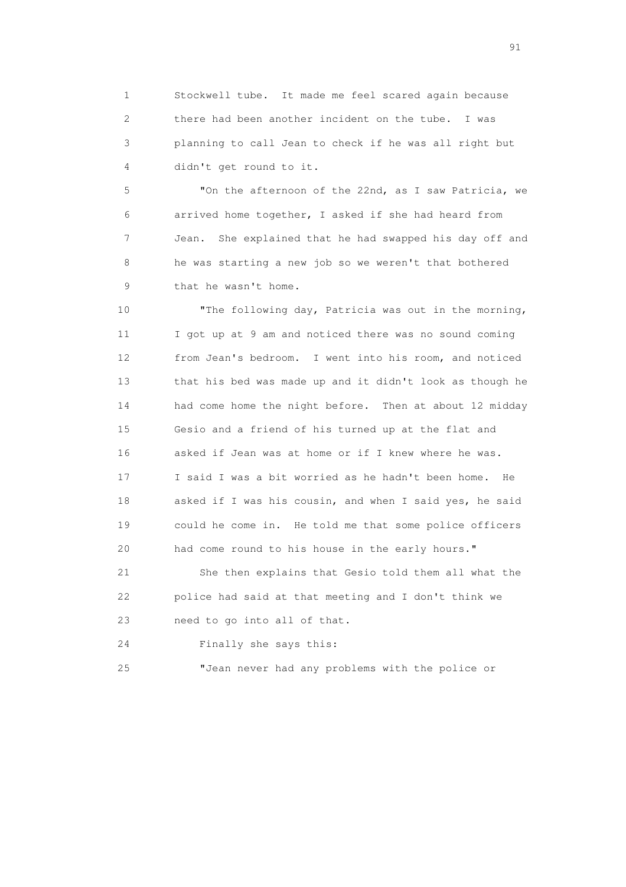Stockwell tube. It made me feel scared again because there had been another incident on the tube. I was planning to call Jean to check if he was all right but didn't get round to it.

"On the afternoon of the 22nd, as I saw Patricia, we arrived home together, I asked if she had heard from Jean. She explained that he had swapped his day off and he was starting a new job so we weren't that bothered that he wasn't home.

"The following day, Patricia was out in the morning, I got up at 9 am and noticed there was no sound coming from Jean's bedroom. I went into his room, and noticed that his bed was made up and it didn't look as though he had come home the night before. Then at about 12 midday Gesio and a friend of his turned up at the flat and asked if Jean was at home or if I knew where he was. I said I was a bit worried as he hadn't been home. He asked if I was his cousin, and when I said yes, he said could he come in. He told me that some police officers had come round to his house in the early hours."

She then explains that Gesio told them all what the police had said at that meeting and I don't think we need to go into all of that.

Finally she says this:

"Jean never had any problems with the police or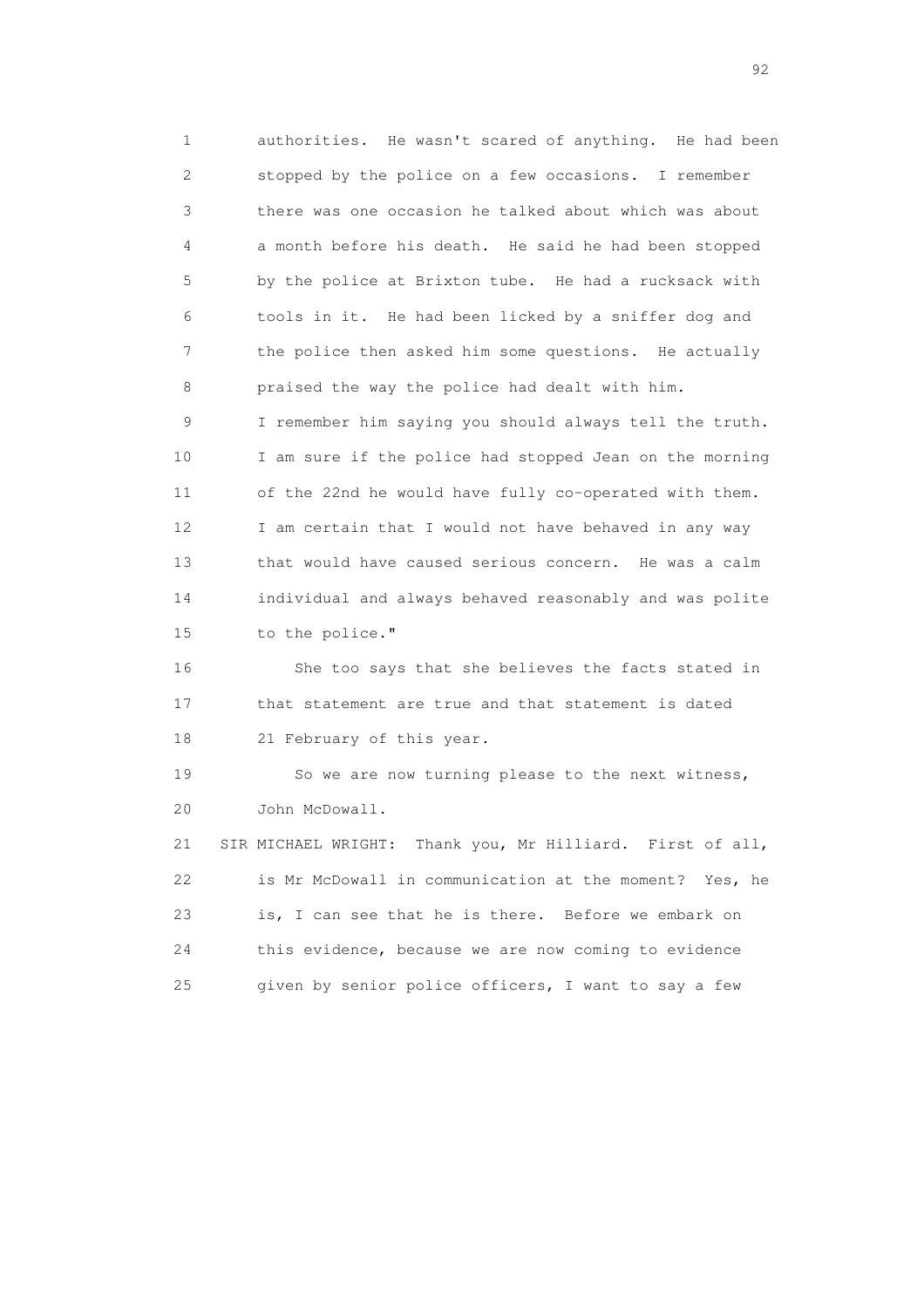authorities. He wasn't scared of anything. He had been stopped by the police on a few occasions. I remember there was one occasion he talked about which was about a month before his death. He said he had been stopped by the police at Brixton tube. He had a rucksack with tools in it. He had been licked by a sniffer dog and the police then asked him some questions. He actually praised the way the police had dealt with him.

I remember him saying you should always tell the truth. I am sure if the police had stopped Jean on the morning of the 22nd he would have fully co-operated with them. I am certain that I would not have behaved in any way that would have caused serious concern. He was a calm individual and always behaved reasonably and was polite to the police."

She too says that she believes the facts stated in that statement are true and that statement is dated 21 February of this year.

So we are now turning please to the next witness, John McDowall.

SIR MICHAEL WRIGHT: Thank you, Mr Hilliard. First of all, is Mr McDowall in communication at the moment? Yes, he is, I can see that he is there. Before we embark on this evidence, because we are now coming to evidence given by senior police officers, I want to say a few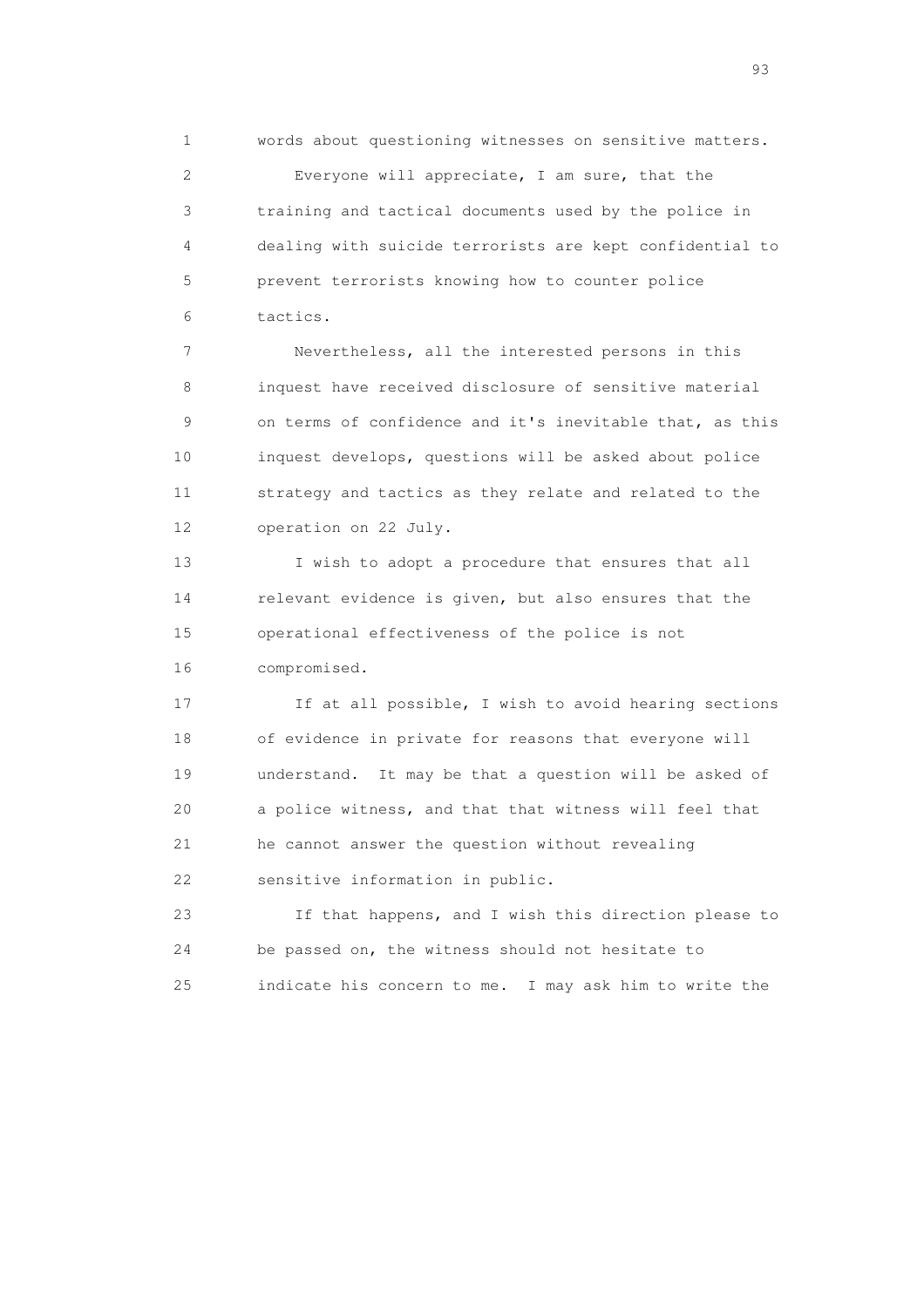1 words about questioning witnesses on sensitive matters.

2 Everyone will appreciate, I am sure, that the
3 training and tactical documents used by the police in
4 dealing with suicide terrorists are kept confidential to
5 prevent terrorists knowing how to counter police
6 tactics.

7 Nevertheless, all the interested persons in this
8 inquest have received disclosure of sensitive material
9 on terms of confidence and it's inevitable that, as this
10 inquest develops, questions will be asked about police
11 strategy and tactics as they relate and related to the
12 operation on 22 July.

13 I wish to adopt a procedure that ensures that all
14 relevant evidence is given, but also ensures that the
15 operational effectiveness of the police is not
16 compromised.

17 If at all possible, I wish to avoid hearing sections
18 of evidence in private for reasons that everyone will
19 understand. It may be that a question will be asked of
20 a police witness, and that that witness will feel that
21 he cannot answer the question without revealing
22 sensitive information in public.

23 If that happens, and I wish this direction please to
24 be passed on, the witness should not hesitate to
25 indicate his concern to me. I may ask him to write the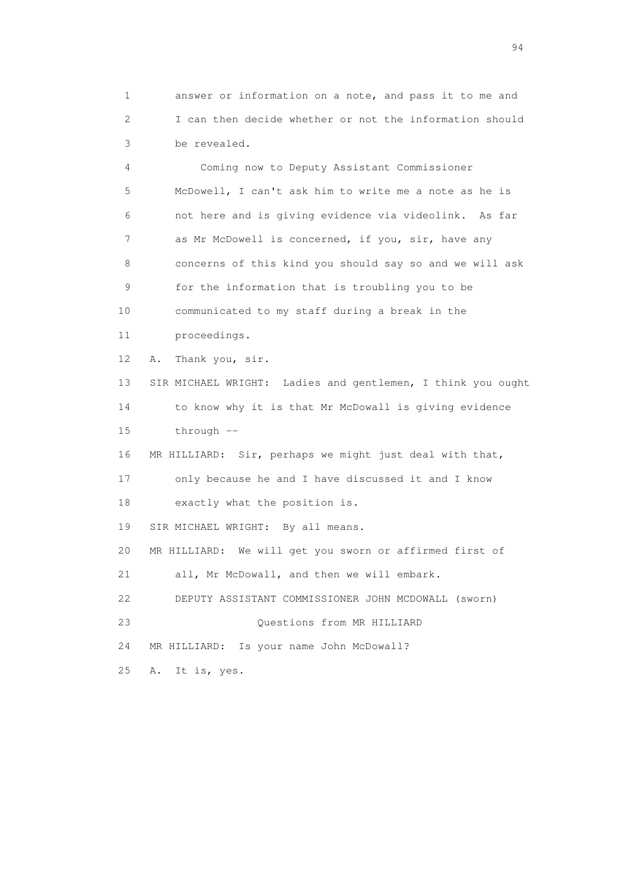1 answer or information on a note, and pass it to me and
2 I can then decide whether or not the information should
3 be revealed.

4 Coming now to Deputy Assistant Commissioner
5 McDowell, I can't ask him to write me a note as he is
6 not here and is giving evidence via videolink. As far
7 as Mr McDowell is concerned, if you, sir, have any
8 concerns of this kind you should say so and we will ask
9 for the information that is troubling you to be
10 communicated to my staff during a break in the
11 proceedings.

12 A. Thank you, sir.

13 SIR MICHAEL WRIGHT: Ladies and gentlemen, I think you ought
14 to know why it is that Mr McDowall is giving evidence
15 through --

16 MR HILLIARD: Sir, perhaps we might just deal with that,
17 only because he and I have discussed it and I know
18 exactly what the position is.

19 SIR MICHAEL WRIGHT: By all means.

20 MR HILLIARD: We will get you sworn or affirmed first of
21 all, Mr McDowall, and then we will embark.

22 DEPUTY ASSISTANT COMMISSIONER JOHN MCDOWALL (sworn)

23 Questions from MR HILLIARD

24 MR HILLIARD: Is your name John McDowall?

25 A. It is, yes.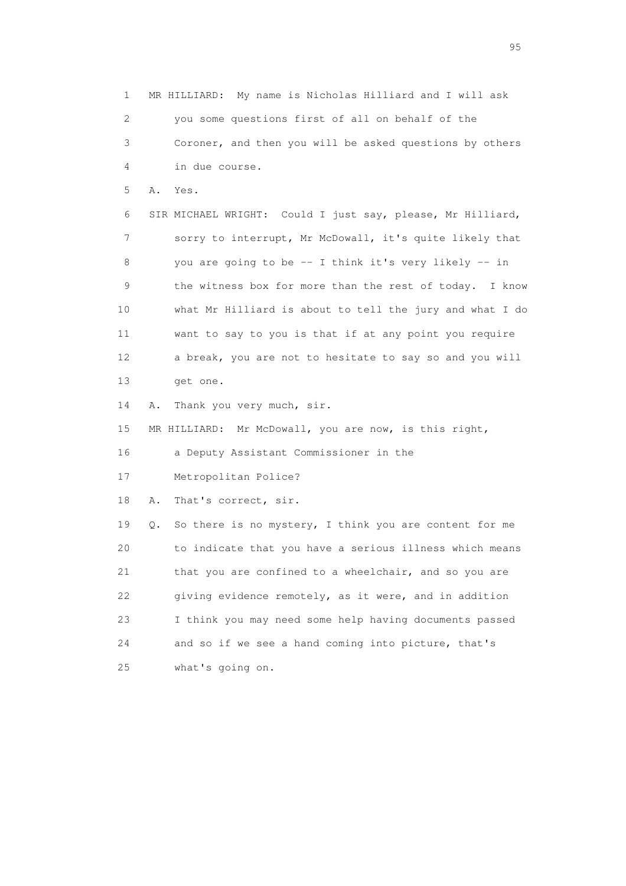1 MR HILLIARD: My name is Nicholas Hilliard and I will ask
2 you some questions first of all on behalf of the
3 Coroner, and then you will be asked questions by others
4 in due course.
5 A. Yes.
6 SIR MICHAEL WRIGHT: Could I just say, please, Mr Hilliard,
7 sorry to interrupt, Mr McDowall, it's quite likely that
8 you are going to be -- I think it's very likely -- in
9 the witness box for more than the rest of today. I know
10 what Mr Hilliard is about to tell the jury and what I do
11 want to say to you is that if at any point you require
12 a break, you are not to hesitate to say so and you will
13 get one.
14 A. Thank you very much, sir.
15 MR HILLIARD: Mr McDowall, you are now, is this right,
16 a Deputy Assistant Commissioner in the
17 Metropolitan Police?
18 A. That's correct, sir.
19 Q. So there is no mystery, I think you are content for me
20 to indicate that you have a serious illness which means
21 that you are confined to a wheelchair, and so you are
22 giving evidence remotely, as it were, and in addition
23 I think you may need some help having documents passed
24 and so if we see a hand coming into picture, that's
25 what's going on.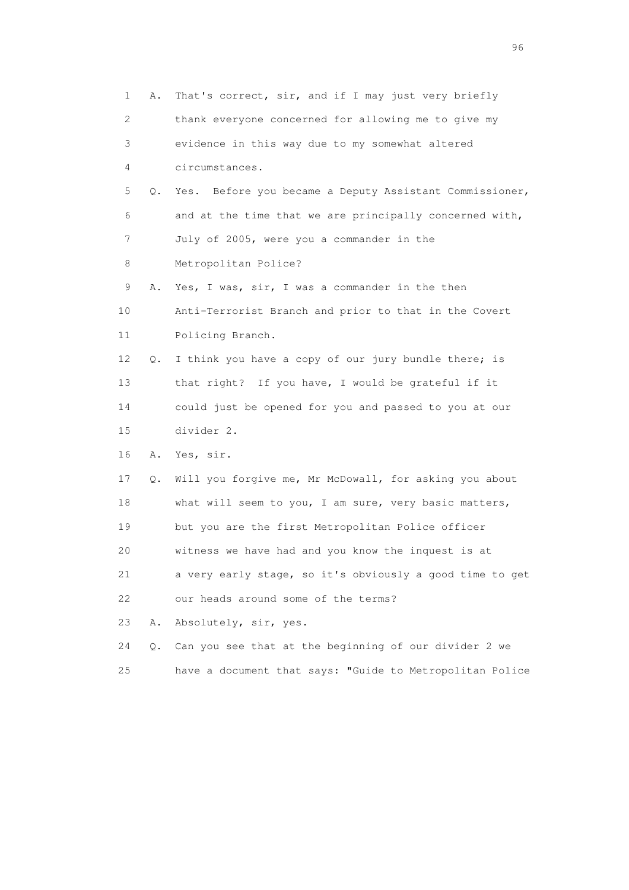1 A. That's correct, sir, and if I may just very briefly
2 thank everyone concerned for allowing me to give my
3 evidence in this way due to my somewhat altered
4 circumstances.
5 Q. Yes. Before you became a Deputy Assistant Commissioner,
6 and at the time that we are principally concerned with,
7 July of 2005, were you a commander in the
8 Metropolitan Police?
9 A. Yes, I was, sir, I was a commander in the then
10 Anti-Terrorist Branch and prior to that in the Covert
11 Policing Branch.
12 Q. I think you have a copy of our jury bundle there; is
13 that right? If you have, I would be grateful if it
14 could just be opened for you and passed to you at our
15 divider 2.
16 A. Yes, sir.
17 Q. Will you forgive me, Mr McDowall, for asking you about
18 what will seem to you, I am sure, very basic matters,
19 but you are the first Metropolitan Police officer
20 witness we have had and you know the inquest is at
21 a very early stage, so it's obviously a good time to get
22 our heads around some of the terms?
23 A. Absolutely, sir, yes.
24 Q. Can you see that at the beginning of our divider 2 we
25 have a document that says: "Guide to Metropolitan Police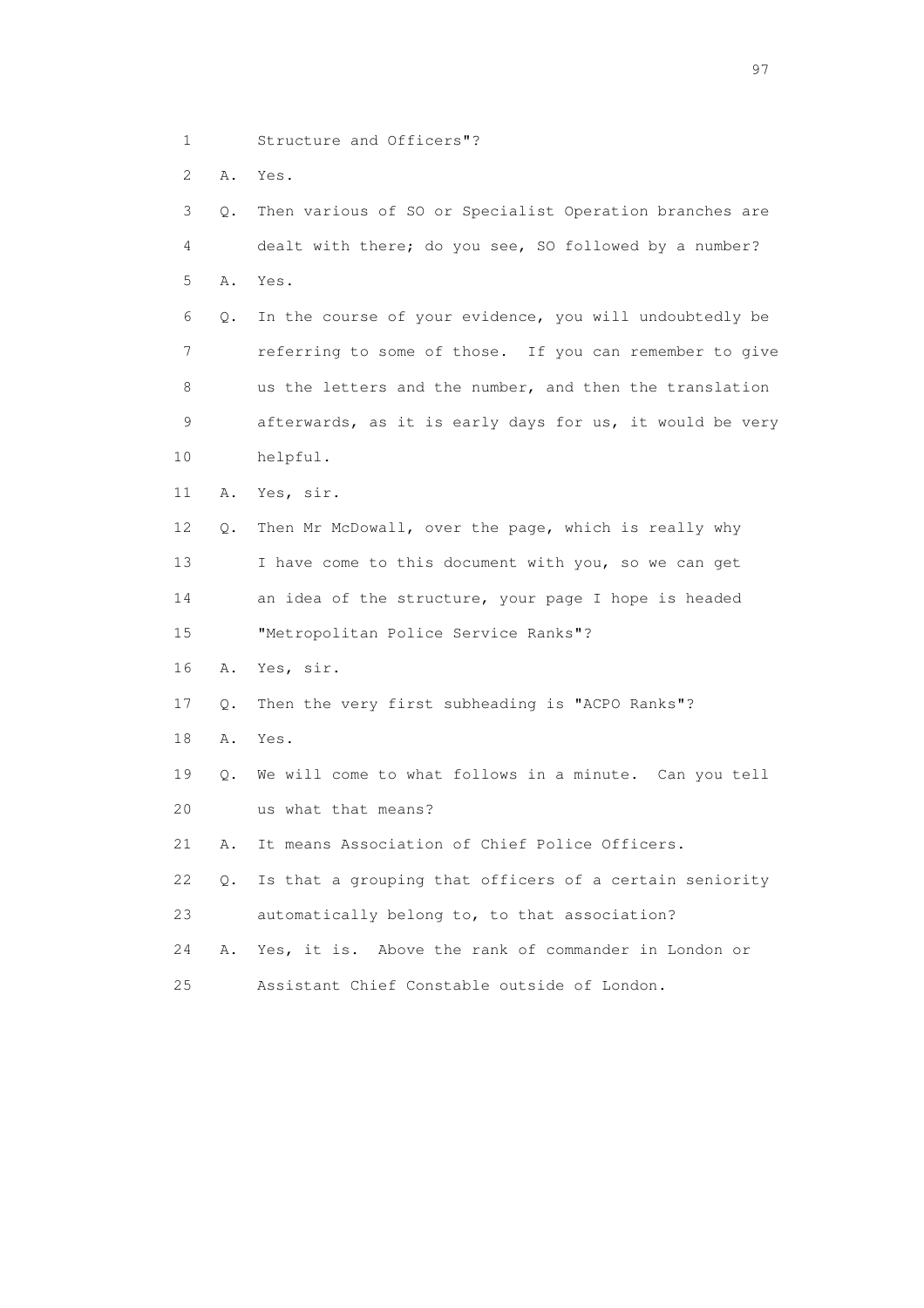1 Structure and Officers"?

2 A. Yes.

3 Q. Then various of SO or Specialist Operation branches are

4 dealt with there; do you see, SO followed by a number?

5 A. Yes.

6 Q. In the course of your evidence, you will undoubtedly be

7 referring to some of those. If you can remember to give

8 us the letters and the number, and then the translation

9 afterwards, as it is early days for us, it would be very

10 helpful.

11 A. Yes, sir.

12 Q. Then Mr McDowall, over the page, which is really why

13 I have come to this document with you, so we can get

14 an idea of the structure, your page I hope is headed

15 "Metropolitan Police Service Ranks"?

16 A. Yes, sir.

17 Q. Then the very first subheading is "ACPO Ranks"?

18 A. Yes.

19 Q. We will come to what follows in a minute. Can you tell

20 us what that means?

21 A. It means Association of Chief Police Officers.

22 Q. Is that a grouping that officers of a certain seniority

23 automatically belong to, to that association?

24 A. Yes, it is. Above the rank of commander in London or

25 Assistant Chief Constable outside of London.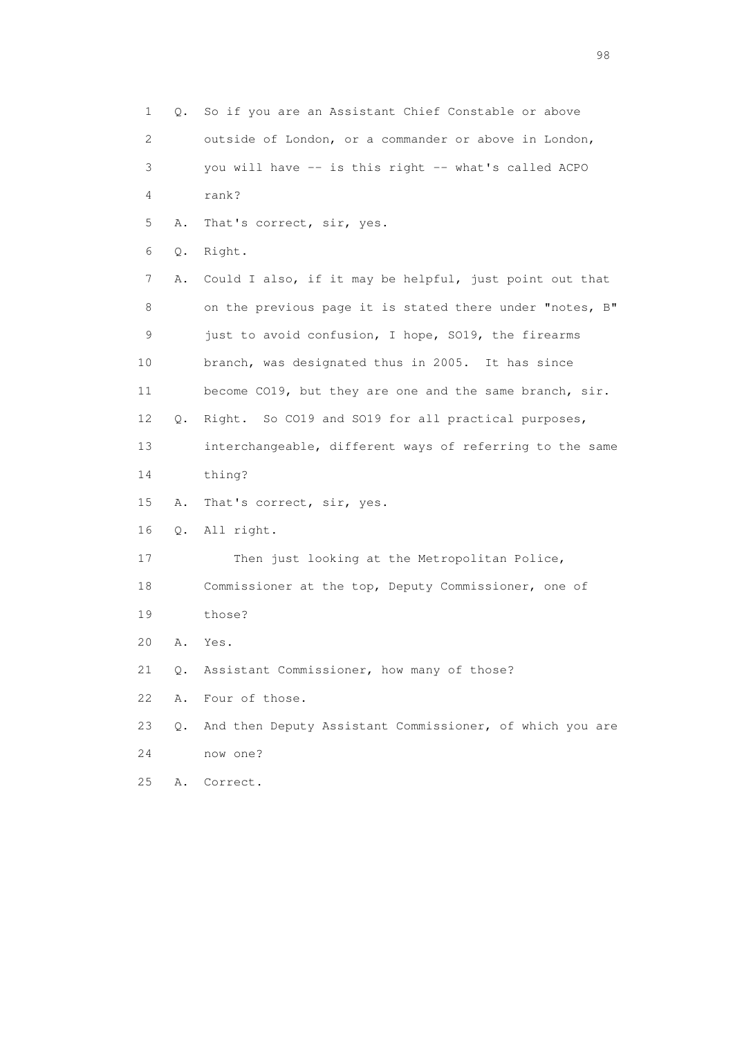1 Q. So if you are an Assistant Chief Constable or above
2 outside of London, or a commander or above in London,
3 you will have -- is this right -- what's called ACPO
4 rank?
5 A. That's correct, sir, yes.
6 Q. Right.
7 A. Could I also, if it may be helpful, just point out that
8 on the previous page it is stated there under "notes, B"
9 just to avoid confusion, I hope, SO19, the firearms
10 branch, was designated thus in 2005. It has since
11 become CO19, but they are one and the same branch, sir.
12 Q. Right. So CO19 and SO19 for all practical purposes,
13 interchangeable, different ways of referring to the same
14 thing?
15 A. That's correct, sir, yes.
16 Q. All right.
17 Then just looking at the Metropolitan Police,
18 Commissioner at the top, Deputy Commissioner, one of
19 those?
20 A. Yes.
21 Q. Assistant Commissioner, how many of those?
22 A. Four of those.
23 Q. And then Deputy Assistant Commissioner, of which you are
24 now one?
25 A. Correct.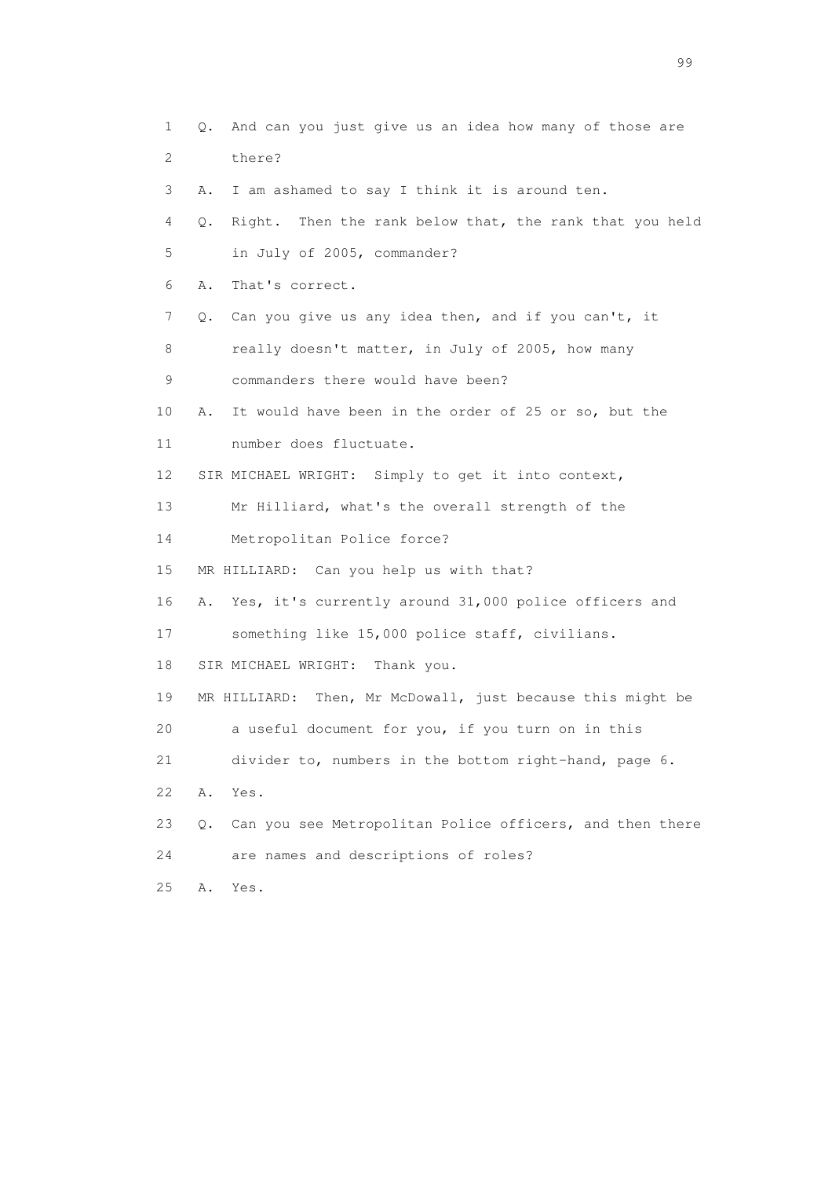1 Q. And can you just give us an idea how many of those are
2 there?
3 A. I am ashamed to say I think it is around ten.
4 Q. Right. Then the rank below that, the rank that you held
5 in July of 2005, commander?
6 A. That's correct.
7 Q. Can you give us any idea then, and if you can't, it
8 really doesn't matter, in July of 2005, how many
9 commanders there would have been?
10 A. It would have been in the order of 25 or so, but the
11 number does fluctuate.
12 SIR MICHAEL WRIGHT: Simply to get it into context,
13 Mr Hilliard, what's the overall strength of the
14 Metropolitan Police force?
15 MR HILLIARD: Can you help us with that?
16 A. Yes, it's currently around 31,000 police officers and
17 something like 15,000 police staff, civilians.
18 SIR MICHAEL WRIGHT: Thank you.
19 MR HILLIARD: Then, Mr McDowall, just because this might be
20 a useful document for you, if you turn on in this
21 divider to, numbers in the bottom right-hand, page 6.
22 A. Yes.
23 Q. Can you see Metropolitan Police officers, and then there
24 are names and descriptions of roles?
25 A. Yes.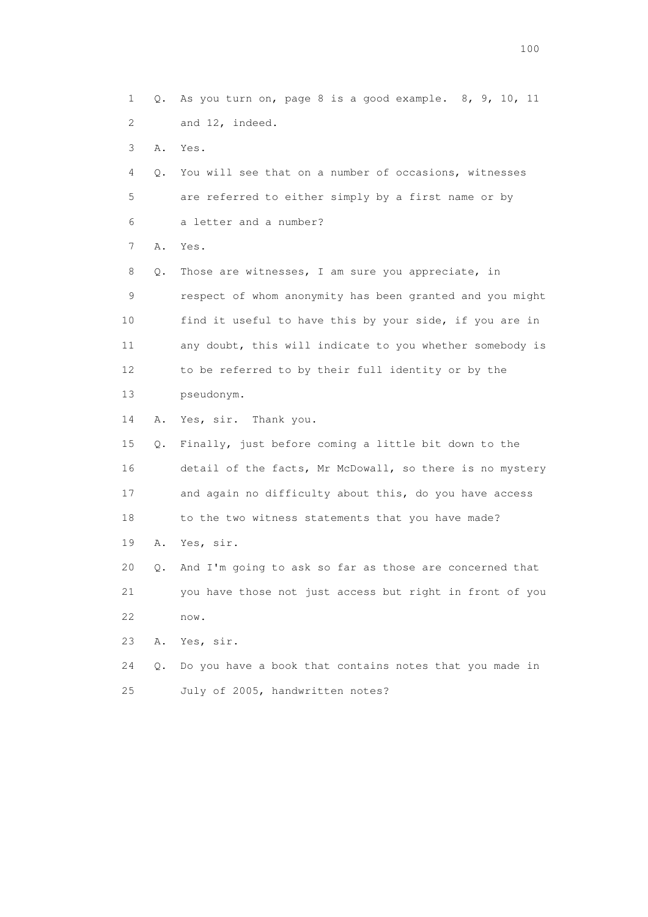1 Q. As you turn on, page 8 is a good example. 8, 9, 10, 11
2 and 12, indeed.
3 A. Yes.
4 Q. You will see that on a number of occasions, witnesses
5 are referred to either simply by a first name or by
6 a letter and a number?
7 A. Yes.
8 Q. Those are witnesses, I am sure you appreciate, in
9 respect of whom anonymity has been granted and you might
10 find it useful to have this by your side, if you are in
11 any doubt, this will indicate to you whether somebody is
12 to be referred to by their full identity or by the
13 pseudonym.
14 A. Yes, sir. Thank you.
15 Q. Finally, just before coming a little bit down to the
16 detail of the facts, Mr McDowall, so there is no mystery
17 and again no difficulty about this, do you have access
18 to the two witness statements that you have made?
19 A. Yes, sir.
20 Q. And I'm going to ask so far as those are concerned that
21 you have those not just access but right in front of you
22 now.
23 A. Yes, sir.
24 Q. Do you have a book that contains notes that you made in
25 July of 2005, handwritten notes?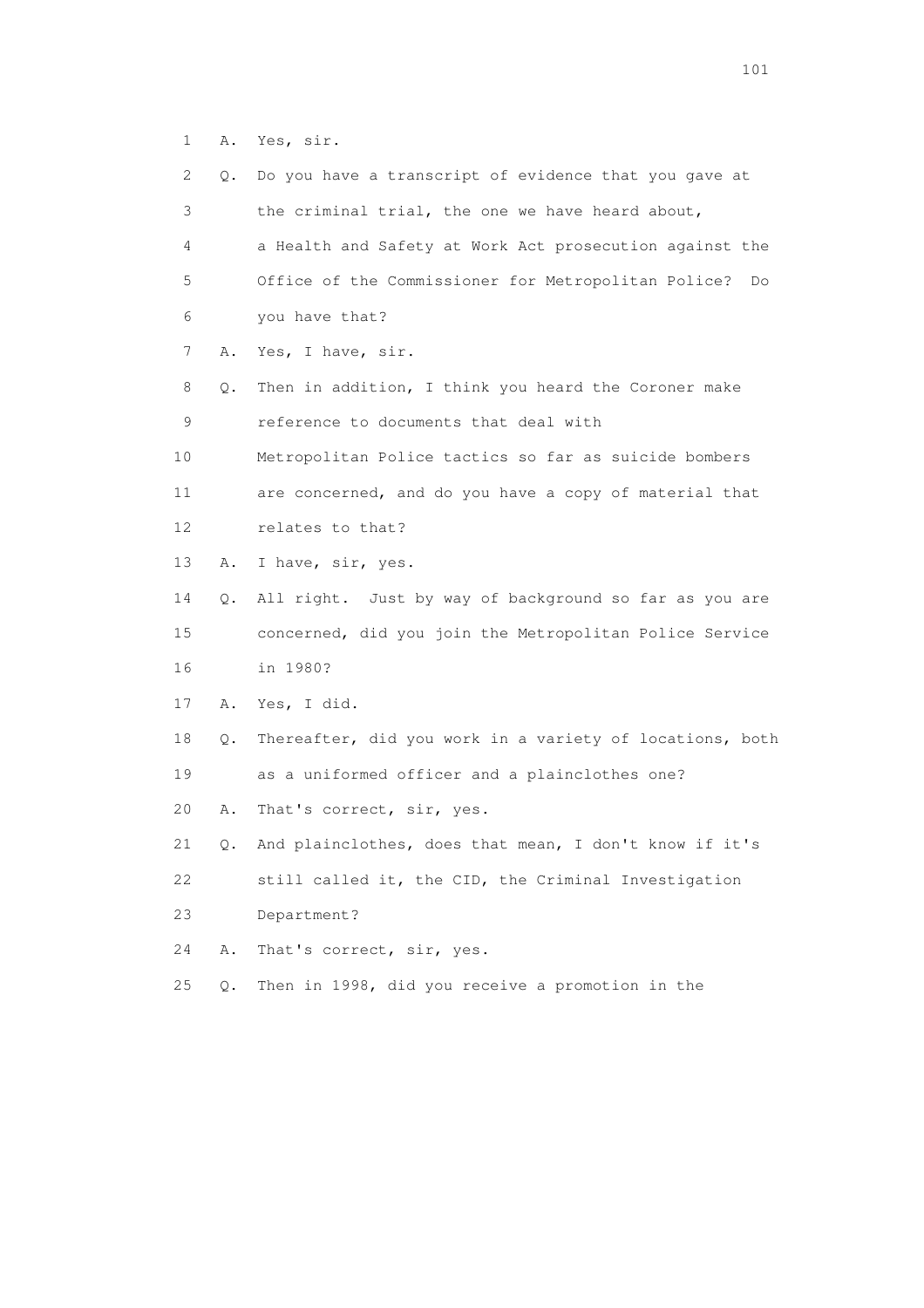1 A. Yes, sir.

2 Q. Do you have a transcript of evidence that you gave at

3 the criminal trial, the one we have heard about,

4 a Health and Safety at Work Act prosecution against the

5 Office of the Commissioner for Metropolitan Police? Do

6 you have that?

7 A. Yes, I have, sir.

8 Q. Then in addition, I think you heard the Coroner make

9 reference to documents that deal with

10 Metropolitan Police tactics so far as suicide bombers

11 are concerned, and do you have a copy of material that

12 relates to that?

13 A. I have, sir, yes.

14 Q. All right. Just by way of background so far as you are

15 concerned, did you join the Metropolitan Police Service

16 in 1980?

17 A. Yes, I did.

18 Q. Thereafter, did you work in a variety of locations, both

19 as a uniformed officer and a plainclothes one?

20 A. That's correct, sir, yes.

21 Q. And plainclothes, does that mean, I don't know if it's

22 still called it, the CID, the Criminal Investigation

23 Department?

24 A. That's correct, sir, yes.

25 Q. Then in 1998, did you receive a promotion in the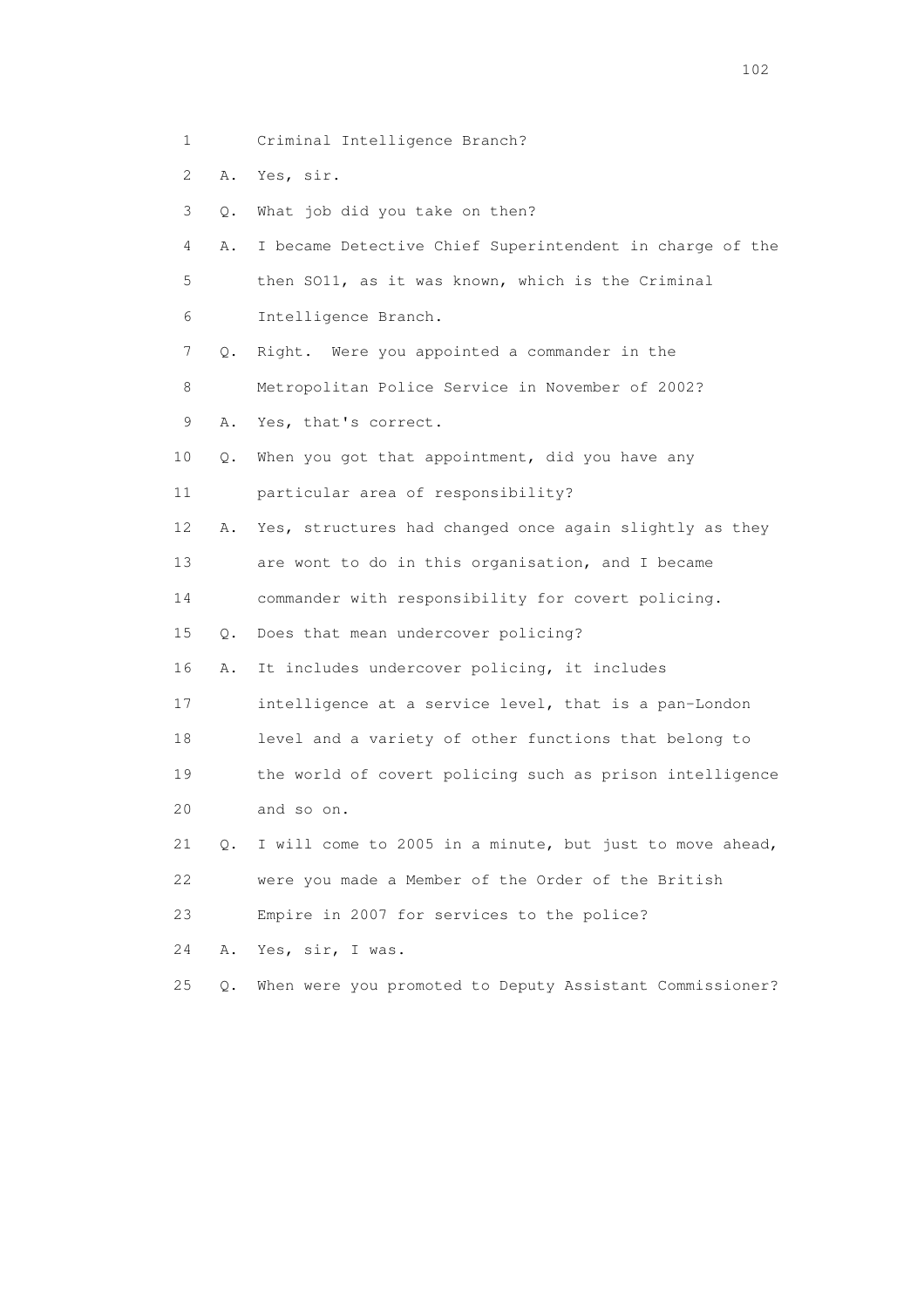1        Criminal Intelligence Branch?

2    A.  Yes, sir.

3    Q.  What job did you take on then?

4    A.  I became Detective Chief Superintendent in charge of the

5        then SO11, as it was known, which is the Criminal

6        Intelligence Branch.

7    Q.  Right.  Were you appointed a commander in the

8        Metropolitan Police Service in November of 2002?

9    A.  Yes, that's correct.

10   Q.  When you got that appointment, did you have any

11       particular area of responsibility?

12   A.  Yes, structures had changed once again slightly as they

13       are wont to do in this organisation, and I became

14       commander with responsibility for covert policing.

15   Q.  Does that mean undercover policing?

16   A.  It includes undercover policing, it includes

17       intelligence at a service level, that is a pan-London

18       level and a variety of other functions that belong to

19       the world of covert policing such as prison intelligence

20       and so on.

21   Q.  I will come to 2005 in a minute, but just to move ahead,

22       were you made a Member of the Order of the British

23       Empire in 2007 for services to the police?

24   A.  Yes, sir, I was.

25   Q.  When were you promoted to Deputy Assistant Commissioner?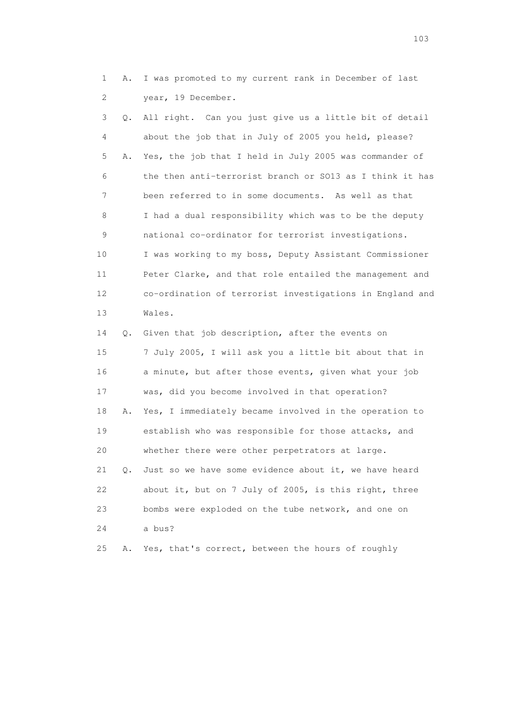1 A. I was promoted to my current rank in December of last
2 year, 19 December.
3 Q. All right. Can you just give us a little bit of detail
4 about the job that in July of 2005 you held, please?
5 A. Yes, the job that I held in July 2005 was commander of
6 the then anti-terrorist branch or SO13 as I think it has
7 been referred to in some documents. As well as that
8 I had a dual responsibility which was to be the deputy
9 national co-ordinator for terrorist investigations.
10 I was working to my boss, Deputy Assistant Commissioner
11 Peter Clarke, and that role entailed the management and
12 co-ordination of terrorist investigations in England and
13 Wales.
14 Q. Given that job description, after the events on
15 7 July 2005, I will ask you a little bit about that in
16 a minute, but after those events, given what your job
17 was, did you become involved in that operation?
18 A. Yes, I immediately became involved in the operation to
19 establish who was responsible for those attacks, and
20 whether there were other perpetrators at large.
21 Q. Just so we have some evidence about it, we have heard
22 about it, but on 7 July of 2005, is this right, three
23 bombs were exploded on the tube network, and one on
24 a bus?
25 A. Yes, that's correct, between the hours of roughly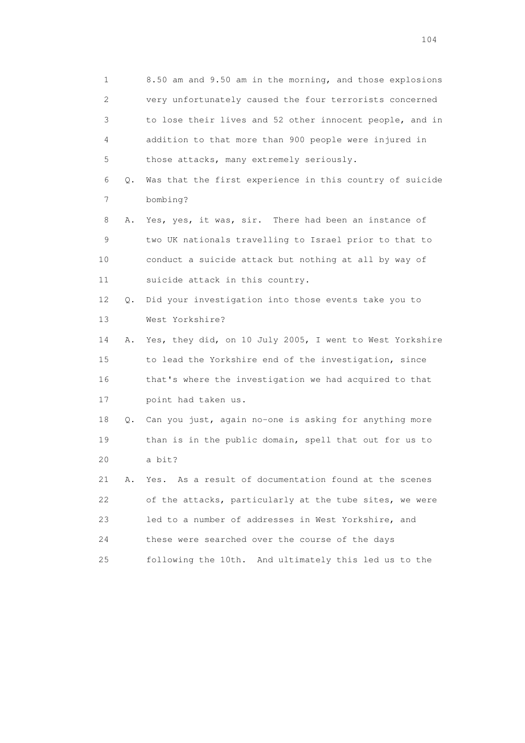1 8.50 am and 9.50 am in the morning, and those explosions
2 very unfortunately caused the four terrorists concerned
3 to lose their lives and 52 other innocent people, and in
4 addition to that more than 900 people were injured in
5 those attacks, many extremely seriously.

6 Q. Was that the first experience in this country of suicide
7 bombing?

8 A. Yes, yes, it was, sir. There had been an instance of
9 two UK nationals travelling to Israel prior to that to
10 conduct a suicide attack but nothing at all by way of
11 suicide attack in this country.

12 Q. Did your investigation into those events take you to
13 West Yorkshire?

14 A. Yes, they did, on 10 July 2005, I went to West Yorkshire
15 to lead the Yorkshire end of the investigation, since
16 that's where the investigation we had acquired to that
17 point had taken us.

18 Q. Can you just, again no-one is asking for anything more
19 than is in the public domain, spell that out for us to
20 a bit?

21 A. Yes. As a result of documentation found at the scenes
22 of the attacks, particularly at the tube sites, we were
23 led to a number of addresses in West Yorkshire, and
24 these were searched over the course of the days
25 following the 10th. And ultimately this led us to the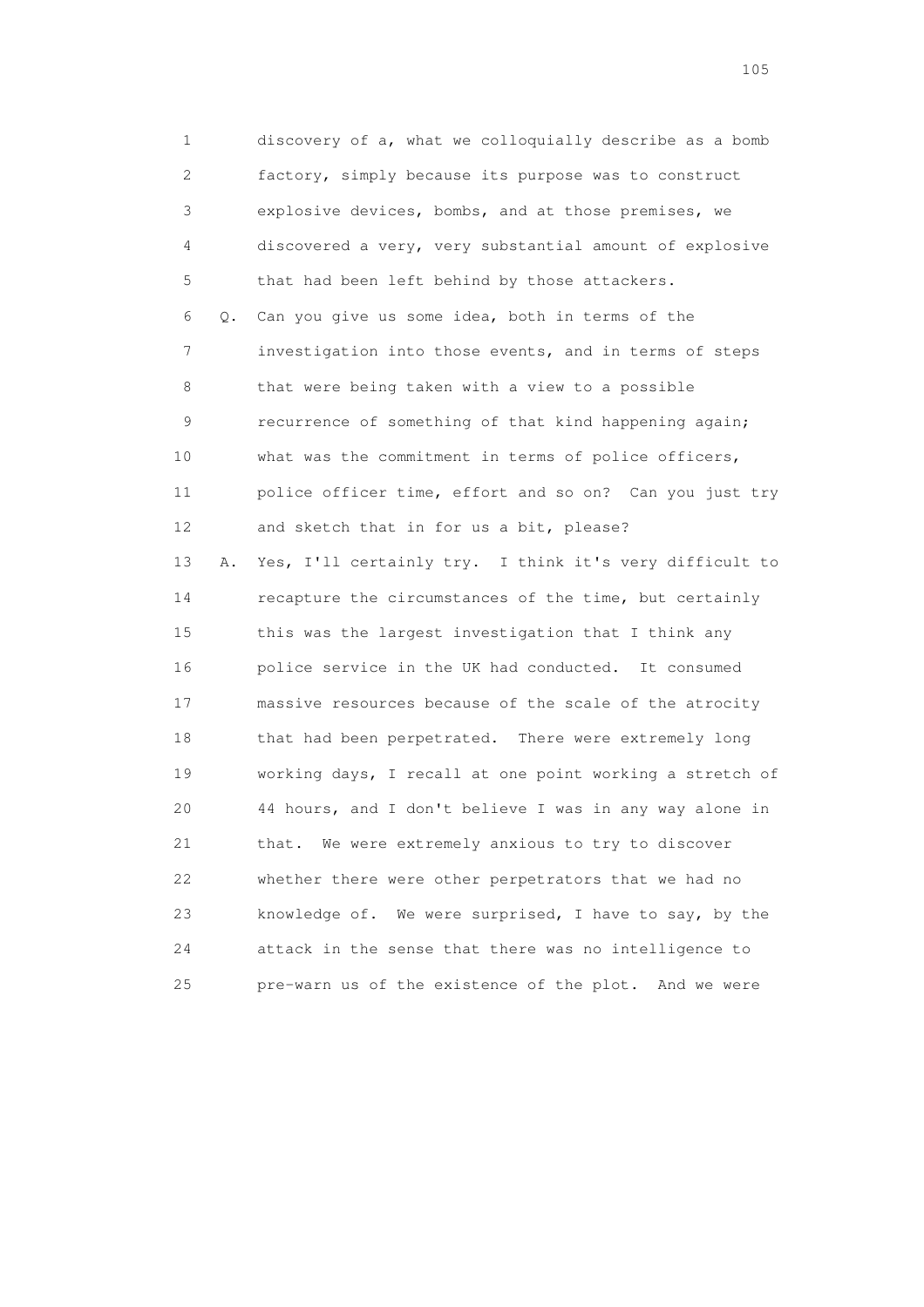1 discovery of a, what we colloquially describe as a bomb
2 factory, simply because its purpose was to construct
3 explosive devices, bombs, and at those premises, we
4 discovered a very, very substantial amount of explosive
5 that had been left behind by those attackers.

6 Q. Can you give us some idea, both in terms of the
7 investigation into those events, and in terms of steps
8 that were being taken with a view to a possible
9 recurrence of something of that kind happening again;
10 what was the commitment in terms of police officers,
11 police officer time, effort and so on? Can you just try
12 and sketch that in for us a bit, please?

13 A. Yes, I'll certainly try. I think it's very difficult to
14 recapture the circumstances of the time, but certainly
15 this was the largest investigation that I think any
16 police service in the UK had conducted. It consumed
17 massive resources because of the scale of the atrocity
18 that had been perpetrated. There were extremely long
19 working days, I recall at one point working a stretch of
20 44 hours, and I don't believe I was in any way alone in
21 that. We were extremely anxious to try to discover
22 whether there were other perpetrators that we had no
23 knowledge of. We were surprised, I have to say, by the
24 attack in the sense that there was no intelligence to
25 pre-warn us of the existence of the plot. And we were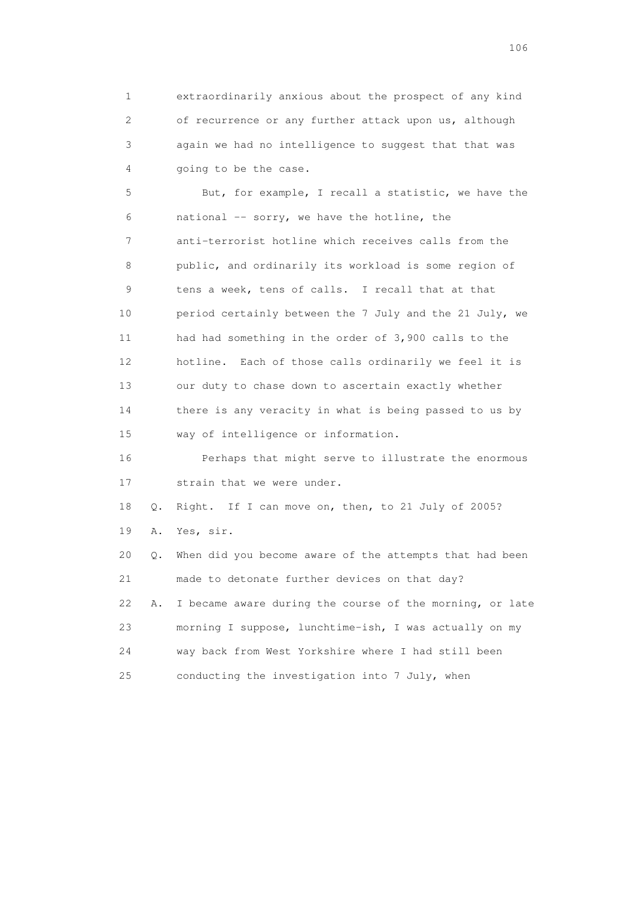1 extraordinarily anxious about the prospect of any kind
2 of recurrence or any further attack upon us, although
3 again we had no intelligence to suggest that that was
4 going to be the case.

5 But, for example, I recall a statistic, we have the
6 national -- sorry, we have the hotline, the
7 anti-terrorist hotline which receives calls from the
8 public, and ordinarily its workload is some region of
9 tens a week, tens of calls. I recall that at that
10 period certainly between the 7 July and the 21 July, we
11 had had something in the order of 3,900 calls to the
12 hotline. Each of those calls ordinarily we feel it is
13 our duty to chase down to ascertain exactly whether
14 there is any veracity in what is being passed to us by
15 way of intelligence or information.

16 Perhaps that might serve to illustrate the enormous
17 strain that we were under.

18 Q. Right. If I can move on, then, to 21 July of 2005?

19 A. Yes, sir.

20 Q. When did you become aware of the attempts that had been
21 made to detonate further devices on that day?

22 A. I became aware during the course of the morning, or late
23 morning I suppose, lunchtime-ish, I was actually on my
24 way back from West Yorkshire where I had still been
25 conducting the investigation into 7 July, when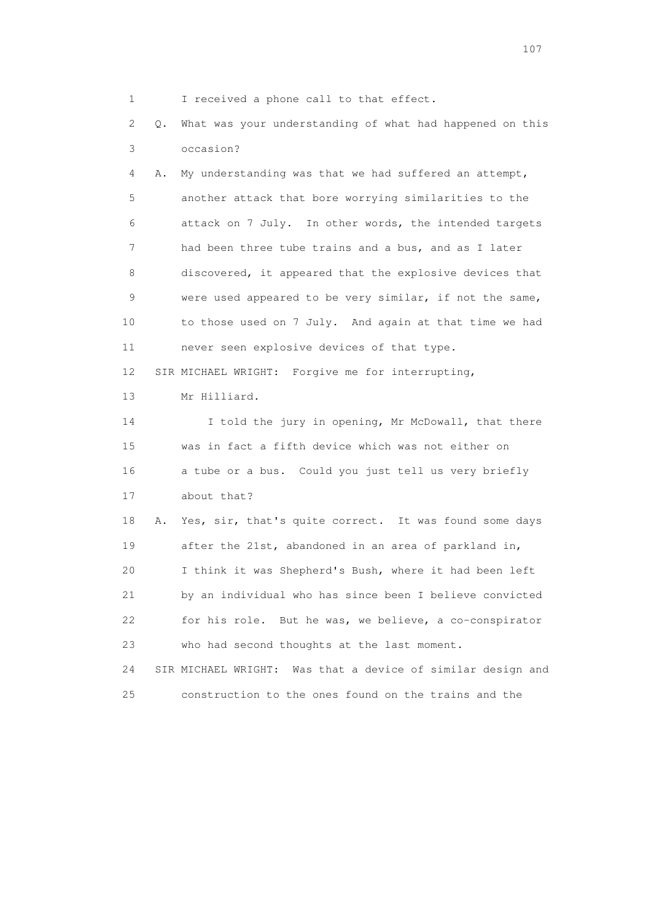1 I received a phone call to that effect.

2 Q. What was your understanding of what had happened on this

3 occasion?

4 A. My understanding was that we had suffered an attempt,

5 another attack that bore worrying similarities to the

6 attack on 7 July. In other words, the intended targets

7 had been three tube trains and a bus, and as I later

8 discovered, it appeared that the explosive devices that

9 were used appeared to be very similar, if not the same,

10 to those used on 7 July. And again at that time we had

11 never seen explosive devices of that type.

12 SIR MICHAEL WRIGHT: Forgive me for interrupting,

13 Mr Hilliard.

14 I told the jury in opening, Mr McDowall, that there

15 was in fact a fifth device which was not either on

16 a tube or a bus. Could you just tell us very briefly

17 about that?

18 A. Yes, sir, that's quite correct. It was found some days

19 after the 21st, abandoned in an area of parkland in,

20 I think it was Shepherd's Bush, where it had been left

21 by an individual who has since been I believe convicted

22 for his role. But he was, we believe, a co-conspirator

23 who had second thoughts at the last moment.

24 SIR MICHAEL WRIGHT: Was that a device of similar design and

25 construction to the ones found on the trains and the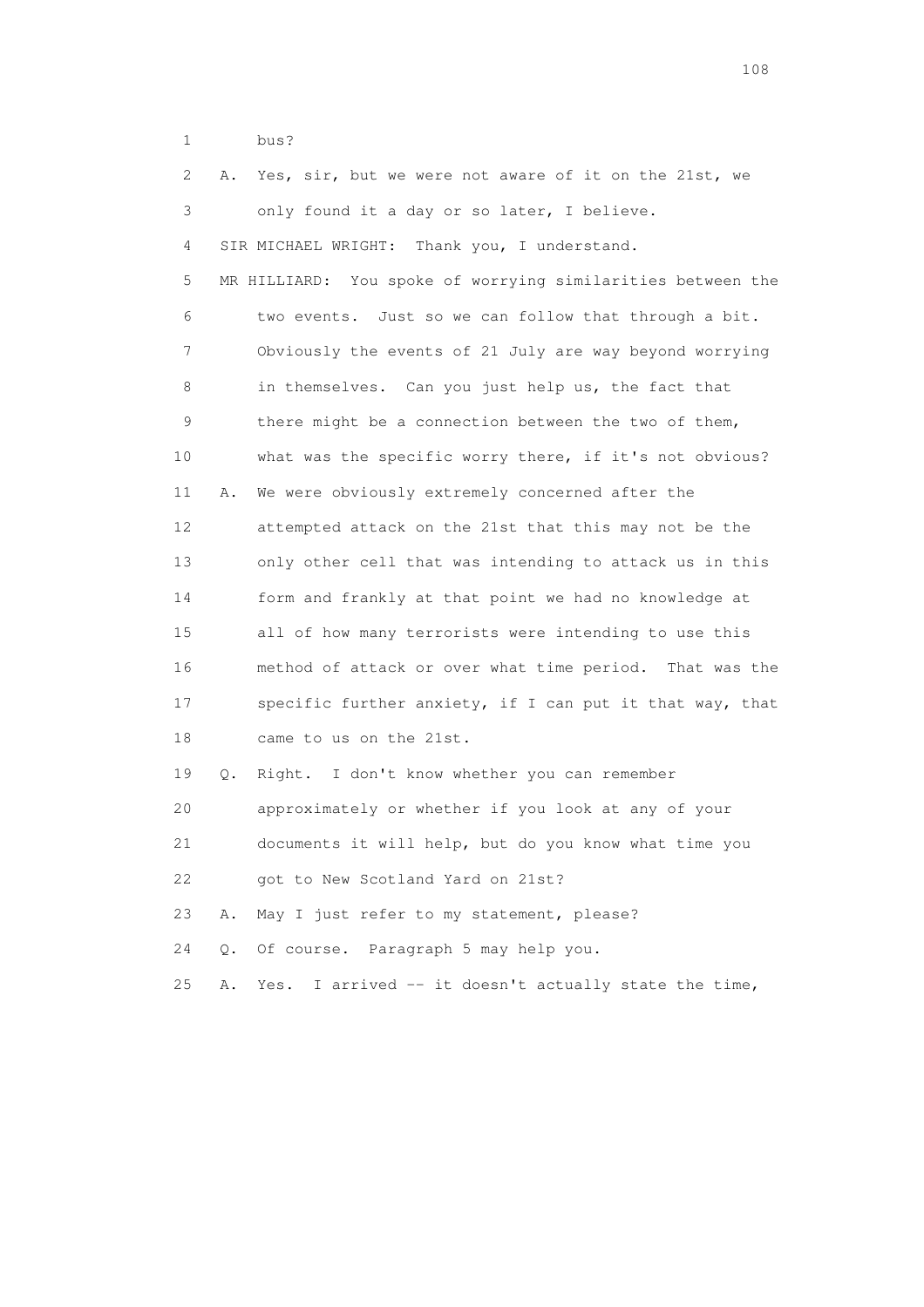1 bus?

2 A. Yes, sir, but we were not aware of it on the 21st, we

3 only found it a day or so later, I believe.

4 SIR MICHAEL WRIGHT: Thank you, I understand.

5 MR HILLIARD: You spoke of worrying similarities between the

6 two events. Just so we can follow that through a bit.

7 Obviously the events of 21 July are way beyond worrying

8 in themselves. Can you just help us, the fact that

9 there might be a connection between the two of them,

10 what was the specific worry there, if it's not obvious?

11 A. We were obviously extremely concerned after the

12 attempted attack on the 21st that this may not be the

13 only other cell that was intending to attack us in this

14 form and frankly at that point we had no knowledge at

15 all of how many terrorists were intending to use this

16 method of attack or over what time period. That was the

17 specific further anxiety, if I can put it that way, that

18 came to us on the 21st.

19 Q. Right. I don't know whether you can remember

20 approximately or whether if you look at any of your

21 documents it will help, but do you know what time you

22 got to New Scotland Yard on 21st?

23 A. May I just refer to my statement, please?

24 Q. Of course. Paragraph 5 may help you.

25 A. Yes. I arrived -- it doesn't actually state the time,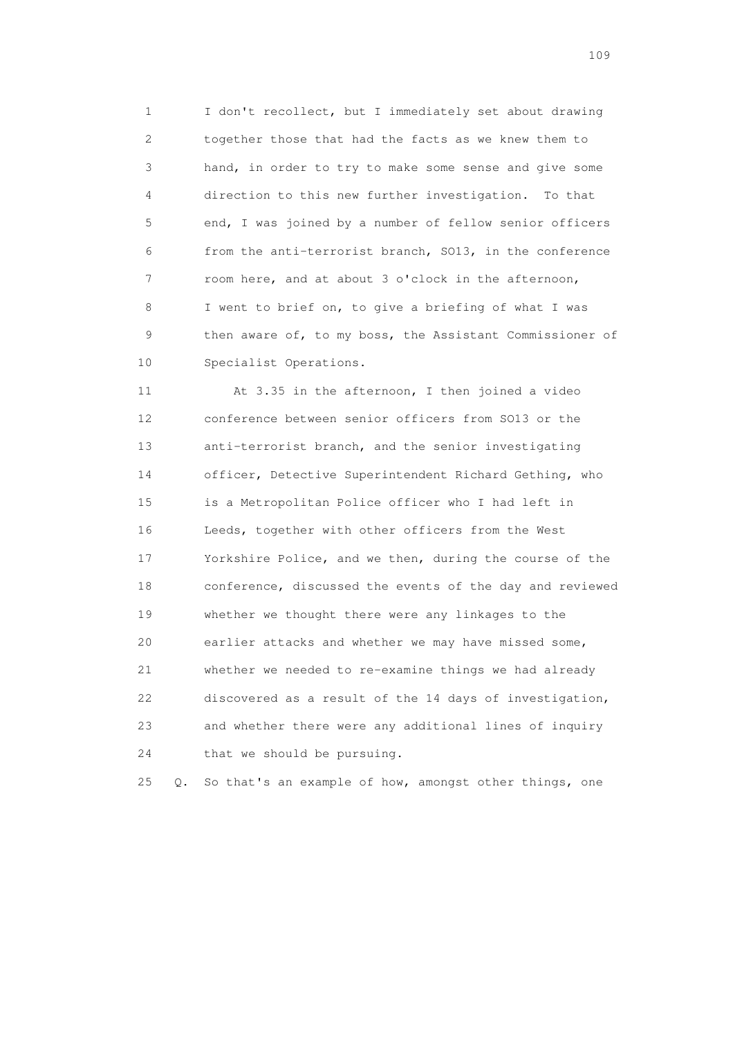1 I don't recollect, but I immediately set about drawing
2 together those that had the facts as we knew them to
3 hand, in order to try to make some sense and give some
4 direction to this new further investigation. To that
5 end, I was joined by a number of fellow senior officers
6 from the anti-terrorist branch, SO13, in the conference
7 room here, and at about 3 o'clock in the afternoon,
8 I went to brief on, to give a briefing of what I was
9 then aware of, to my boss, the Assistant Commissioner of
10 Specialist Operations.

11 At 3.35 in the afternoon, I then joined a video
12 conference between senior officers from SO13 or the
13 anti-terrorist branch, and the senior investigating
14 officer, Detective Superintendent Richard Gething, who
15 is a Metropolitan Police officer who I had left in
16 Leeds, together with other officers from the West
17 Yorkshire Police, and we then, during the course of the
18 conference, discussed the events of the day and reviewed
19 whether we thought there were any linkages to the
20 earlier attacks and whether we may have missed some,
21 whether we needed to re-examine things we had already
22 discovered as a result of the 14 days of investigation,
23 and whether there were any additional lines of inquiry
24 that we should be pursuing.

25 Q. So that's an example of how, amongst other things, one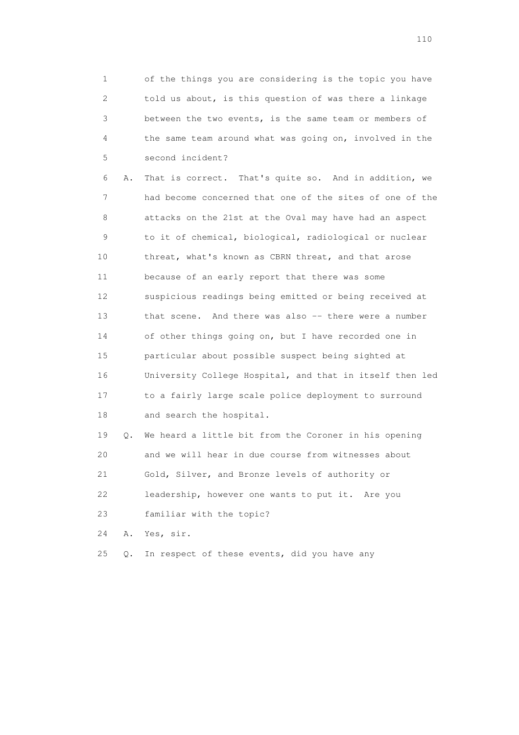1 of the things you are considering is the topic you have
2 told us about, is this question of was there a linkage
3 between the two events, is the same team or members of
4 the same team around what was going on, involved in the
5 second incident?

6 A. That is correct. That's quite so. And in addition, we
7 had become concerned that one of the sites of one of the
8 attacks on the 21st at the Oval may have had an aspect
9 to it of chemical, biological, radiological or nuclear
10 threat, what's known as CBRN threat, and that arose
11 because of an early report that there was some
12 suspicious readings being emitted or being received at
13 that scene. And there was also -- there were a number
14 of other things going on, but I have recorded one in
15 particular about possible suspect being sighted at
16 University College Hospital, and that in itself then led
17 to a fairly large scale police deployment to surround
18 and search the hospital.

19 Q. We heard a little bit from the Coroner in his opening
20 and we will hear in due course from witnesses about
21 Gold, Silver, and Bronze levels of authority or
22 leadership, however one wants to put it. Are you
23 familiar with the topic?

24 A. Yes, sir.

25 Q. In respect of these events, did you have any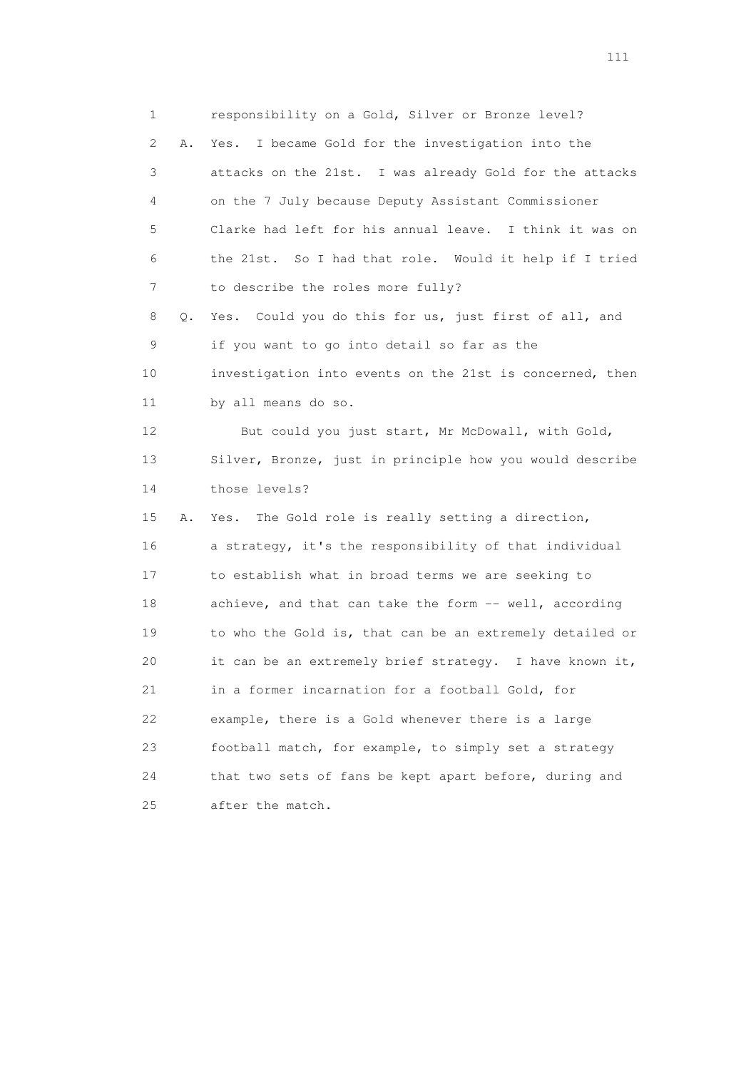1 responsibility on a Gold, Silver or Bronze level?

2 A. Yes. I became Gold for the investigation into the

3 attacks on the 21st. I was already Gold for the attacks

4 on the 7 July because Deputy Assistant Commissioner

5 Clarke had left for his annual leave. I think it was on

6 the 21st. So I had that role. Would it help if I tried

7 to describe the roles more fully?

8 Q. Yes. Could you do this for us, just first of all, and

9 if you want to go into detail so far as the

10 investigation into events on the 21st is concerned, then

11 by all means do so.

12 But could you just start, Mr McDowall, with Gold,

13 Silver, Bronze, just in principle how you would describe

14 those levels?

15 A. Yes. The Gold role is really setting a direction,

16 a strategy, it's the responsibility of that individual

17 to establish what in broad terms we are seeking to

18 achieve, and that can take the form -- well, according

19 to who the Gold is, that can be an extremely detailed or

20 it can be an extremely brief strategy. I have known it,

21 in a former incarnation for a football Gold, for

22 example, there is a Gold whenever there is a large

23 football match, for example, to simply set a strategy

24 that two sets of fans be kept apart before, during and

25 after the match.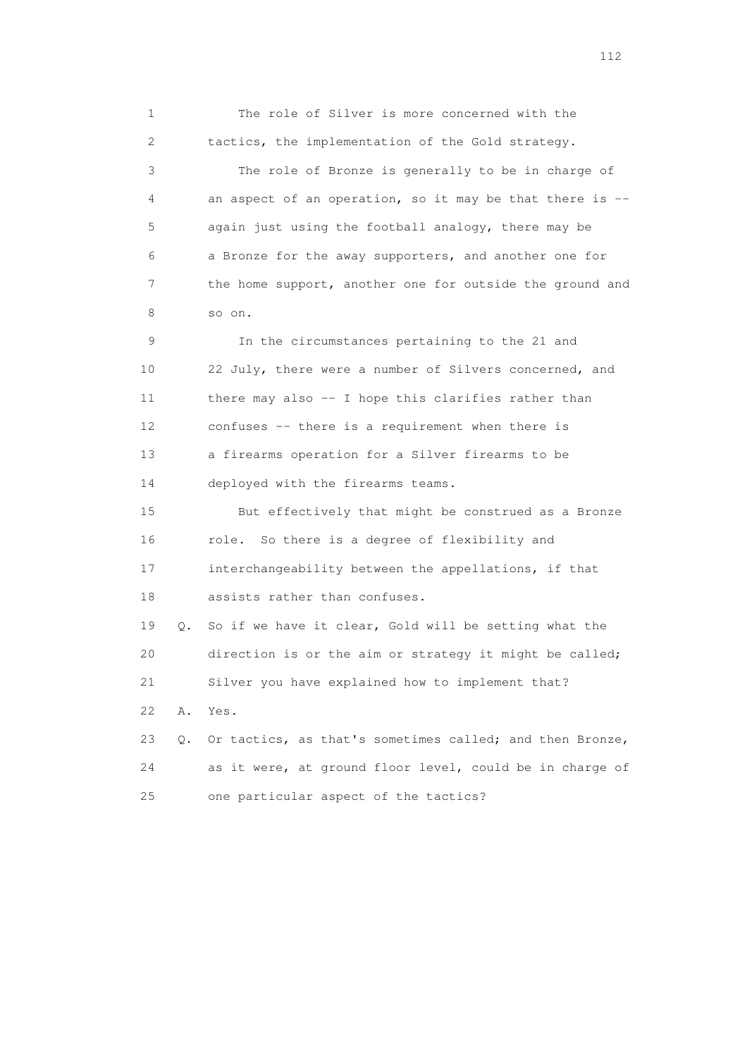1 The role of Silver is more concerned with the
2 tactics, the implementation of the Gold strategy.
3 The role of Bronze is generally to be in charge of
4 an aspect of an operation, so it may be that there is --
5 again just using the football analogy, there may be
6 a Bronze for the away supporters, and another one for
7 the home support, another one for outside the ground and
8 so on.
9 In the circumstances pertaining to the 21 and
10 22 July, there were a number of Silvers concerned, and
11 there may also -- I hope this clarifies rather than
12 confuses -- there is a requirement when there is
13 a firearms operation for a Silver firearms to be
14 deployed with the firearms teams.
15 But effectively that might be construed as a Bronze
16 role. So there is a degree of flexibility and
17 interchangeability between the appellations, if that
18 assists rather than confuses.
19 Q. So if we have it clear, Gold will be setting what the
20 direction is or the aim or strategy it might be called;
21 Silver you have explained how to implement that?
22 A. Yes.
23 Q. Or tactics, as that's sometimes called; and then Bronze,
24 as it were, at ground floor level, could be in charge of
25 one particular aspect of the tactics?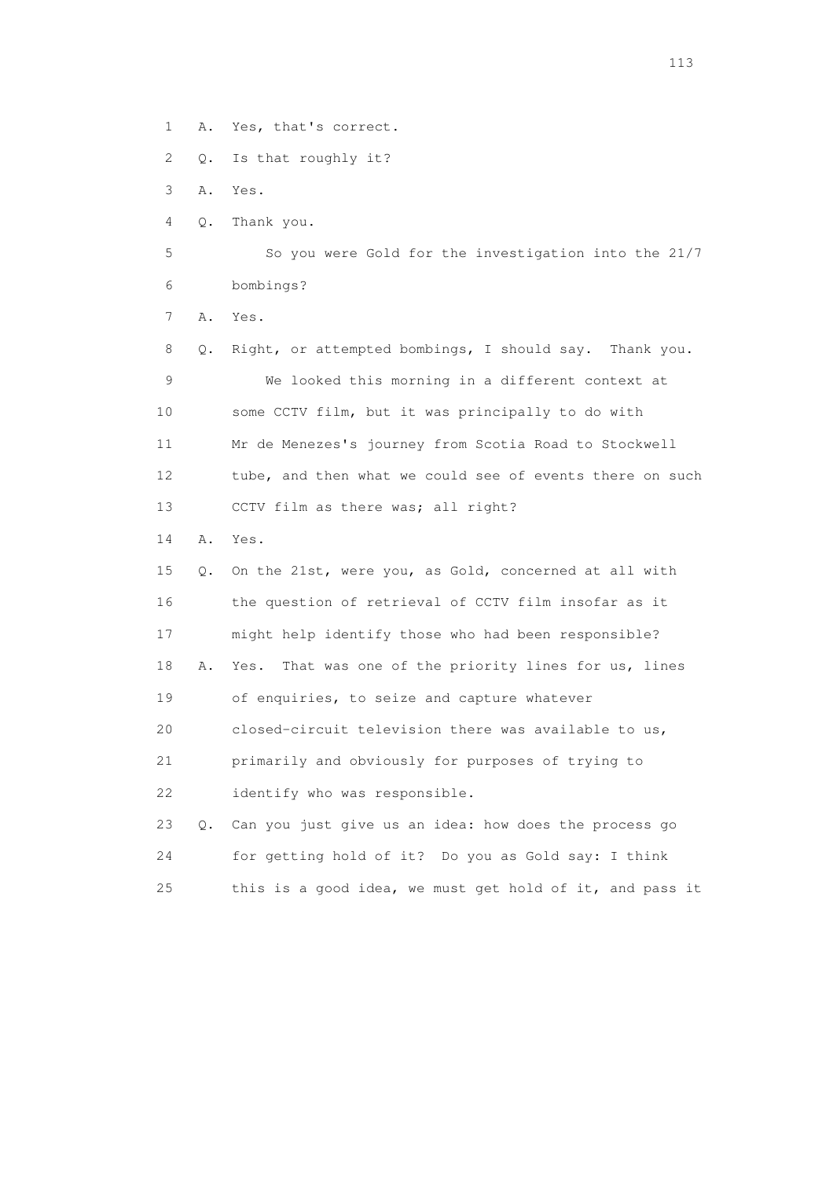1 A. Yes, that's correct.

2 Q. Is that roughly it?

3 A. Yes.

4 Q. Thank you.

5 So you were Gold for the investigation into the 21/7

6 bombings?

7 A. Yes.

8 Q. Right, or attempted bombings, I should say. Thank you.

9 We looked this morning in a different context at

10 some CCTV film, but it was principally to do with

11 Mr de Menezes's journey from Scotia Road to Stockwell

12 tube, and then what we could see of events there on such

13 CCTV film as there was; all right?

14 A. Yes.

15 Q. On the 21st, were you, as Gold, concerned at all with

16 the question of retrieval of CCTV film insofar as it

17 might help identify those who had been responsible?

18 A. Yes. That was one of the priority lines for us, lines

19 of enquiries, to seize and capture whatever

20 closed-circuit television there was available to us,

21 primarily and obviously for purposes of trying to

22 identify who was responsible.

23 Q. Can you just give us an idea: how does the process go

24 for getting hold of it? Do you as Gold say: I think

25 this is a good idea, we must get hold of it, and pass it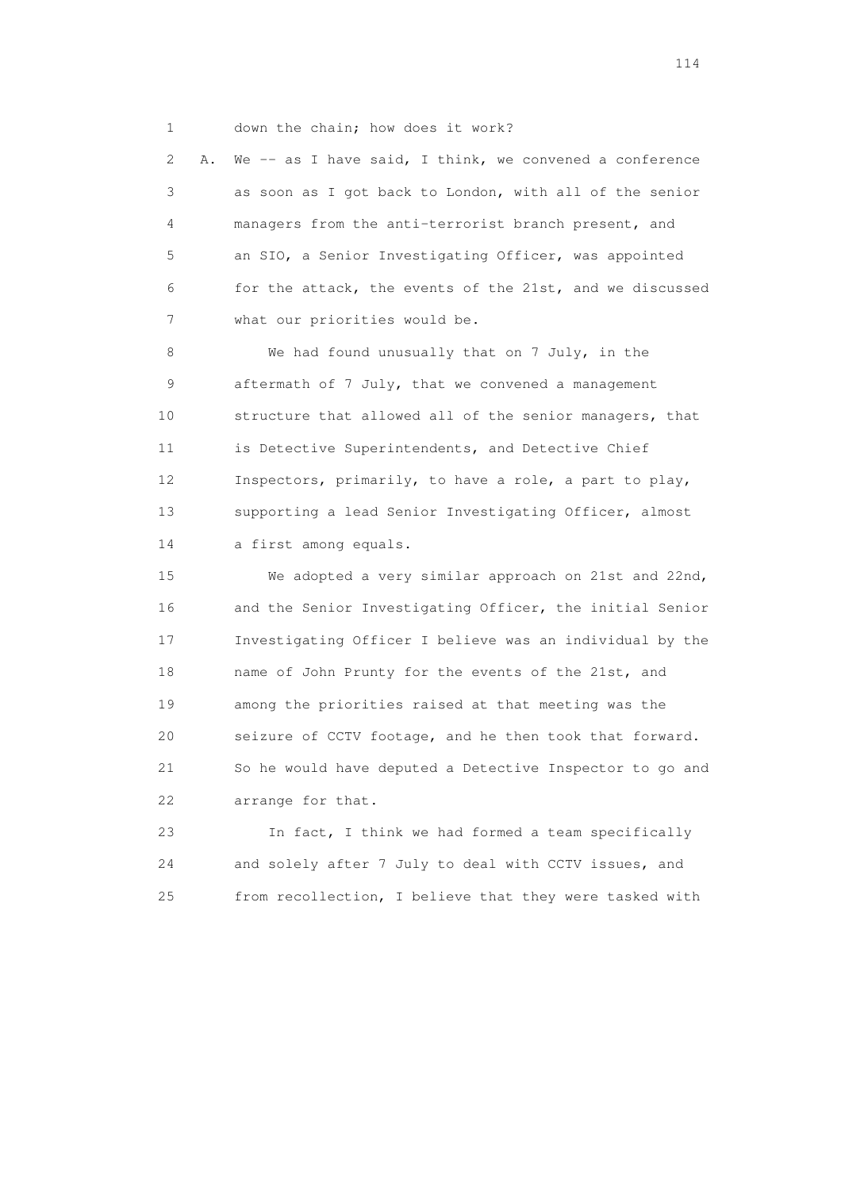1 down the chain; how does it work?

2 A. We -- as I have said, I think, we convened a conference
3 as soon as I got back to London, with all of the senior
4 managers from the anti-terrorist branch present, and
5 an SIO, a Senior Investigating Officer, was appointed
6 for the attack, the events of the 21st, and we discussed
7 what our priorities would be.

8 We had found unusually that on 7 July, in the
9 aftermath of 7 July, that we convened a management
10 structure that allowed all of the senior managers, that
11 is Detective Superintendents, and Detective Chief
12 Inspectors, primarily, to have a role, a part to play,
13 supporting a lead Senior Investigating Officer, almost
14 a first among equals.

15 We adopted a very similar approach on 21st and 22nd,
16 and the Senior Investigating Officer, the initial Senior
17 Investigating Officer I believe was an individual by the
18 name of John Prunty for the events of the 21st, and
19 among the priorities raised at that meeting was the
20 seizure of CCTV footage, and he then took that forward.
21 So he would have deputed a Detective Inspector to go and
22 arrange for that.

23 In fact, I think we had formed a team specifically
24 and solely after 7 July to deal with CCTV issues, and
25 from recollection, I believe that they were tasked with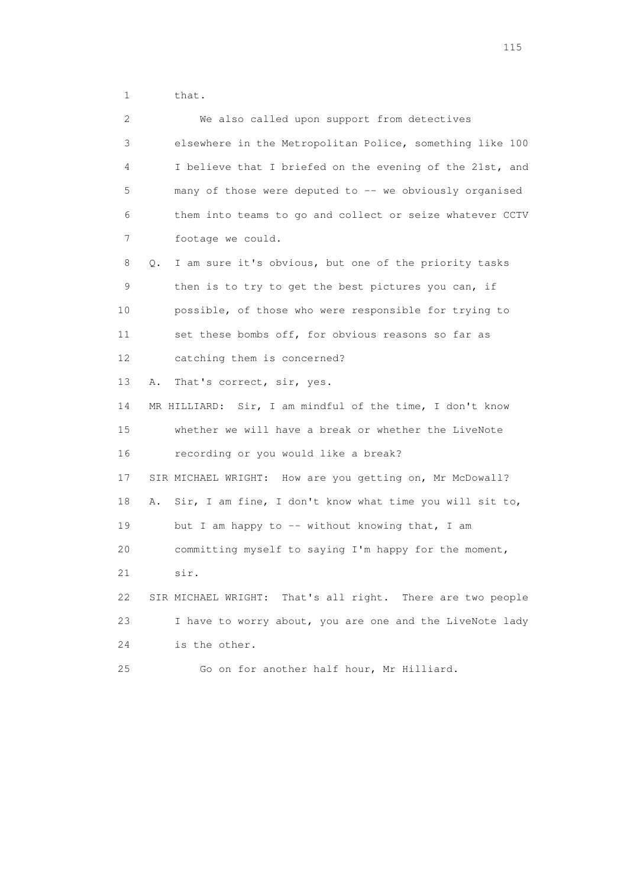1 that.

2 We also called upon support from detectives

3 elsewhere in the Metropolitan Police, something like 100

4 I believe that I briefed on the evening of the 21st, and

5 many of those were deputed to -- we obviously organised

6 them into teams to go and collect or seize whatever CCTV

7 footage we could.

8 Q. I am sure it's obvious, but one of the priority tasks

9 then is to try to get the best pictures you can, if

10 possible, of those who were responsible for trying to

11 set these bombs off, for obvious reasons so far as

12 catching them is concerned?

13 A. That's correct, sir, yes.

14 MR HILLIARD: Sir, I am mindful of the time, I don't know

15 whether we will have a break or whether the LiveNote

16 recording or you would like a break?

17 SIR MICHAEL WRIGHT: How are you getting on, Mr McDowall?

18 A. Sir, I am fine, I don't know what time you will sit to,

19 but I am happy to -- without knowing that, I am

20 committing myself to saying I'm happy for the moment,

21 sir.

22 SIR MICHAEL WRIGHT: That's all right. There are two people

23 I have to worry about, you are one and the LiveNote lady

24 is the other.

25 Go on for another half hour, Mr Hilliard.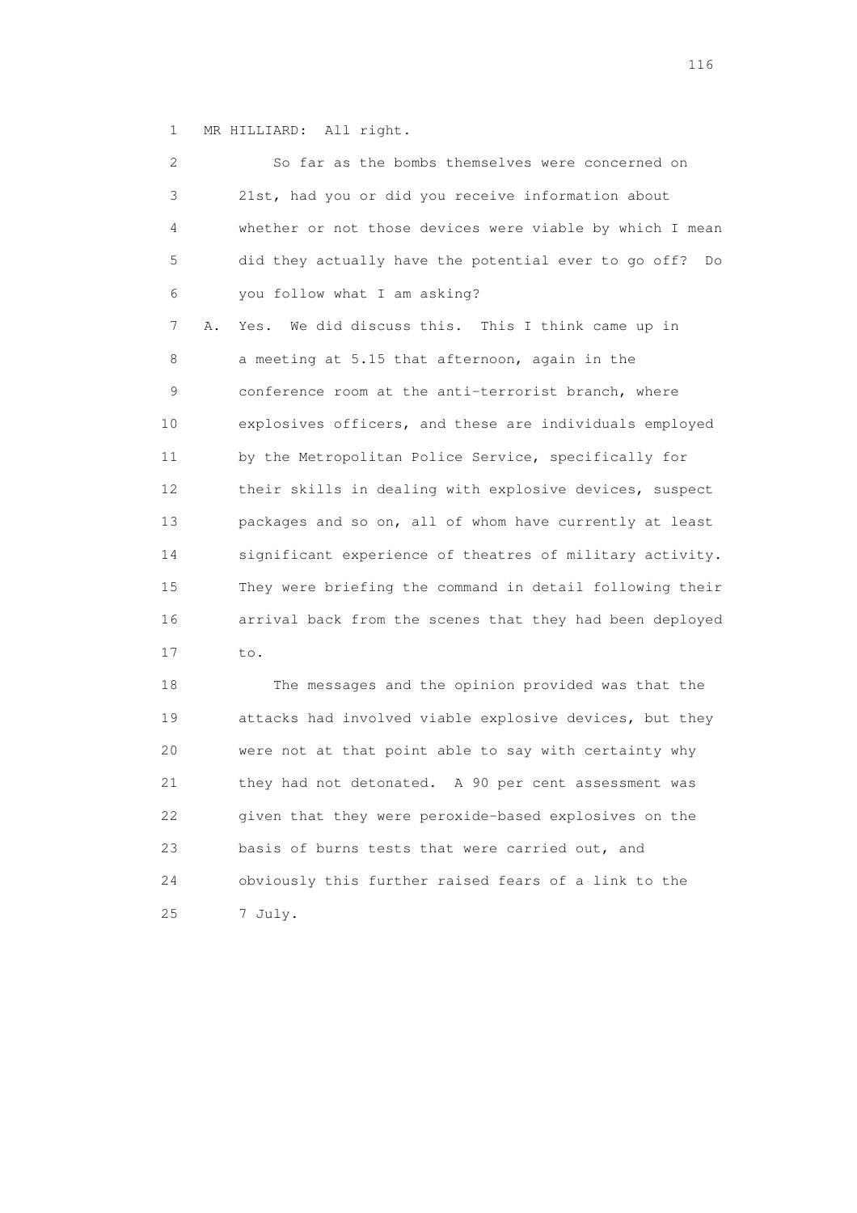1 MR HILLIARD: All right.

2 So far as the bombs themselves were concerned on
3 21st, had you or did you receive information about
4 whether or not those devices were viable by which I mean
5 did they actually have the potential ever to go off? Do
6 you follow what I am asking?

7 A. Yes. We did discuss this. This I think came up in
8 a meeting at 5.15 that afternoon, again in the
9 conference room at the anti-terrorist branch, where
10 explosives officers, and these are individuals employed
11 by the Metropolitan Police Service, specifically for
12 their skills in dealing with explosive devices, suspect
13 packages and so on, all of whom have currently at least
14 significant experience of theatres of military activity.
15 They were briefing the command in detail following their
16 arrival back from the scenes that they had been deployed
17 to.

18 The messages and the opinion provided was that the
19 attacks had involved viable explosive devices, but they
20 were not at that point able to say with certainty why
21 they had not detonated. A 90 per cent assessment was
22 given that they were peroxide-based explosives on the
23 basis of burns tests that were carried out, and
24 obviously this further raised fears of a link to the
25 7 July.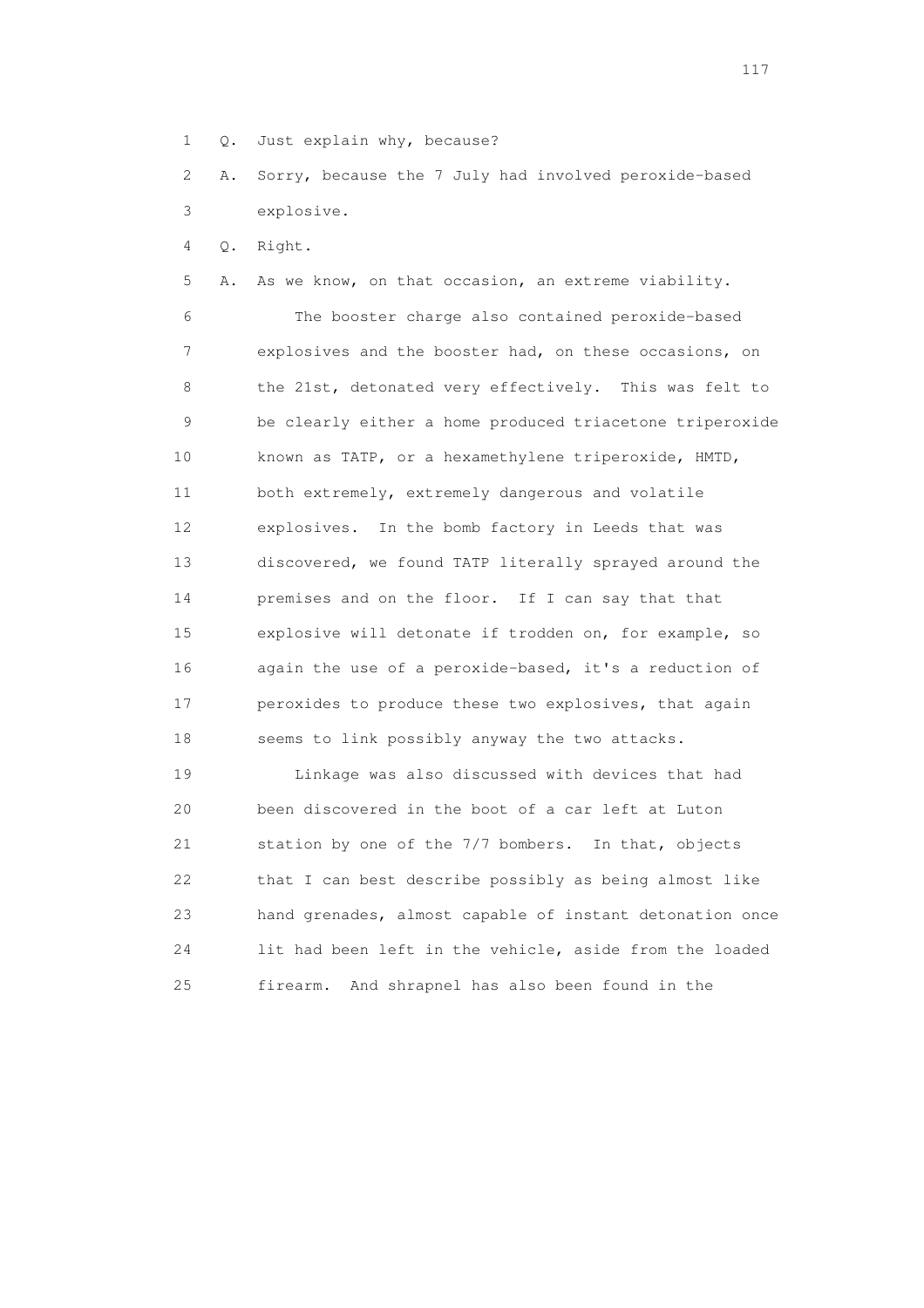1 Q. Just explain why, because?

2 A. Sorry, because the 7 July had involved peroxide-based
3 explosive.

4 Q. Right.

5 A. As we know, on that occasion, an extreme viability.

6 The booster charge also contained peroxide-based
7 explosives and the booster had, on these occasions, on
8 the 21st, detonated very effectively. This was felt to
9 be clearly either a home produced triacetone triperoxide
10 known as TATP, or a hexamethylene triperoxide, HMTD,
11 both extremely, extremely dangerous and volatile
12 explosives. In the bomb factory in Leeds that was
13 discovered, we found TATP literally sprayed around the
14 premises and on the floor. If I can say that that
15 explosive will detonate if trodden on, for example, so
16 again the use of a peroxide-based, it's a reduction of
17 peroxides to produce these two explosives, that again
18 seems to link possibly anyway the two attacks.

19 Linkage was also discussed with devices that had
20 been discovered in the boot of a car left at Luton
21 station by one of the 7/7 bombers. In that, objects
22 that I can best describe possibly as being almost like
23 hand grenades, almost capable of instant detonation once
24 lit had been left in the vehicle, aside from the loaded
25 firearm. And shrapnel has also been found in the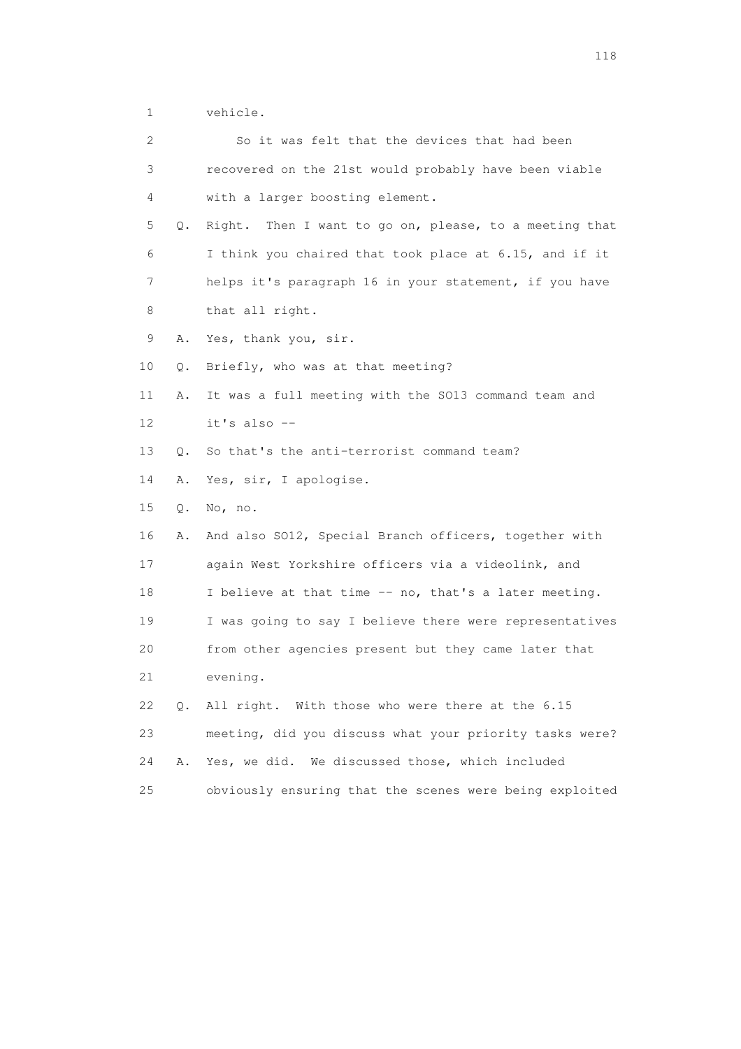1 vehicle.

2 So it was felt that the devices that had been

3 recovered on the 21st would probably have been viable

4 with a larger boosting element.

5 Q. Right. Then I want to go on, please, to a meeting that

6 I think you chaired that took place at 6.15, and if it

7 helps it's paragraph 16 in your statement, if you have

8 that all right.

9 A. Yes, thank you, sir.

10 Q. Briefly, who was at that meeting?

11 A. It was a full meeting with the SO13 command team and

12 it's also --

13 Q. So that's the anti-terrorist command team?

14 A. Yes, sir, I apologise.

15 Q. No, no.

16 A. And also SO12, Special Branch officers, together with

17 again West Yorkshire officers via a videolink, and

18 I believe at that time -- no, that's a later meeting.

19 I was going to say I believe there were representatives

20 from other agencies present but they came later that

21 evening.

22 Q. All right. With those who were there at the 6.15

23 meeting, did you discuss what your priority tasks were?

24 A. Yes, we did. We discussed those, which included

25 obviously ensuring that the scenes were being exploited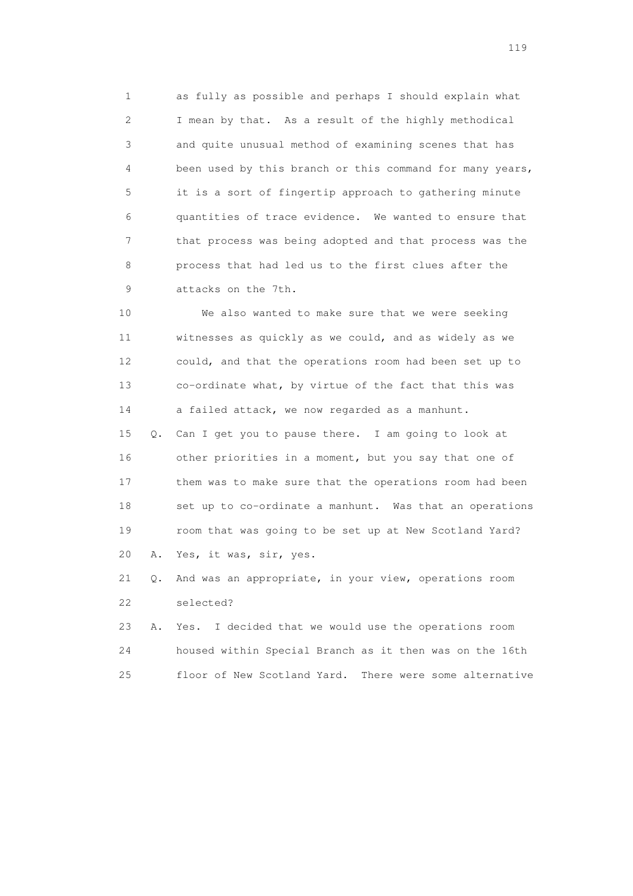1 as fully as possible and perhaps I should explain what
2 I mean by that. As a result of the highly methodical
3 and quite unusual method of examining scenes that has
4 been used by this branch or this command for many years,
5 it is a sort of fingertip approach to gathering minute
6 quantities of trace evidence. We wanted to ensure that
7 that process was being adopted and that process was the
8 process that had led us to the first clues after the
9 attacks on the 7th.

10 We also wanted to make sure that we were seeking
11 witnesses as quickly as we could, and as widely as we
12 could, and that the operations room had been set up to
13 co-ordinate what, by virtue of the fact that this was
14 a failed attack, we now regarded as a manhunt.

15 Q. Can I get you to pause there. I am going to look at
16 other priorities in a moment, but you say that one of
17 them was to make sure that the operations room had been
18 set up to co-ordinate a manhunt. Was that an operations
19 room that was going to be set up at New Scotland Yard?

20 A. Yes, it was, sir, yes.

21 Q. And was an appropriate, in your view, operations room
22 selected?

23 A. Yes. I decided that we would use the operations room
24 housed within Special Branch as it then was on the 16th
25 floor of New Scotland Yard. There were some alternative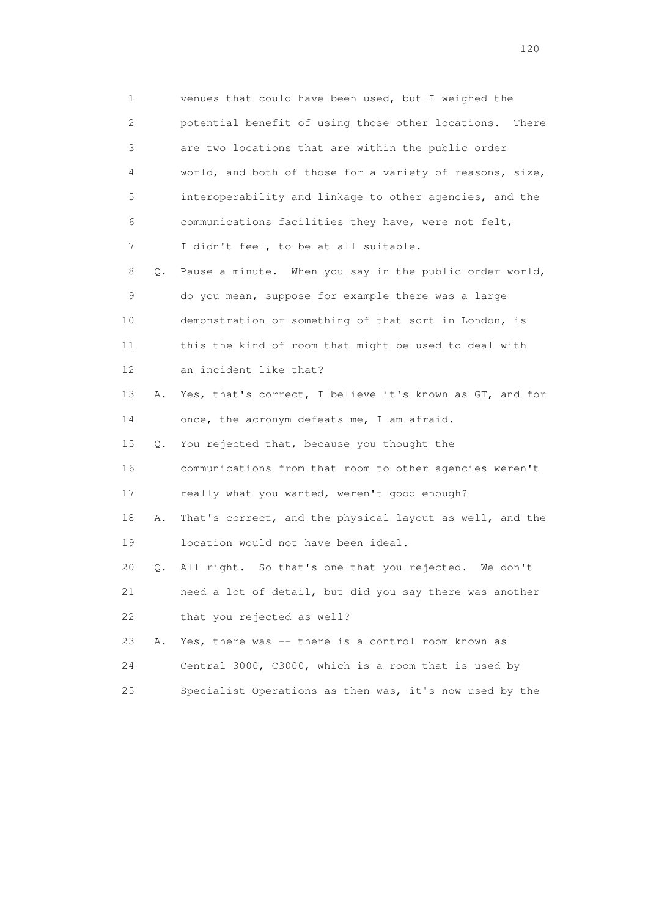1 venues that could have been used, but I weighed the
2 potential benefit of using those other locations. There
3 are two locations that are within the public order
4 world, and both of those for a variety of reasons, size,
5 interoperability and linkage to other agencies, and the
6 communications facilities they have, were not felt,
7 I didn't feel, to be at all suitable.

8 Q. Pause a minute. When you say in the public order world,
9 do you mean, suppose for example there was a large
10 demonstration or something of that sort in London, is
11 this the kind of room that might be used to deal with
12 an incident like that?

13 A. Yes, that's correct, I believe it's known as GT, and for
14 once, the acronym defeats me, I am afraid.

15 Q. You rejected that, because you thought the
16 communications from that room to other agencies weren't
17 really what you wanted, weren't good enough?

18 A. That's correct, and the physical layout as well, and the
19 location would not have been ideal.

20 Q. All right. So that's one that you rejected. We don't
21 need a lot of detail, but did you say there was another
22 that you rejected as well?

23 A. Yes, there was -- there is a control room known as
24 Central 3000, C3000, which is a room that is used by
25 Specialist Operations as then was, it's now used by the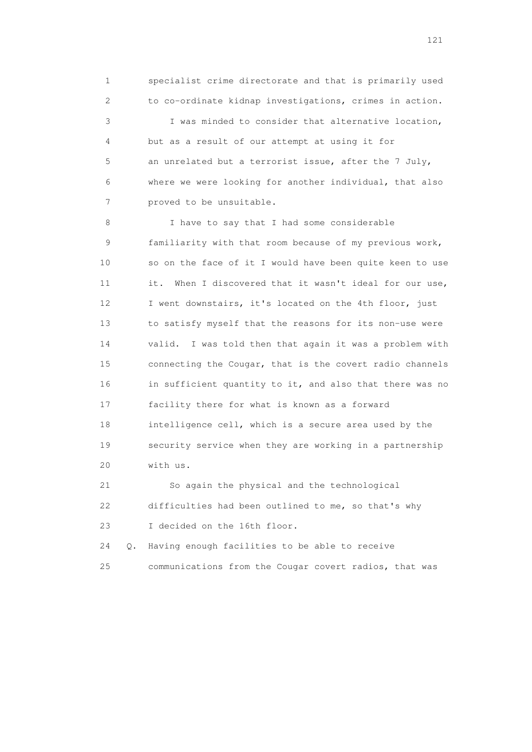1 specialist crime directorate and that is primarily used
2 to co-ordinate kidnap investigations, crimes in action.
3 I was minded to consider that alternative location,
4 but as a result of our attempt at using it for
5 an unrelated but a terrorist issue, after the 7 July,
6 where we were looking for another individual, that also
7 proved to be unsuitable.
8 I have to say that I had some considerable
9 familiarity with that room because of my previous work,
10 so on the face of it I would have been quite keen to use
11 it. When I discovered that it wasn't ideal for our use,
12 I went downstairs, it's located on the 4th floor, just
13 to satisfy myself that the reasons for its non-use were
14 valid. I was told then that again it was a problem with
15 connecting the Cougar, that is the covert radio channels
16 in sufficient quantity to it, and also that there was no
17 facility there for what is known as a forward
18 intelligence cell, which is a secure area used by the
19 security service when they are working in a partnership
20 with us.
21 So again the physical and the technological
22 difficulties had been outlined to me, so that's why
23 I decided on the 16th floor.
24 Q. Having enough facilities to be able to receive
25 communications from the Cougar covert radios, that was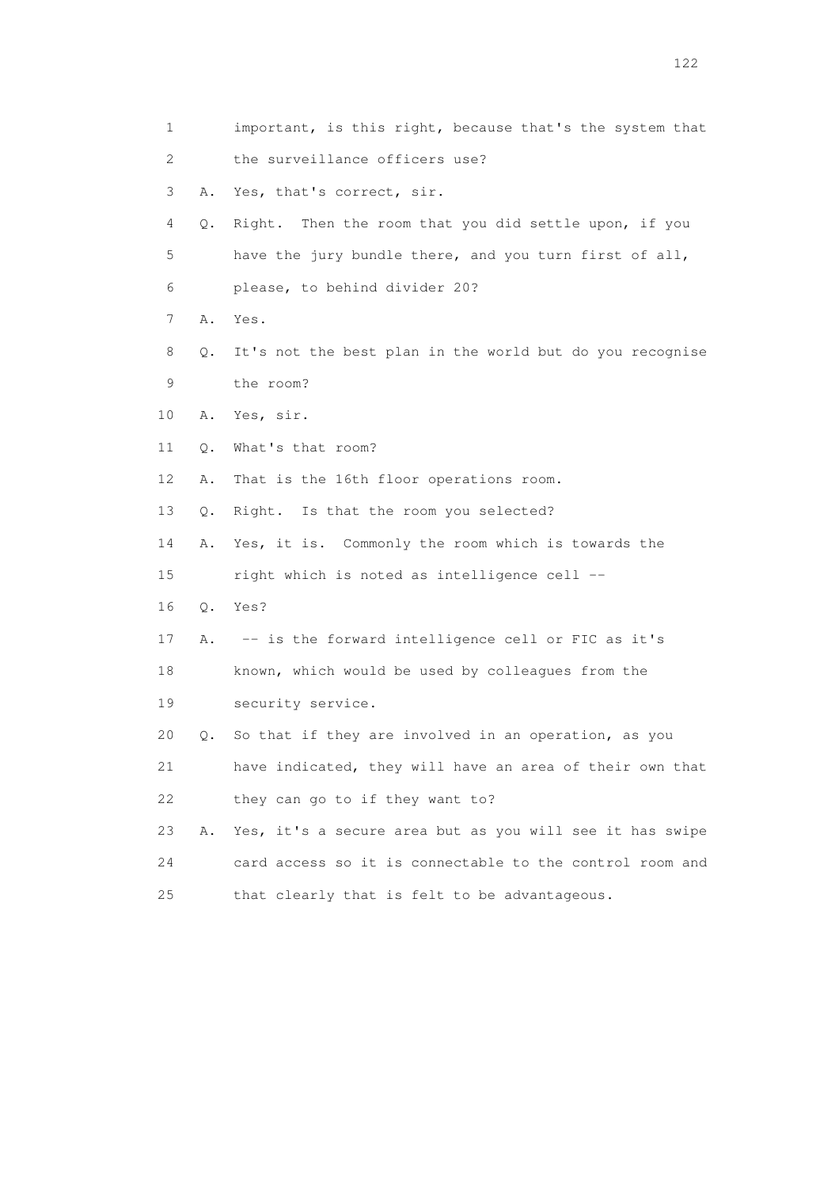1 important, is this right, because that's the system that
2 the surveillance officers use?
3 A. Yes, that's correct, sir.
4 Q. Right. Then the room that you did settle upon, if you
5 have the jury bundle there, and you turn first of all,
6 please, to behind divider 20?
7 A. Yes.
8 Q. It's not the best plan in the world but do you recognise
9 the room?
10 A. Yes, sir.
11 Q. What's that room?
12 A. That is the 16th floor operations room.
13 Q. Right. Is that the room you selected?
14 A. Yes, it is. Commonly the room which is towards the
15 right which is noted as intelligence cell --
16 Q. Yes?
17 A. -- is the forward intelligence cell or FIC as it's
18 known, which would be used by colleagues from the
19 security service.
20 Q. So that if they are involved in an operation, as you
21 have indicated, they will have an area of their own that
22 they can go to if they want to?
23 A. Yes, it's a secure area but as you will see it has swipe
24 card access so it is connectable to the control room and
25 that clearly that is felt to be advantageous.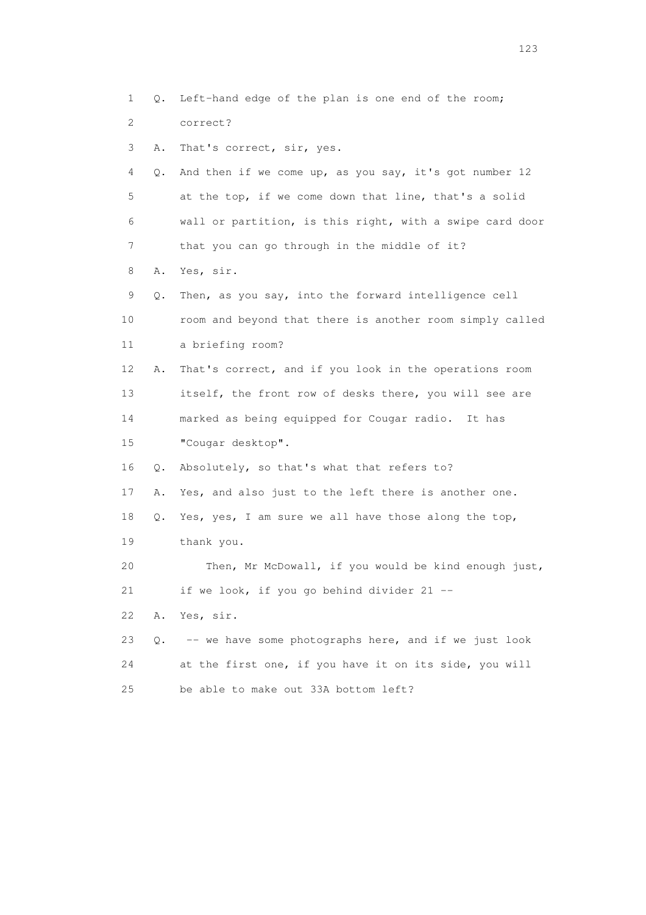1 Q. Left-hand edge of the plan is one end of the room;
2 correct?
3 A. That's correct, sir, yes.
4 Q. And then if we come up, as you say, it's got number 12
5 at the top, if we come down that line, that's a solid
6 wall or partition, is this right, with a swipe card door
7 that you can go through in the middle of it?
8 A. Yes, sir.
9 Q. Then, as you say, into the forward intelligence cell
10 room and beyond that there is another room simply called
11 a briefing room?
12 A. That's correct, and if you look in the operations room
13 itself, the front row of desks there, you will see are
14 marked as being equipped for Cougar radio. It has
15 "Cougar desktop".
16 Q. Absolutely, so that's what that refers to?
17 A. Yes, and also just to the left there is another one.
18 Q. Yes, yes, I am sure we all have those along the top,
19 thank you.
20 Then, Mr McDowall, if you would be kind enough just,
21 if we look, if you go behind divider 21 --
22 A. Yes, sir.
23 Q. -- we have some photographs here, and if we just look
24 at the first one, if you have it on its side, you will
25 be able to make out 33A bottom left?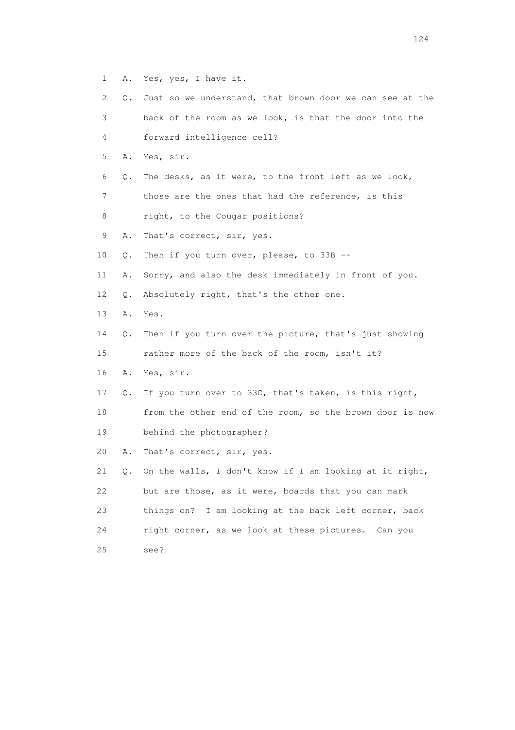1 A. Yes, yes, I have it.

2 Q. Just so we understand, that brown door we can see at the

3 back of the room as we look, is that the door into the

4 forward intelligence cell?

5 A. Yes, sir.

6 Q. The desks, as it were, to the front left as we look,

7 those are the ones that had the reference, is this

8 right, to the Cougar positions?

9 A. That's correct, sir, yes.

10 Q. Then if you turn over, please, to 33B --

11 A. Sorry, and also the desk immediately in front of you.

12 Q. Absolutely right, that's the other one.

13 A. Yes.

14 Q. Then if you turn over the picture, that's just showing

15 rather more of the back of the room, isn't it?

16 A. Yes, sir.

17 Q. If you turn over to 33C, that's taken, is this right,

18 from the other end of the room, so the brown door is now

19 behind the photographer?

20 A. That's correct, sir, yes.

21 Q. On the walls, I don't know if I am looking at it right,

22 but are those, as it were, boards that you can mark

23 things on? I am looking at the back left corner, back

24 right corner, as we look at these pictures. Can you

25 see?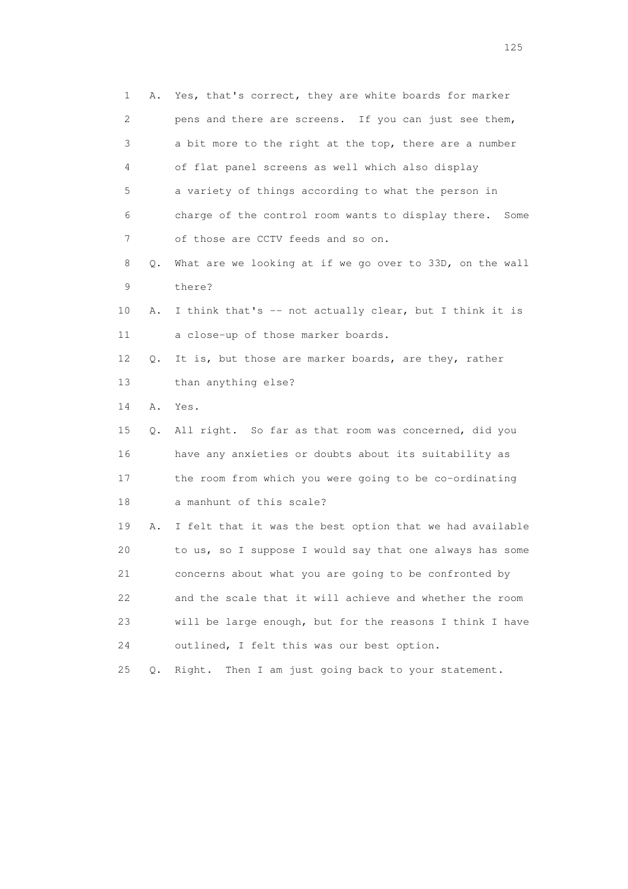1 A. Yes, that's correct, they are white boards for marker
2 pens and there are screens. If you can just see them,
3 a bit more to the right at the top, there are a number
4 of flat panel screens as well which also display
5 a variety of things according to what the person in
6 charge of the control room wants to display there. Some
7 of those are CCTV feeds and so on.
8 Q. What are we looking at if we go over to 33D, on the wall
9 there?
10 A. I think that's -- not actually clear, but I think it is
11 a close-up of those marker boards.
12 Q. It is, but those are marker boards, are they, rather
13 than anything else?
14 A. Yes.
15 Q. All right. So far as that room was concerned, did you
16 have any anxieties or doubts about its suitability as
17 the room from which you were going to be co-ordinating
18 a manhunt of this scale?
19 A. I felt that it was the best option that we had available
20 to us, so I suppose I would say that one always has some
21 concerns about what you are going to be confronted by
22 and the scale that it will achieve and whether the room
23 will be large enough, but for the reasons I think I have
24 outlined, I felt this was our best option.
25 Q. Right. Then I am just going back to your statement.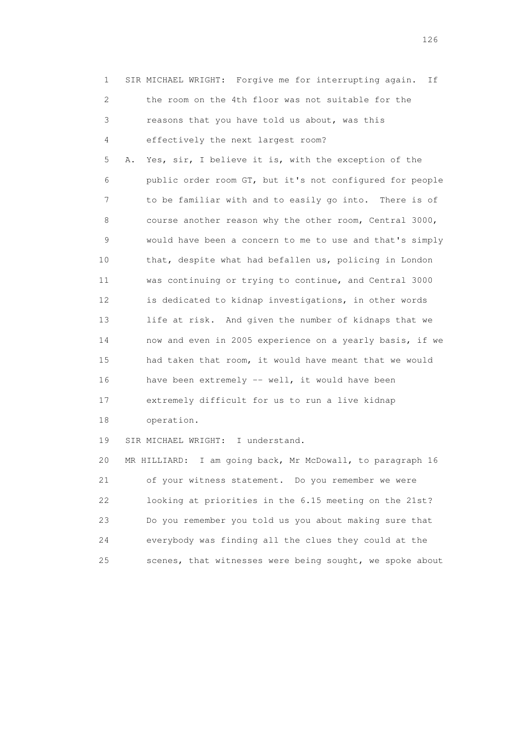1 SIR MICHAEL WRIGHT: Forgive me for interrupting again. If
2 the room on the 4th floor was not suitable for the
3 reasons that you have told us about, was this
4 effectively the next largest room?
5 A. Yes, sir, I believe it is, with the exception of the
6 public order room GT, but it's not configured for people
7 to be familiar with and to easily go into. There is of
8 course another reason why the other room, Central 3000,
9 would have been a concern to me to use and that's simply
10 that, despite what had befallen us, policing in London
11 was continuing or trying to continue, and Central 3000
12 is dedicated to kidnap investigations, in other words
13 life at risk. And given the number of kidnaps that we
14 now and even in 2005 experience on a yearly basis, if we
15 had taken that room, it would have meant that we would
16 have been extremely -- well, it would have been
17 extremely difficult for us to run a live kidnap
18 operation.
19 SIR MICHAEL WRIGHT: I understand.
20 MR HILLIARD: I am going back, Mr McDowall, to paragraph 16
21 of your witness statement. Do you remember we were
22 looking at priorities in the 6.15 meeting on the 21st?
23 Do you remember you told us you about making sure that
24 everybody was finding all the clues they could at the
25 scenes, that witnesses were being sought, we spoke about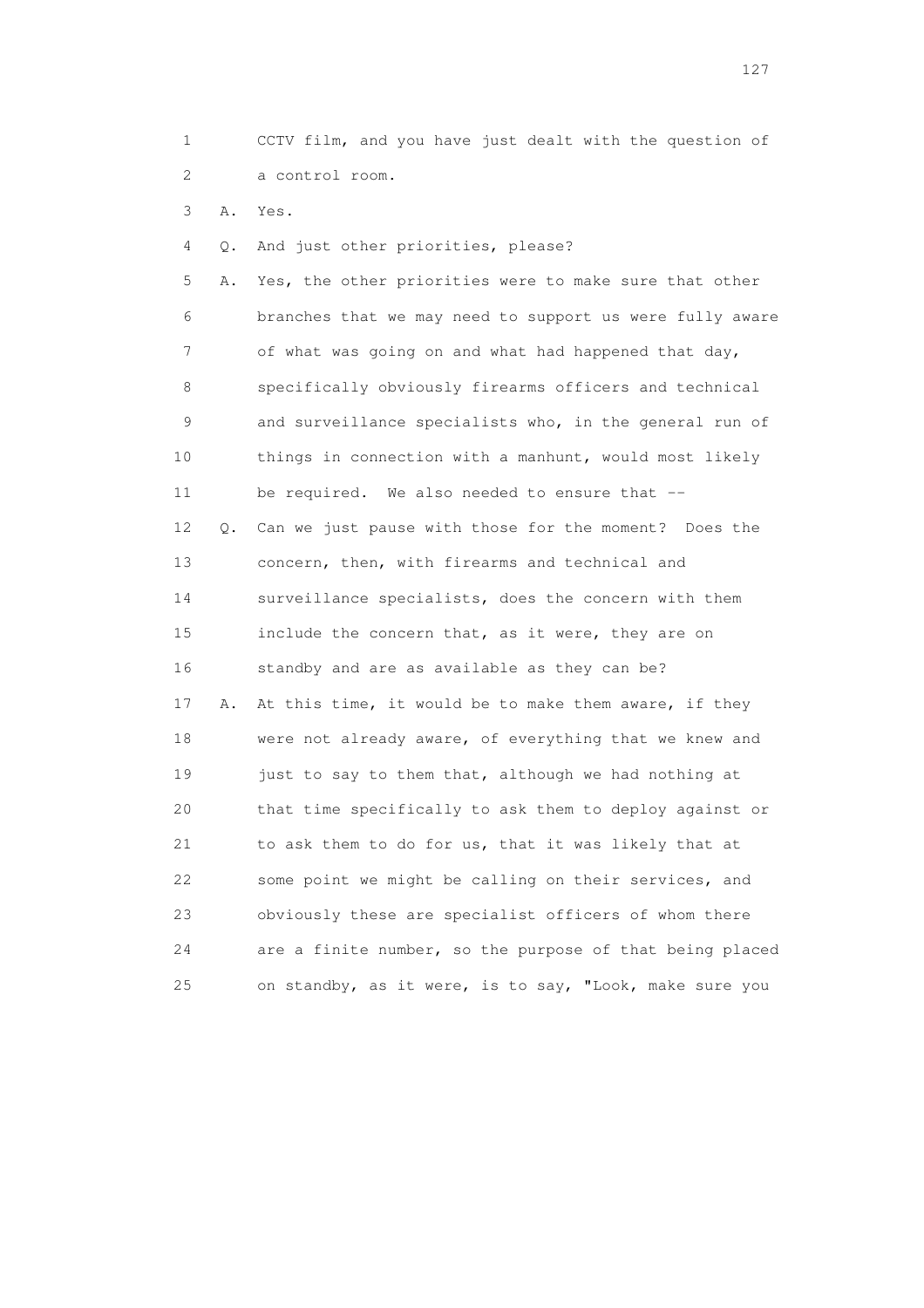1 CCTV film, and you have just dealt with the question of
2 a control room.

3 A. Yes.

4 Q. And just other priorities, please?

5 A. Yes, the other priorities were to make sure that other
6 branches that we may need to support us were fully aware
7 of what was going on and what had happened that day,
8 specifically obviously firearms officers and technical
9 and surveillance specialists who, in the general run of
10 things in connection with a manhunt, would most likely
11 be required. We also needed to ensure that --

12 Q. Can we just pause with those for the moment? Does the
13 concern, then, with firearms and technical and
14 surveillance specialists, does the concern with them
15 include the concern that, as it were, they are on
16 standby and are as available as they can be?

17 A. At this time, it would be to make them aware, if they
18 were not already aware, of everything that we knew and
19 just to say to them that, although we had nothing at
20 that time specifically to ask them to deploy against or
21 to ask them to do for us, that it was likely that at
22 some point we might be calling on their services, and
23 obviously these are specialist officers of whom there
24 are a finite number, so the purpose of that being placed
25 on standby, as it were, is to say, "Look, make sure you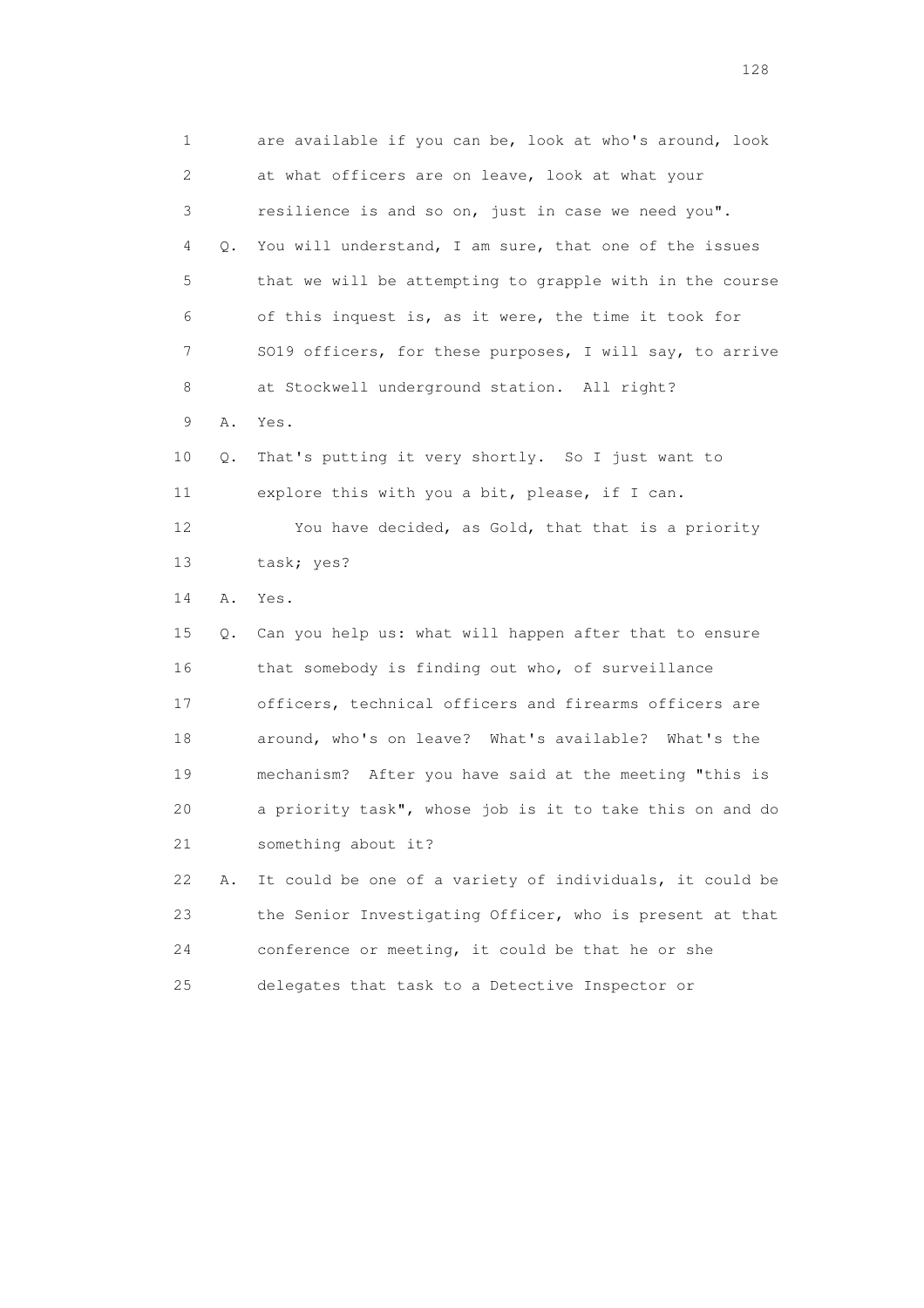1 are available if you can be, look at who's around, look
2 at what officers are on leave, look at what your
3 resilience is and so on, just in case we need you".
4 Q. You will understand, I am sure, that one of the issues
5 that we will be attempting to grapple with in the course
6 of this inquest is, as it were, the time it took for
7 SO19 officers, for these purposes, I will say, to arrive
8 at Stockwell underground station. All right?
9 A. Yes.
10 Q. That's putting it very shortly. So I just want to
11 explore this with you a bit, please, if I can.
12 You have decided, as Gold, that that is a priority
13 task; yes?
14 A. Yes.
15 Q. Can you help us: what will happen after that to ensure
16 that somebody is finding out who, of surveillance
17 officers, technical officers and firearms officers are
18 around, who's on leave? What's available? What's the
19 mechanism? After you have said at the meeting "this is
20 a priority task", whose job is it to take this on and do
21 something about it?
22 A. It could be one of a variety of individuals, it could be
23 the Senior Investigating Officer, who is present at that
24 conference or meeting, it could be that he or she
25 delegates that task to a Detective Inspector or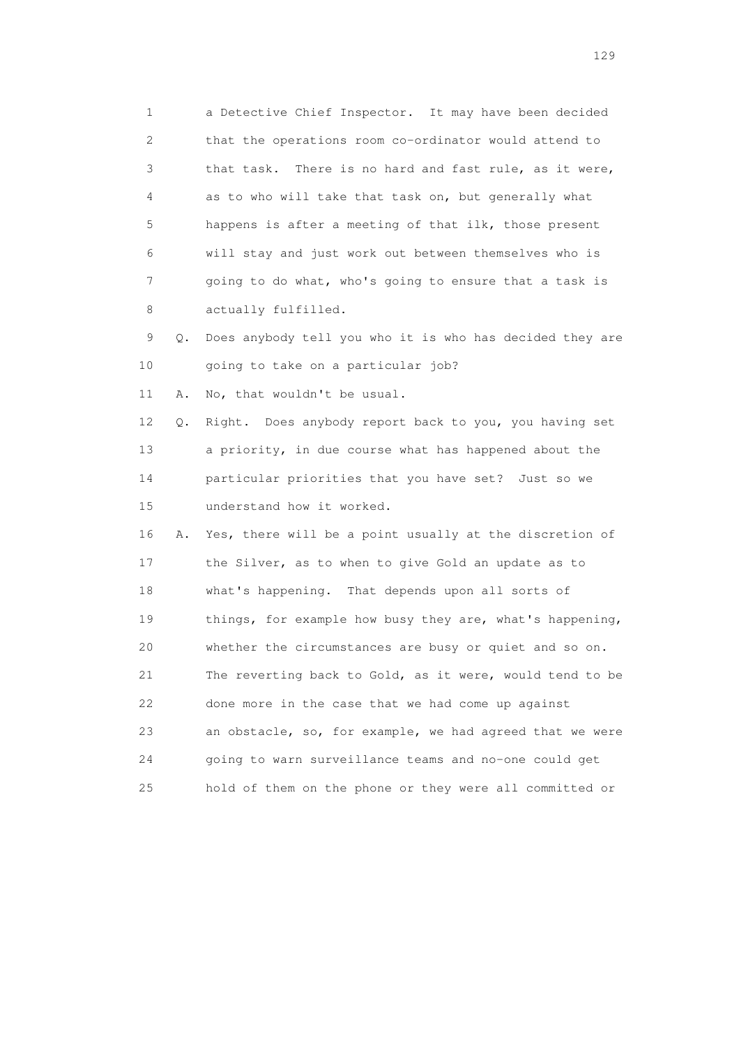1 a Detective Chief Inspector. It may have been decided
2 that the operations room co-ordinator would attend to
3 that task. There is no hard and fast rule, as it were,
4 as to who will take that task on, but generally what
5 happens is after a meeting of that ilk, those present
6 will stay and just work out between themselves who is
7 going to do what, who's going to ensure that a task is
8 actually fulfilled.

9 Q. Does anybody tell you who it is who has decided they are
10 going to take on a particular job?

11 A. No, that wouldn't be usual.

12 Q. Right. Does anybody report back to you, you having set
13 a priority, in due course what has happened about the
14 particular priorities that you have set? Just so we
15 understand how it worked.

16 A. Yes, there will be a point usually at the discretion of
17 the Silver, as to when to give Gold an update as to
18 what's happening. That depends upon all sorts of
19 things, for example how busy they are, what's happening,
20 whether the circumstances are busy or quiet and so on.
21 The reverting back to Gold, as it were, would tend to be
22 done more in the case that we had come up against
23 an obstacle, so, for example, we had agreed that we were
24 going to warn surveillance teams and no-one could get
25 hold of them on the phone or they were all committed or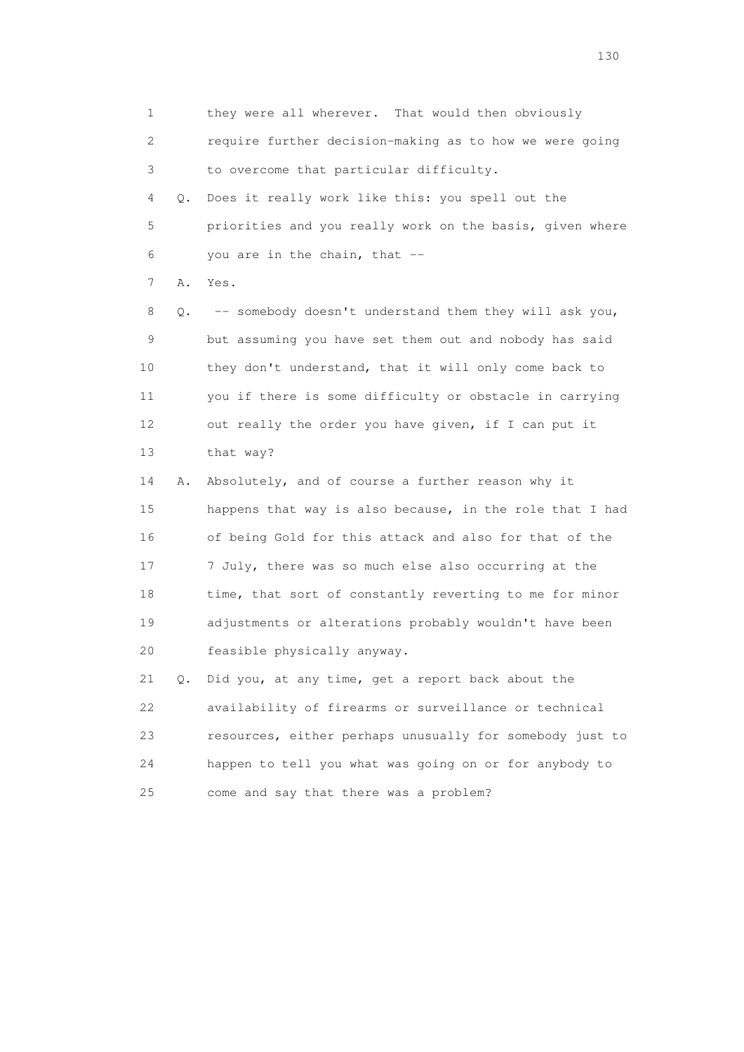1 they were all wherever. That would then obviously
2 require further decision-making as to how we were going
3 to overcome that particular difficulty.

4 Q. Does it really work like this: you spell out the
5 priorities and you really work on the basis, given where
6 you are in the chain, that --

7 A. Yes.

8 Q. -- somebody doesn't understand them they will ask you,
9 but assuming you have set them out and nobody has said
10 they don't understand, that it will only come back to
11 you if there is some difficulty or obstacle in carrying
12 out really the order you have given, if I can put it
13 that way?

14 A. Absolutely, and of course a further reason why it
15 happens that way is also because, in the role that I had
16 of being Gold for this attack and also for that of the
17 7 July, there was so much else also occurring at the
18 time, that sort of constantly reverting to me for minor
19 adjustments or alterations probably wouldn't have been
20 feasible physically anyway.

21 Q. Did you, at any time, get a report back about the
22 availability of firearms or surveillance or technical
23 resources, either perhaps unusually for somebody just to
24 happen to tell you what was going on or for anybody to
25 come and say that there was a problem?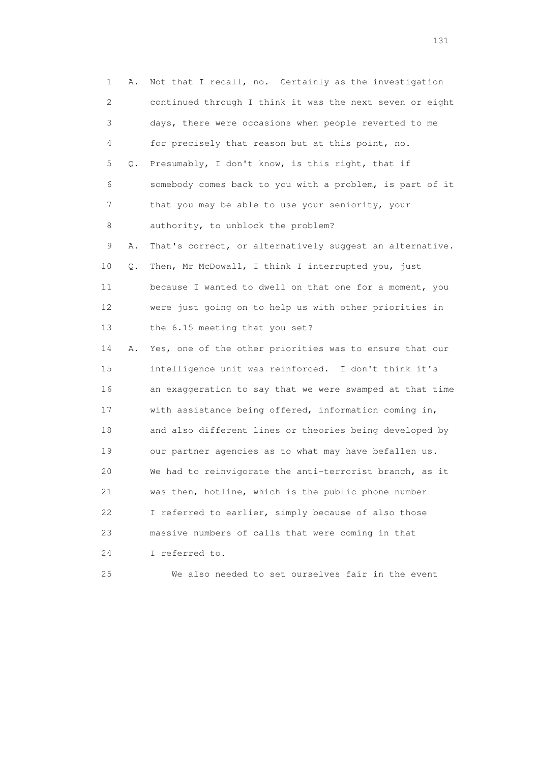1 A. Not that I recall, no. Certainly as the investigation
2 continued through I think it was the next seven or eight
3 days, there were occasions when people reverted to me
4 for precisely that reason but at this point, no.

5 Q. Presumably, I don't know, is this right, that if
6 somebody comes back to you with a problem, is part of it
7 that you may be able to use your seniority, your
8 authority, to unblock the problem?

9 A. That's correct, or alternatively suggest an alternative.

10 Q. Then, Mr McDowall, I think I interrupted you, just
11 because I wanted to dwell on that one for a moment, you
12 were just going on to help us with other priorities in
13 the 6.15 meeting that you set?

14 A. Yes, one of the other priorities was to ensure that our
15 intelligence unit was reinforced. I don't think it's
16 an exaggeration to say that we were swamped at that time
17 with assistance being offered, information coming in,
18 and also different lines or theories being developed by
19 our partner agencies as to what may have befallen us.
20 We had to reinvigorate the anti-terrorist branch, as it
21 was then, hotline, which is the public phone number
22 I referred to earlier, simply because of also those
23 massive numbers of calls that were coming in that
24 I referred to.

25 We also needed to set ourselves fair in the event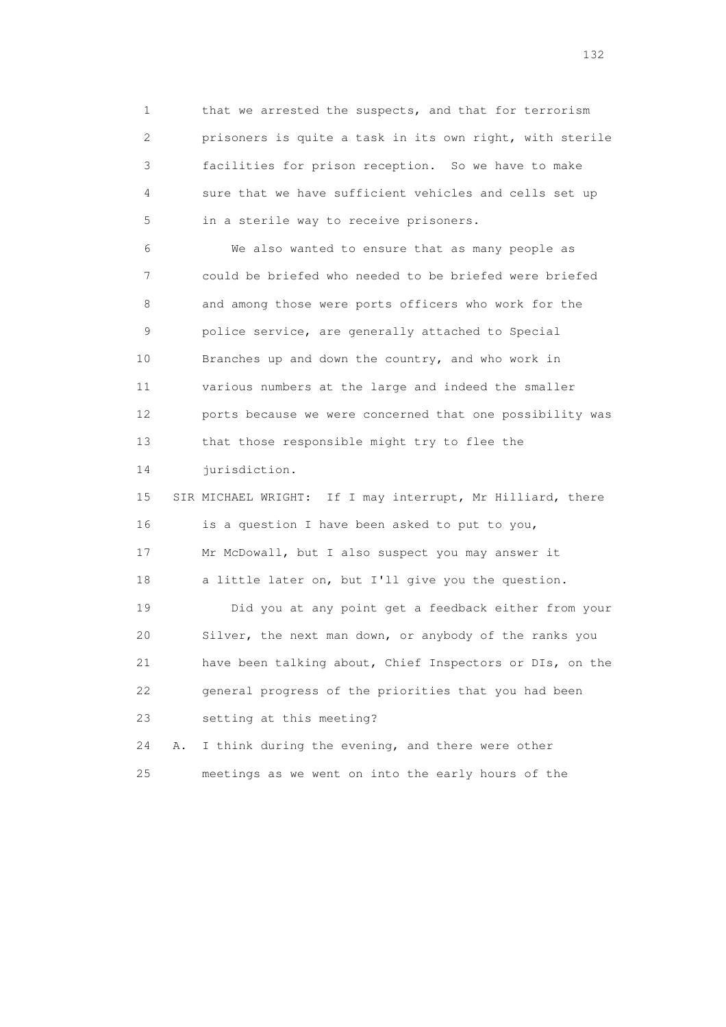1 that we arrested the suspects, and that for terrorism
2 prisoners is quite a task in its own right, with sterile
3 facilities for prison reception. So we have to make
4 sure that we have sufficient vehicles and cells set up
5 in a sterile way to receive prisoners.

6 We also wanted to ensure that as many people as
7 could be briefed who needed to be briefed were briefed
8 and among those were ports officers who work for the
9 police service, are generally attached to Special
10 Branches up and down the country, and who work in
11 various numbers at the large and indeed the smaller
12 ports because we were concerned that one possibility was
13 that those responsible might try to flee the
14 jurisdiction.

15 SIR MICHAEL WRIGHT: If I may interrupt, Mr Hilliard, there
16 is a question I have been asked to put to you,
17 Mr McDowall, but I also suspect you may answer it
18 a little later on, but I'll give you the question.

19 Did you at any point get a feedback either from your
20 Silver, the next man down, or anybody of the ranks you
21 have been talking about, Chief Inspectors or DIs, on the
22 general progress of the priorities that you had been
23 setting at this meeting?

24 A. I think during the evening, and there were other
25 meetings as we went on into the early hours of the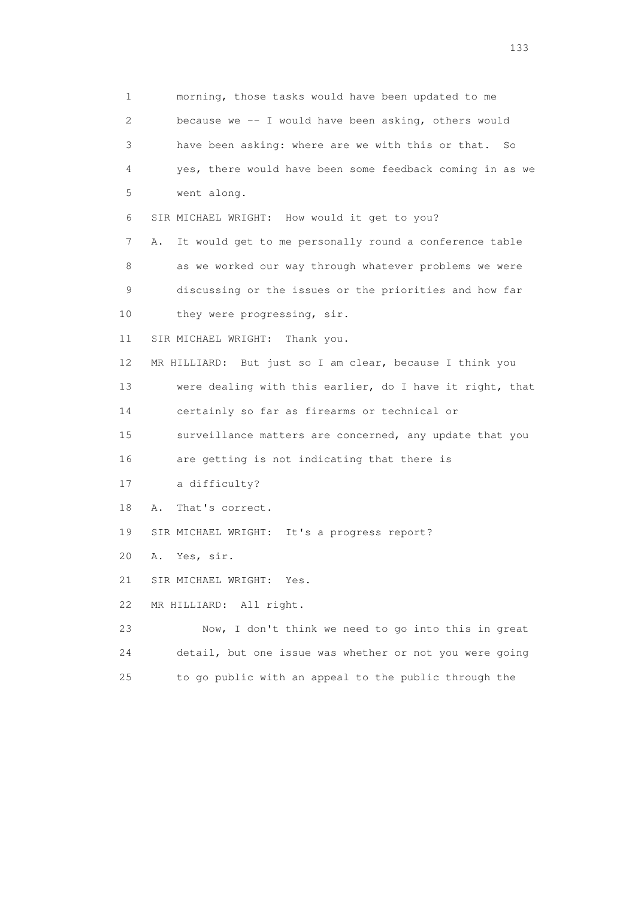1 morning, those tasks would have been updated to me
2 because we -- I would have been asking, others would
3 have been asking: where are we with this or that. So
4 yes, there would have been some feedback coming in as we
5 went along.
6 SIR MICHAEL WRIGHT: How would it get to you?
7 A. It would get to me personally round a conference table
8 as we worked our way through whatever problems we were
9 discussing or the issues or the priorities and how far
10 they were progressing, sir.
11 SIR MICHAEL WRIGHT: Thank you.
12 MR HILLIARD: But just so I am clear, because I think you
13 were dealing with this earlier, do I have it right, that
14 certainly so far as firearms or technical or
15 surveillance matters are concerned, any update that you
16 are getting is not indicating that there is
17 a difficulty?
18 A. That's correct.
19 SIR MICHAEL WRIGHT: It's a progress report?
20 A. Yes, sir.
21 SIR MICHAEL WRIGHT: Yes.
22 MR HILLIARD: All right.
23 Now, I don't think we need to go into this in great
24 detail, but one issue was whether or not you were going
25 to go public with an appeal to the public through the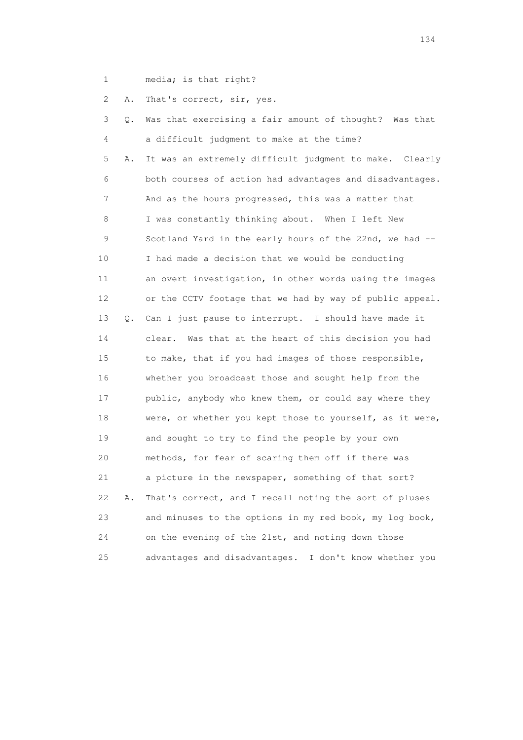1 media; is that right?

2 A. That's correct, sir, yes.

3 Q. Was that exercising a fair amount of thought? Was that
4 a difficult judgment to make at the time?

5 A. It was an extremely difficult judgment to make. Clearly
6 both courses of action had advantages and disadvantages.
7 And as the hours progressed, this was a matter that
8 I was constantly thinking about. When I left New
9 Scotland Yard in the early hours of the 22nd, we had --
10 I had made a decision that we would be conducting
11 an overt investigation, in other words using the images
12 or the CCTV footage that we had by way of public appeal.

13 Q. Can I just pause to interrupt. I should have made it
14 clear. Was that at the heart of this decision you had
15 to make, that if you had images of those responsible,
16 whether you broadcast those and sought help from the
17 public, anybody who knew them, or could say where they
18 were, or whether you kept those to yourself, as it were,
19 and sought to try to find the people by your own
20 methods, for fear of scaring them off if there was
21 a picture in the newspaper, something of that sort?

22 A. That's correct, and I recall noting the sort of pluses
23 and minuses to the options in my red book, my log book,
24 on the evening of the 21st, and noting down those
25 advantages and disadvantages. I don't know whether you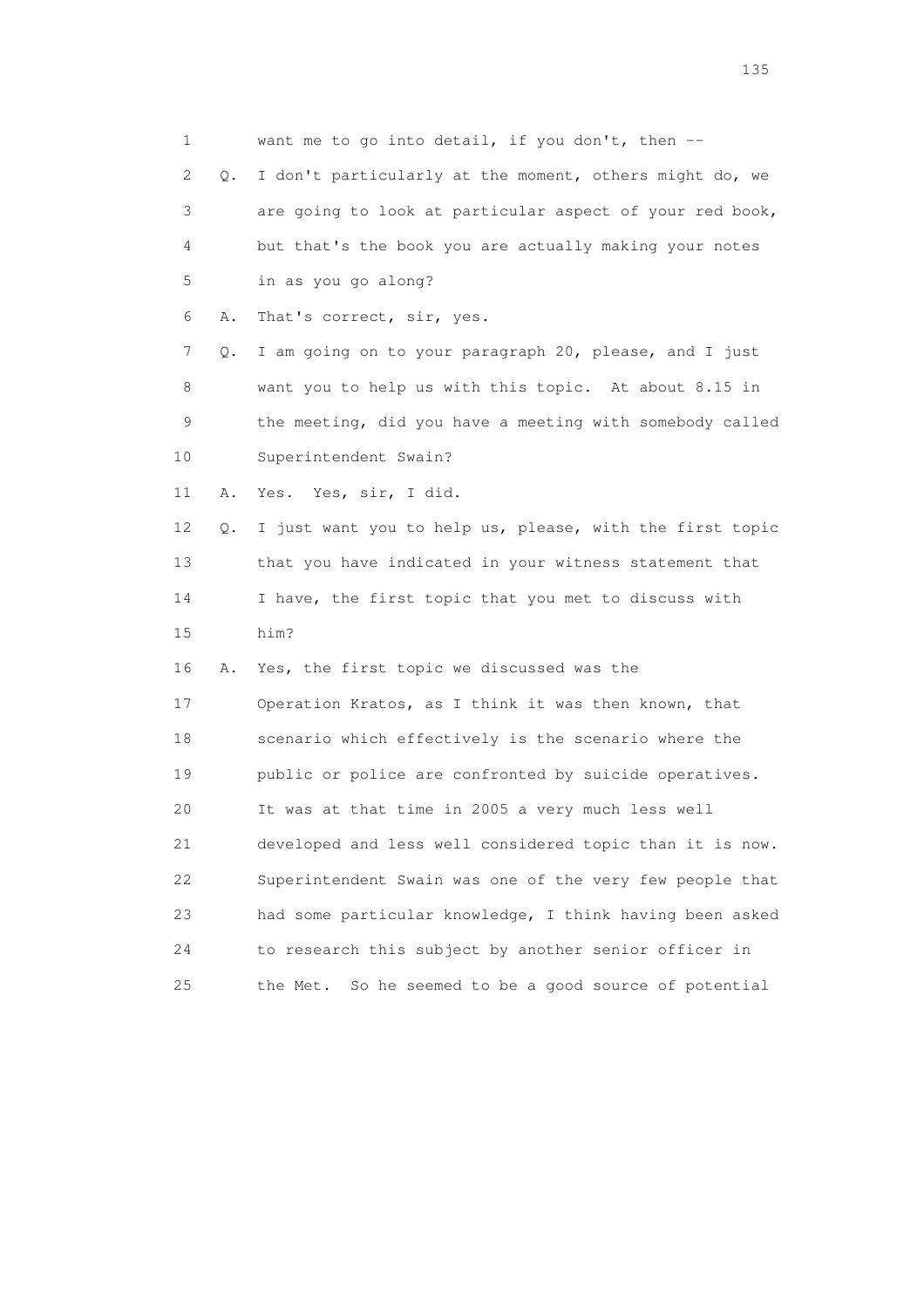1 want me to go into detail, if you don't, then --

2 Q. I don't particularly at the moment, others might do, we

3 are going to look at particular aspect of your red book,

4 but that's the book you are actually making your notes

5 in as you go along?

6 A. That's correct, sir, yes.

7 Q. I am going on to your paragraph 20, please, and I just

8 want you to help us with this topic. At about 8.15 in

9 the meeting, did you have a meeting with somebody called

10 Superintendent Swain?

11 A. Yes. Yes, sir, I did.

12 Q. I just want you to help us, please, with the first topic

13 that you have indicated in your witness statement that

14 I have, the first topic that you met to discuss with

15 him?

16 A. Yes, the first topic we discussed was the

17 Operation Kratos, as I think it was then known, that

18 scenario which effectively is the scenario where the

19 public or police are confronted by suicide operatives.

20 It was at that time in 2005 a very much less well

21 developed and less well considered topic than it is now.

22 Superintendent Swain was one of the very few people that

23 had some particular knowledge, I think having been asked

24 to research this subject by another senior officer in

25 the Met. So he seemed to be a good source of potential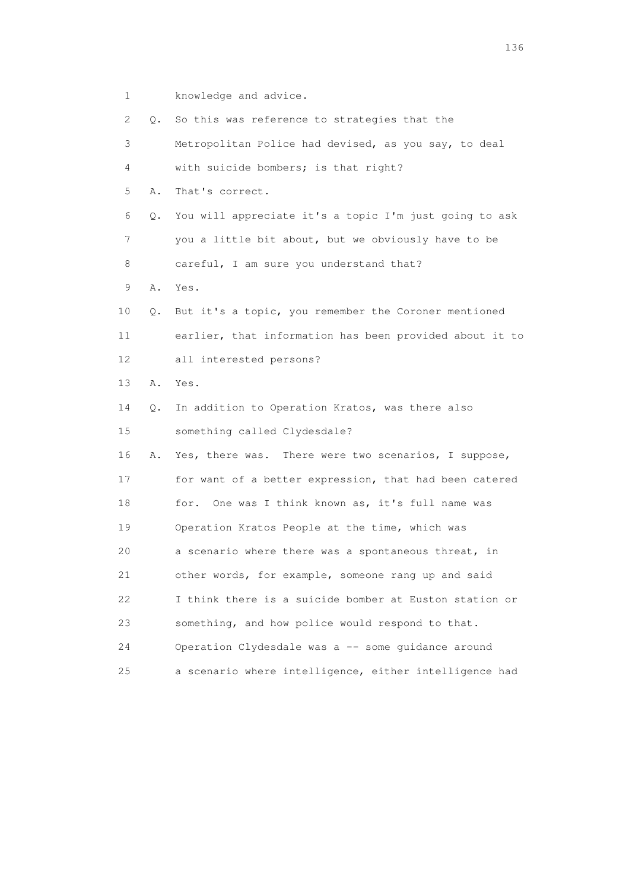1 knowledge and advice.

2 Q. So this was reference to strategies that the

3 Metropolitan Police had devised, as you say, to deal

4 with suicide bombers; is that right?

5 A. That's correct.

6 Q. You will appreciate it's a topic I'm just going to ask

7 you a little bit about, but we obviously have to be

8 careful, I am sure you understand that?

9 A. Yes.

10 Q. But it's a topic, you remember the Coroner mentioned

11 earlier, that information has been provided about it to

12 all interested persons?

13 A. Yes.

14 Q. In addition to Operation Kratos, was there also

15 something called Clydesdale?

16 A. Yes, there was. There were two scenarios, I suppose,

17 for want of a better expression, that had been catered

18 for. One was I think known as, it's full name was

19 Operation Kratos People at the time, which was

20 a scenario where there was a spontaneous threat, in

21 other words, for example, someone rang up and said

22 I think there is a suicide bomber at Euston station or

23 something, and how police would respond to that.

24 Operation Clydesdale was a -- some guidance around

25 a scenario where intelligence, either intelligence had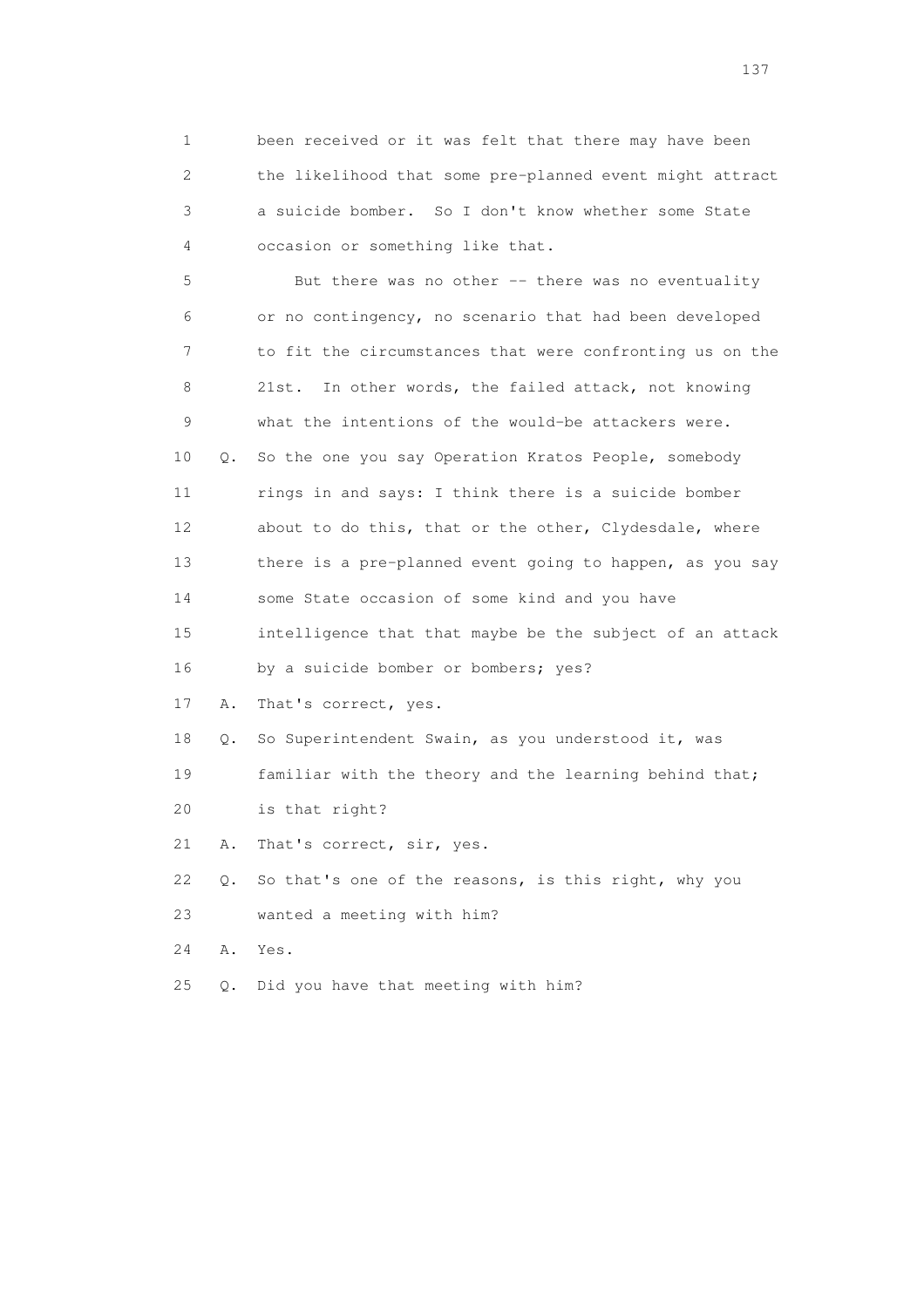1 been received or it was felt that there may have been
2 the likelihood that some pre-planned event might attract
3 a suicide bomber. So I don't know whether some State
4 occasion or something like that.

5 But there was no other -- there was no eventuality
6 or no contingency, no scenario that had been developed
7 to fit the circumstances that were confronting us on the
8 21st. In other words, the failed attack, not knowing
9 what the intentions of the would-be attackers were.

10 Q. So the one you say Operation Kratos People, somebody
11 rings in and says: I think there is a suicide bomber
12 about to do this, that or the other, Clydesdale, where
13 there is a pre-planned event going to happen, as you say
14 some State occasion of some kind and you have
15 intelligence that that maybe be the subject of an attack
16 by a suicide bomber or bombers; yes?

17 A. That's correct, yes.

18 Q. So Superintendent Swain, as you understood it, was
19 familiar with the theory and the learning behind that;
20 is that right?

21 A. That's correct, sir, yes.

22 Q. So that's one of the reasons, is this right, why you
23 wanted a meeting with him?

24 A. Yes.

25 Q. Did you have that meeting with him?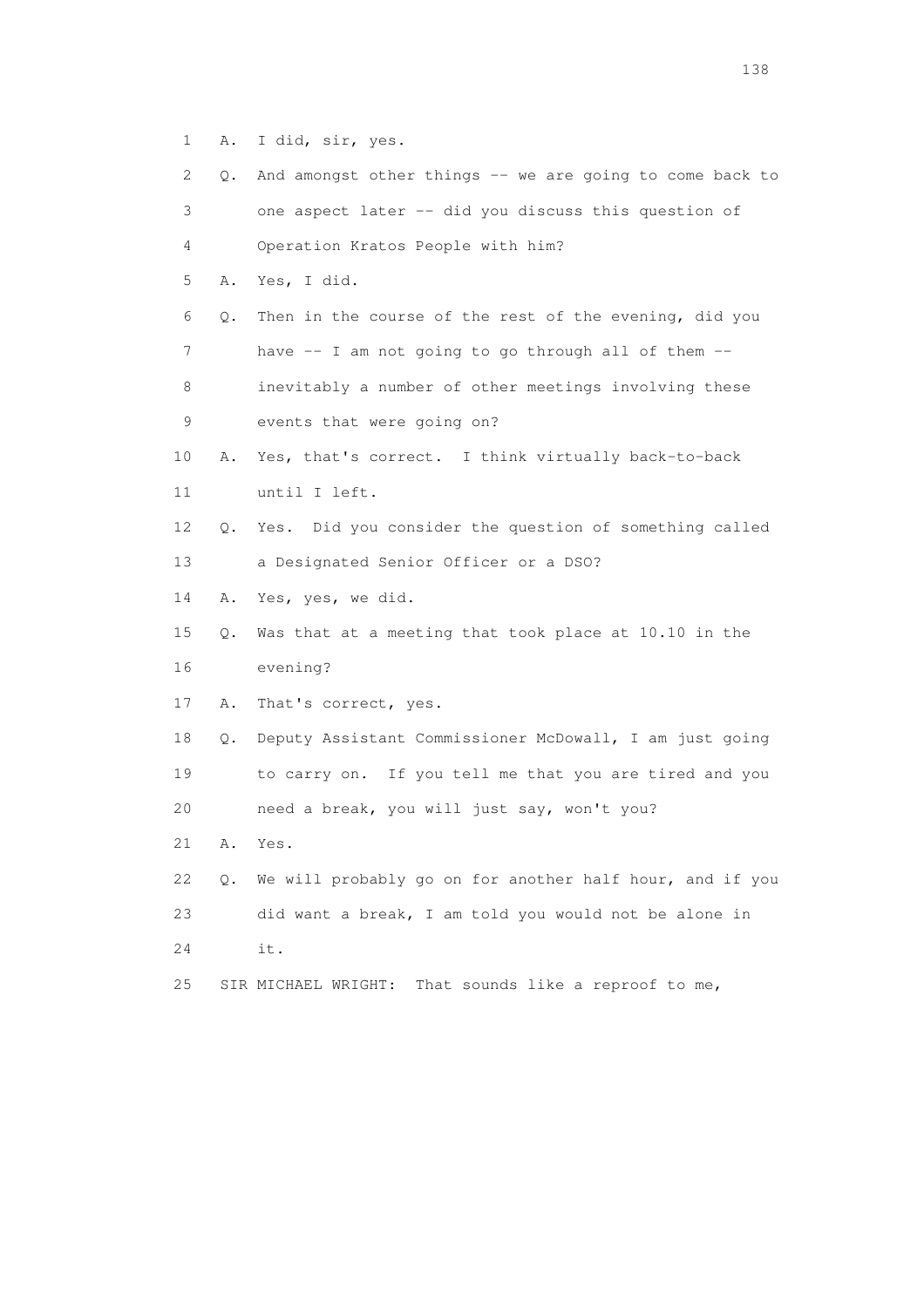1 A. I did, sir, yes.

2 Q. And amongst other things -- we are going to come back to

3 one aspect later -- did you discuss this question of

4 Operation Kratos People with him?

5 A. Yes, I did.

6 Q. Then in the course of the rest of the evening, did you

7 have -- I am not going to go through all of them --

8 inevitably a number of other meetings involving these

9 events that were going on?

10 A. Yes, that's correct. I think virtually back-to-back

11 until I left.

12 Q. Yes. Did you consider the question of something called

13 a Designated Senior Officer or a DSO?

14 A. Yes, yes, we did.

15 Q. Was that at a meeting that took place at 10.10 in the

16 evening?

17 A. That's correct, yes.

18 Q. Deputy Assistant Commissioner McDowall, I am just going

19 to carry on. If you tell me that you are tired and you

20 need a break, you will just say, won't you?

21 A. Yes.

22 Q. We will probably go on for another half hour, and if you

23 did want a break, I am told you would not be alone in

24 it.

25 SIR MICHAEL WRIGHT: That sounds like a reproof to me,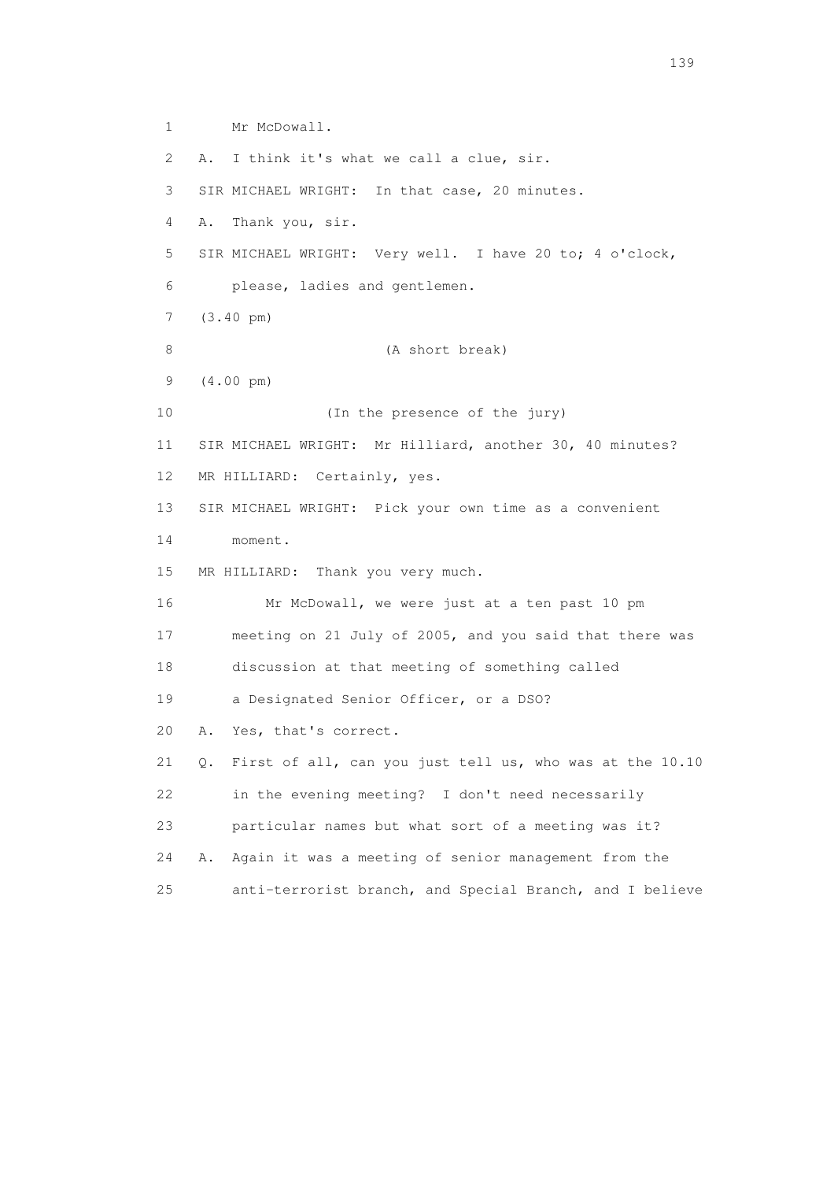1 Mr McDowall.

2 A. I think it's what we call a clue, sir.

3 SIR MICHAEL WRIGHT: In that case, 20 minutes.

4 A. Thank you, sir.

5 SIR MICHAEL WRIGHT: Very well. I have 20 to; 4 o'clock,

6 please, ladies and gentlemen.

7 (3.40 pm)

8 (A short break)

9 (4.00 pm)

10 (In the presence of the jury)

11 SIR MICHAEL WRIGHT: Mr Hilliard, another 30, 40 minutes?

12 MR HILLIARD: Certainly, yes.

13 SIR MICHAEL WRIGHT: Pick your own time as a convenient

14 moment.

15 MR HILLIARD: Thank you very much.

16 Mr McDowall, we were just at a ten past 10 pm

17 meeting on 21 July of 2005, and you said that there was

18 discussion at that meeting of something called

19 a Designated Senior Officer, or a DSO?

20 A. Yes, that's correct.

21 Q. First of all, can you just tell us, who was at the 10.10

22 in the evening meeting? I don't need necessarily

23 particular names but what sort of a meeting was it?

24 A. Again it was a meeting of senior management from the

25 anti-terrorist branch, and Special Branch, and I believe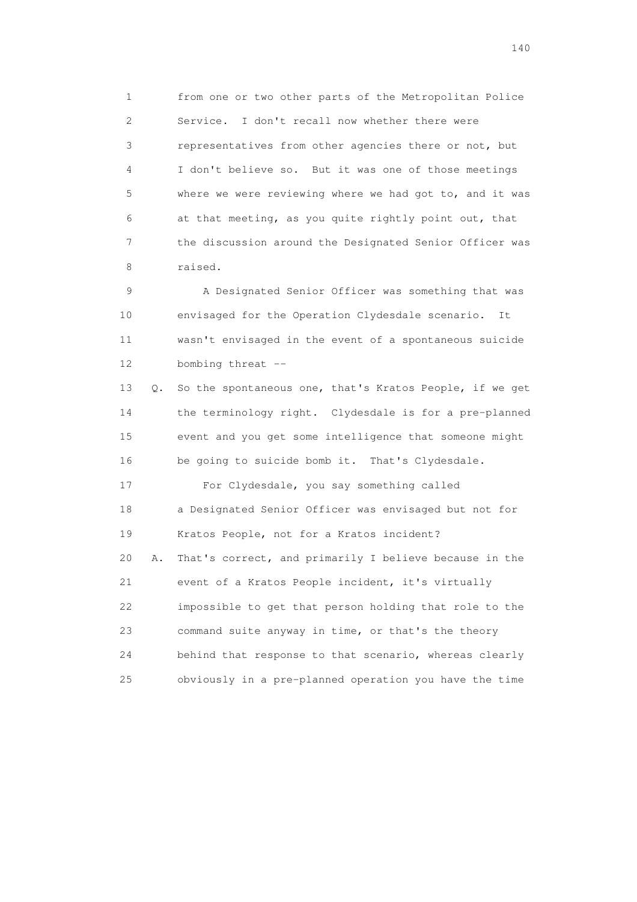1 from one or two other parts of the Metropolitan Police
2 Service. I don't recall now whether there were
3 representatives from other agencies there or not, but
4 I don't believe so. But it was one of those meetings
5 where we were reviewing where we had got to, and it was
6 at that meeting, as you quite rightly point out, that
7 the discussion around the Designated Senior Officer was
8 raised.

9 A Designated Senior Officer was something that was
10 envisaged for the Operation Clydesdale scenario. It
11 wasn't envisaged in the event of a spontaneous suicide
12 bombing threat --

13 Q. So the spontaneous one, that's Kratos People, if we get
14 the terminology right. Clydesdale is for a pre-planned
15 event and you get some intelligence that someone might
16 be going to suicide bomb it. That's Clydesdale.

17 For Clydesdale, you say something called
18 a Designated Senior Officer was envisaged but not for
19 Kratos People, not for a Kratos incident?

20 A. That's correct, and primarily I believe because in the
21 event of a Kratos People incident, it's virtually
22 impossible to get that person holding that role to the
23 command suite anyway in time, or that's the theory
24 behind that response to that scenario, whereas clearly
25 obviously in a pre-planned operation you have the time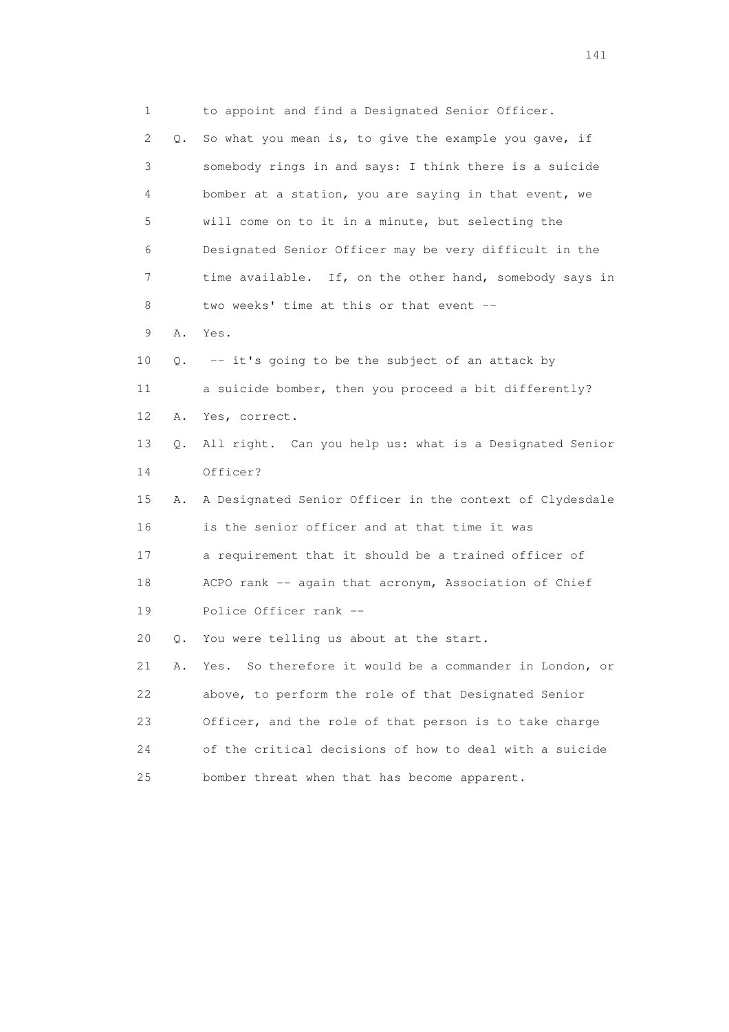1 to appoint and find a Designated Senior Officer.

2 Q. So what you mean is, to give the example you gave, if

3 somebody rings in and says: I think there is a suicide

4 bomber at a station, you are saying in that event, we

5 will come on to it in a minute, but selecting the

6 Designated Senior Officer may be very difficult in the

7 time available. If, on the other hand, somebody says in

8 two weeks' time at this or that event --

9 A. Yes.

10 Q. -- it's going to be the subject of an attack by

11 a suicide bomber, then you proceed a bit differently?

12 A. Yes, correct.

13 Q. All right. Can you help us: what is a Designated Senior

14 Officer?

15 A. A Designated Senior Officer in the context of Clydesdale

16 is the senior officer and at that time it was

17 a requirement that it should be a trained officer of

18 ACPO rank -- again that acronym, Association of Chief

19 Police Officer rank --

20 Q. You were telling us about at the start.

21 A. Yes. So therefore it would be a commander in London, or

22 above, to perform the role of that Designated Senior

23 Officer, and the role of that person is to take charge

24 of the critical decisions of how to deal with a suicide

25 bomber threat when that has become apparent.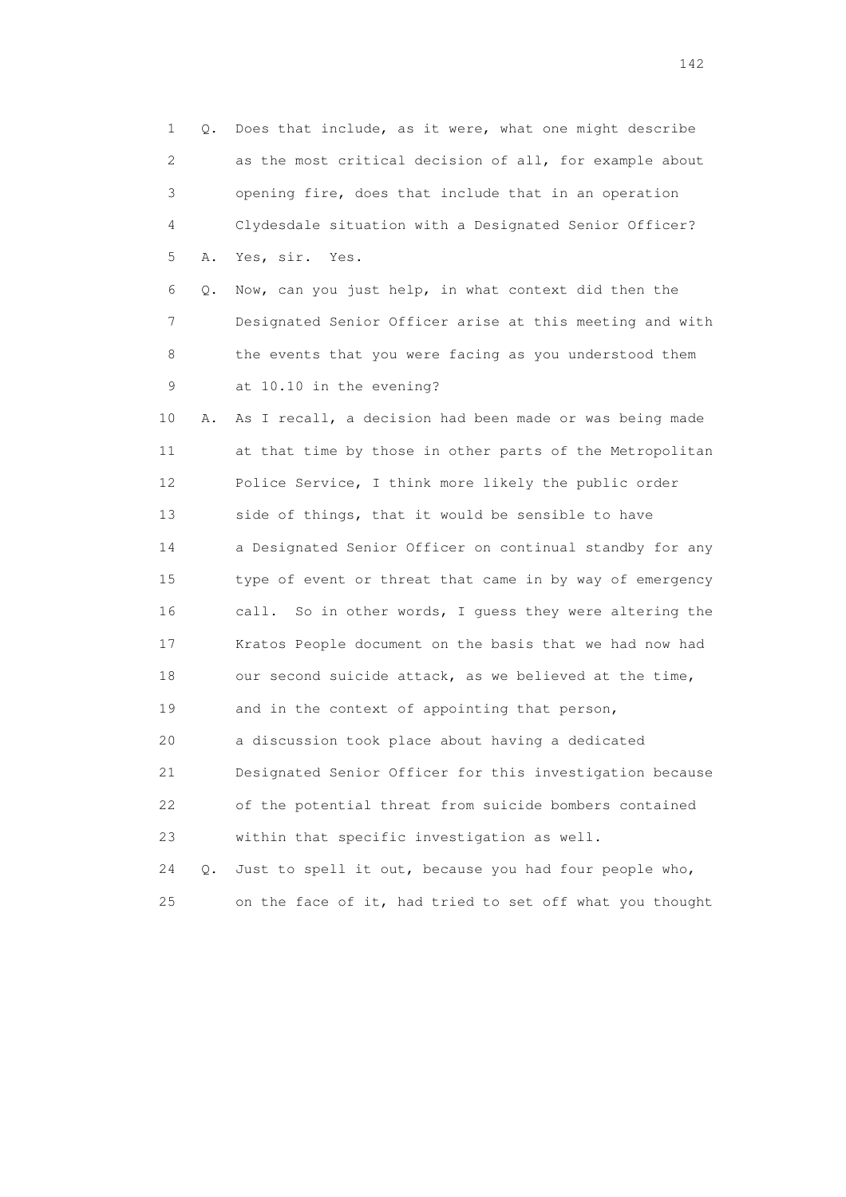1 Q. Does that include, as it were, what one might describe
2 as the most critical decision of all, for example about
3 opening fire, does that include that in an operation
4 Clydesdale situation with a Designated Senior Officer?
5 A. Yes, sir. Yes.
6 Q. Now, can you just help, in what context did then the
7 Designated Senior Officer arise at this meeting and with
8 the events that you were facing as you understood them
9 at 10.10 in the evening?
10 A. As I recall, a decision had been made or was being made
11 at that time by those in other parts of the Metropolitan
12 Police Service, I think more likely the public order
13 side of things, that it would be sensible to have
14 a Designated Senior Officer on continual standby for any
15 type of event or threat that came in by way of emergency
16 call. So in other words, I guess they were altering the
17 Kratos People document on the basis that we had now had
18 our second suicide attack, as we believed at the time,
19 and in the context of appointing that person,
20 a discussion took place about having a dedicated
21 Designated Senior Officer for this investigation because
22 of the potential threat from suicide bombers contained
23 within that specific investigation as well.
24 Q. Just to spell it out, because you had four people who,
25 on the face of it, had tried to set off what you thought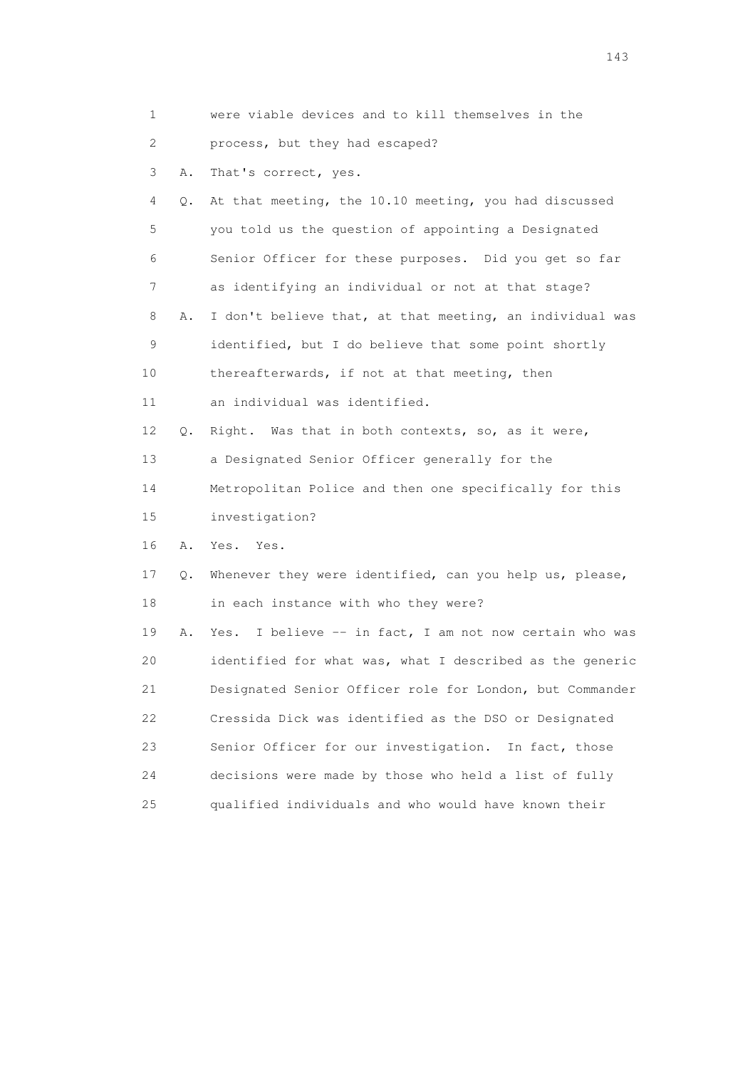1 were viable devices and to kill themselves in the
2 process, but they had escaped?
3 A. That's correct, yes.
4 Q. At that meeting, the 10.10 meeting, you had discussed
5 you told us the question of appointing a Designated
6 Senior Officer for these purposes. Did you get so far
7 as identifying an individual or not at that stage?
8 A. I don't believe that, at that meeting, an individual was
9 identified, but I do believe that some point shortly
10 thereafterwards, if not at that meeting, then
11 an individual was identified.
12 Q. Right. Was that in both contexts, so, as it were,
13 a Designated Senior Officer generally for the
14 Metropolitan Police and then one specifically for this
15 investigation?
16 A. Yes. Yes.
17 Q. Whenever they were identified, can you help us, please,
18 in each instance with who they were?
19 A. Yes. I believe -- in fact, I am not now certain who was
20 identified for what was, what I described as the generic
21 Designated Senior Officer role for London, but Commander
22 Cressida Dick was identified as the DSO or Designated
23 Senior Officer for our investigation. In fact, those
24 decisions were made by those who held a list of fully
25 qualified individuals and who would have known their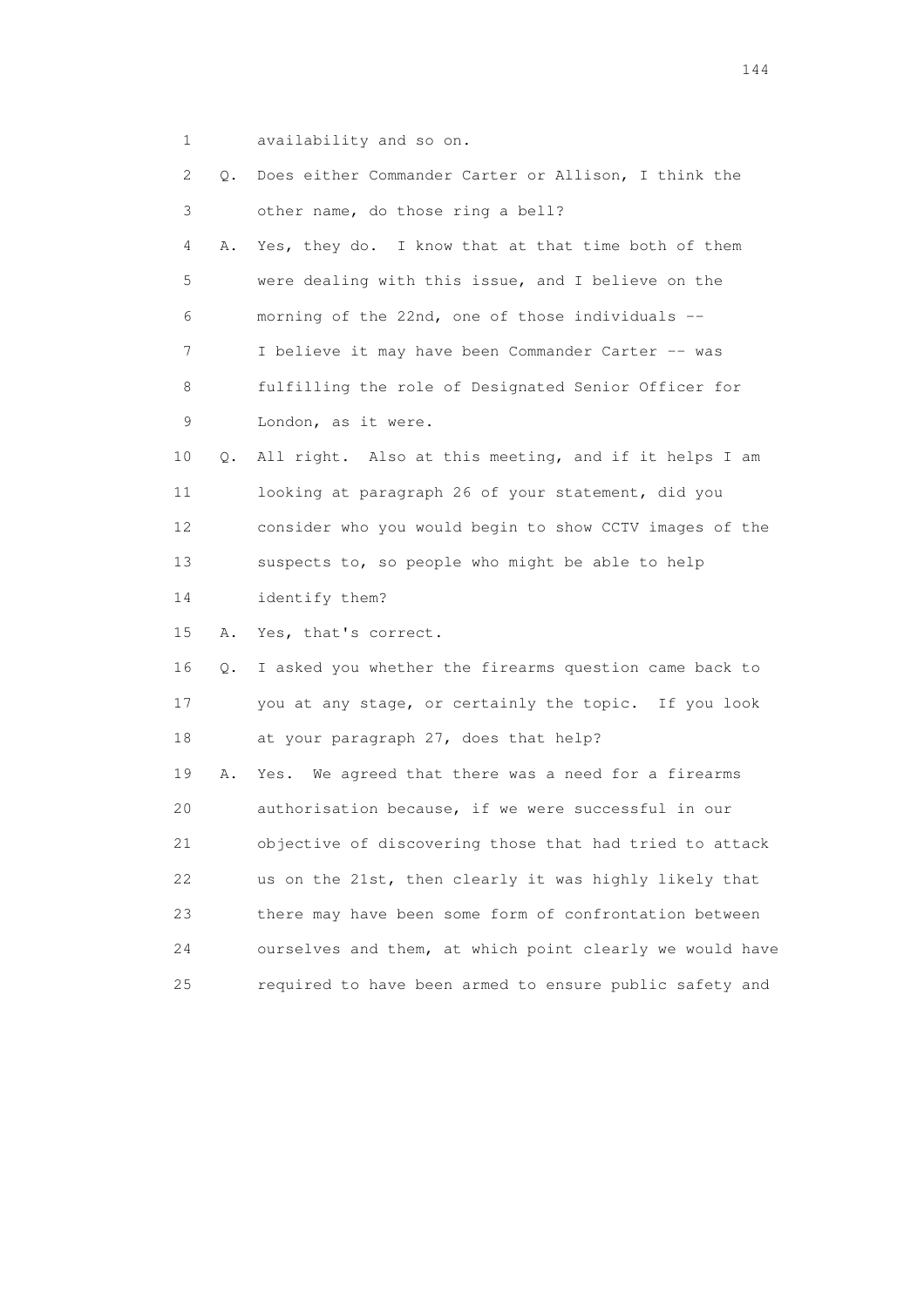1 availability and so on.

2 Q. Does either Commander Carter or Allison, I think the
3 other name, do those ring a bell?

4 A. Yes, they do. I know that at that time both of them
5 were dealing with this issue, and I believe on the
6 morning of the 22nd, one of those individuals --
7 I believe it may have been Commander Carter -- was
8 fulfilling the role of Designated Senior Officer for
9 London, as it were.

10 Q. All right. Also at this meeting, and if it helps I am
11 looking at paragraph 26 of your statement, did you
12 consider who you would begin to show CCTV images of the
13 suspects to, so people who might be able to help
14 identify them?

15 A. Yes, that's correct.

16 Q. I asked you whether the firearms question came back to
17 you at any stage, or certainly the topic. If you look
18 at your paragraph 27, does that help?

19 A. Yes. We agreed that there was a need for a firearms
20 authorisation because, if we were successful in our
21 objective of discovering those that had tried to attack
22 us on the 21st, then clearly it was highly likely that
23 there may have been some form of confrontation between
24 ourselves and them, at which point clearly we would have
25 required to have been armed to ensure public safety and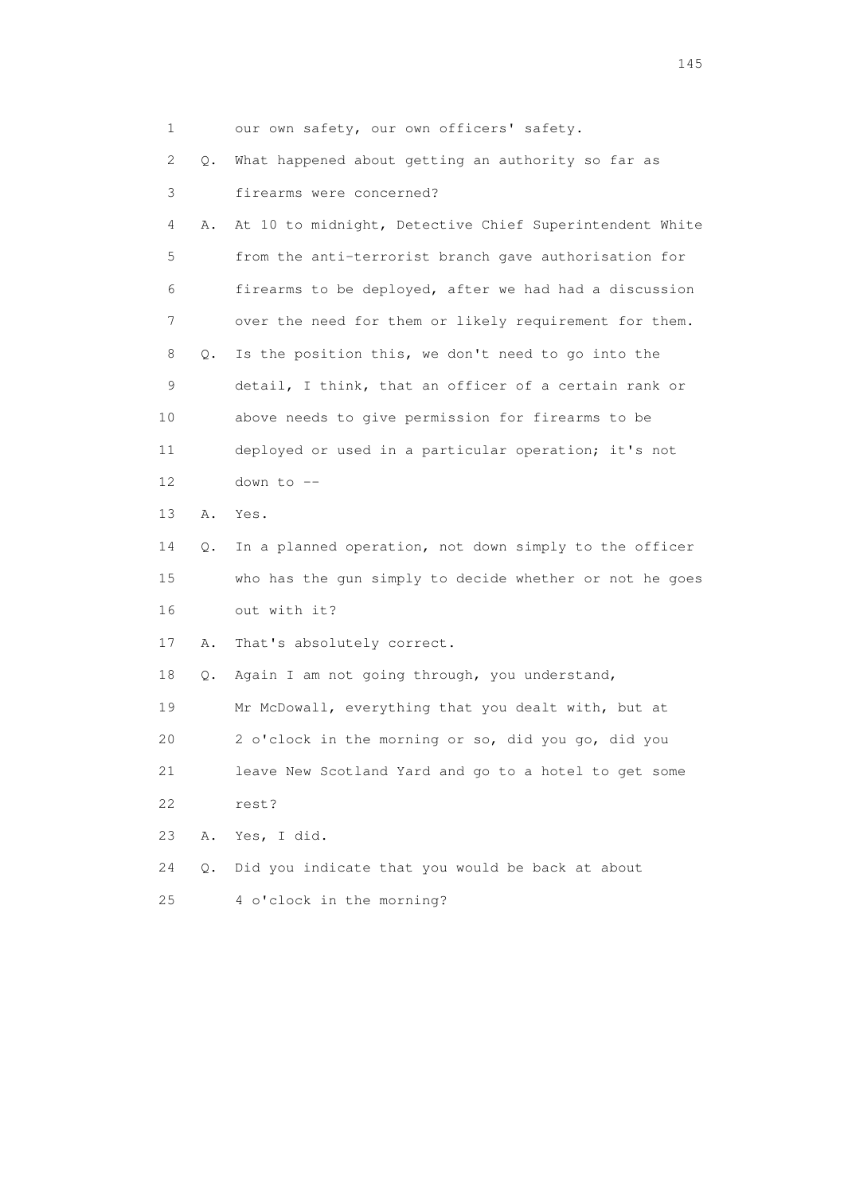1        our own safety, our own officers' safety.

2    Q.  What happened about getting an authority so far as

3        firearms were concerned?

4    A.  At 10 to midnight, Detective Chief Superintendent White

5        from the anti-terrorist branch gave authorisation for

6        firearms to be deployed, after we had had a discussion

7        over the need for them or likely requirement for them.

8    Q.  Is the position this, we don't need to go into the

9        detail, I think, that an officer of a certain rank or

10       above needs to give permission for firearms to be

11       deployed or used in a particular operation; it's not

12       down to --

13   A.  Yes.

14   Q.  In a planned operation, not down simply to the officer

15       who has the gun simply to decide whether or not he goes

16       out with it?

17   A.  That's absolutely correct.

18   Q.  Again I am not going through, you understand,

19       Mr McDowall, everything that you dealt with, but at

20       2 o'clock in the morning or so, did you go, did you

21       leave New Scotland Yard and go to a hotel to get some

22       rest?

23   A.  Yes, I did.

24   Q.  Did you indicate that you would be back at about

25       4 o'clock in the morning?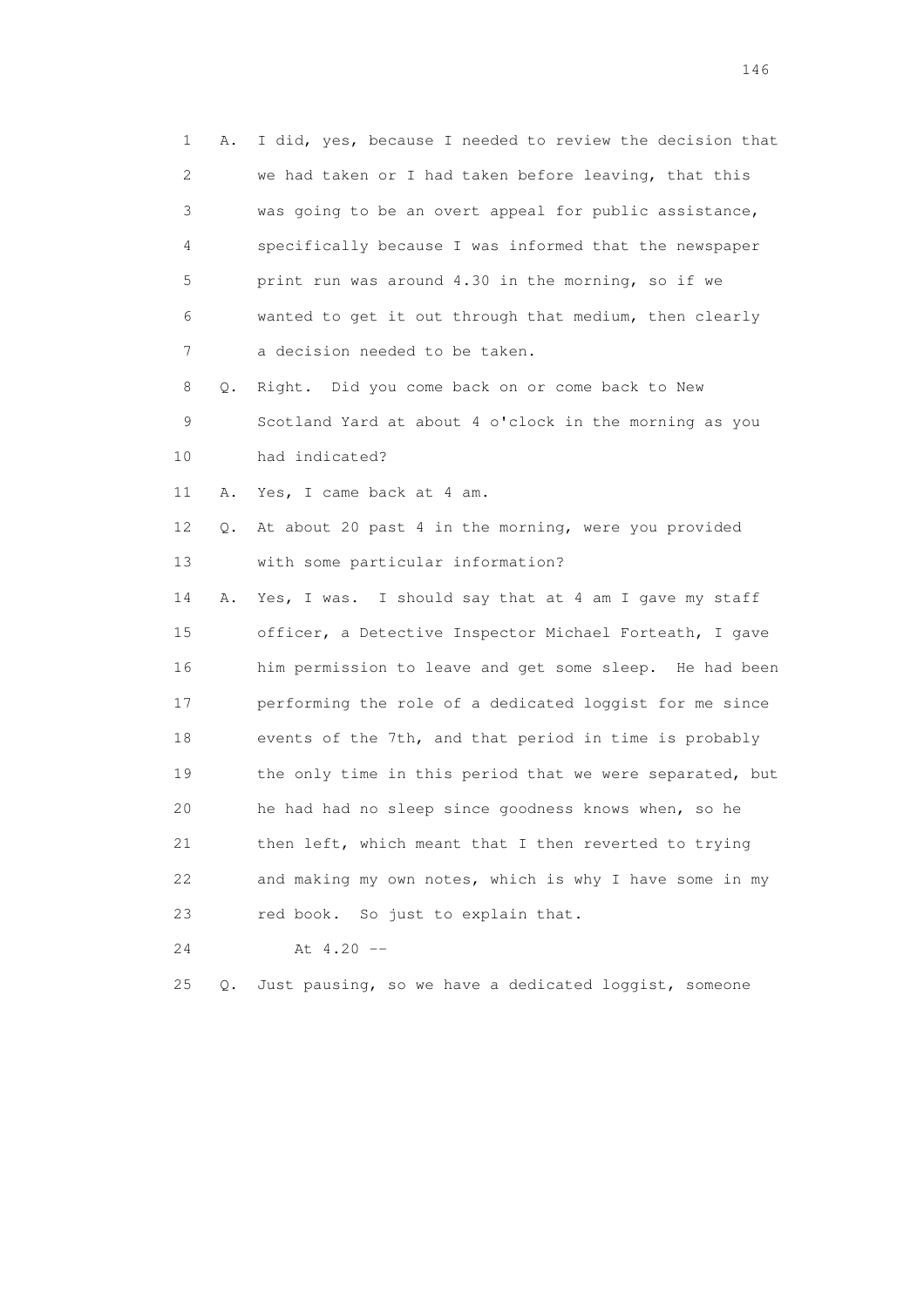1 A. I did, yes, because I needed to review the decision that
2 we had taken or I had taken before leaving, that this
3 was going to be an overt appeal for public assistance,
4 specifically because I was informed that the newspaper
5 print run was around 4.30 in the morning, so if we
6 wanted to get it out through that medium, then clearly
7 a decision needed to be taken.
8 Q. Right. Did you come back on or come back to New
9 Scotland Yard at about 4 o'clock in the morning as you
10 had indicated?
11 A. Yes, I came back at 4 am.
12 Q. At about 20 past 4 in the morning, were you provided
13 with some particular information?
14 A. Yes, I was. I should say that at 4 am I gave my staff
15 officer, a Detective Inspector Michael Forteath, I gave
16 him permission to leave and get some sleep. He had been
17 performing the role of a dedicated loggist for me since
18 events of the 7th, and that period in time is probably
19 the only time in this period that we were separated, but
20 he had had no sleep since goodness knows when, so he
21 then left, which meant that I then reverted to trying
22 and making my own notes, which is why I have some in my
23 red book. So just to explain that.
24 At 4.20 --
25 Q. Just pausing, so we have a dedicated loggist, someone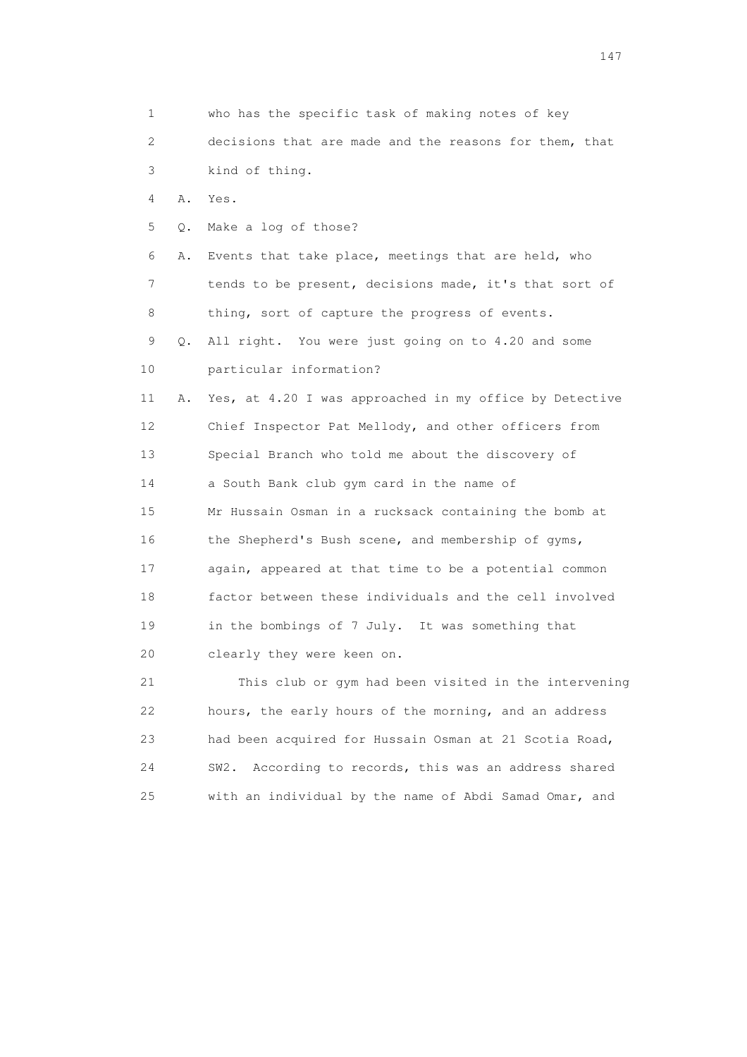1 who has the specific task of making notes of key
2 decisions that are made and the reasons for them, that
3 kind of thing.

4 A. Yes.

5 Q. Make a log of those?

6 A. Events that take place, meetings that are held, who
7 tends to be present, decisions made, it's that sort of
8 thing, sort of capture the progress of events.

9 Q. All right. You were just going on to 4.20 and some
10 particular information?

11 A. Yes, at 4.20 I was approached in my office by Detective
12 Chief Inspector Pat Mellody, and other officers from
13 Special Branch who told me about the discovery of
14 a South Bank club gym card in the name of
15 Mr Hussain Osman in a rucksack containing the bomb at
16 the Shepherd's Bush scene, and membership of gyms,
17 again, appeared at that time to be a potential common
18 factor between these individuals and the cell involved
19 in the bombings of 7 July. It was something that
20 clearly they were keen on.

21 This club or gym had been visited in the intervening
22 hours, the early hours of the morning, and an address
23 had been acquired for Hussain Osman at 21 Scotia Road,
24 SW2. According to records, this was an address shared
25 with an individual by the name of Abdi Samad Omar, and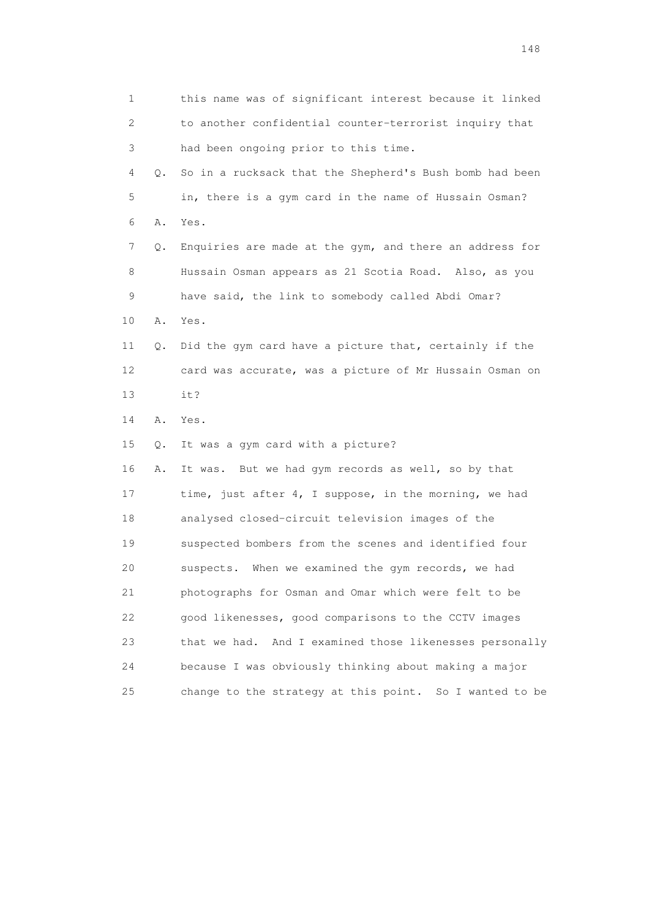1 this name was of significant interest because it linked
2 to another confidential counter-terrorist inquiry that
3 had been ongoing prior to this time.

4 Q. So in a rucksack that the Shepherd's Bush bomb had been
5 in, there is a gym card in the name of Hussain Osman?

6 A. Yes.

7 Q. Enquiries are made at the gym, and there an address for
8 Hussain Osman appears as 21 Scotia Road. Also, as you
9 have said, the link to somebody called Abdi Omar?

10 A. Yes.

11 Q. Did the gym card have a picture that, certainly if the
12 card was accurate, was a picture of Mr Hussain Osman on
13 it?

14 A. Yes.

15 Q. It was a gym card with a picture?

16 A. It was. But we had gym records as well, so by that
17 time, just after 4, I suppose, in the morning, we had
18 analysed closed-circuit television images of the
19 suspected bombers from the scenes and identified four
20 suspects. When we examined the gym records, we had
21 photographs for Osman and Omar which were felt to be
22 good likenesses, good comparisons to the CCTV images
23 that we had. And I examined those likenesses personally
24 because I was obviously thinking about making a major
25 change to the strategy at this point. So I wanted to be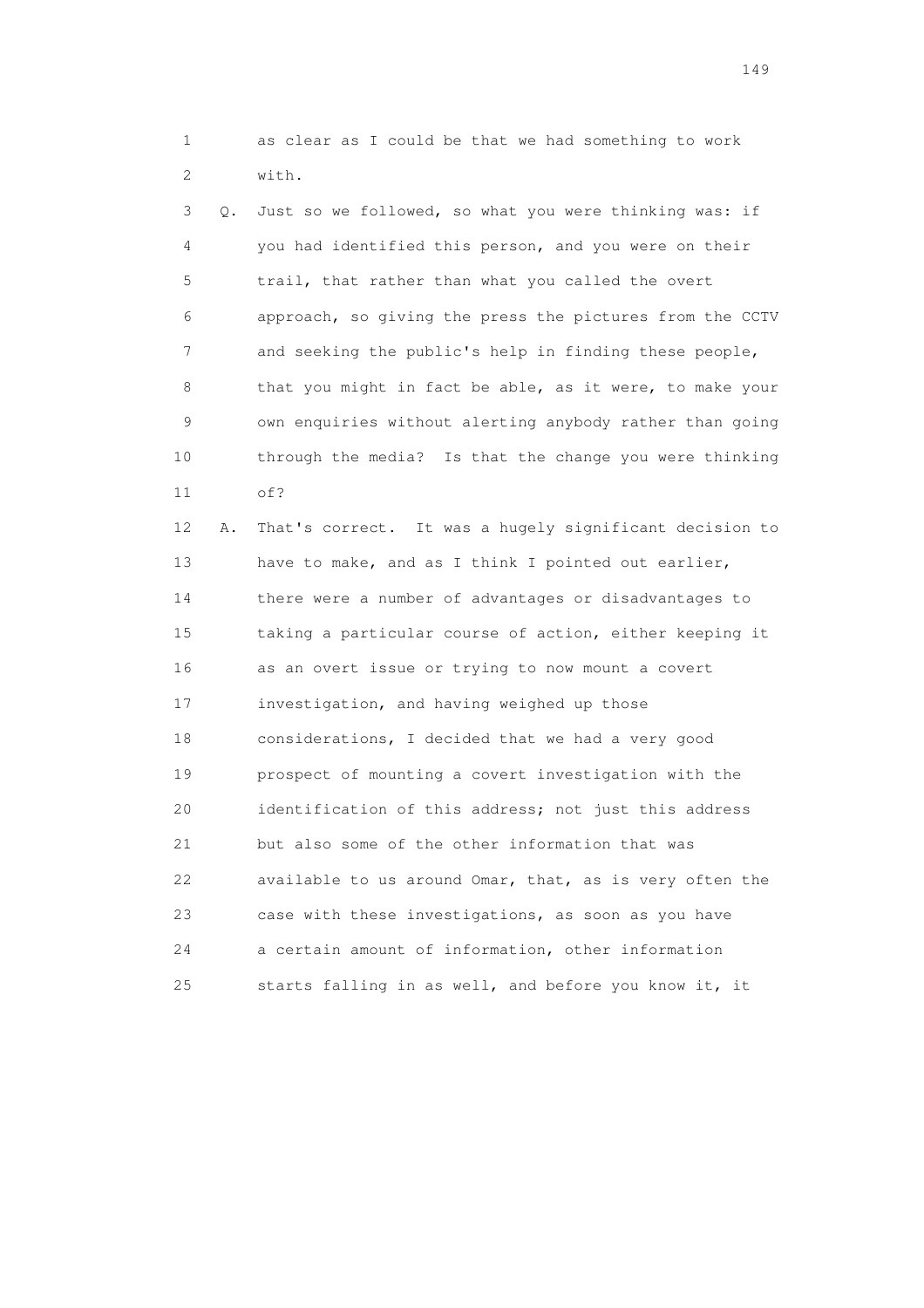1 as clear as I could be that we had something to work
2 with.

3 Q. Just so we followed, so what you were thinking was: if
4 you had identified this person, and you were on their
5 trail, that rather than what you called the overt
6 approach, so giving the press the pictures from the CCTV
7 and seeking the public's help in finding these people,
8 that you might in fact be able, as it were, to make your
9 own enquiries without alerting anybody rather than going
10 through the media? Is that the change you were thinking
11 of?

12 A. That's correct. It was a hugely significant decision to
13 have to make, and as I think I pointed out earlier,
14 there were a number of advantages or disadvantages to
15 taking a particular course of action, either keeping it
16 as an overt issue or trying to now mount a covert
17 investigation, and having weighed up those
18 considerations, I decided that we had a very good
19 prospect of mounting a covert investigation with the
20 identification of this address; not just this address
21 but also some of the other information that was
22 available to us around Omar, that, as is very often the
23 case with these investigations, as soon as you have
24 a certain amount of information, other information
25 starts falling in as well, and before you know it, it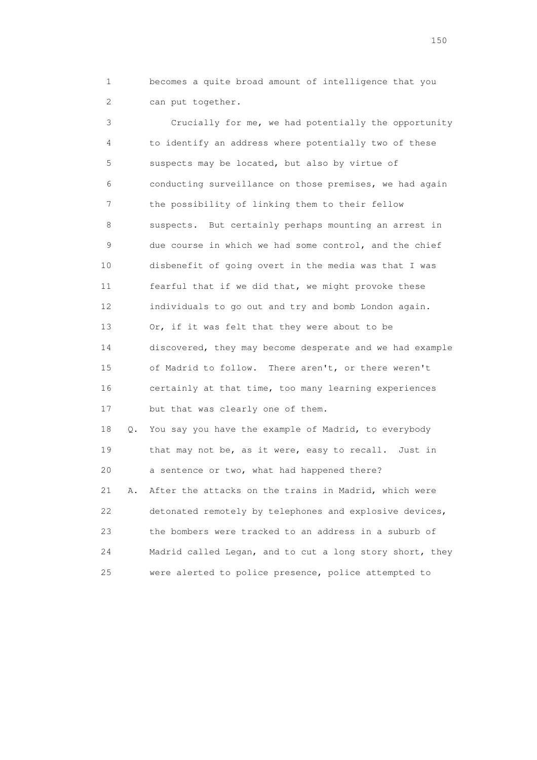1 becomes a quite broad amount of intelligence that you
2 can put together.

3 Crucially for me, we had potentially the opportunity
4 to identify an address where potentially two of these
5 suspects may be located, but also by virtue of
6 conducting surveillance on those premises, we had again
7 the possibility of linking them to their fellow
8 suspects. But certainly perhaps mounting an arrest in
9 due course in which we had some control, and the chief
10 disbenefit of going overt in the media was that I was
11 fearful that if we did that, we might provoke these
12 individuals to go out and try and bomb London again.
13 Or, if it was felt that they were about to be
14 discovered, they may become desperate and we had example
15 of Madrid to follow. There aren't, or there weren't
16 certainly at that time, too many learning experiences
17 but that was clearly one of them.

18 Q. You say you have the example of Madrid, to everybody
19 that may not be, as it were, easy to recall. Just in
20 a sentence or two, what had happened there?

21 A. After the attacks on the trains in Madrid, which were
22 detonated remotely by telephones and explosive devices,
23 the bombers were tracked to an address in a suburb of
24 Madrid called Legan, and to cut a long story short, they
25 were alerted to police presence, police attempted to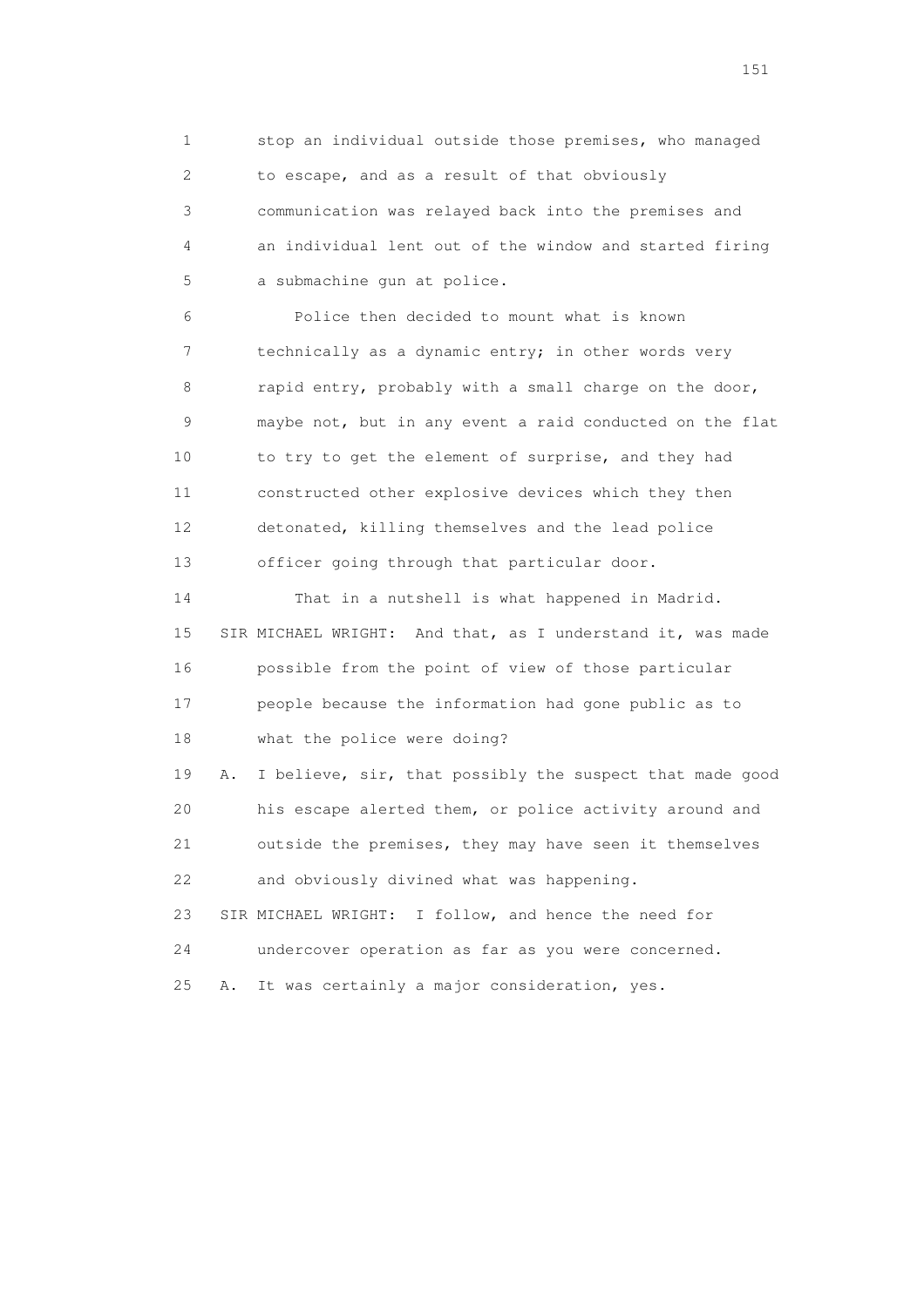1 stop an individual outside those premises, who managed
2 to escape, and as a result of that obviously
3 communication was relayed back into the premises and
4 an individual lent out of the window and started firing
5 a submachine gun at police.

6 Police then decided to mount what is known
7 technically as a dynamic entry; in other words very
8 rapid entry, probably with a small charge on the door,
9 maybe not, but in any event a raid conducted on the flat
10 to try to get the element of surprise, and they had
11 constructed other explosive devices which they then
12 detonated, killing themselves and the lead police
13 officer going through that particular door.

14 That in a nutshell is what happened in Madrid.

15 SIR MICHAEL WRIGHT: And that, as I understand it, was made
16 possible from the point of view of those particular
17 people because the information had gone public as to
18 what the police were doing?

19 A. I believe, sir, that possibly the suspect that made good
20 his escape alerted them, or police activity around and
21 outside the premises, they may have seen it themselves
22 and obviously divined what was happening.

23 SIR MICHAEL WRIGHT: I follow, and hence the need for
24 undercover operation as far as you were concerned.

25 A. It was certainly a major consideration, yes.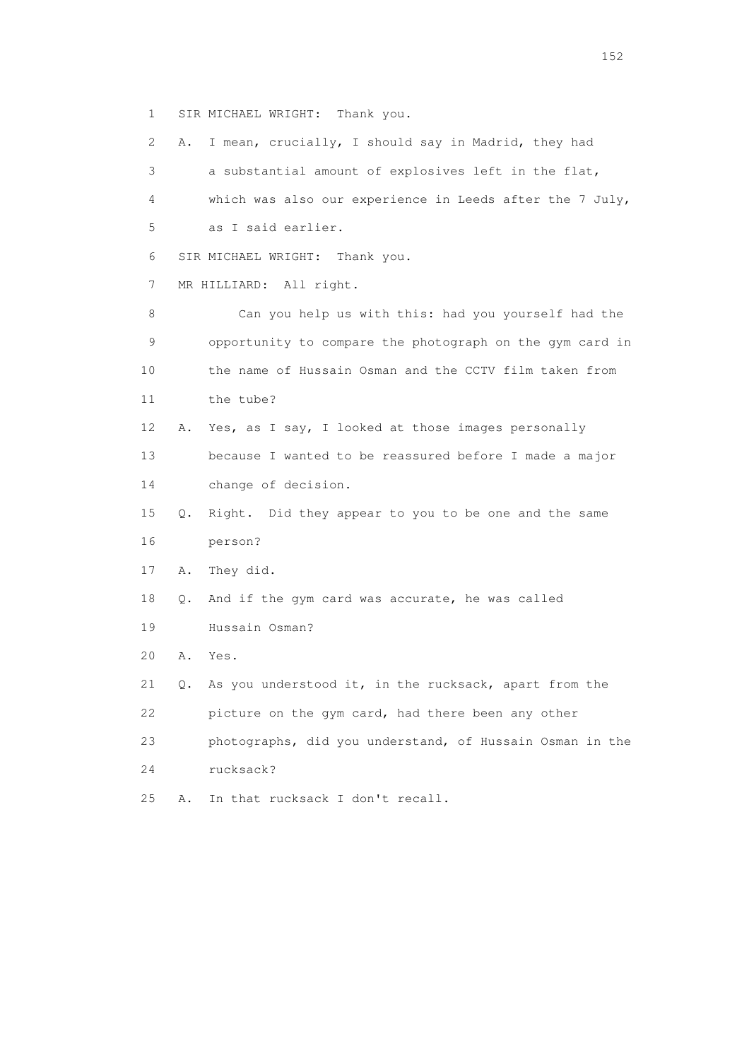1 SIR MICHAEL WRIGHT: Thank you.

2 A. I mean, crucially, I should say in Madrid, they had

3 a substantial amount of explosives left in the flat,

4 which was also our experience in Leeds after the 7 July,

5 as I said earlier.

6 SIR MICHAEL WRIGHT: Thank you.

7 MR HILLIARD: All right.

8 Can you help us with this: had you yourself had the

9 opportunity to compare the photograph on the gym card in

10 the name of Hussain Osman and the CCTV film taken from

11 the tube?

12 A. Yes, as I say, I looked at those images personally

13 because I wanted to be reassured before I made a major

14 change of decision.

15 Q. Right. Did they appear to you to be one and the same

16 person?

17 A. They did.

18 Q. And if the gym card was accurate, he was called

19 Hussain Osman?

20 A. Yes.

21 Q. As you understood it, in the rucksack, apart from the

22 picture on the gym card, had there been any other

23 photographs, did you understand, of Hussain Osman in the

24 rucksack?

25 A. In that rucksack I don't recall.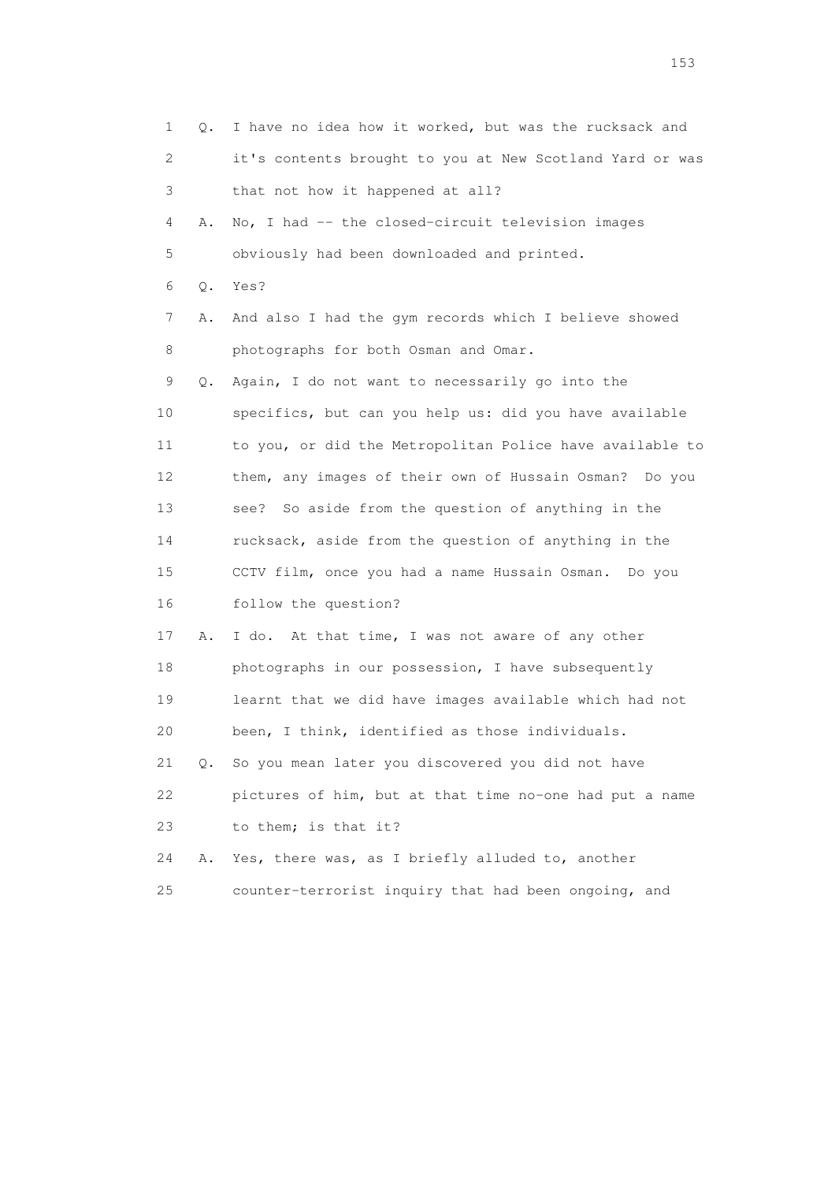1 Q. I have no idea how it worked, but was the rucksack and
2 it's contents brought to you at New Scotland Yard or was
3 that not how it happened at all?
4 A. No, I had -- the closed-circuit television images
5 obviously had been downloaded and printed.
6 Q. Yes?
7 A. And also I had the gym records which I believe showed
8 photographs for both Osman and Omar.
9 Q. Again, I do not want to necessarily go into the
10 specifics, but can you help us: did you have available
11 to you, or did the Metropolitan Police have available to
12 them, any images of their own of Hussain Osman? Do you
13 see? So aside from the question of anything in the
14 rucksack, aside from the question of anything in the
15 CCTV film, once you had a name Hussain Osman. Do you
16 follow the question?
17 A. I do. At that time, I was not aware of any other
18 photographs in our possession, I have subsequently
19 learnt that we did have images available which had not
20 been, I think, identified as those individuals.
21 Q. So you mean later you discovered you did not have
22 pictures of him, but at that time no-one had put a name
23 to them; is that it?
24 A. Yes, there was, as I briefly alluded to, another
25 counter-terrorist inquiry that had been ongoing, and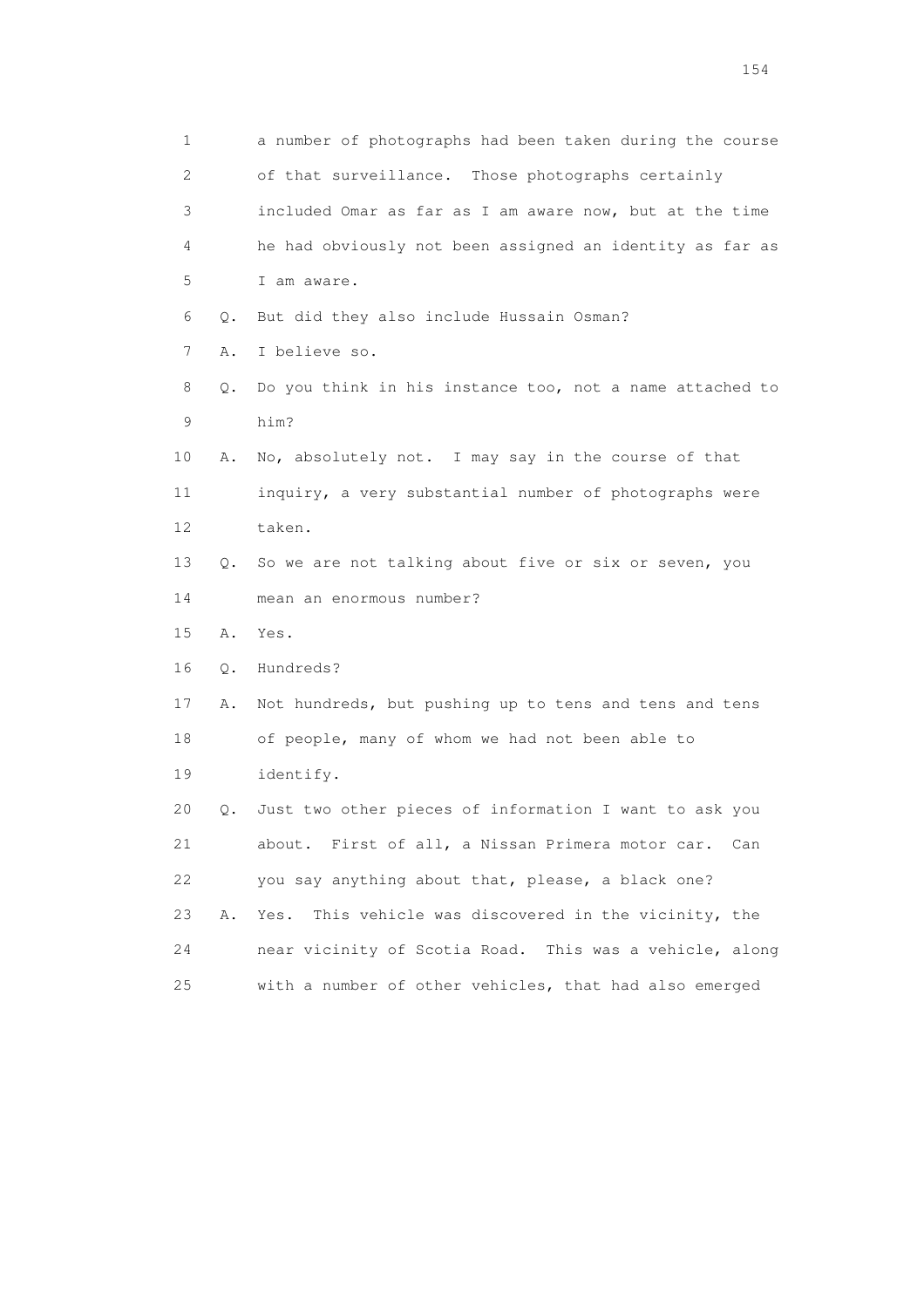1 a number of photographs had been taken during the course
2 of that surveillance. Those photographs certainly
3 included Omar as far as I am aware now, but at the time
4 he had obviously not been assigned an identity as far as
5 I am aware.

6 Q. But did they also include Hussain Osman?

7 A. I believe so.

8 Q. Do you think in his instance too, not a name attached to
9 him?

10 A. No, absolutely not. I may say in the course of that
11 inquiry, a very substantial number of photographs were
12 taken.

13 Q. So we are not talking about five or six or seven, you
14 mean an enormous number?

15 A. Yes.

16 Q. Hundreds?

17 A. Not hundreds, but pushing up to tens and tens and tens
18 of people, many of whom we had not been able to
19 identify.

20 Q. Just two other pieces of information I want to ask you
21 about. First of all, a Nissan Primera motor car. Can
22 you say anything about that, please, a black one?

23 A. Yes. This vehicle was discovered in the vicinity, the
24 near vicinity of Scotia Road. This was a vehicle, along
25 with a number of other vehicles, that had also emerged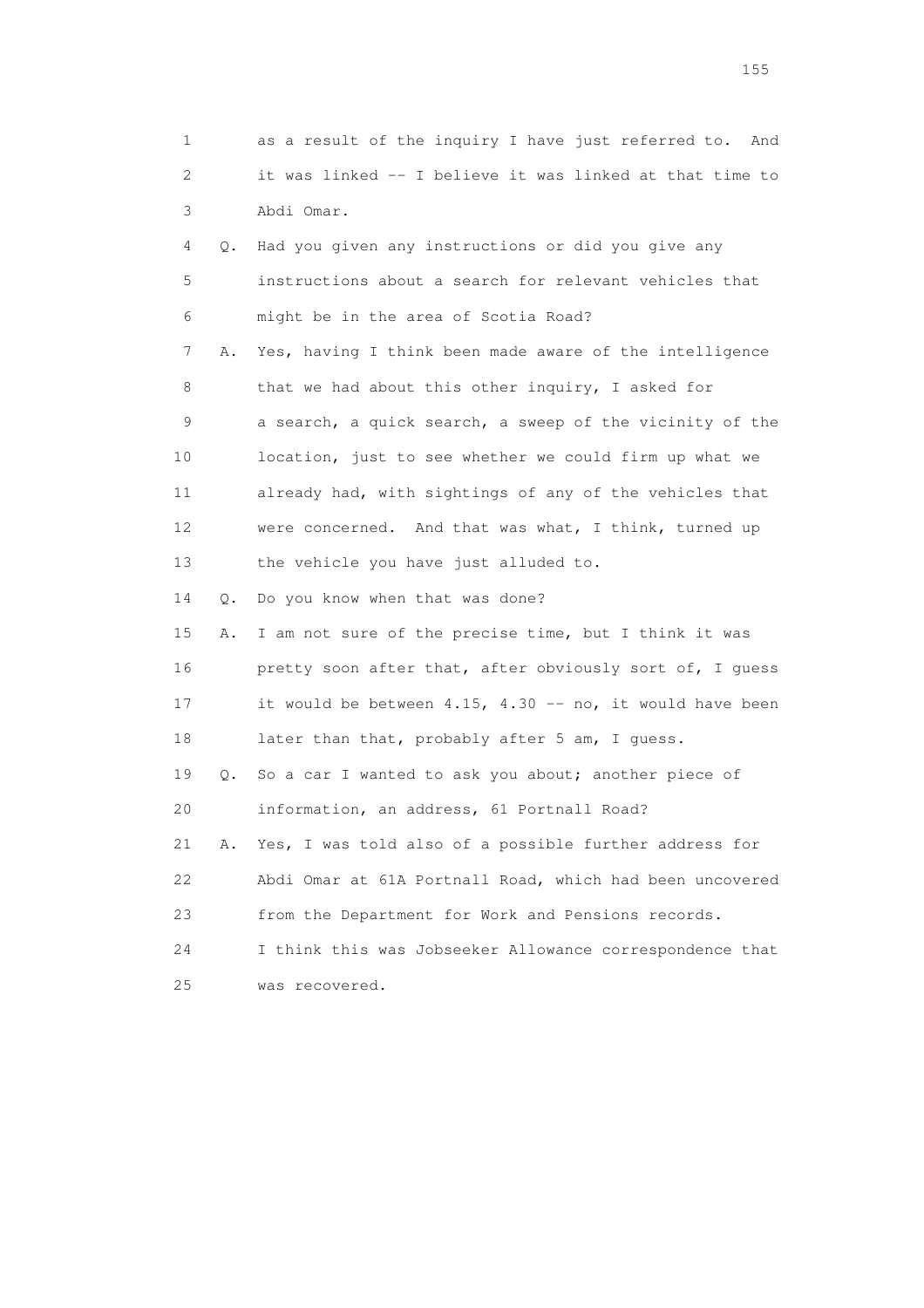1 as a result of the inquiry I have just referred to. And
2 it was linked -- I believe it was linked at that time to
3 Abdi Omar.

4 Q. Had you given any instructions or did you give any
5 instructions about a search for relevant vehicles that
6 might be in the area of Scotia Road?

7 A. Yes, having I think been made aware of the intelligence
8 that we had about this other inquiry, I asked for
9 a search, a quick search, a sweep of the vicinity of the
10 location, just to see whether we could firm up what we
11 already had, with sightings of any of the vehicles that
12 were concerned. And that was what, I think, turned up
13 the vehicle you have just alluded to.

14 Q. Do you know when that was done?

15 A. I am not sure of the precise time, but I think it was
16 pretty soon after that, after obviously sort of, I guess
17 it would be between 4.15, 4.30 -- no, it would have been
18 later than that, probably after 5 am, I guess.

19 Q. So a car I wanted to ask you about; another piece of
20 information, an address, 61 Portnall Road?

21 A. Yes, I was told also of a possible further address for
22 Abdi Omar at 61A Portnall Road, which had been uncovered
23 from the Department for Work and Pensions records.
24 I think this was Jobseeker Allowance correspondence that
25 was recovered.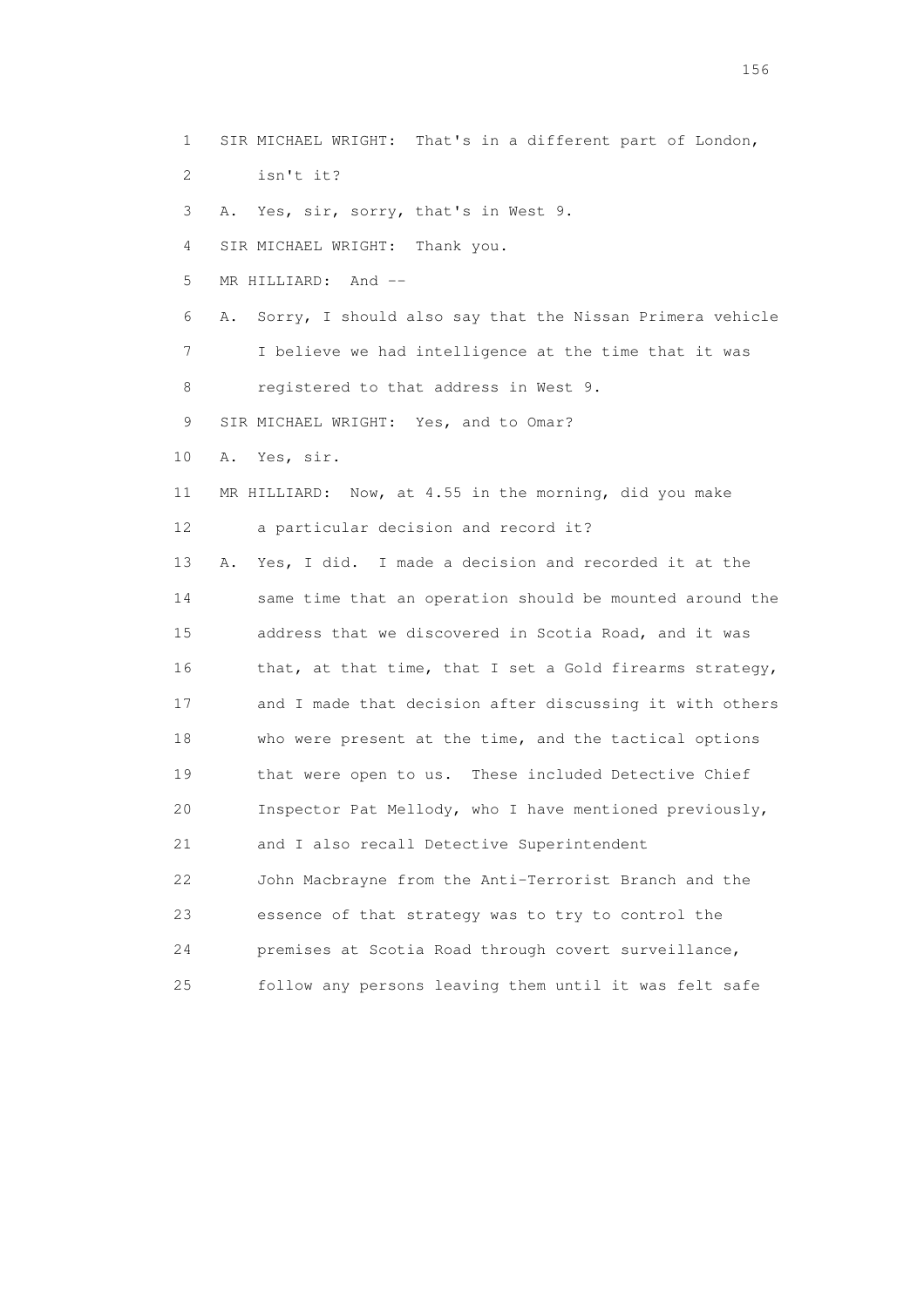1 SIR MICHAEL WRIGHT: That's in a different part of London,

2 isn't it?

3 A. Yes, sir, sorry, that's in West 9.

4 SIR MICHAEL WRIGHT: Thank you.

5 MR HILLIARD: And --

6 A. Sorry, I should also say that the Nissan Primera vehicle

7 I believe we had intelligence at the time that it was

8 registered to that address in West 9.

9 SIR MICHAEL WRIGHT: Yes, and to Omar?

10 A. Yes, sir.

11 MR HILLIARD: Now, at 4.55 in the morning, did you make

12 a particular decision and record it?

13 A. Yes, I did. I made a decision and recorded it at the

14 same time that an operation should be mounted around the

15 address that we discovered in Scotia Road, and it was

16 that, at that time, that I set a Gold firearms strategy,

17 and I made that decision after discussing it with others

18 who were present at the time, and the tactical options

19 that were open to us. These included Detective Chief

20 Inspector Pat Mellody, who I have mentioned previously,

21 and I also recall Detective Superintendent

22 John Macbrayne from the Anti-Terrorist Branch and the

23 essence of that strategy was to try to control the

24 premises at Scotia Road through covert surveillance,

25 follow any persons leaving them until it was felt safe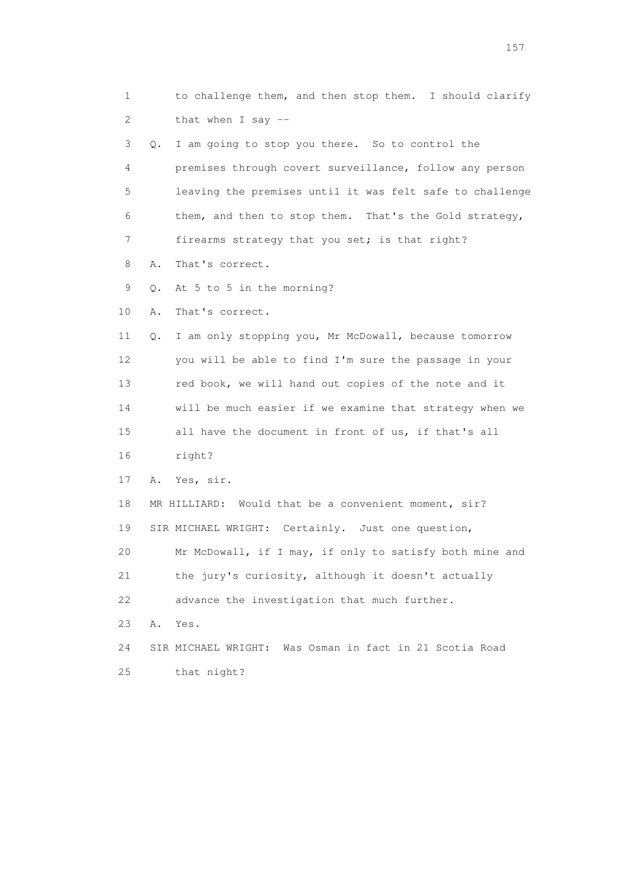1 to challenge them, and then stop them. I should clarify
2 that when I say --
3 Q. I am going to stop you there. So to control the
4 premises through covert surveillance, follow any person
5 leaving the premises until it was felt safe to challenge
6 them, and then to stop them. That's the Gold strategy,
7 firearms strategy that you set; is that right?
8 A. That's correct.
9 Q. At 5 to 5 in the morning?
10 A. That's correct.
11 Q. I am only stopping you, Mr McDowall, because tomorrow
12 you will be able to find I'm sure the passage in your
13 red book, we will hand out copies of the note and it
14 will be much easier if we examine that strategy when we
15 all have the document in front of us, if that's all
16 right?
17 A. Yes, sir.
18 MR HILLIARD: Would that be a convenient moment, sir?
19 SIR MICHAEL WRIGHT: Certainly. Just one question,
20 Mr McDowall, if I may, if only to satisfy both mine and
21 the jury's curiosity, although it doesn't actually
22 advance the investigation that much further.
23 A. Yes.
24 SIR MICHAEL WRIGHT: Was Osman in fact in 21 Scotia Road
25 that night?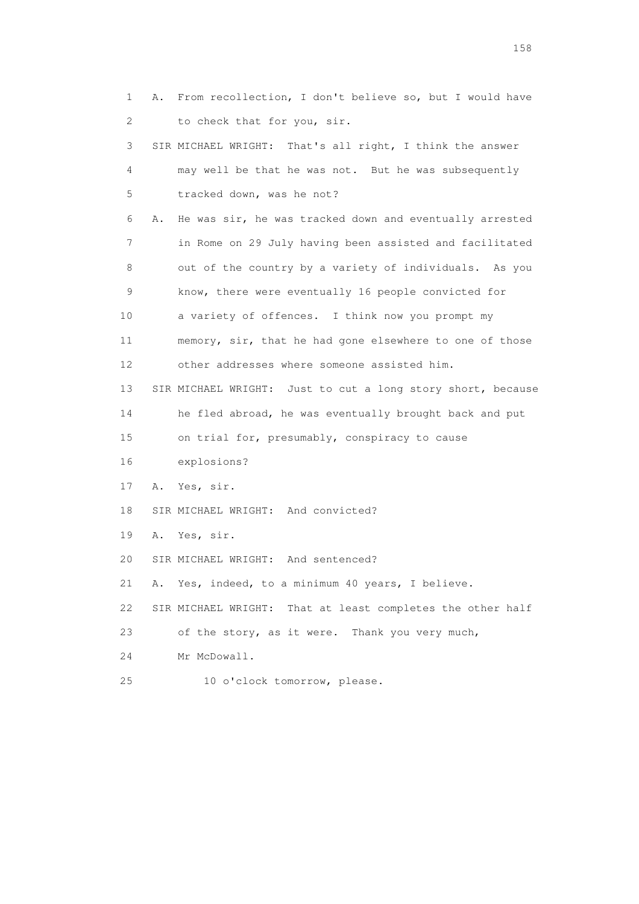1 A. From recollection, I don't believe so, but I would have
2 to check that for you, sir.
3 SIR MICHAEL WRIGHT: That's all right, I think the answer
4 may well be that he was not. But he was subsequently
5 tracked down, was he not?
6 A. He was sir, he was tracked down and eventually arrested
7 in Rome on 29 July having been assisted and facilitated
8 out of the country by a variety of individuals. As you
9 know, there were eventually 16 people convicted for
10 a variety of offences. I think now you prompt my
11 memory, sir, that he had gone elsewhere to one of those
12 other addresses where someone assisted him.
13 SIR MICHAEL WRIGHT: Just to cut a long story short, because
14 he fled abroad, he was eventually brought back and put
15 on trial for, presumably, conspiracy to cause
16 explosions?
17 A. Yes, sir.
18 SIR MICHAEL WRIGHT: And convicted?
19 A. Yes, sir.
20 SIR MICHAEL WRIGHT: And sentenced?
21 A. Yes, indeed, to a minimum 40 years, I believe.
22 SIR MICHAEL WRIGHT: That at least completes the other half
23 of the story, as it were. Thank you very much,
24 Mr McDowall.
25 10 o'clock tomorrow, please.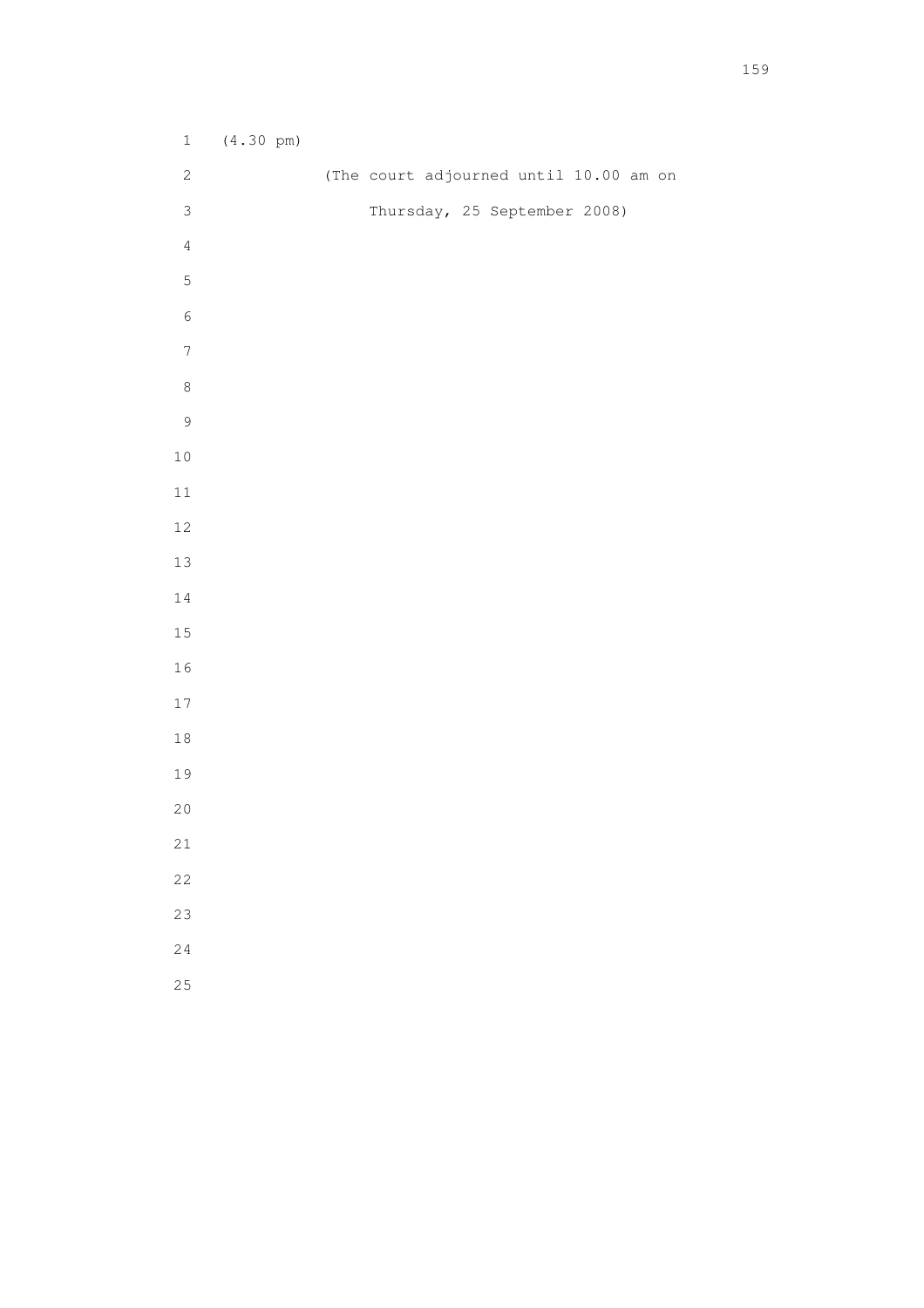(4.30 pm)

(The court adjourned until 10.00 am on Thursday, 25 September 2008)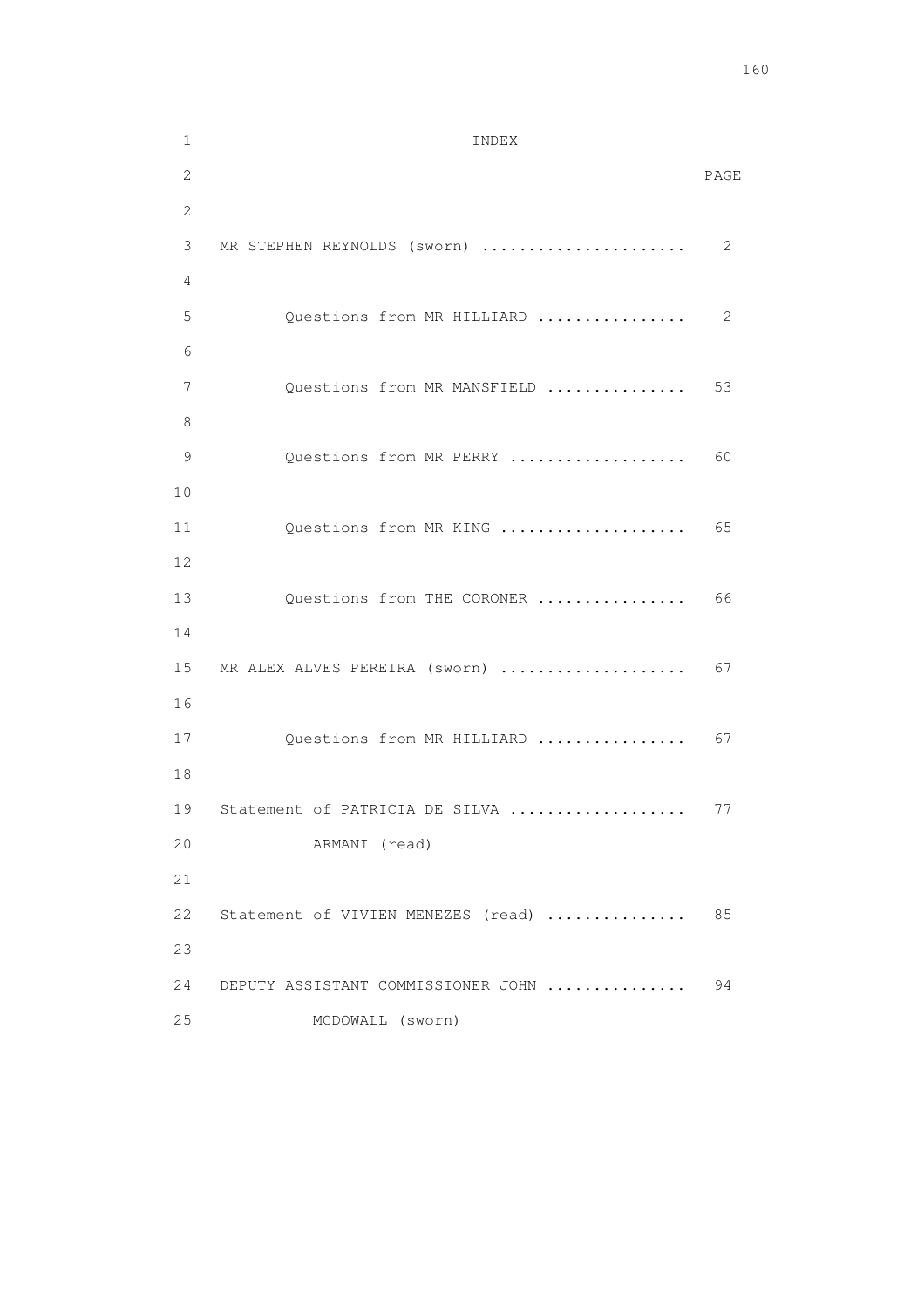# INDEX

| | PAGE |
|---|---|
| MR STEPHEN REYNOLDS (sworn) ...................... | 2 |
| Questions from MR HILLIARD ................ | 2 |
| Questions from MR MANSFIELD ............... | 53 |
| Questions from MR PERRY ................... | 60 |
| Questions from MR KING .................... | 65 |
| Questions from THE CORONER ................ | 66 |
| MR ALEX ALVES PEREIRA (sworn) .................... | 67 |
| Questions from MR HILLIARD ................ | 67 |
| Statement of PATRICIA DE SILVA ARMANI (read) ................... | 77 |
| Statement of VIVIEN MENEZES (read) ............... | 85 |
| DEPUTY ASSISTANT COMMISSIONER JOHN MCDOWALL (sworn) ............... | 94 |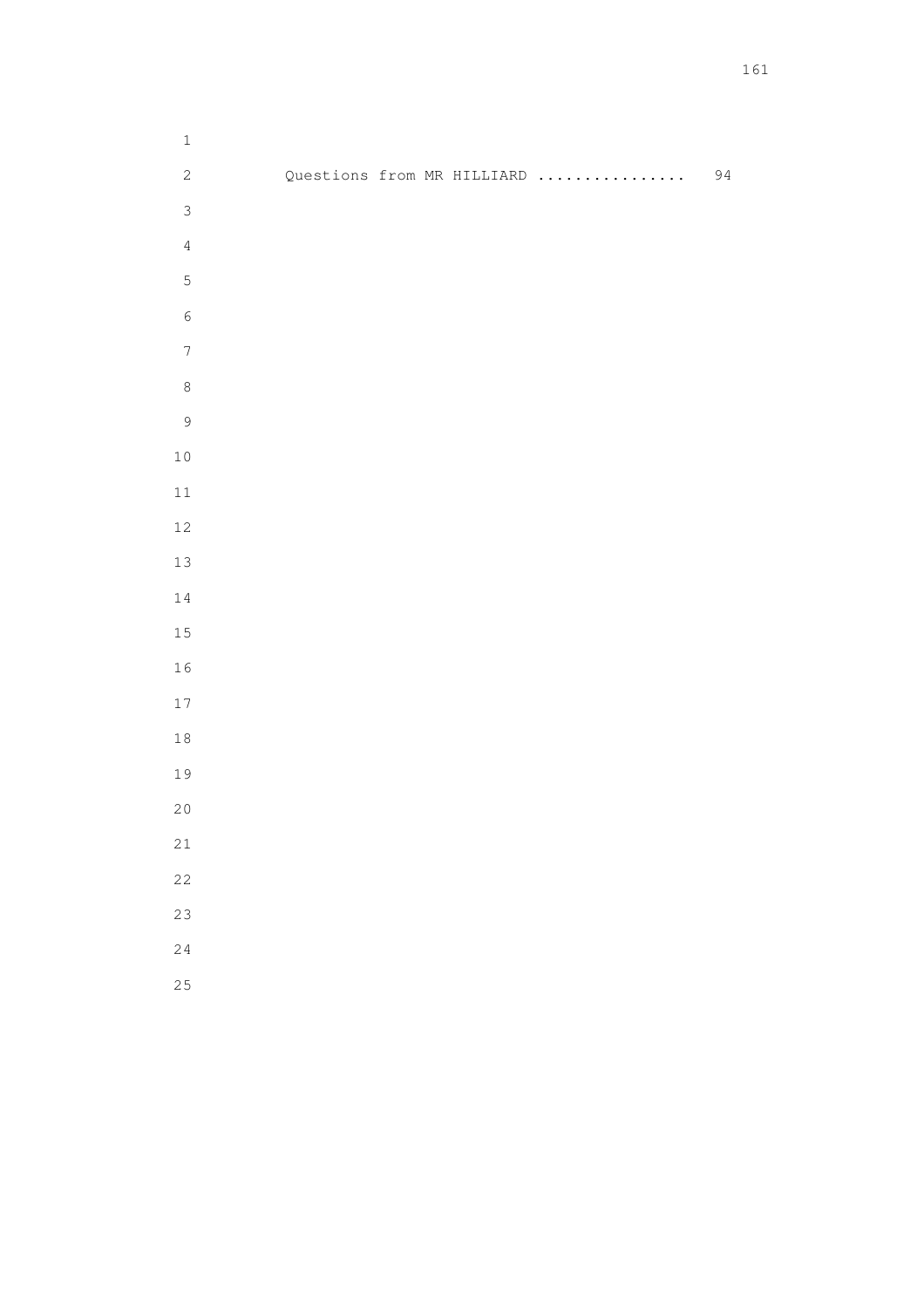Questions from MR HILLIARD ................ 94